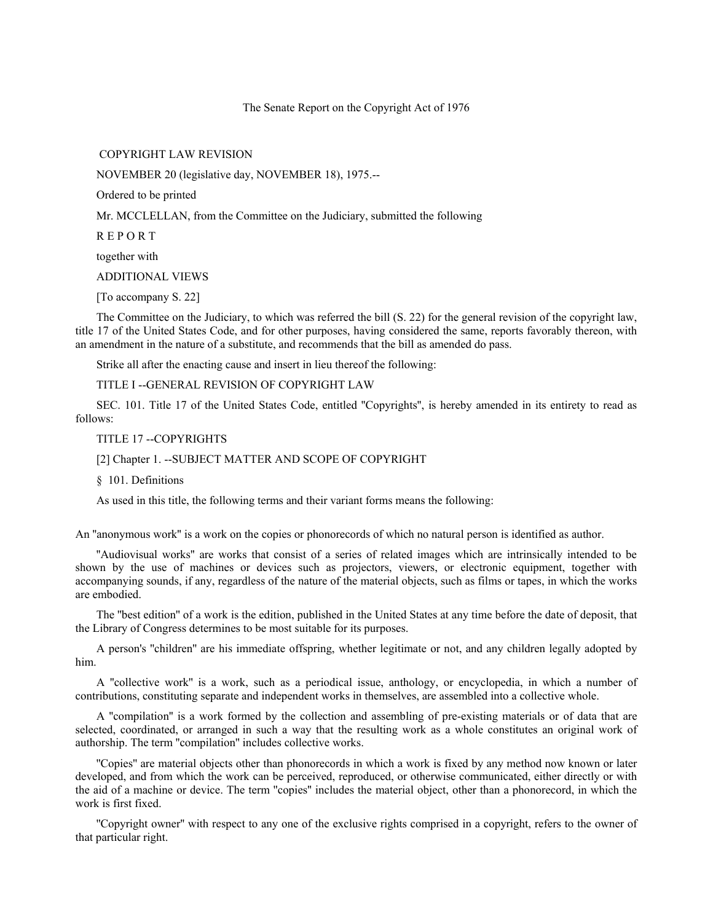# The Senate Report on the Copyright Act of 1976

COPYRIGHT LAW REVISION

NOVEMBER 20 (legislative day, NOVEMBER 18), 1975.--

Ordered to be printed

Mr. MCCLELLAN, from the Committee on the Judiciary, submitted the following

R E P O R T

together with

ADDITIONAL VIEWS

[To accompany S. 22]

The Committee on the Judiciary, to which was referred the bill (S. 22) for the general revision of the copyright law, title 17 of the United States Code, and for other purposes, having considered the same, reports favorably thereon, with an amendment in the nature of a substitute, and recommends that the bill as amended do pass.

Strike all after the enacting cause and insert in lieu thereof the following:

TITLE I --GENERAL REVISION OF COPYRIGHT LAW

SEC. 101. Title 17 of the United States Code, entitled "Copyrights", is hereby amended in its entirety to read as follows:

TITLE 17 --COPYRIGHTS

[2] Chapter 1. --SUBJECT MATTER AND SCOPE OF COPYRIGHT

§ 101. Definitions

As used in this title, the following terms and their variant forms means the following:

An "anonymous work" is a work on the copies or phonorecords of which no natural person is identified as author.

"Audiovisual works" are works that consist of a series of related images which are intrinsically intended to be shown by the use of machines or devices such as projectors, viewers, or electronic equipment, together with accompanying sounds, if any, regardless of the nature of the material objects, such as films or tapes, in which the works are embodied.

The "best edition" of a work is the edition, published in the United States at any time before the date of deposit, that the Library of Congress determines to be most suitable for its purposes.

A person's "children" are his immediate offspring, whether legitimate or not, and any children legally adopted by him.

A "collective work" is a work, such as a periodical issue, anthology, or encyclopedia, in which a number of contributions, constituting separate and independent works in themselves, are assembled into a collective whole.

A "compilation" is a work formed by the collection and assembling of pre-existing materials or of data that are selected, coordinated, or arranged in such a way that the resulting work as a whole constitutes an original work of authorship. The term "compilation" includes collective works.

"Copies" are material objects other than phonorecords in which a work is fixed by any method now known or later developed, and from which the work can be perceived, reproduced, or otherwise communicated, either directly or with the aid of a machine or device. The term "copies" includes the material object, other than a phonorecord, in which the work is first fixed.

"Copyright owner" with respect to any one of the exclusive rights comprised in a copyright, refers to the owner of that particular right.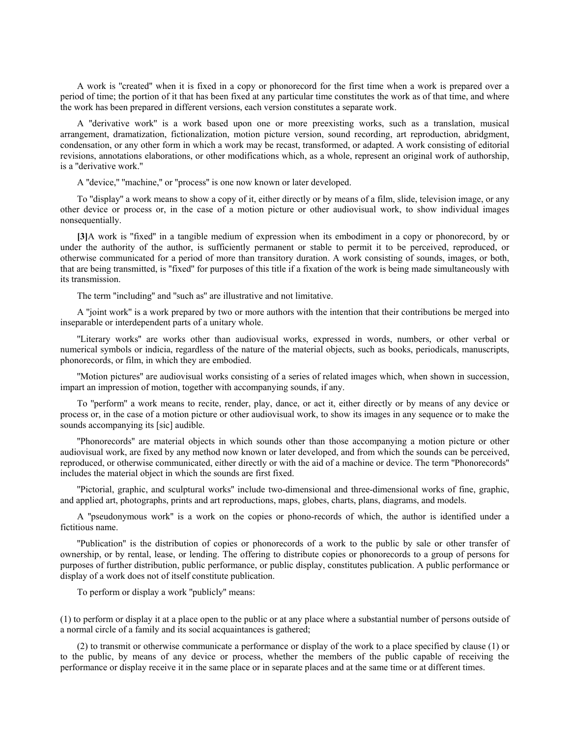A work is "created" when it is fixed in a copy or phonorecord for the first time when a work is prepared over a period of time; the portion of it that has been fixed at any particular time constitutes the work as of that time, and where the work has been prepared in different versions, each version constitutes a separate work.

A "derivative work" is a work based upon one or more preexisting works, such as a translation, musical arrangement, dramatization, fictionalization, motion picture version, sound recording, art reproduction, abridgment, condensation, or any other form in which a work may be recast, transformed, or adapted. A work consisting of editorial revisions, annotations elaborations, or other modifications which, as a whole, represent an original work of authorship, is a "derivative work."

A "device," "machine," or "process" is one now known or later developed.

To "display" a work means to show a copy of it, either directly or by means of a film, slide, television image, or any other device or process or, in the case of a motion picture or other audiovisual work, to show individual images nonsequentially.

**[3]**A work is "fixed" in a tangible medium of expression when its embodiment in a copy or phonorecord, by or under the authority of the author, is sufficiently permanent or stable to permit it to be perceived, reproduced, or otherwise communicated for a period of more than transitory duration. A work consisting of sounds, images, or both, that are being transmitted, is "fixed" for purposes of this title if a fixation of the work is being made simultaneously with its transmission.

The term "including" and "such as" are illustrative and not limitative.

A "joint work" is a work prepared by two or more authors with the intention that their contributions be merged into inseparable or interdependent parts of a unitary whole.

"Literary works" are works other than audiovisual works, expressed in words, numbers, or other verbal or numerical symbols or indicia, regardless of the nature of the material objects, such as books, periodicals, manuscripts, phonorecords, or film, in which they are embodied.

"Motion pictures" are audiovisual works consisting of a series of related images which, when shown in succession, impart an impression of motion, together with accompanying sounds, if any.

To "perform" a work means to recite, render, play, dance, or act it, either directly or by means of any device or process or, in the case of a motion picture or other audiovisual work, to show its images in any sequence or to make the sounds accompanying its [sic] audible.

"Phonorecords" are material objects in which sounds other than those accompanying a motion picture or other audiovisual work, are fixed by any method now known or later developed, and from which the sounds can be perceived, reproduced, or otherwise communicated, either directly or with the aid of a machine or device. The term "Phonorecords" includes the material object in which the sounds are first fixed.

"Pictorial, graphic, and sculptural works" include two-dimensional and three-dimensional works of fine, graphic, and applied art, photographs, prints and art reproductions, maps, globes, charts, plans, diagrams, and models.

A "pseudonymous work" is a work on the copies or phono-records of which, the author is identified under a fictitious name.

"Publication" is the distribution of copies or phonorecords of a work to the public by sale or other transfer of ownership, or by rental, lease, or lending. The offering to distribute copies or phonorecords to a group of persons for purposes of further distribution, public performance, or public display, constitutes publication. A public performance or display of a work does not of itself constitute publication.

To perform or display a work "publicly" means:

(1) to perform or display it at a place open to the public or at any place where a substantial number of persons outside of a normal circle of a family and its social acquaintances is gathered;

(2) to transmit or otherwise communicate a performance or display of the work to a place specified by clause (1) or to the public, by means of any device or process, whether the members of the public capable of receiving the performance or display receive it in the same place or in separate places and at the same time or at different times.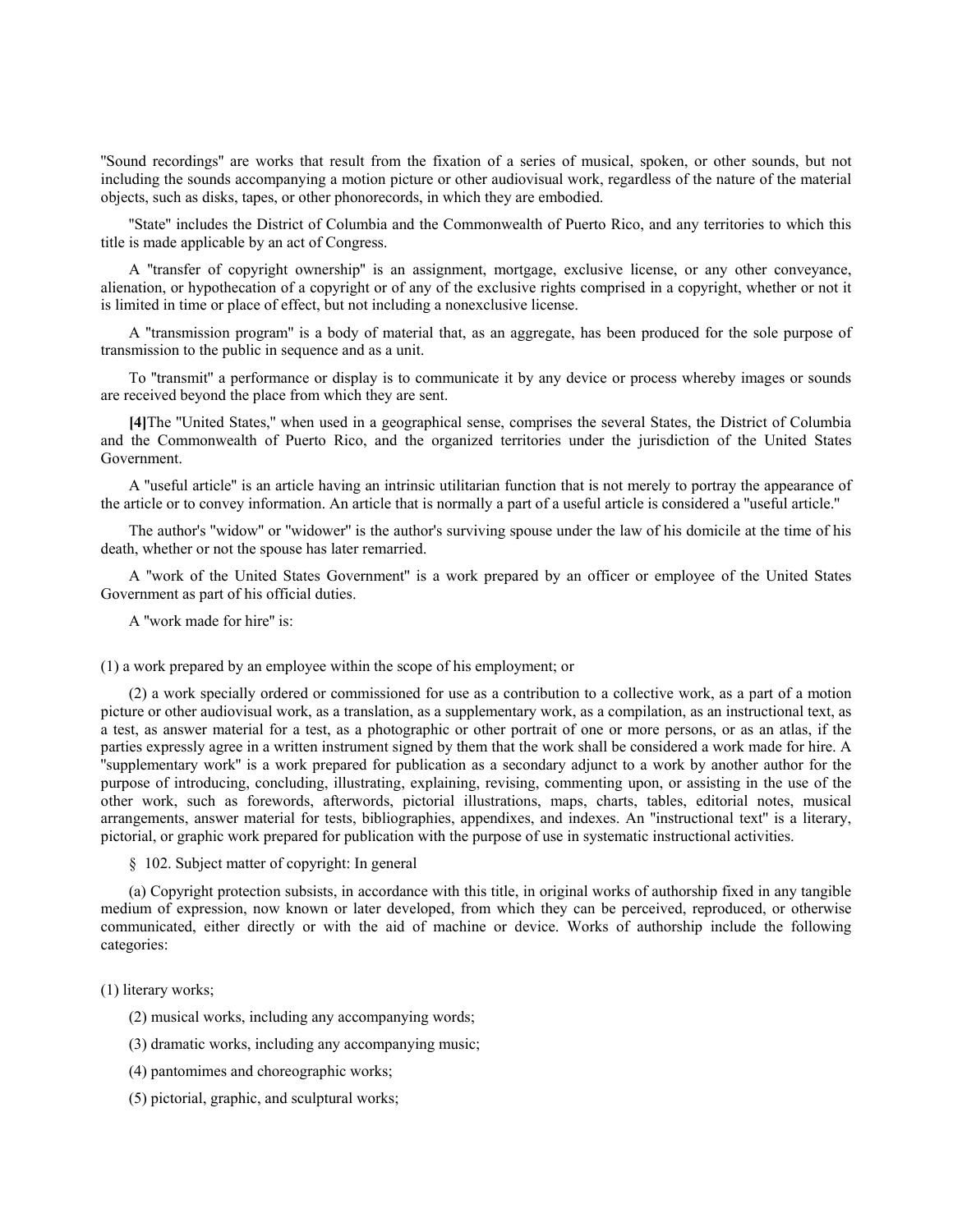"Sound recordings" are works that result from the fixation of a series of musical, spoken, or other sounds, but not including the sounds accompanying a motion picture or other audiovisual work, regardless of the nature of the material objects, such as disks, tapes, or other phonorecords, in which they are embodied.

"State" includes the District of Columbia and the Commonwealth of Puerto Rico, and any territories to which this title is made applicable by an act of Congress.

A "transfer of copyright ownership" is an assignment, mortgage, exclusive license, or any other conveyance, alienation, or hypothecation of a copyright or of any of the exclusive rights comprised in a copyright, whether or not it is limited in time or place of effect, but not including a nonexclusive license.

A "transmission program" is a body of material that, as an aggregate, has been produced for the sole purpose of transmission to the public in sequence and as a unit.

To "transmit" a performance or display is to communicate it by any device or process whereby images or sounds are received beyond the place from which they are sent.

**[4]**The "United States," when used in a geographical sense, comprises the several States, the District of Columbia and the Commonwealth of Puerto Rico, and the organized territories under the jurisdiction of the United States Government.

A "useful article" is an article having an intrinsic utilitarian function that is not merely to portray the appearance of the article or to convey information. An article that is normally a part of a useful article is considered a "useful article."

The author's "widow" or "widower" is the author's surviving spouse under the law of his domicile at the time of his death, whether or not the spouse has later remarried.

A "work of the United States Government" is a work prepared by an officer or employee of the United States Government as part of his official duties.

A "work made for hire" is:

(1) a work prepared by an employee within the scope of his employment; or

(2) a work specially ordered or commissioned for use as a contribution to a collective work, as a part of a motion picture or other audiovisual work, as a translation, as a supplementary work, as a compilation, as an instructional text, as a test, as answer material for a test, as a photographic or other portrait of one or more persons, or as an atlas, if the parties expressly agree in a written instrument signed by them that the work shall be considered a work made for hire. A "supplementary work" is a work prepared for publication as a secondary adjunct to a work by another author for the purpose of introducing, concluding, illustrating, explaining, revising, commenting upon, or assisting in the use of the other work, such as forewords, afterwords, pictorial illustrations, maps, charts, tables, editorial notes, musical arrangements, answer material for tests, bibliographies, appendixes, and indexes. An "instructional text" is a literary, pictorial, or graphic work prepared for publication with the purpose of use in systematic instructional activities.

§ 102. Subject matter of copyright: In general

(a) Copyright protection subsists, in accordance with this title, in original works of authorship fixed in any tangible medium of expression, now known or later developed, from which they can be perceived, reproduced, or otherwise communicated, either directly or with the aid of machine or device. Works of authorship include the following categories:

(1) literary works;

(2) musical works, including any accompanying words;

(3) dramatic works, including any accompanying music;

(4) pantomimes and choreographic works;

(5) pictorial, graphic, and sculptural works;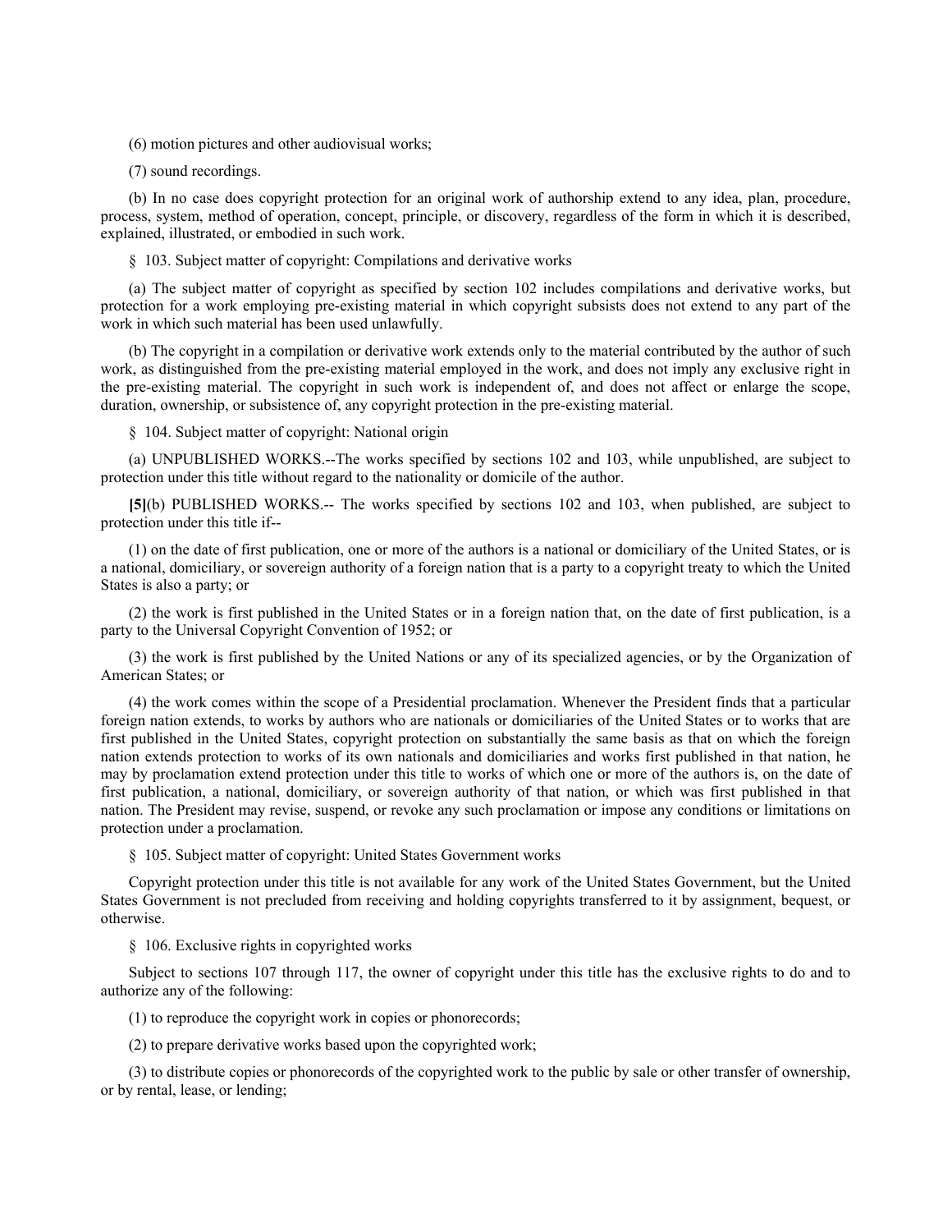(6) motion pictures and other audiovisual works;

(7) sound recordings.

(b) In no case does copyright protection for an original work of authorship extend to any idea, plan, procedure, process, system, method of operation, concept, principle, or discovery, regardless of the form in which it is described, explained, illustrated, or embodied in such work.

§ 103. Subject matter of copyright: Compilations and derivative works

(a) The subject matter of copyright as specified by section 102 includes compilations and derivative works, but protection for a work employing pre-existing material in which copyright subsists does not extend to any part of the work in which such material has been used unlawfully.

(b) The copyright in a compilation or derivative work extends only to the material contributed by the author of such work, as distinguished from the pre-existing material employed in the work, and does not imply any exclusive right in the pre-existing material. The copyright in such work is independent of, and does not affect or enlarge the scope, duration, ownership, or subsistence of, any copyright protection in the pre-existing material.

§ 104. Subject matter of copyright: National origin

(a) UNPUBLISHED WORKS.--The works specified by sections 102 and 103, while unpublished, are subject to protection under this title without regard to the nationality or domicile of the author.

**[5]**(b) PUBLISHED WORKS.-- The works specified by sections 102 and 103, when published, are subject to protection under this title if--

(1) on the date of first publication, one or more of the authors is a national or domiciliary of the United States, or is a national, domiciliary, or sovereign authority of a foreign nation that is a party to a copyright treaty to which the United States is also a party; or

(2) the work is first published in the United States or in a foreign nation that, on the date of first publication, is a party to the Universal Copyright Convention of 1952; or

(3) the work is first published by the United Nations or any of its specialized agencies, or by the Organization of American States; or

(4) the work comes within the scope of a Presidential proclamation. Whenever the President finds that a particular foreign nation extends, to works by authors who are nationals or domiciliaries of the United States or to works that are first published in the United States, copyright protection on substantially the same basis as that on which the foreign nation extends protection to works of its own nationals and domiciliaries and works first published in that nation, he may by proclamation extend protection under this title to works of which one or more of the authors is, on the date of first publication, a national, domiciliary, or sovereign authority of that nation, or which was first published in that nation. The President may revise, suspend, or revoke any such proclamation or impose any conditions or limitations on protection under a proclamation.

§ 105. Subject matter of copyright: United States Government works

Copyright protection under this title is not available for any work of the United States Government, but the United States Government is not precluded from receiving and holding copyrights transferred to it by assignment, bequest, or otherwise.

§ 106. Exclusive rights in copyrighted works

Subject to sections 107 through 117, the owner of copyright under this title has the exclusive rights to do and to authorize any of the following:

(1) to reproduce the copyright work in copies or phonorecords;

(2) to prepare derivative works based upon the copyrighted work;

(3) to distribute copies or phonorecords of the copyrighted work to the public by sale or other transfer of ownership, or by rental, lease, or lending;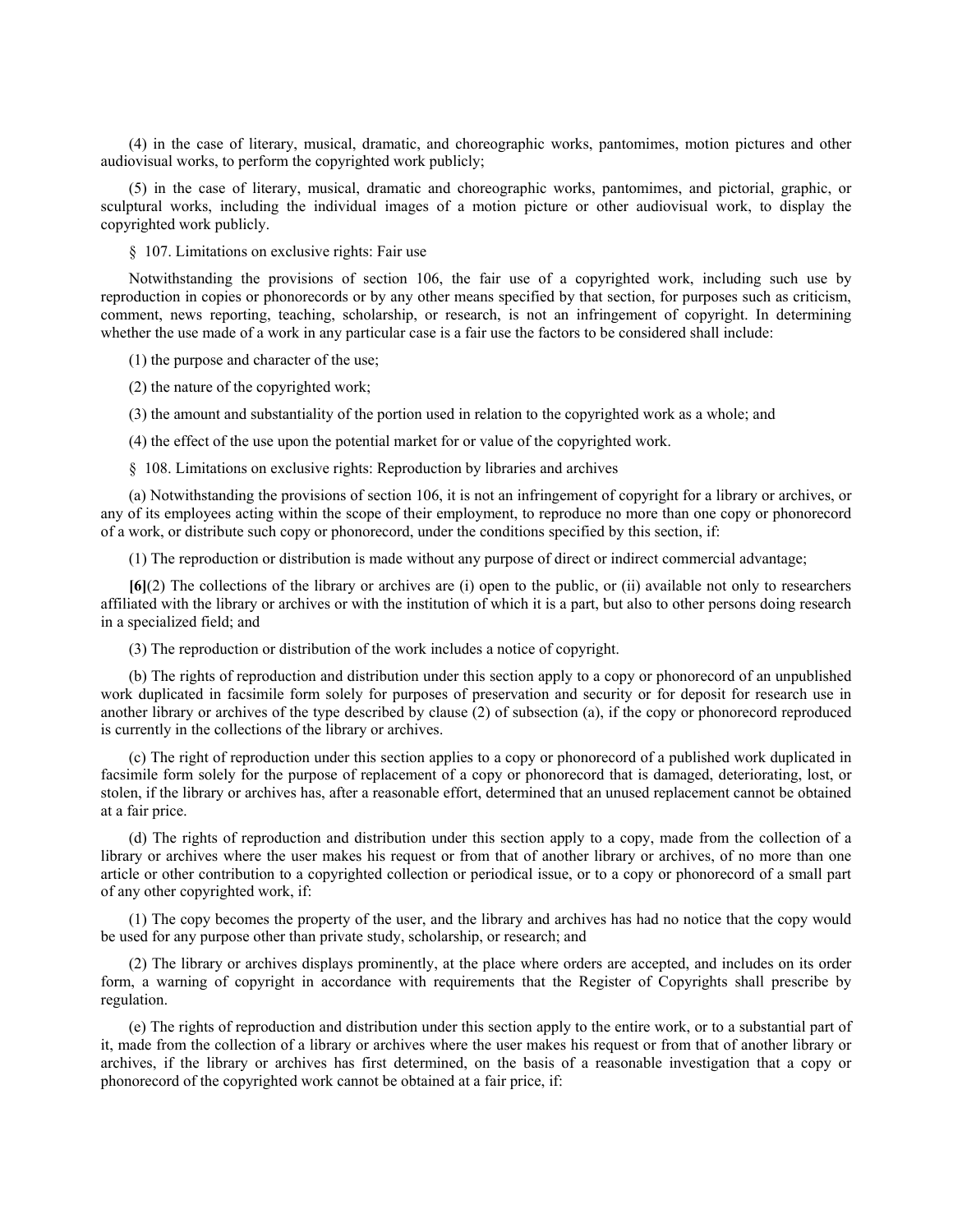(4) in the case of literary, musical, dramatic, and choreographic works, pantomimes, motion pictures and other audiovisual works, to perform the copyrighted work publicly;

(5) in the case of literary, musical, dramatic and choreographic works, pantomimes, and pictorial, graphic, or sculptural works, including the individual images of a motion picture or other audiovisual work, to display the copyrighted work publicly.

§ 107. Limitations on exclusive rights: Fair use

Notwithstanding the provisions of section 106, the fair use of a copyrighted work, including such use by reproduction in copies or phonorecords or by any other means specified by that section, for purposes such as criticism, comment, news reporting, teaching, scholarship, or research, is not an infringement of copyright. In determining whether the use made of a work in any particular case is a fair use the factors to be considered shall include:

(1) the purpose and character of the use;

(2) the nature of the copyrighted work;

(3) the amount and substantiality of the portion used in relation to the copyrighted work as a whole; and

(4) the effect of the use upon the potential market for or value of the copyrighted work.

§ 108. Limitations on exclusive rights: Reproduction by libraries and archives

(a) Notwithstanding the provisions of section 106, it is not an infringement of copyright for a library or archives, or any of its employees acting within the scope of their employment, to reproduce no more than one copy or phonorecord of a work, or distribute such copy or phonorecord, under the conditions specified by this section, if:

(1) The reproduction or distribution is made without any purpose of direct or indirect commercial advantage;

**[6]**(2) The collections of the library or archives are (i) open to the public, or (ii) available not only to researchers affiliated with the library or archives or with the institution of which it is a part, but also to other persons doing research in a specialized field; and

(3) The reproduction or distribution of the work includes a notice of copyright.

(b) The rights of reproduction and distribution under this section apply to a copy or phonorecord of an unpublished work duplicated in facsimile form solely for purposes of preservation and security or for deposit for research use in another library or archives of the type described by clause (2) of subsection (a), if the copy or phonorecord reproduced is currently in the collections of the library or archives.

(c) The right of reproduction under this section applies to a copy or phonorecord of a published work duplicated in facsimile form solely for the purpose of replacement of a copy or phonorecord that is damaged, deteriorating, lost, or stolen, if the library or archives has, after a reasonable effort, determined that an unused replacement cannot be obtained at a fair price.

(d) The rights of reproduction and distribution under this section apply to a copy, made from the collection of a library or archives where the user makes his request or from that of another library or archives, of no more than one article or other contribution to a copyrighted collection or periodical issue, or to a copy or phonorecord of a small part of any other copyrighted work, if:

(1) The copy becomes the property of the user, and the library and archives has had no notice that the copy would be used for any purpose other than private study, scholarship, or research; and

(2) The library or archives displays prominently, at the place where orders are accepted, and includes on its order form, a warning of copyright in accordance with requirements that the Register of Copyrights shall prescribe by regulation.

(e) The rights of reproduction and distribution under this section apply to the entire work, or to a substantial part of it, made from the collection of a library or archives where the user makes his request or from that of another library or archives, if the library or archives has first determined, on the basis of a reasonable investigation that a copy or phonorecord of the copyrighted work cannot be obtained at a fair price, if: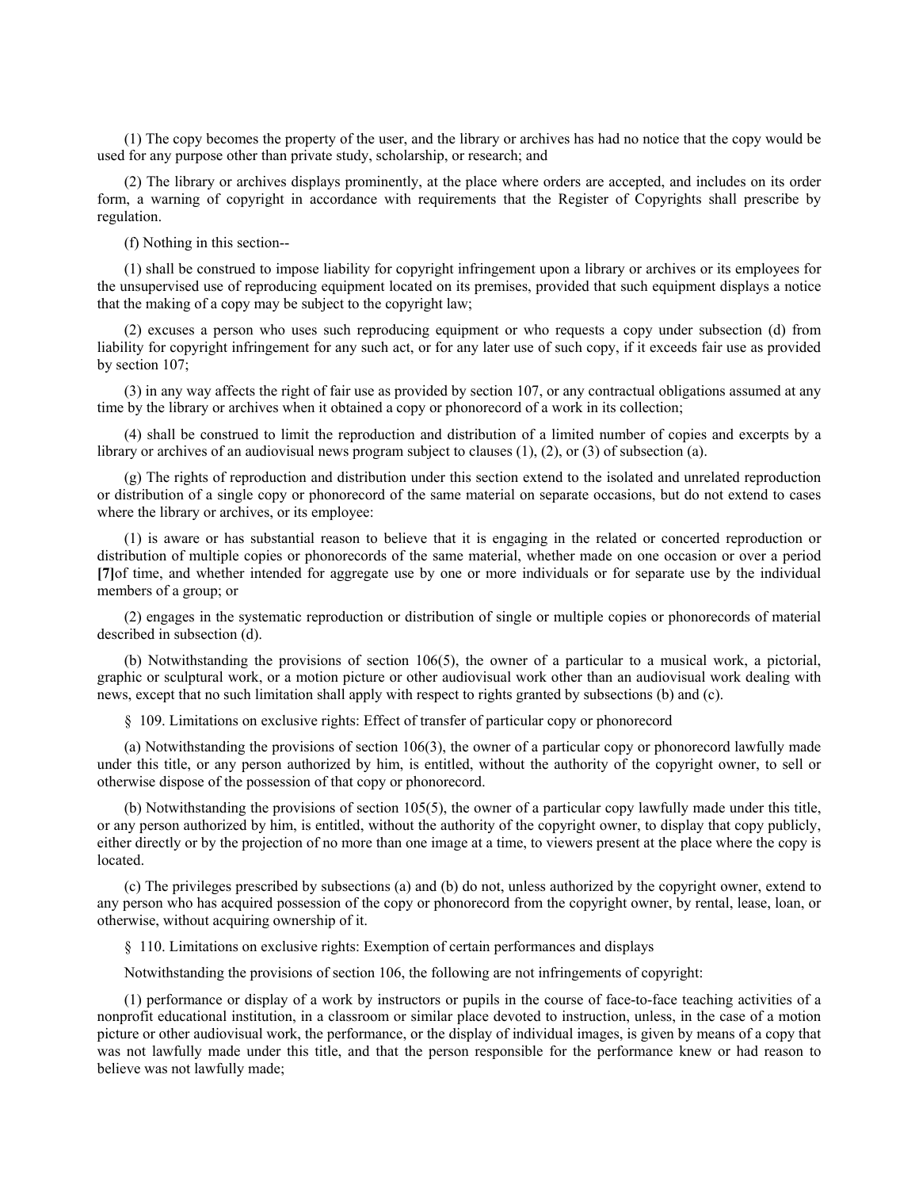(1) The copy becomes the property of the user, and the library or archives has had no notice that the copy would be used for any purpose other than private study, scholarship, or research; and

(2) The library or archives displays prominently, at the place where orders are accepted, and includes on its order form, a warning of copyright in accordance with requirements that the Register of Copyrights shall prescribe by regulation.

(f) Nothing in this section--

(1) shall be construed to impose liability for copyright infringement upon a library or archives or its employees for the unsupervised use of reproducing equipment located on its premises, provided that such equipment displays a notice that the making of a copy may be subject to the copyright law;

(2) excuses a person who uses such reproducing equipment or who requests a copy under subsection (d) from liability for copyright infringement for any such act, or for any later use of such copy, if it exceeds fair use as provided by section 107;

(3) in any way affects the right of fair use as provided by section 107, or any contractual obligations assumed at any time by the library or archives when it obtained a copy or phonorecord of a work in its collection;

(4) shall be construed to limit the reproduction and distribution of a limited number of copies and excerpts by a library or archives of an audiovisual news program subject to clauses (1), (2), or (3) of subsection (a).

(g) The rights of reproduction and distribution under this section extend to the isolated and unrelated reproduction or distribution of a single copy or phonorecord of the same material on separate occasions, but do not extend to cases where the library or archives, or its employee:

(1) is aware or has substantial reason to believe that it is engaging in the related or concerted reproduction or distribution of multiple copies or phonorecords of the same material, whether made on one occasion or over a period **[7]**of time, and whether intended for aggregate use by one or more individuals or for separate use by the individual members of a group; or

(2) engages in the systematic reproduction or distribution of single or multiple copies or phonorecords of material described in subsection (d).

(b) Notwithstanding the provisions of section 106(5), the owner of a particular to a musical work, a pictorial, graphic or sculptural work, or a motion picture or other audiovisual work other than an audiovisual work dealing with news, except that no such limitation shall apply with respect to rights granted by subsections (b) and (c).

§ 109. Limitations on exclusive rights: Effect of transfer of particular copy or phonorecord

(a) Notwithstanding the provisions of section 106(3), the owner of a particular copy or phonorecord lawfully made under this title, or any person authorized by him, is entitled, without the authority of the copyright owner, to sell or otherwise dispose of the possession of that copy or phonorecord.

(b) Notwithstanding the provisions of section 105(5), the owner of a particular copy lawfully made under this title, or any person authorized by him, is entitled, without the authority of the copyright owner, to display that copy publicly, either directly or by the projection of no more than one image at a time, to viewers present at the place where the copy is located.

(c) The privileges prescribed by subsections (a) and (b) do not, unless authorized by the copyright owner, extend to any person who has acquired possession of the copy or phonorecord from the copyright owner, by rental, lease, loan, or otherwise, without acquiring ownership of it.

§ 110. Limitations on exclusive rights: Exemption of certain performances and displays

Notwithstanding the provisions of section 106, the following are not infringements of copyright:

(1) performance or display of a work by instructors or pupils in the course of face-to-face teaching activities of a nonprofit educational institution, in a classroom or similar place devoted to instruction, unless, in the case of a motion picture or other audiovisual work, the performance, or the display of individual images, is given by means of a copy that was not lawfully made under this title, and that the person responsible for the performance knew or had reason to believe was not lawfully made;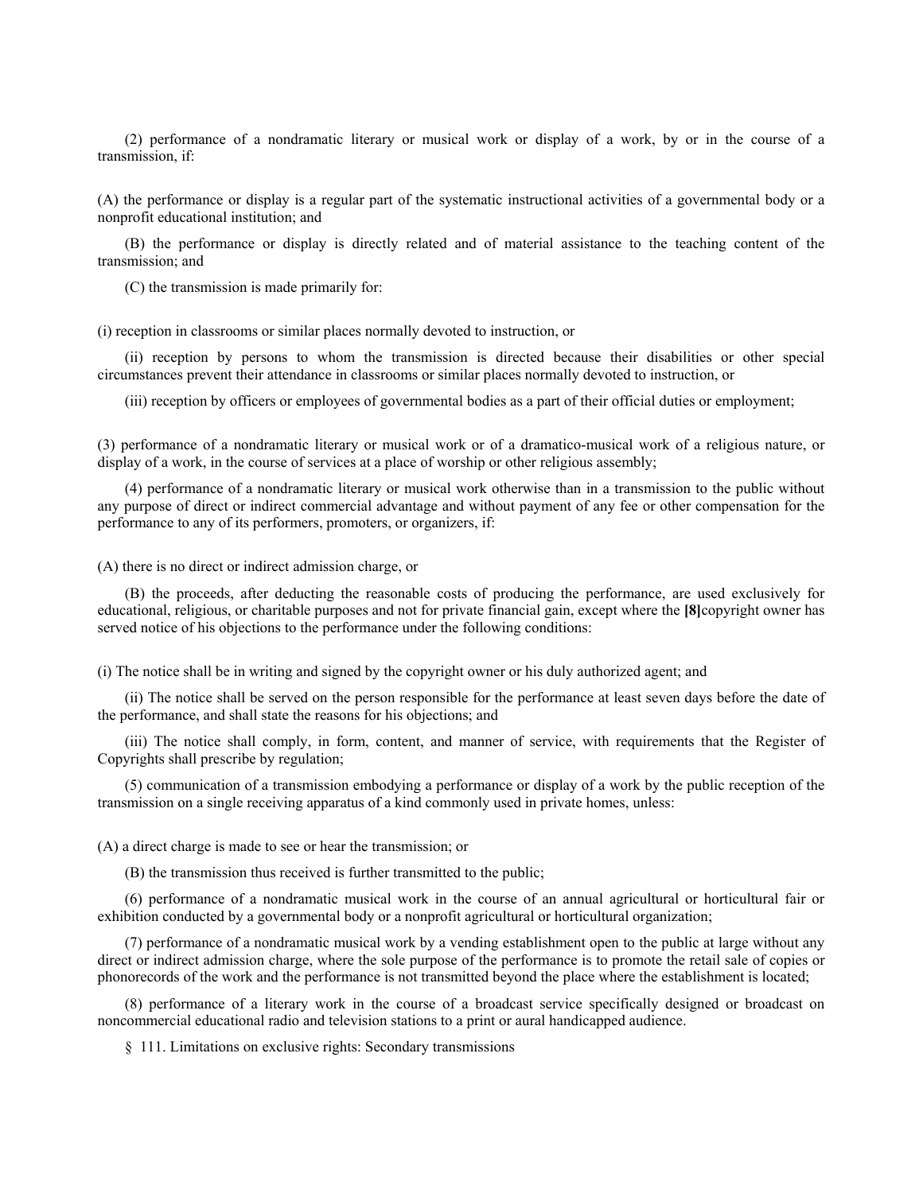(2) performance of a nondramatic literary or musical work or display of a work, by or in the course of a transmission, if:

(A) the performance or display is a regular part of the systematic instructional activities of a governmental body or a nonprofit educational institution; and

(B) the performance or display is directly related and of material assistance to the teaching content of the transmission; and

(C) the transmission is made primarily for:

(i) reception in classrooms or similar places normally devoted to instruction, or

(ii) reception by persons to whom the transmission is directed because their disabilities or other special circumstances prevent their attendance in classrooms or similar places normally devoted to instruction, or

(iii) reception by officers or employees of governmental bodies as a part of their official duties or employment;

(3) performance of a nondramatic literary or musical work or of a dramatico-musical work of a religious nature, or display of a work, in the course of services at a place of worship or other religious assembly;

(4) performance of a nondramatic literary or musical work otherwise than in a transmission to the public without any purpose of direct or indirect commercial advantage and without payment of any fee or other compensation for the performance to any of its performers, promoters, or organizers, if:

(A) there is no direct or indirect admission charge, or

(B) the proceeds, after deducting the reasonable costs of producing the performance, are used exclusively for educational, religious, or charitable purposes and not for private financial gain, except where the **[8]**copyright owner has served notice of his objections to the performance under the following conditions:

(i) The notice shall be in writing and signed by the copyright owner or his duly authorized agent; and

(ii) The notice shall be served on the person responsible for the performance at least seven days before the date of the performance, and shall state the reasons for his objections; and

(iii) The notice shall comply, in form, content, and manner of service, with requirements that the Register of Copyrights shall prescribe by regulation;

(5) communication of a transmission embodying a performance or display of a work by the public reception of the transmission on a single receiving apparatus of a kind commonly used in private homes, unless:

(A) a direct charge is made to see or hear the transmission; or

(B) the transmission thus received is further transmitted to the public;

(6) performance of a nondramatic musical work in the course of an annual agricultural or horticultural fair or exhibition conducted by a governmental body or a nonprofit agricultural or horticultural organization;

(7) performance of a nondramatic musical work by a vending establishment open to the public at large without any direct or indirect admission charge, where the sole purpose of the performance is to promote the retail sale of copies or phonorecords of the work and the performance is not transmitted beyond the place where the establishment is located;

(8) performance of a literary work in the course of a broadcast service specifically designed or broadcast on noncommercial educational radio and television stations to a print or aural handicapped audience.

§ 111. Limitations on exclusive rights: Secondary transmissions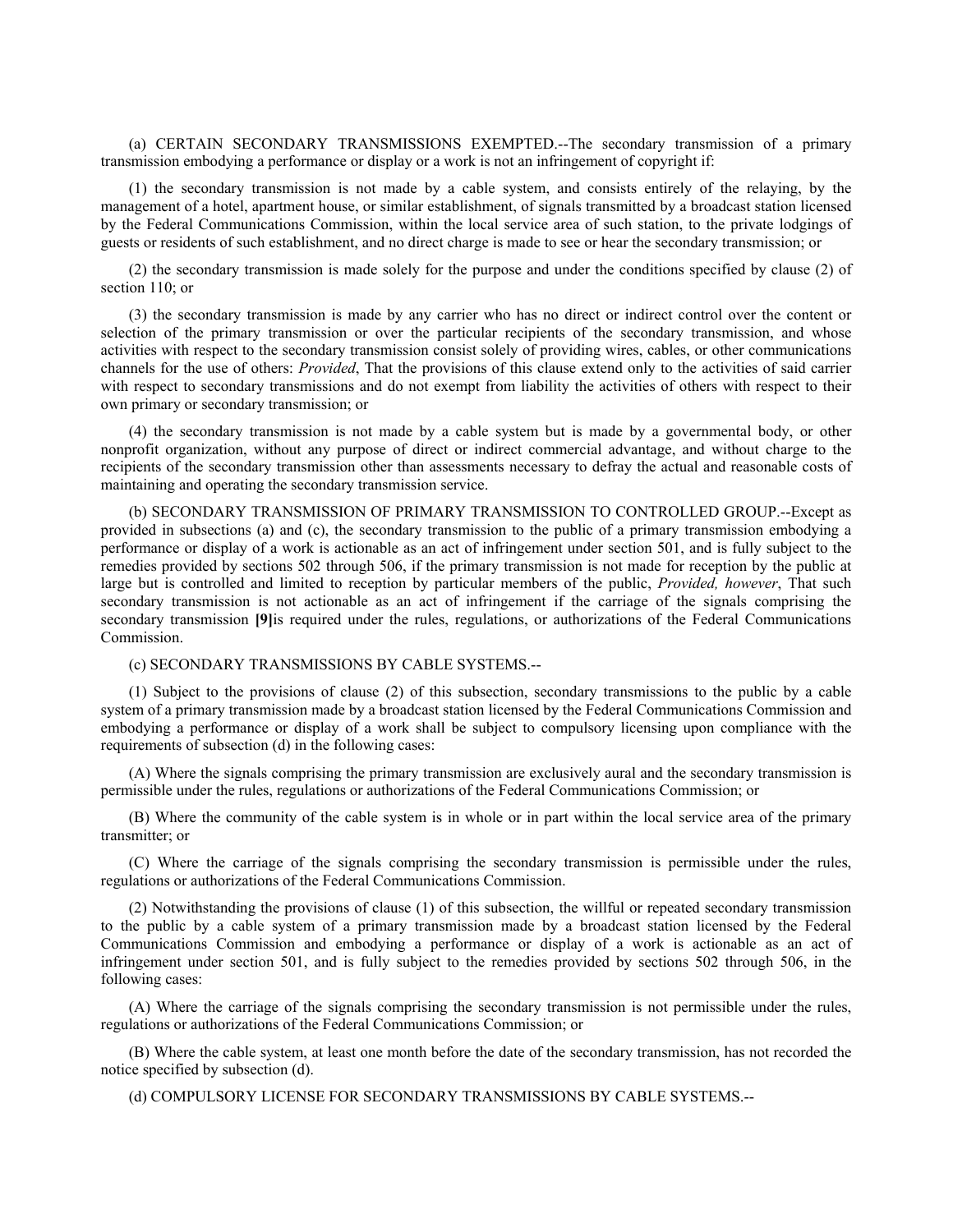(a) CERTAIN SECONDARY TRANSMISSIONS EXEMPTED.--The secondary transmission of a primary transmission embodying a performance or display or a work is not an infringement of copyright if:

(1) the secondary transmission is not made by a cable system, and consists entirely of the relaying, by the management of a hotel, apartment house, or similar establishment, of signals transmitted by a broadcast station licensed by the Federal Communications Commission, within the local service area of such station, to the private lodgings of guests or residents of such establishment, and no direct charge is made to see or hear the secondary transmission; or

(2) the secondary transmission is made solely for the purpose and under the conditions specified by clause (2) of section 110; or

(3) the secondary transmission is made by any carrier who has no direct or indirect control over the content or selection of the primary transmission or over the particular recipients of the secondary transmission, and whose activities with respect to the secondary transmission consist solely of providing wires, cables, or other communications channels for the use of others: *Provided*, That the provisions of this clause extend only to the activities of said carrier with respect to secondary transmissions and do not exempt from liability the activities of others with respect to their own primary or secondary transmission; or

(4) the secondary transmission is not made by a cable system but is made by a governmental body, or other nonprofit organization, without any purpose of direct or indirect commercial advantage, and without charge to the recipients of the secondary transmission other than assessments necessary to defray the actual and reasonable costs of maintaining and operating the secondary transmission service.

(b) SECONDARY TRANSMISSION OF PRIMARY TRANSMISSION TO CONTROLLED GROUP.--Except as provided in subsections (a) and (c), the secondary transmission to the public of a primary transmission embodying a performance or display of a work is actionable as an act of infringement under section 501, and is fully subject to the remedies provided by sections 502 through 506, if the primary transmission is not made for reception by the public at large but is controlled and limited to reception by particular members of the public, *Provided, however*, That such secondary transmission is not actionable as an act of infringement if the carriage of the signals comprising the secondary transmission **[9]**is required under the rules, regulations, or authorizations of the Federal Communications Commission.

(c) SECONDARY TRANSMISSIONS BY CABLE SYSTEMS.--

(1) Subject to the provisions of clause (2) of this subsection, secondary transmissions to the public by a cable system of a primary transmission made by a broadcast station licensed by the Federal Communications Commission and embodying a performance or display of a work shall be subject to compulsory licensing upon compliance with the requirements of subsection (d) in the following cases:

(A) Where the signals comprising the primary transmission are exclusively aural and the secondary transmission is permissible under the rules, regulations or authorizations of the Federal Communications Commission; or

(B) Where the community of the cable system is in whole or in part within the local service area of the primary transmitter; or

(C) Where the carriage of the signals comprising the secondary transmission is permissible under the rules, regulations or authorizations of the Federal Communications Commission.

(2) Notwithstanding the provisions of clause (1) of this subsection, the willful or repeated secondary transmission to the public by a cable system of a primary transmission made by a broadcast station licensed by the Federal Communications Commission and embodying a performance or display of a work is actionable as an act of infringement under section 501, and is fully subject to the remedies provided by sections 502 through 506, in the following cases:

(A) Where the carriage of the signals comprising the secondary transmission is not permissible under the rules, regulations or authorizations of the Federal Communications Commission; or

(B) Where the cable system, at least one month before the date of the secondary transmission, has not recorded the notice specified by subsection (d).

(d) COMPULSORY LICENSE FOR SECONDARY TRANSMISSIONS BY CABLE SYSTEMS.--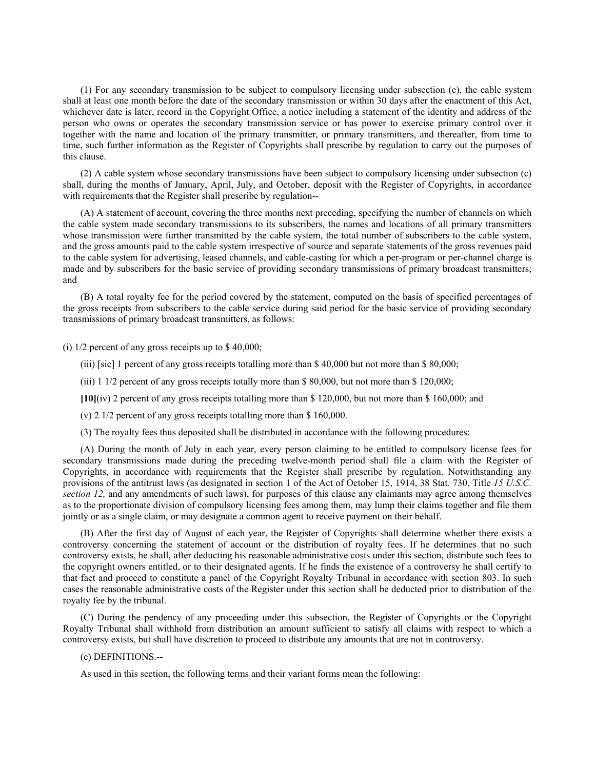(1) For any secondary transmission to be subject to compulsory licensing under subsection (e), the cable system shall at least one month before the date of the secondary transmission or within 30 days after the enactment of this Act, whichever date is later, record in the Copyright Office, a notice including a statement of the identity and address of the person who owns or operates the secondary transmission service or has power to exercise primary control over it together with the name and location of the primary transmitter, or primary transmitters, and thereafter, from time to time, such further information as the Register of Copyrights shall prescribe by regulation to carry out the purposes of this clause.

(2) A cable system whose secondary transmissions have been subject to compulsory licensing under subsection (c) shall, during the months of January, April, July, and October, deposit with the Register of Copyrights, in accordance with requirements that the Register shall prescribe by regulation--

(A) A statement of account, covering the three months next preceding, specifying the number of channels on which the cable system made secondary transmissions to its subscribers, the names and locations of all primary transmitters whose transmission were further transmitted by the cable system, the total number of subscribers to the cable system, and the gross amounts paid to the cable system irrespective of source and separate statements of the gross revenues paid to the cable system for advertising, leased channels, and cable-casting for which a per-program or per-channel charge is made and by subscribers for the basic service of providing secondary transmissions of primary broadcast transmitters; and

(B) A total royalty fee for the period covered by the statement, computed on the basis of specified percentages of the gross receipts from subscribers to the cable service during said period for the basic service of providing secondary transmissions of primary broadcast transmitters, as follows:

(i) 1/2 percent of any gross receipts up to $ 40,000;

(iii) [sic] 1 percent of any gross receipts totalling more than $ 40,000 but not more than $ 80,000;

(iii) 1 1/2 percent of any gross receipts totally more than $ 80,000, but not more than $ 120,000;

**[10]**(iv) 2 percent of any gross receipts totalling more than $ 120,000, but not more than $ 160,000; and

(v) 2 1/2 percent of any gross receipts totalling more than $ 160,000.

(3) The royalty fees thus deposited shall be distributed in accordance with the following procedures:

(A) During the month of July in each year, every person claiming to be entitled to compulsory license fees for secondary transmissions made during the preceding twelve-month period shall file a claim with the Register of Copyrights, in accordance with requirements that the Register shall prescribe by regulation. Notwithstanding any provisions of the antitrust laws (as designated in section 1 of the Act of October 15, 1914, 38 Stat. 730, Title *15 U.S.C. section 12,* and any amendments of such laws), for purposes of this clause any claimants may agree among themselves as to the proportionate division of compulsory licensing fees among them, may lump their claims together and file them jointly or as a single claim, or may designate a common agent to receive payment on their behalf.

(B) After the first day of August of each year, the Register of Copyrights shall determine whether there exists a controversy concerning the statement of account or the distribution of royalty fees. If he determines that no such controversy exists, he shall, after deducting his reasonable administrative costs under this section, distribute such fees to the copyright owners entitled, or to their designated agents. If he finds the existence of a controversy he shall certify to that fact and proceed to constitute a panel of the Copyright Royalty Tribunal in accordance with section 803. In such cases the reasonable administrative costs of the Register under this section shall be deducted prior to distribution of the royalty fee by the tribunal.

(C) During the pendency of any proceeding under this subsection, the Register of Copyrights or the Copyright Royalty Tribunal shall withhold from distribution an amount sufficient to satisfy all claims with respect to which a controversy exists, but shall have discretion to proceed to distribute any amounts that are not in controversy.

(e) DEFINITIONS.--

As used in this section, the following terms and their variant forms mean the following: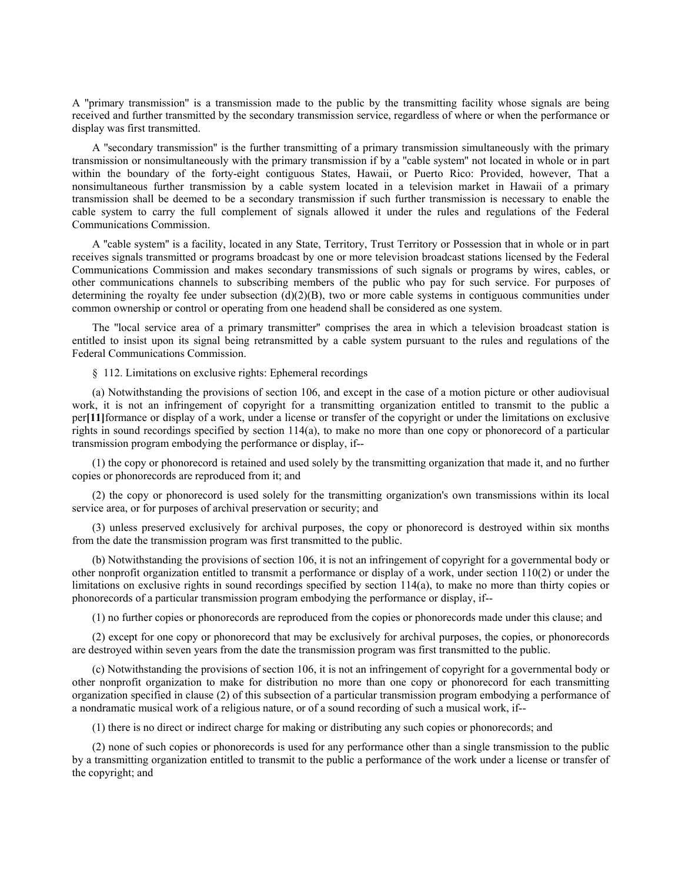A "primary transmission" is a transmission made to the public by the transmitting facility whose signals are being received and further transmitted by the secondary transmission service, regardless of where or when the performance or display was first transmitted.

A "secondary transmission" is the further transmitting of a primary transmission simultaneously with the primary transmission or nonsimultaneously with the primary transmission if by a "cable system" not located in whole or in part within the boundary of the forty-eight contiguous States, Hawaii, or Puerto Rico: Provided, however, That a nonsimultaneous further transmission by a cable system located in a television market in Hawaii of a primary transmission shall be deemed to be a secondary transmission if such further transmission is necessary to enable the cable system to carry the full complement of signals allowed it under the rules and regulations of the Federal Communications Commission.

A "cable system" is a facility, located in any State, Territory, Trust Territory or Possession that in whole or in part receives signals transmitted or programs broadcast by one or more television broadcast stations licensed by the Federal Communications Commission and makes secondary transmissions of such signals or programs by wires, cables, or other communications channels to subscribing members of the public who pay for such service. For purposes of determining the royalty fee under subsection (d)(2)(B), two or more cable systems in contiguous communities under common ownership or control or operating from one headend shall be considered as one system.

The "local service area of a primary transmitter" comprises the area in which a television broadcast station is entitled to insist upon its signal being retransmitted by a cable system pursuant to the rules and regulations of the Federal Communications Commission.

§ 112. Limitations on exclusive rights: Ephemeral recordings

(a) Notwithstanding the provisions of section 106, and except in the case of a motion picture or other audiovisual work, it is not an infringement of copyright for a transmitting organization entitled to transmit to the public a per**[11]**formance or display of a work, under a license or transfer of the copyright or under the limitations on exclusive rights in sound recordings specified by section 114(a), to make no more than one copy or phonorecord of a particular transmission program embodying the performance or display, if--

(1) the copy or phonorecord is retained and used solely by the transmitting organization that made it, and no further copies or phonorecords are reproduced from it; and

(2) the copy or phonorecord is used solely for the transmitting organization's own transmissions within its local service area, or for purposes of archival preservation or security; and

(3) unless preserved exclusively for archival purposes, the copy or phonorecord is destroyed within six months from the date the transmission program was first transmitted to the public.

(b) Notwithstanding the provisions of section 106, it is not an infringement of copyright for a governmental body or other nonprofit organization entitled to transmit a performance or display of a work, under section 110(2) or under the limitations on exclusive rights in sound recordings specified by section 114(a), to make no more than thirty copies or phonorecords of a particular transmission program embodying the performance or display, if--

(1) no further copies or phonorecords are reproduced from the copies or phonorecords made under this clause; and

(2) except for one copy or phonorecord that may be exclusively for archival purposes, the copies, or phonorecords are destroyed within seven years from the date the transmission program was first transmitted to the public.

(c) Notwithstanding the provisions of section 106, it is not an infringement of copyright for a governmental body or other nonprofit organization to make for distribution no more than one copy or phonorecord for each transmitting organization specified in clause (2) of this subsection of a particular transmission program embodying a performance of a nondramatic musical work of a religious nature, or of a sound recording of such a musical work, if--

(1) there is no direct or indirect charge for making or distributing any such copies or phonorecords; and

(2) none of such copies or phonorecords is used for any performance other than a single transmission to the public by a transmitting organization entitled to transmit to the public a performance of the work under a license or transfer of the copyright; and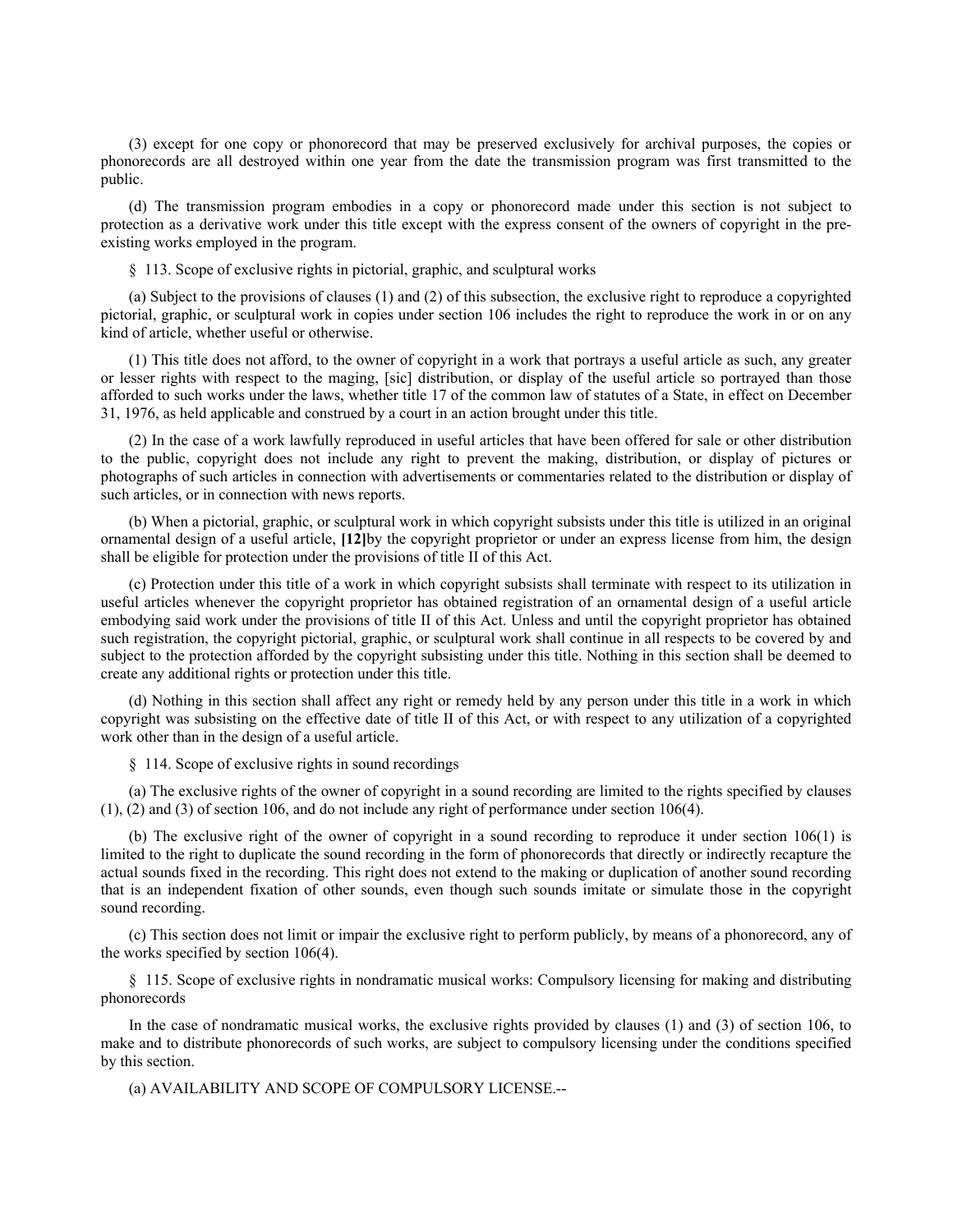(3) except for one copy or phonorecord that may be preserved exclusively for archival purposes, the copies or phonorecords are all destroyed within one year from the date the transmission program was first transmitted to the public.

(d) The transmission program embodies in a copy or phonorecord made under this section is not subject to protection as a derivative work under this title except with the express consent of the owners of copyright in the pre-existing works employed in the program.

§ 113. Scope of exclusive rights in pictorial, graphic, and sculptural works

(a) Subject to the provisions of clauses (1) and (2) of this subsection, the exclusive right to reproduce a copyrighted pictorial, graphic, or sculptural work in copies under section 106 includes the right to reproduce the work in or on any kind of article, whether useful or otherwise.

(1) This title does not afford, to the owner of copyright in a work that portrays a useful article as such, any greater or lesser rights with respect to the maging, [sic] distribution, or display of the useful article so portrayed than those afforded to such works under the laws, whether title 17 of the common law of statutes of a State, in effect on December 31, 1976, as held applicable and construed by a court in an action brought under this title.

(2) In the case of a work lawfully reproduced in useful articles that have been offered for sale or other distribution to the public, copyright does not include any right to prevent the making, distribution, or display of pictures or photographs of such articles in connection with advertisements or commentaries related to the distribution or display of such articles, or in connection with news reports.

(b) When a pictorial, graphic, or sculptural work in which copyright subsists under this title is utilized in an original ornamental design of a useful article, **[12]**by the copyright proprietor or under an express license from him, the design shall be eligible for protection under the provisions of title II of this Act.

(c) Protection under this title of a work in which copyright subsists shall terminate with respect to its utilization in useful articles whenever the copyright proprietor has obtained registration of an ornamental design of a useful article embodying said work under the provisions of title II of this Act. Unless and until the copyright proprietor has obtained such registration, the copyright pictorial, graphic, or sculptural work shall continue in all respects to be covered by and subject to the protection afforded by the copyright subsisting under this title. Nothing in this section shall be deemed to create any additional rights or protection under this title.

(d) Nothing in this section shall affect any right or remedy held by any person under this title in a work in which copyright was subsisting on the effective date of title II of this Act, or with respect to any utilization of a copyrighted work other than in the design of a useful article.

§ 114. Scope of exclusive rights in sound recordings

(a) The exclusive rights of the owner of copyright in a sound recording are limited to the rights specified by clauses (1), (2) and (3) of section 106, and do not include any right of performance under section 106(4).

(b) The exclusive right of the owner of copyright in a sound recording to reproduce it under section 106(1) is limited to the right to duplicate the sound recording in the form of phonorecords that directly or indirectly recapture the actual sounds fixed in the recording. This right does not extend to the making or duplication of another sound recording that is an independent fixation of other sounds, even though such sounds imitate or simulate those in the copyright sound recording.

(c) This section does not limit or impair the exclusive right to perform publicly, by means of a phonorecord, any of the works specified by section 106(4).

§ 115. Scope of exclusive rights in nondramatic musical works: Compulsory licensing for making and distributing phonorecords

In the case of nondramatic musical works, the exclusive rights provided by clauses (1) and (3) of section 106, to make and to distribute phonorecords of such works, are subject to compulsory licensing under the conditions specified by this section.

(a) AVAILABILITY AND SCOPE OF COMPULSORY LICENSE.--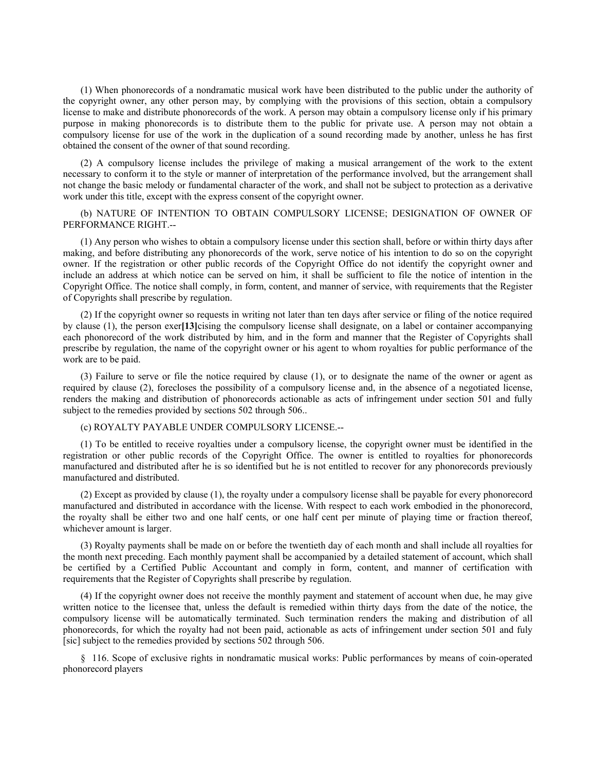(1) When phonorecords of a nondramatic musical work have been distributed to the public under the authority of the copyright owner, any other person may, by complying with the provisions of this section, obtain a compulsory license to make and distribute phonorecords of the work. A person may obtain a compulsory license only if his primary purpose in making phonorecords is to distribute them to the public for private use. A person may not obtain a compulsory license for use of the work in the duplication of a sound recording made by another, unless he has first obtained the consent of the owner of that sound recording.

(2) A compulsory license includes the privilege of making a musical arrangement of the work to the extent necessary to conform it to the style or manner of interpretation of the performance involved, but the arrangement shall not change the basic melody or fundamental character of the work, and shall not be subject to protection as a derivative work under this title, except with the express consent of the copyright owner.

(b) NATURE OF INTENTION TO OBTAIN COMPULSORY LICENSE; DESIGNATION OF OWNER OF PERFORMANCE RIGHT.--

(1) Any person who wishes to obtain a compulsory license under this section shall, before or within thirty days after making, and before distributing any phonorecords of the work, serve notice of his intention to do so on the copyright owner. If the registration or other public records of the Copyright Office do not identify the copyright owner and include an address at which notice can be served on him, it shall be sufficient to file the notice of intention in the Copyright Office. The notice shall comply, in form, content, and manner of service, with requirements that the Register of Copyrights shall prescribe by regulation.

(2) If the copyright owner so requests in writing not later than ten days after service or filing of the notice required by clause (1), the person exer**[13]**cising the compulsory license shall designate, on a label or container accompanying each phonorecord of the work distributed by him, and in the form and manner that the Register of Copyrights shall prescribe by regulation, the name of the copyright owner or his agent to whom royalties for public performance of the work are to be paid.

(3) Failure to serve or file the notice required by clause (1), or to designate the name of the owner or agent as required by clause (2), forecloses the possibility of a compulsory license and, in the absence of a negotiated license, renders the making and distribution of phonorecords actionable as acts of infringement under section 501 and fully subject to the remedies provided by sections 502 through 506..

(c) ROYALTY PAYABLE UNDER COMPULSORY LICENSE.--

(1) To be entitled to receive royalties under a compulsory license, the copyright owner must be identified in the registration or other public records of the Copyright Office. The owner is entitled to royalties for phonorecords manufactured and distributed after he is so identified but he is not entitled to recover for any phonorecords previously manufactured and distributed.

(2) Except as provided by clause (1), the royalty under a compulsory license shall be payable for every phonorecord manufactured and distributed in accordance with the license. With respect to each work embodied in the phonorecord, the royalty shall be either two and one half cents, or one half cent per minute of playing time or fraction thereof, whichever amount is larger.

(3) Royalty payments shall be made on or before the twentieth day of each month and shall include all royalties for the month next preceding. Each monthly payment shall be accompanied by a detailed statement of account, which shall be certified by a Certified Public Accountant and comply in form, content, and manner of certification with requirements that the Register of Copyrights shall prescribe by regulation.

(4) If the copyright owner does not receive the monthly payment and statement of account when due, he may give written notice to the licensee that, unless the default is remedied within thirty days from the date of the notice, the compulsory license will be automatically terminated. Such termination renders the making and distribution of all phonorecords, for which the royalty had not been paid, actionable as acts of infringement under section 501 and fuly [sic] subject to the remedies provided by sections 502 through 506.

§ 116. Scope of exclusive rights in nondramatic musical works: Public performances by means of coin-operated phonorecord players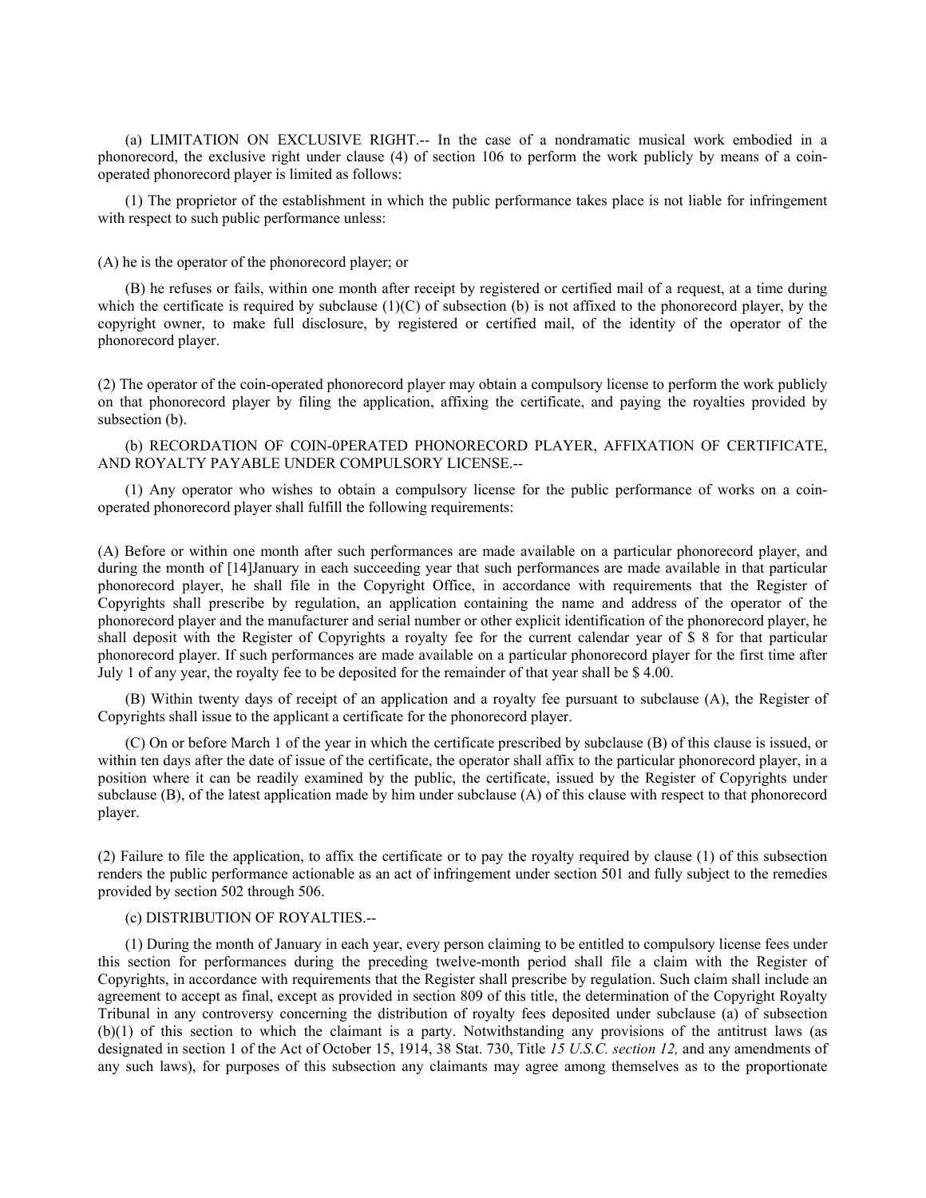(a) LIMITATION ON EXCLUSIVE RIGHT.-- In the case of a nondramatic musical work embodied in a phonorecord, the exclusive right under clause (4) of section 106 to perform the work publicly by means of a coin-operated phonorecord player is limited as follows:

(1) The proprietor of the establishment in which the public performance takes place is not liable for infringement with respect to such public performance unless:

(A) he is the operator of the phonorecord player; or

(B) he refuses or fails, within one month after receipt by registered or certified mail of a request, at a time during which the certificate is required by subclause (1)(C) of subsection (b) is not affixed to the phonorecord player, by the copyright owner, to make full disclosure, by registered or certified mail, of the identity of the operator of the phonorecord player.

(2) The operator of the coin-operated phonorecord player may obtain a compulsory license to perform the work publicly on that phonorecord player by filing the application, affixing the certificate, and paying the royalties provided by subsection (b).

(b) RECORDATION OF COIN-0PERATED PHONORECORD PLAYER, AFFIXATION OF CERTIFICATE, AND ROYALTY PAYABLE UNDER COMPULSORY LICENSE.--

(1) Any operator who wishes to obtain a compulsory license for the public performance of works on a coin-operated phonorecord player shall fulfill the following requirements:

(A) Before or within one month after such performances are made available on a particular phonorecord player, and during the month of [14]January in each succeeding year that such performances are made available in that particular phonorecord player, he shall file in the Copyright Office, in accordance with requirements that the Register of Copyrights shall prescribe by regulation, an application containing the name and address of the operator of the phonorecord player and the manufacturer and serial number or other explicit identification of the phonorecord player, he shall deposit with the Register of Copyrights a royalty fee for the current calendar year of $ 8 for that particular phonorecord player. If such performances are made available on a particular phonorecord player for the first time after July 1 of any year, the royalty fee to be deposited for the remainder of that year shall be $ 4.00.

(B) Within twenty days of receipt of an application and a royalty fee pursuant to subclause (A), the Register of Copyrights shall issue to the applicant a certificate for the phonorecord player.

(C) On or before March 1 of the year in which the certificate prescribed by subclause (B) of this clause is issued, or within ten days after the date of issue of the certificate, the operator shall affix to the particular phonorecord player, in a position where it can be readily examined by the public, the certificate, issued by the Register of Copyrights under subclause (B), of the latest application made by him under subclause (A) of this clause with respect to that phonorecord player.

(2) Failure to file the application, to affix the certificate or to pay the royalty required by clause (1) of this subsection renders the public performance actionable as an act of infringement under section 501 and fully subject to the remedies provided by section 502 through 506.

(c) DISTRIBUTION OF ROYALTIES.--

(1) During the month of January in each year, every person claiming to be entitled to compulsory license fees under this section for performances during the preceding twelve-month period shall file a claim with the Register of Copyrights, in accordance with requirements that the Register shall prescribe by regulation. Such claim shall include an agreement to accept as final, except as provided in section 809 of this title, the determination of the Copyright Royalty Tribunal in any controversy concerning the distribution of royalty fees deposited under subclause (a) of subsection (b)(1) of this section to which the claimant is a party. Notwithstanding any provisions of the antitrust laws (as designated in section 1 of the Act of October 15, 1914, 38 Stat. 730, Title *15 U.S.C. section 12,* and any amendments of any such laws), for purposes of this subsection any claimants may agree among themselves as to the proportionate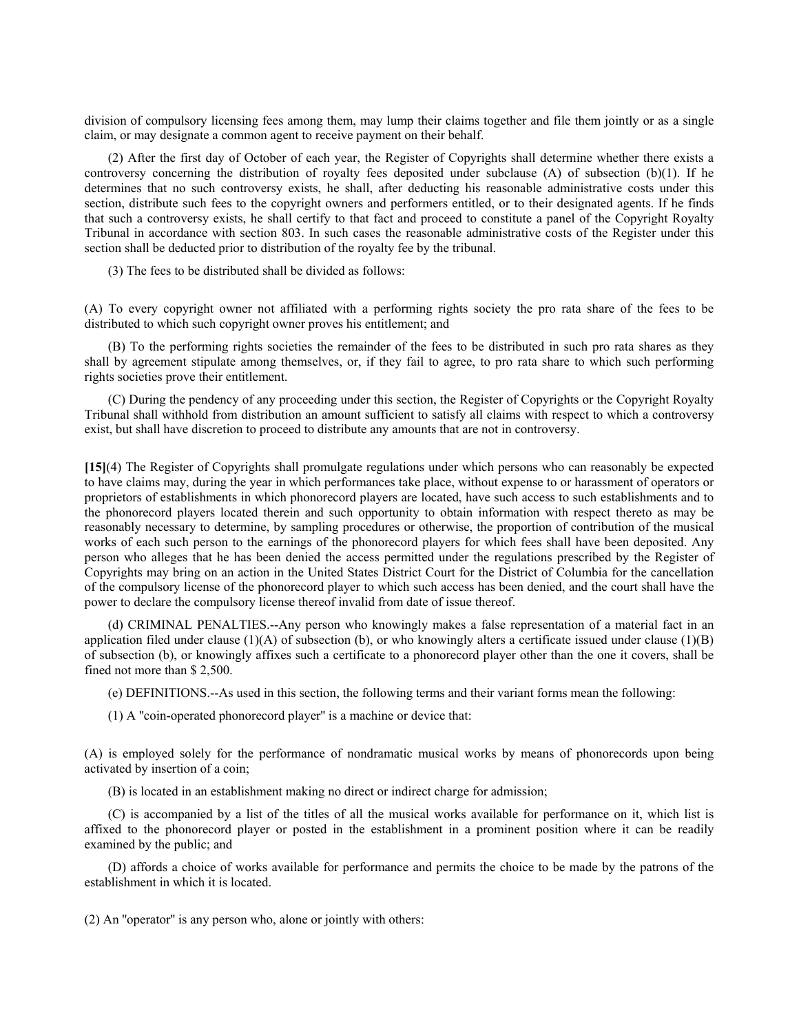division of compulsory licensing fees among them, may lump their claims together and file them jointly or as a single claim, or may designate a common agent to receive payment on their behalf.

(2) After the first day of October of each year, the Register of Copyrights shall determine whether there exists a controversy concerning the distribution of royalty fees deposited under subclause (A) of subsection (b)(1). If he determines that no such controversy exists, he shall, after deducting his reasonable administrative costs under this section, distribute such fees to the copyright owners and performers entitled, or to their designated agents. If he finds that such a controversy exists, he shall certify to that fact and proceed to constitute a panel of the Copyright Royalty Tribunal in accordance with section 803. In such cases the reasonable administrative costs of the Register under this section shall be deducted prior to distribution of the royalty fee by the tribunal.

(3) The fees to be distributed shall be divided as follows:

(A) To every copyright owner not affiliated with a performing rights society the pro rata share of the fees to be distributed to which such copyright owner proves his entitlement; and

(B) To the performing rights societies the remainder of the fees to be distributed in such pro rata shares as they shall by agreement stipulate among themselves, or, if they fail to agree, to pro rata share to which such performing rights societies prove their entitlement.

(C) During the pendency of any proceeding under this section, the Register of Copyrights or the Copyright Royalty Tribunal shall withhold from distribution an amount sufficient to satisfy all claims with respect to which a controversy exist, but shall have discretion to proceed to distribute any amounts that are not in controversy.

**[15]**(4) The Register of Copyrights shall promulgate regulations under which persons who can reasonably be expected to have claims may, during the year in which performances take place, without expense to or harassment of operators or proprietors of establishments in which phonorecord players are located, have such access to such establishments and to the phonorecord players located therein and such opportunity to obtain information with respect thereto as may be reasonably necessary to determine, by sampling procedures or otherwise, the proportion of contribution of the musical works of each such person to the earnings of the phonorecord players for which fees shall have been deposited. Any person who alleges that he has been denied the access permitted under the regulations prescribed by the Register of Copyrights may bring on an action in the United States District Court for the District of Columbia for the cancellation of the compulsory license of the phonorecord player to which such access has been denied, and the court shall have the power to declare the compulsory license thereof invalid from date of issue thereof.

(d) CRIMINAL PENALTIES.--Any person who knowingly makes a false representation of a material fact in an application filed under clause (1)(A) of subsection (b), or who knowingly alters a certificate issued under clause (1)(B) of subsection (b), or knowingly affixes such a certificate to a phonorecord player other than the one it covers, shall be fined not more than $ 2,500.

(e) DEFINITIONS.--As used in this section, the following terms and their variant forms mean the following:

(1) A "coin-operated phonorecord player" is a machine or device that:

(A) is employed solely for the performance of nondramatic musical works by means of phonorecords upon being activated by insertion of a coin;

(B) is located in an establishment making no direct or indirect charge for admission;

(C) is accompanied by a list of the titles of all the musical works available for performance on it, which list is affixed to the phonorecord player or posted in the establishment in a prominent position where it can be readily examined by the public; and

(D) affords a choice of works available for performance and permits the choice to be made by the patrons of the establishment in which it is located.

(2) An "operator" is any person who, alone or jointly with others: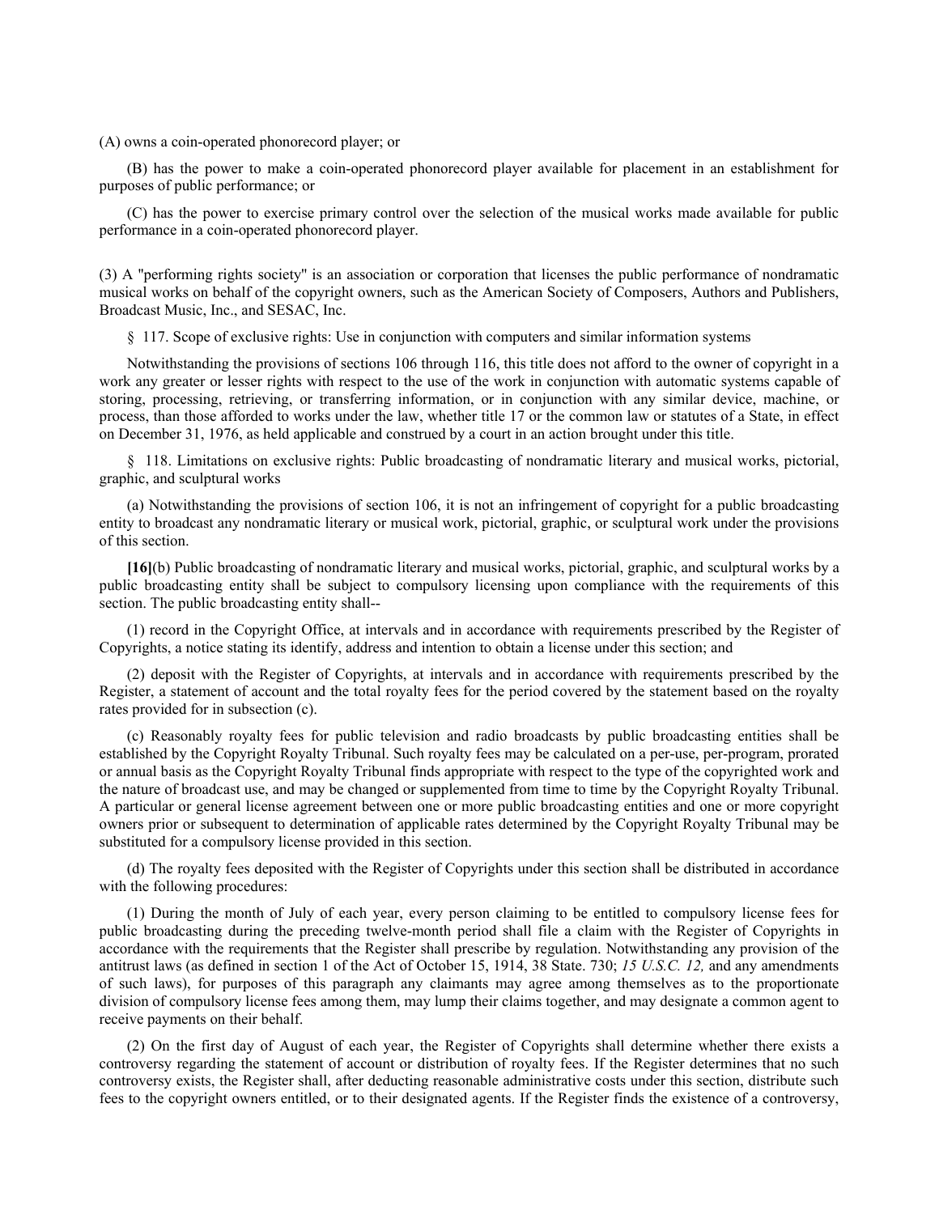(A) owns a coin-operated phonorecord player; or

(B) has the power to make a coin-operated phonorecord player available for placement in an establishment for purposes of public performance; or

(C) has the power to exercise primary control over the selection of the musical works made available for public performance in a coin-operated phonorecord player.

(3) A "performing rights society" is an association or corporation that licenses the public performance of nondramatic musical works on behalf of the copyright owners, such as the American Society of Composers, Authors and Publishers, Broadcast Music, Inc., and SESAC, Inc.

§ 117. Scope of exclusive rights: Use in conjunction with computers and similar information systems

Notwithstanding the provisions of sections 106 through 116, this title does not afford to the owner of copyright in a work any greater or lesser rights with respect to the use of the work in conjunction with automatic systems capable of storing, processing, retrieving, or transferring information, or in conjunction with any similar device, machine, or process, than those afforded to works under the law, whether title 17 or the common law or statutes of a State, in effect on December 31, 1976, as held applicable and construed by a court in an action brought under this title.

§ 118. Limitations on exclusive rights: Public broadcasting of nondramatic literary and musical works, pictorial, graphic, and sculptural works

(a) Notwithstanding the provisions of section 106, it is not an infringement of copyright for a public broadcasting entity to broadcast any nondramatic literary or musical work, pictorial, graphic, or sculptural work under the provisions of this section.

**[16]**(b) Public broadcasting of nondramatic literary and musical works, pictorial, graphic, and sculptural works by a public broadcasting entity shall be subject to compulsory licensing upon compliance with the requirements of this section. The public broadcasting entity shall--

(1) record in the Copyright Office, at intervals and in accordance with requirements prescribed by the Register of Copyrights, a notice stating its identify, address and intention to obtain a license under this section; and

(2) deposit with the Register of Copyrights, at intervals and in accordance with requirements prescribed by the Register, a statement of account and the total royalty fees for the period covered by the statement based on the royalty rates provided for in subsection (c).

(c) Reasonably royalty fees for public television and radio broadcasts by public broadcasting entities shall be established by the Copyright Royalty Tribunal. Such royalty fees may be calculated on a per-use, per-program, prorated or annual basis as the Copyright Royalty Tribunal finds appropriate with respect to the type of the copyrighted work and the nature of broadcast use, and may be changed or supplemented from time to time by the Copyright Royalty Tribunal. A particular or general license agreement between one or more public broadcasting entities and one or more copyright owners prior or subsequent to determination of applicable rates determined by the Copyright Royalty Tribunal may be substituted for a compulsory license provided in this section.

(d) The royalty fees deposited with the Register of Copyrights under this section shall be distributed in accordance with the following procedures:

(1) During the month of July of each year, every person claiming to be entitled to compulsory license fees for public broadcasting during the preceding twelve-month period shall file a claim with the Register of Copyrights in accordance with the requirements that the Register shall prescribe by regulation. Notwithstanding any provision of the antitrust laws (as defined in section 1 of the Act of October 15, 1914, 38 State. 730; *15 U.S.C. 12,* and any amendments of such laws), for purposes of this paragraph any claimants may agree among themselves as to the proportionate division of compulsory license fees among them, may lump their claims together, and may designate a common agent to receive payments on their behalf.

(2) On the first day of August of each year, the Register of Copyrights shall determine whether there exists a controversy regarding the statement of account or distribution of royalty fees. If the Register determines that no such controversy exists, the Register shall, after deducting reasonable administrative costs under this section, distribute such fees to the copyright owners entitled, or to their designated agents. If the Register finds the existence of a controversy,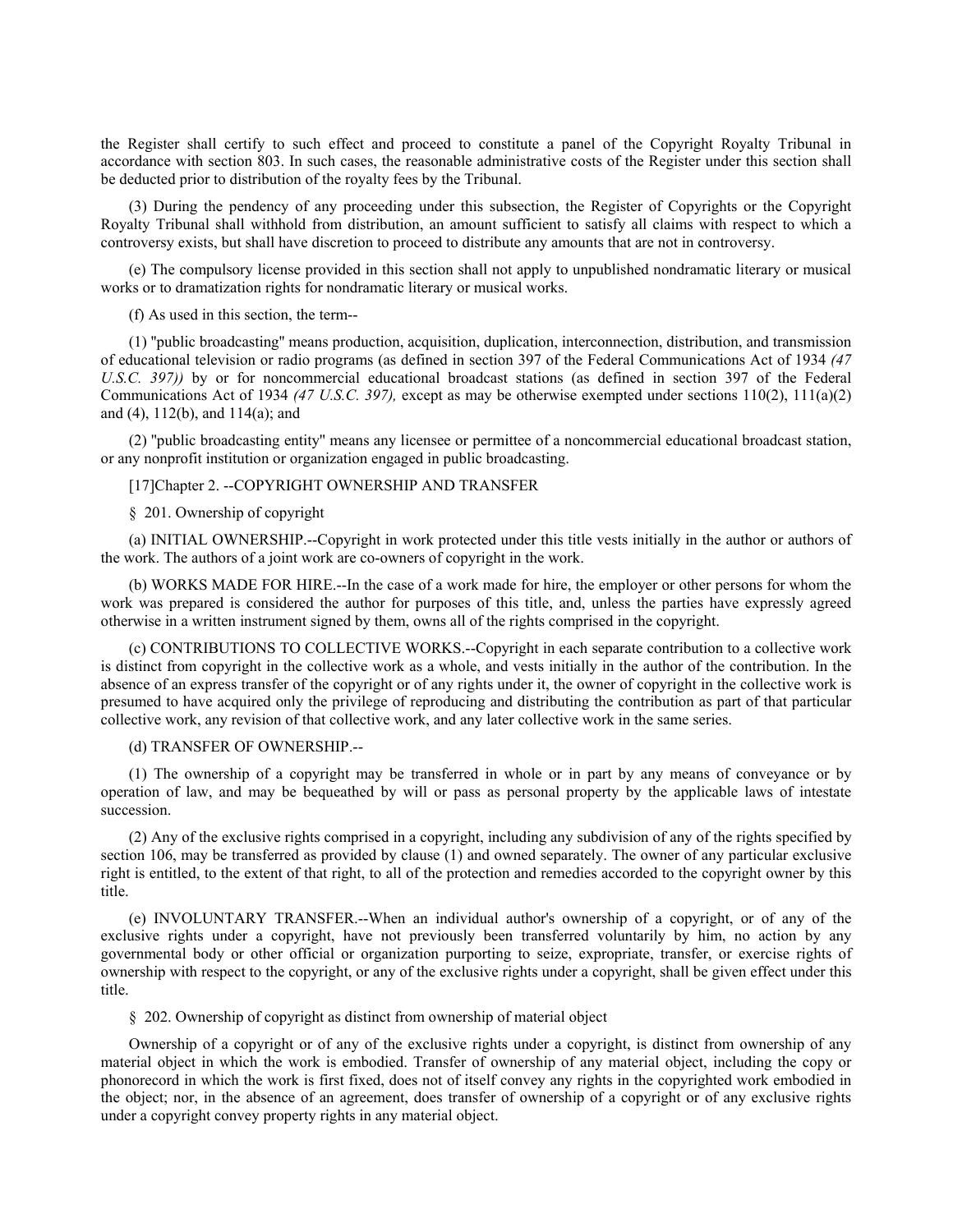the Register shall certify to such effect and proceed to constitute a panel of the Copyright Royalty Tribunal in accordance with section 803. In such cases, the reasonable administrative costs of the Register under this section shall be deducted prior to distribution of the royalty fees by the Tribunal.

(3) During the pendency of any proceeding under this subsection, the Register of Copyrights or the Copyright Royalty Tribunal shall withhold from distribution, an amount sufficient to satisfy all claims with respect to which a controversy exists, but shall have discretion to proceed to distribute any amounts that are not in controversy.

(e) The compulsory license provided in this section shall not apply to unpublished nondramatic literary or musical works or to dramatization rights for nondramatic literary or musical works.

(f) As used in this section, the term--

(1) "public broadcasting" means production, acquisition, duplication, interconnection, distribution, and transmission of educational television or radio programs (as defined in section 397 of the Federal Communications Act of 1934 *(47 U.S.C. 397))* by or for noncommercial educational broadcast stations (as defined in section 397 of the Federal Communications Act of 1934 *(47 U.S.C. 397),* except as may be otherwise exempted under sections 110(2), 111(a)(2) and (4), 112(b), and 114(a); and

(2) "public broadcasting entity" means any licensee or permittee of a noncommercial educational broadcast station, or any nonprofit institution or organization engaged in public broadcasting.

## [17]Chapter 2. --COPYRIGHT OWNERSHIP AND TRANSFER

### § 201. Ownership of copyright

(a) INITIAL OWNERSHIP.--Copyright in work protected under this title vests initially in the author or authors of the work. The authors of a joint work are co-owners of copyright in the work.

(b) WORKS MADE FOR HIRE.--In the case of a work made for hire, the employer or other persons for whom the work was prepared is considered the author for purposes of this title, and, unless the parties have expressly agreed otherwise in a written instrument signed by them, owns all of the rights comprised in the copyright.

(c) CONTRIBUTIONS TO COLLECTIVE WORKS.--Copyright in each separate contribution to a collective work is distinct from copyright in the collective work as a whole, and vests initially in the author of the contribution. In the absence of an express transfer of the copyright or of any rights under it, the owner of copyright in the collective work is presumed to have acquired only the privilege of reproducing and distributing the contribution as part of that particular collective work, any revision of that collective work, and any later collective work in the same series.

(d) TRANSFER OF OWNERSHIP.--

(1) The ownership of a copyright may be transferred in whole or in part by any means of conveyance or by operation of law, and may be bequeathed by will or pass as personal property by the applicable laws of intestate succession.

(2) Any of the exclusive rights comprised in a copyright, including any subdivision of any of the rights specified by section 106, may be transferred as provided by clause (1) and owned separately. The owner of any particular exclusive right is entitled, to the extent of that right, to all of the protection and remedies accorded to the copyright owner by this title.

(e) INVOLUNTARY TRANSFER.--When an individual author's ownership of a copyright, or of any of the exclusive rights under a copyright, have not previously been transferred voluntarily by him, no action by any governmental body or other official or organization purporting to seize, expropriate, transfer, or exercise rights of ownership with respect to the copyright, or any of the exclusive rights under a copyright, shall be given effect under this title.

### § 202. Ownership of copyright as distinct from ownership of material object

Ownership of a copyright or of any of the exclusive rights under a copyright, is distinct from ownership of any material object in which the work is embodied. Transfer of ownership of any material object, including the copy or phonorecord in which the work is first fixed, does not of itself convey any rights in the copyrighted work embodied in the object; nor, in the absence of an agreement, does transfer of ownership of a copyright or of any exclusive rights under a copyright convey property rights in any material object.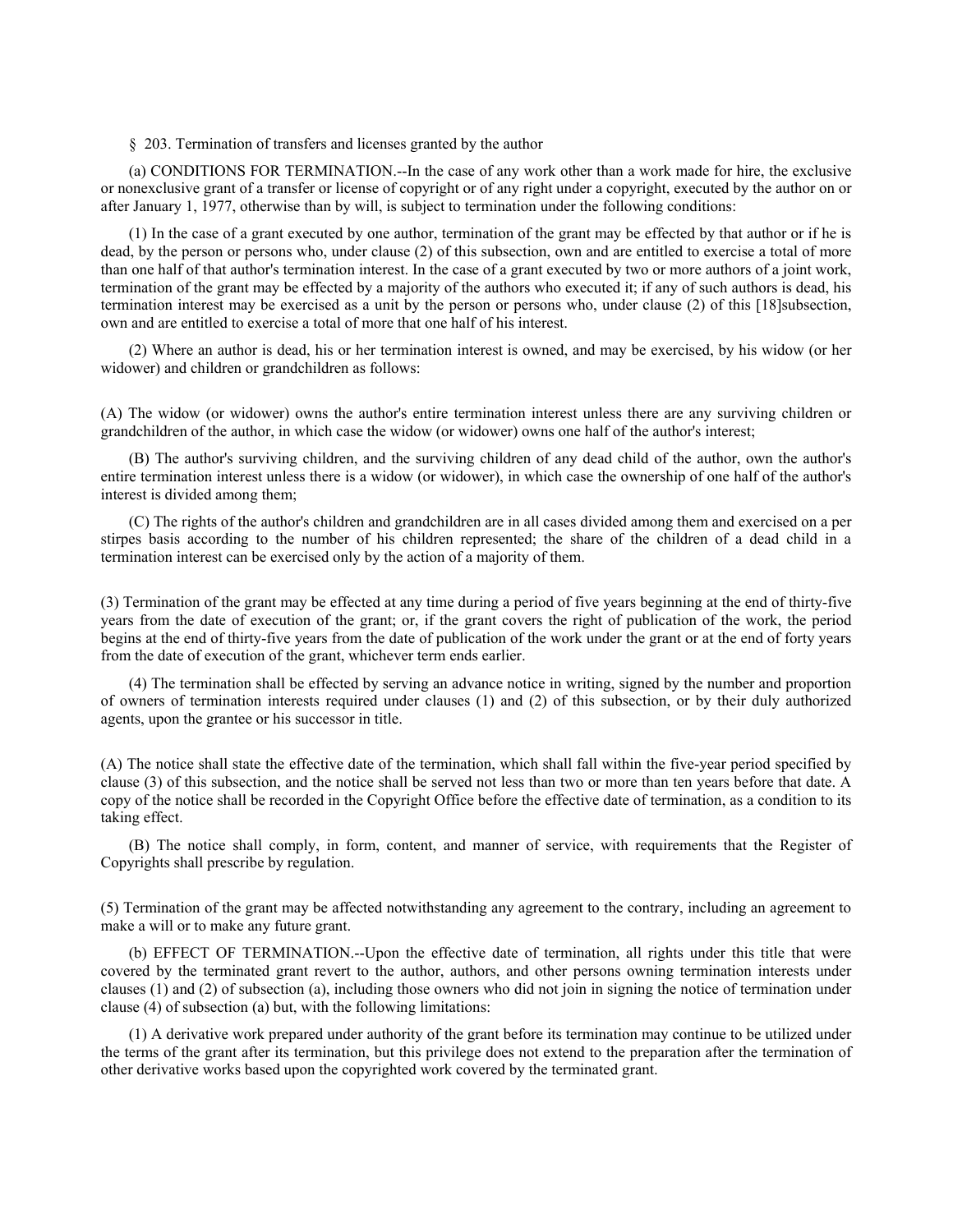§ 203. Termination of transfers and licenses granted by the author

(a) CONDITIONS FOR TERMINATION.--In the case of any work other than a work made for hire, the exclusive or nonexclusive grant of a transfer or license of copyright or of any right under a copyright, executed by the author on or after January 1, 1977, otherwise than by will, is subject to termination under the following conditions:

(1) In the case of a grant executed by one author, termination of the grant may be effected by that author or if he is dead, by the person or persons who, under clause (2) of this subsection, own and are entitled to exercise a total of more than one half of that author's termination interest. In the case of a grant executed by two or more authors of a joint work, termination of the grant may be effected by a majority of the authors who executed it; if any of such authors is dead, his termination interest may be exercised as a unit by the person or persons who, under clause (2) of this [18]subsection, own and are entitled to exercise a total of more that one half of his interest.

(2) Where an author is dead, his or her termination interest is owned, and may be exercised, by his widow (or her widower) and children or grandchildren as follows:

(A) The widow (or widower) owns the author's entire termination interest unless there are any surviving children or grandchildren of the author, in which case the widow (or widower) owns one half of the author's interest;

(B) The author's surviving children, and the surviving children of any dead child of the author, own the author's entire termination interest unless there is a widow (or widower), in which case the ownership of one half of the author's interest is divided among them;

(C) The rights of the author's children and grandchildren are in all cases divided among them and exercised on a per stirpes basis according to the number of his children represented; the share of the children of a dead child in a termination interest can be exercised only by the action of a majority of them.

(3) Termination of the grant may be effected at any time during a period of five years beginning at the end of thirty-five years from the date of execution of the grant; or, if the grant covers the right of publication of the work, the period begins at the end of thirty-five years from the date of publication of the work under the grant or at the end of forty years from the date of execution of the grant, whichever term ends earlier.

(4) The termination shall be effected by serving an advance notice in writing, signed by the number and proportion of owners of termination interests required under clauses (1) and (2) of this subsection, or by their duly authorized agents, upon the grantee or his successor in title.

(A) The notice shall state the effective date of the termination, which shall fall within the five-year period specified by clause (3) of this subsection, and the notice shall be served not less than two or more than ten years before that date. A copy of the notice shall be recorded in the Copyright Office before the effective date of termination, as a condition to its taking effect.

(B) The notice shall comply, in form, content, and manner of service, with requirements that the Register of Copyrights shall prescribe by regulation.

(5) Termination of the grant may be affected notwithstanding any agreement to the contrary, including an agreement to make a will or to make any future grant.

(b) EFFECT OF TERMINATION.--Upon the effective date of termination, all rights under this title that were covered by the terminated grant revert to the author, authors, and other persons owning termination interests under clauses (1) and (2) of subsection (a), including those owners who did not join in signing the notice of termination under clause (4) of subsection (a) but, with the following limitations:

(1) A derivative work prepared under authority of the grant before its termination may continue to be utilized under the terms of the grant after its termination, but this privilege does not extend to the preparation after the termination of other derivative works based upon the copyrighted work covered by the terminated grant.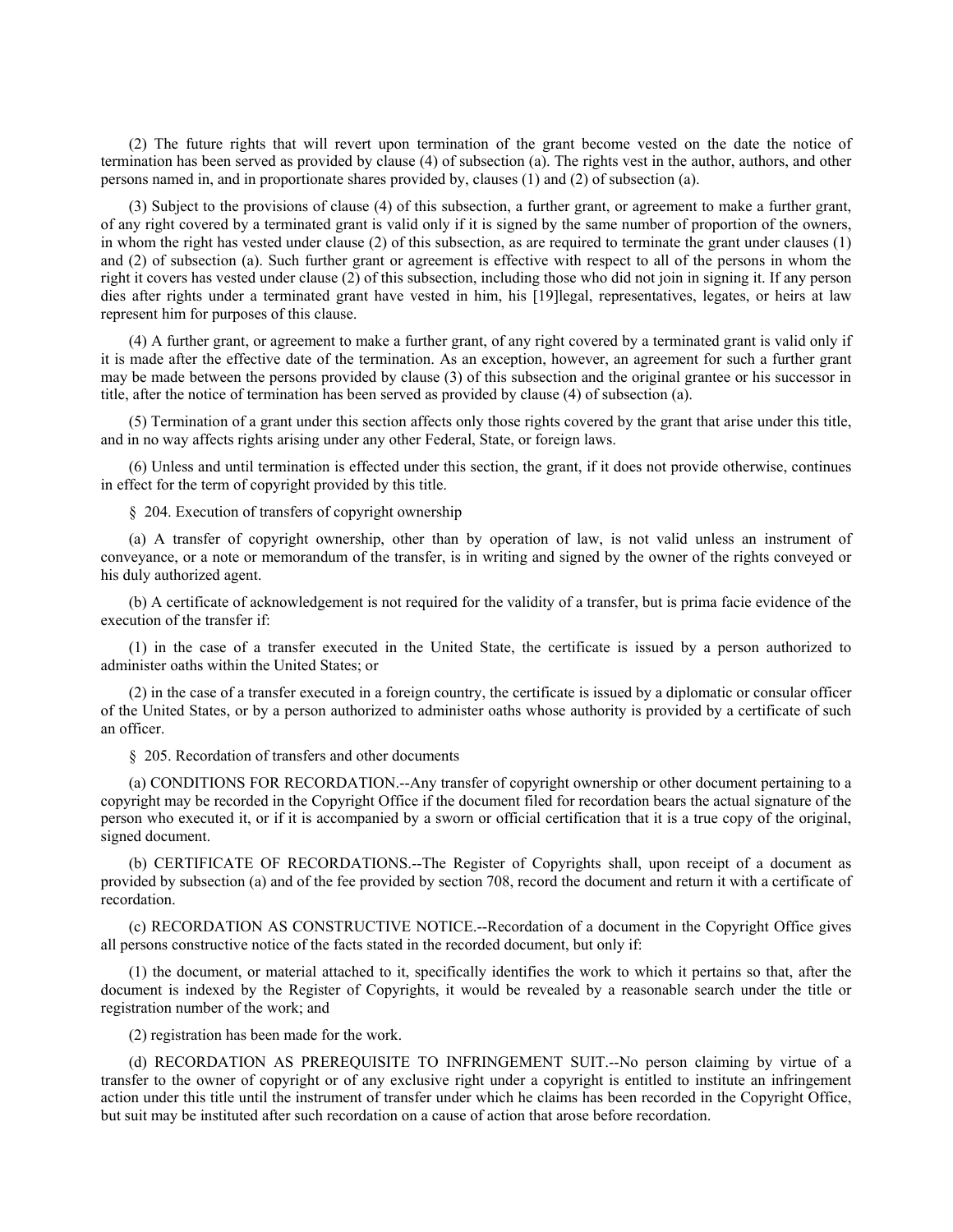(2) The future rights that will revert upon termination of the grant become vested on the date the notice of termination has been served as provided by clause (4) of subsection (a). The rights vest in the author, authors, and other persons named in, and in proportionate shares provided by, clauses (1) and (2) of subsection (a).

(3) Subject to the provisions of clause (4) of this subsection, a further grant, or agreement to make a further grant, of any right covered by a terminated grant is valid only if it is signed by the same number of proportion of the owners, in whom the right has vested under clause (2) of this subsection, as are required to terminate the grant under clauses (1) and (2) of subsection (a). Such further grant or agreement is effective with respect to all of the persons in whom the right it covers has vested under clause (2) of this subsection, including those who did not join in signing it. If any person dies after rights under a terminated grant have vested in him, his [19]legal, representatives, legates, or heirs at law represent him for purposes of this clause.

(4) A further grant, or agreement to make a further grant, of any right covered by a terminated grant is valid only if it is made after the effective date of the termination. As an exception, however, an agreement for such a further grant may be made between the persons provided by clause (3) of this subsection and the original grantee or his successor in title, after the notice of termination has been served as provided by clause (4) of subsection (a).

(5) Termination of a grant under this section affects only those rights covered by the grant that arise under this title, and in no way affects rights arising under any other Federal, State, or foreign laws.

(6) Unless and until termination is effected under this section, the grant, if it does not provide otherwise, continues in effect for the term of copyright provided by this title.

§ 204. Execution of transfers of copyright ownership

(a) A transfer of copyright ownership, other than by operation of law, is not valid unless an instrument of conveyance, or a note or memorandum of the transfer, is in writing and signed by the owner of the rights conveyed or his duly authorized agent.

(b) A certificate of acknowledgement is not required for the validity of a transfer, but is prima facie evidence of the execution of the transfer if:

(1) in the case of a transfer executed in the United State, the certificate is issued by a person authorized to administer oaths within the United States; or

(2) in the case of a transfer executed in a foreign country, the certificate is issued by a diplomatic or consular officer of the United States, or by a person authorized to administer oaths whose authority is provided by a certificate of such an officer.

§ 205. Recordation of transfers and other documents

(a) CONDITIONS FOR RECORDATION.--Any transfer of copyright ownership or other document pertaining to a copyright may be recorded in the Copyright Office if the document filed for recordation bears the actual signature of the person who executed it, or if it is accompanied by a sworn or official certification that it is a true copy of the original, signed document.

(b) CERTIFICATE OF RECORDATIONS.--The Register of Copyrights shall, upon receipt of a document as provided by subsection (a) and of the fee provided by section 708, record the document and return it with a certificate of recordation.

(c) RECORDATION AS CONSTRUCTIVE NOTICE.--Recordation of a document in the Copyright Office gives all persons constructive notice of the facts stated in the recorded document, but only if:

(1) the document, or material attached to it, specifically identifies the work to which it pertains so that, after the document is indexed by the Register of Copyrights, it would be revealed by a reasonable search under the title or registration number of the work; and

(2) registration has been made for the work.

(d) RECORDATION AS PREREQUISITE TO INFRINGEMENT SUIT.--No person claiming by virtue of a transfer to the owner of copyright or of any exclusive right under a copyright is entitled to institute an infringement action under this title until the instrument of transfer under which he claims has been recorded in the Copyright Office, but suit may be instituted after such recordation on a cause of action that arose before recordation.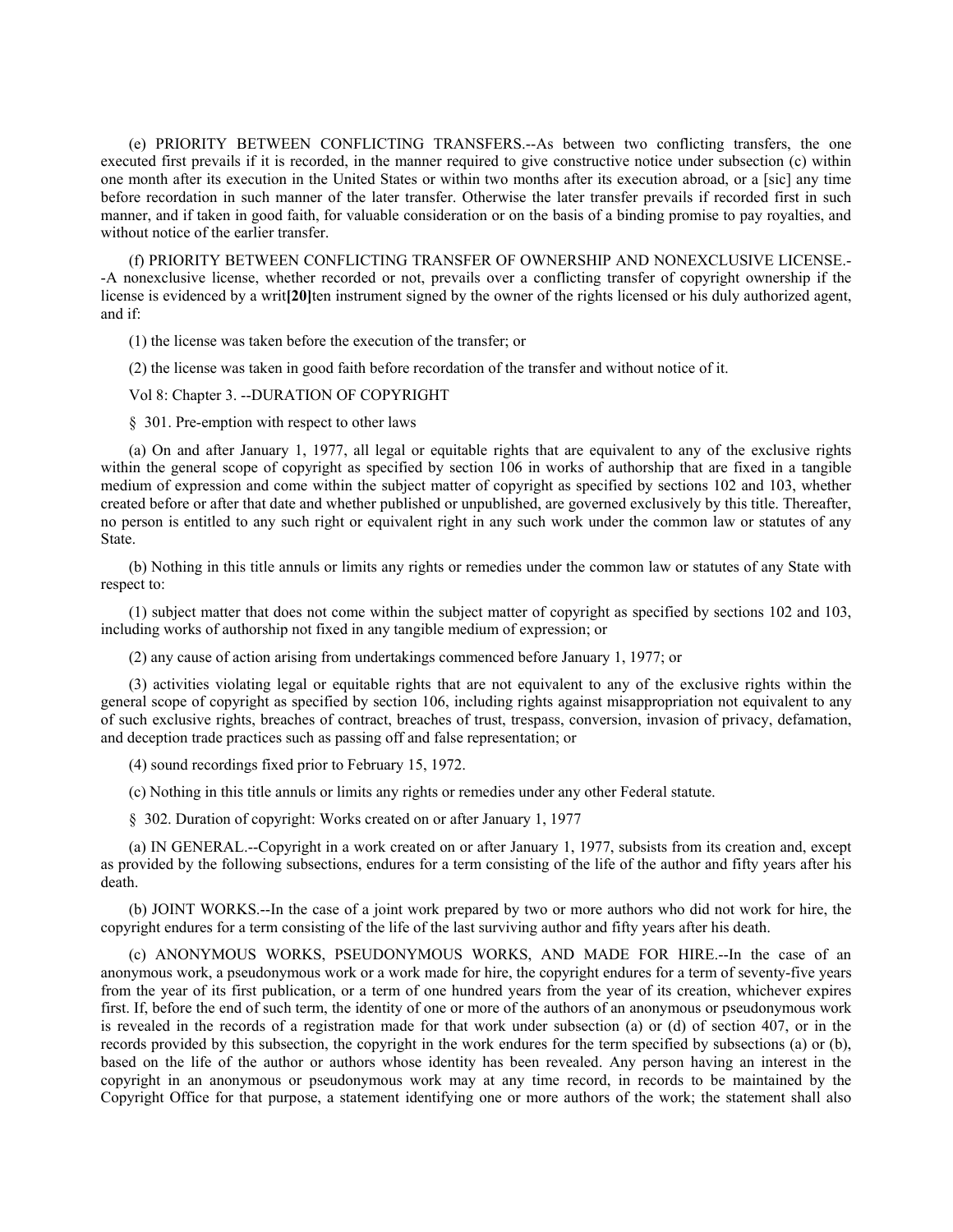(e) PRIORITY BETWEEN CONFLICTING TRANSFERS.--As between two conflicting transfers, the one executed first prevails if it is recorded, in the manner required to give constructive notice under subsection (c) within one month after its execution in the United States or within two months after its execution abroad, or a [sic] any time before recordation in such manner of the later transfer. Otherwise the later transfer prevails if recorded first in such manner, and if taken in good faith, for valuable consideration or on the basis of a binding promise to pay royalties, and without notice of the earlier transfer.

(f) PRIORITY BETWEEN CONFLICTING TRANSFER OF OWNERSHIP AND NONEXCLUSIVE LICENSE.--A nonexclusive license, whether recorded or not, prevails over a conflicting transfer of copyright ownership if the license is evidenced by a writ**[20]**ten instrument signed by the owner of the rights licensed or his duly authorized agent, and if:

(1) the license was taken before the execution of the transfer; or

(2) the license was taken in good faith before recordation of the transfer and without notice of it.

Vol 8: Chapter 3. --DURATION OF COPYRIGHT

§ 301. Pre-emption with respect to other laws

(a) On and after January 1, 1977, all legal or equitable rights that are equivalent to any of the exclusive rights within the general scope of copyright as specified by section 106 in works of authorship that are fixed in a tangible medium of expression and come within the subject matter of copyright as specified by sections 102 and 103, whether created before or after that date and whether published or unpublished, are governed exclusively by this title. Thereafter, no person is entitled to any such right or equivalent right in any such work under the common law or statutes of any State.

(b) Nothing in this title annuls or limits any rights or remedies under the common law or statutes of any State with respect to:

(1) subject matter that does not come within the subject matter of copyright as specified by sections 102 and 103, including works of authorship not fixed in any tangible medium of expression; or

(2) any cause of action arising from undertakings commenced before January 1, 1977; or

(3) activities violating legal or equitable rights that are not equivalent to any of the exclusive rights within the general scope of copyright as specified by section 106, including rights against misappropriation not equivalent to any of such exclusive rights, breaches of contract, breaches of trust, trespass, conversion, invasion of privacy, defamation, and deception trade practices such as passing off and false representation; or

(4) sound recordings fixed prior to February 15, 1972.

(c) Nothing in this title annuls or limits any rights or remedies under any other Federal statute.

§ 302. Duration of copyright: Works created on or after January 1, 1977

(a) IN GENERAL.--Copyright in a work created on or after January 1, 1977, subsists from its creation and, except as provided by the following subsections, endures for a term consisting of the life of the author and fifty years after his death.

(b) JOINT WORKS.--In the case of a joint work prepared by two or more authors who did not work for hire, the copyright endures for a term consisting of the life of the last surviving author and fifty years after his death.

(c) ANONYMOUS WORKS, PSEUDONYMOUS WORKS, AND MADE FOR HIRE.--In the case of an anonymous work, a pseudonymous work or a work made for hire, the copyright endures for a term of seventy-five years from the year of its first publication, or a term of one hundred years from the year of its creation, whichever expires first. If, before the end of such term, the identity of one or more of the authors of an anonymous or pseudonymous work is revealed in the records of a registration made for that work under subsection (a) or (d) of section 407, or in the records provided by this subsection, the copyright in the work endures for the term specified by subsections (a) or (b), based on the life of the author or authors whose identity has been revealed. Any person having an interest in the copyright in an anonymous or pseudonymous work may at any time record, in records to be maintained by the Copyright Office for that purpose, a statement identifying one or more authors of the work; the statement shall also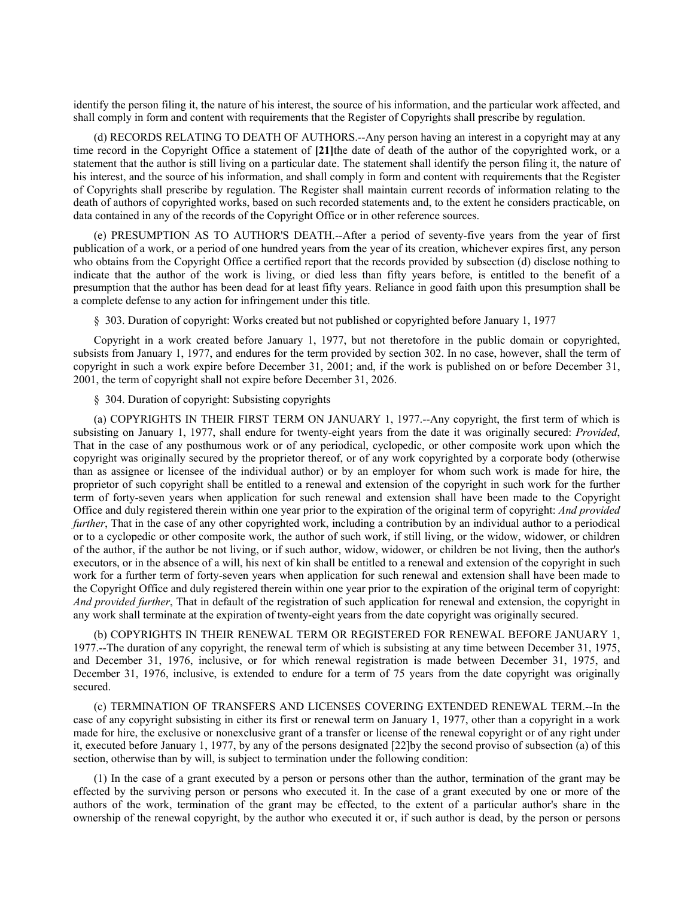identify the person filing it, the nature of his interest, the source of his information, and the particular work affected, and shall comply in form and content with requirements that the Register of Copyrights shall prescribe by regulation.

(d) RECORDS RELATING TO DEATH OF AUTHORS.--Any person having an interest in a copyright may at any time record in the Copyright Office a statement of **[21]**the date of death of the author of the copyrighted work, or a statement that the author is still living on a particular date. The statement shall identify the person filing it, the nature of his interest, and the source of his information, and shall comply in form and content with requirements that the Register of Copyrights shall prescribe by regulation. The Register shall maintain current records of information relating to the death of authors of copyrighted works, based on such recorded statements and, to the extent he considers practicable, on data contained in any of the records of the Copyright Office or in other reference sources.

(e) PRESUMPTION AS TO AUTHOR'S DEATH.--After a period of seventy-five years from the year of first publication of a work, or a period of one hundred years from the year of its creation, whichever expires first, any person who obtains from the Copyright Office a certified report that the records provided by subsection (d) disclose nothing to indicate that the author of the work is living, or died less than fifty years before, is entitled to the benefit of a presumption that the author has been dead for at least fifty years. Reliance in good faith upon this presumption shall be a complete defense to any action for infringement under this title.

§ 303. Duration of copyright: Works created but not published or copyrighted before January 1, 1977

Copyright in a work created before January 1, 1977, but not theretofore in the public domain or copyrighted, subsists from January 1, 1977, and endures for the term provided by section 302. In no case, however, shall the term of copyright in such a work expire before December 31, 2001; and, if the work is published on or before December 31, 2001, the term of copyright shall not expire before December 31, 2026.

§ 304. Duration of copyright: Subsisting copyrights

(a) COPYRIGHTS IN THEIR FIRST TERM ON JANUARY 1, 1977.--Any copyright, the first term of which is subsisting on January 1, 1977, shall endure for twenty-eight years from the date it was originally secured: *Provided*, That in the case of any posthumous work or of any periodical, cyclopedic, or other composite work upon which the copyright was originally secured by the proprietor thereof, or of any work copyrighted by a corporate body (otherwise than as assignee or licensee of the individual author) or by an employer for whom such work is made for hire, the proprietor of such copyright shall be entitled to a renewal and extension of the copyright in such work for the further term of forty-seven years when application for such renewal and extension shall have been made to the Copyright Office and duly registered therein within one year prior to the expiration of the original term of copyright: *And provided further*, That in the case of any other copyrighted work, including a contribution by an individual author to a periodical or to a cyclopedic or other composite work, the author of such work, if still living, or the widow, widower, or children of the author, if the author be not living, or if such author, widow, widower, or children be not living, then the author's executors, or in the absence of a will, his next of kin shall be entitled to a renewal and extension of the copyright in such work for a further term of forty-seven years when application for such renewal and extension shall have been made to the Copyright Office and duly registered therein within one year prior to the expiration of the original term of copyright: *And provided further*, That in default of the registration of such application for renewal and extension, the copyright in any work shall terminate at the expiration of twenty-eight years from the date copyright was originally secured.

(b) COPYRIGHTS IN THEIR RENEWAL TERM OR REGISTERED FOR RENEWAL BEFORE JANUARY 1, 1977.--The duration of any copyright, the renewal term of which is subsisting at any time between December 31, 1975, and December 31, 1976, inclusive, or for which renewal registration is made between December 31, 1975, and December 31, 1976, inclusive, is extended to endure for a term of 75 years from the date copyright was originally secured.

(c) TERMINATION OF TRANSFERS AND LICENSES COVERING EXTENDED RENEWAL TERM.--In the case of any copyright subsisting in either its first or renewal term on January 1, 1977, other than a copyright in a work made for hire, the exclusive or nonexclusive grant of a transfer or license of the renewal copyright or of any right under it, executed before January 1, 1977, by any of the persons designated [22]by the second proviso of subsection (a) of this section, otherwise than by will, is subject to termination under the following condition:

(1) In the case of a grant executed by a person or persons other than the author, termination of the grant may be effected by the surviving person or persons who executed it. In the case of a grant executed by one or more of the authors of the work, termination of the grant may be effected, to the extent of a particular author's share in the ownership of the renewal copyright, by the author who executed it or, if such author is dead, by the person or persons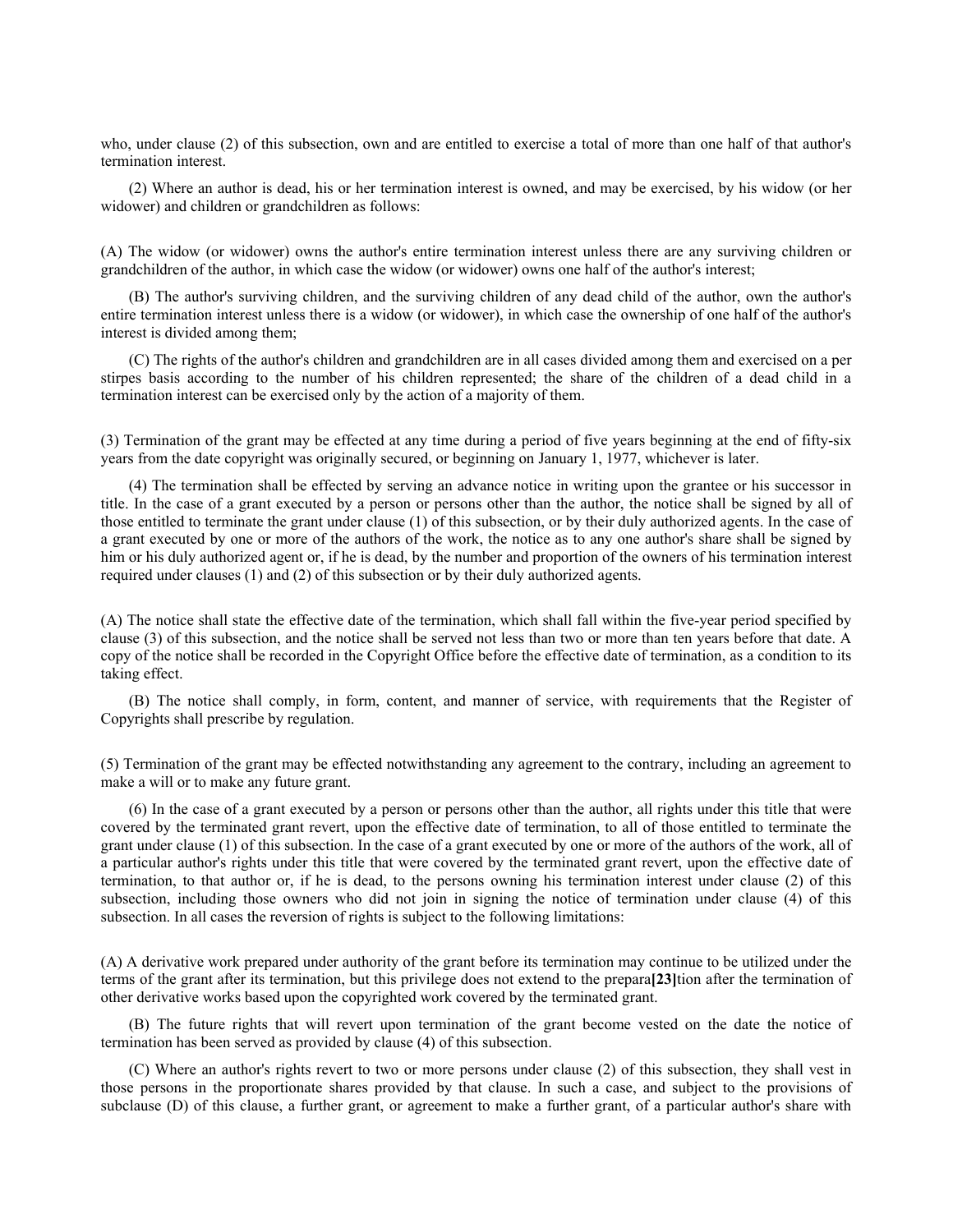who, under clause (2) of this subsection, own and are entitled to exercise a total of more than one half of that author's termination interest.

(2) Where an author is dead, his or her termination interest is owned, and may be exercised, by his widow (or her widower) and children or grandchildren as follows:

(A) The widow (or widower) owns the author's entire termination interest unless there are any surviving children or grandchildren of the author, in which case the widow (or widower) owns one half of the author's interest;

(B) The author's surviving children, and the surviving children of any dead child of the author, own the author's entire termination interest unless there is a widow (or widower), in which case the ownership of one half of the author's interest is divided among them;

(C) The rights of the author's children and grandchildren are in all cases divided among them and exercised on a per stirpes basis according to the number of his children represented; the share of the children of a dead child in a termination interest can be exercised only by the action of a majority of them.

(3) Termination of the grant may be effected at any time during a period of five years beginning at the end of fifty-six years from the date copyright was originally secured, or beginning on January 1, 1977, whichever is later.

(4) The termination shall be effected by serving an advance notice in writing upon the grantee or his successor in title. In the case of a grant executed by a person or persons other than the author, the notice shall be signed by all of those entitled to terminate the grant under clause (1) of this subsection, or by their duly authorized agents. In the case of a grant executed by one or more of the authors of the work, the notice as to any one author's share shall be signed by him or his duly authorized agent or, if he is dead, by the number and proportion of the owners of his termination interest required under clauses (1) and (2) of this subsection or by their duly authorized agents.

(A) The notice shall state the effective date of the termination, which shall fall within the five-year period specified by clause (3) of this subsection, and the notice shall be served not less than two or more than ten years before that date. A copy of the notice shall be recorded in the Copyright Office before the effective date of termination, as a condition to its taking effect.

(B) The notice shall comply, in form, content, and manner of service, with requirements that the Register of Copyrights shall prescribe by regulation.

(5) Termination of the grant may be effected notwithstanding any agreement to the contrary, including an agreement to make a will or to make any future grant.

(6) In the case of a grant executed by a person or persons other than the author, all rights under this title that were covered by the terminated grant revert, upon the effective date of termination, to all of those entitled to terminate the grant under clause (1) of this subsection. In the case of a grant executed by one or more of the authors of the work, all of a particular author's rights under this title that were covered by the terminated grant revert, upon the effective date of termination, to that author or, if he is dead, to the persons owning his termination interest under clause (2) of this subsection, including those owners who did not join in signing the notice of termination under clause (4) of this subsection. In all cases the reversion of rights is subject to the following limitations:

(A) A derivative work prepared under authority of the grant before its termination may continue to be utilized under the terms of the grant after its termination, but this privilege does not extend to the prepara**[23]**tion after the termination of other derivative works based upon the copyrighted work covered by the terminated grant.

(B) The future rights that will revert upon termination of the grant become vested on the date the notice of termination has been served as provided by clause (4) of this subsection.

(C) Where an author's rights revert to two or more persons under clause (2) of this subsection, they shall vest in those persons in the proportionate shares provided by that clause. In such a case, and subject to the provisions of subclause (D) of this clause, a further grant, or agreement to make a further grant, of a particular author's share with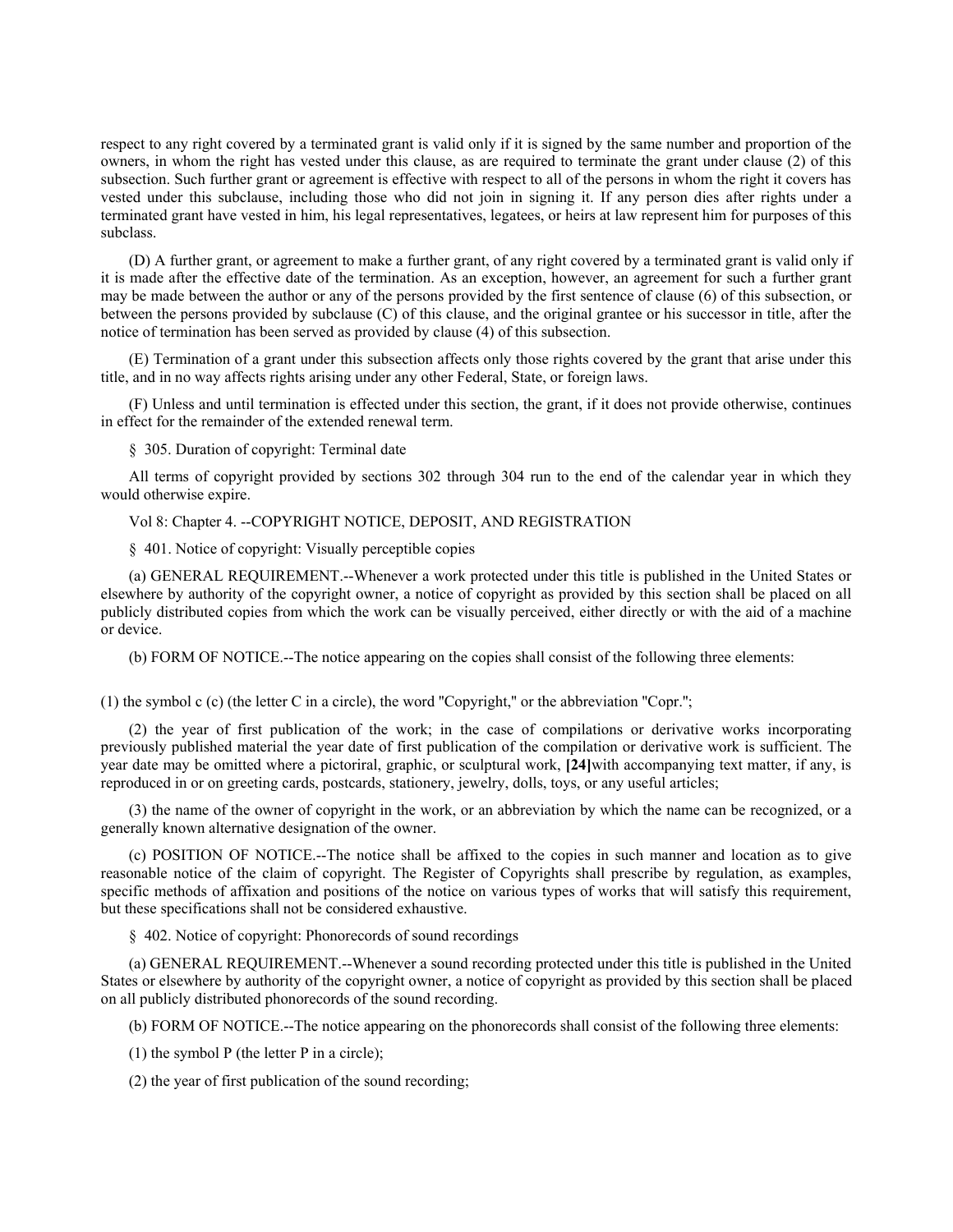respect to any right covered by a terminated grant is valid only if it is signed by the same number and proportion of the owners, in whom the right has vested under this clause, as are required to terminate the grant under clause (2) of this subsection. Such further grant or agreement is effective with respect to all of the persons in whom the right it covers has vested under this subclause, including those who did not join in signing it. If any person dies after rights under a terminated grant have vested in him, his legal representatives, legatees, or heirs at law represent him for purposes of this subclass.

(D) A further grant, or agreement to make a further grant, of any right covered by a terminated grant is valid only if it is made after the effective date of the termination. As an exception, however, an agreement for such a further grant may be made between the author or any of the persons provided by the first sentence of clause (6) of this subsection, or between the persons provided by subclause (C) of this clause, and the original grantee or his successor in title, after the notice of termination has been served as provided by clause (4) of this subsection.

(E) Termination of a grant under this subsection affects only those rights covered by the grant that arise under this title, and in no way affects rights arising under any other Federal, State, or foreign laws.

(F) Unless and until termination is effected under this section, the grant, if it does not provide otherwise, continues in effect for the remainder of the extended renewal term.

§ 305. Duration of copyright: Terminal date

All terms of copyright provided by sections 302 through 304 run to the end of the calendar year in which they would otherwise expire.

Vol 8: Chapter 4. --COPYRIGHT NOTICE, DEPOSIT, AND REGISTRATION

§ 401. Notice of copyright: Visually perceptible copies

(a) GENERAL REQUIREMENT.--Whenever a work protected under this title is published in the United States or elsewhere by authority of the copyright owner, a notice of copyright as provided by this section shall be placed on all publicly distributed copies from which the work can be visually perceived, either directly or with the aid of a machine or device.

(b) FORM OF NOTICE.--The notice appearing on the copies shall consist of the following three elements:

(1) the symbol c (c) (the letter C in a circle), the word "Copyright," or the abbreviation "Copr.";

(2) the year of first publication of the work; in the case of compilations or derivative works incorporating previously published material the year date of first publication of the compilation or derivative work is sufficient. The year date may be omitted where a pictoriral, graphic, or sculptural work, **[24]**with accompanying text matter, if any, is reproduced in or on greeting cards, postcards, stationery, jewelry, dolls, toys, or any useful articles;

(3) the name of the owner of copyright in the work, or an abbreviation by which the name can be recognized, or a generally known alternative designation of the owner.

(c) POSITION OF NOTICE.--The notice shall be affixed to the copies in such manner and location as to give reasonable notice of the claim of copyright. The Register of Copyrights shall prescribe by regulation, as examples, specific methods of affixation and positions of the notice on various types of works that will satisfy this requirement, but these specifications shall not be considered exhaustive.

§ 402. Notice of copyright: Phonorecords of sound recordings

(a) GENERAL REQUIREMENT.--Whenever a sound recording protected under this title is published in the United States or elsewhere by authority of the copyright owner, a notice of copyright as provided by this section shall be placed on all publicly distributed phonorecords of the sound recording.

(b) FORM OF NOTICE.--The notice appearing on the phonorecords shall consist of the following three elements:

(1) the symbol P (the letter P in a circle);

(2) the year of first publication of the sound recording;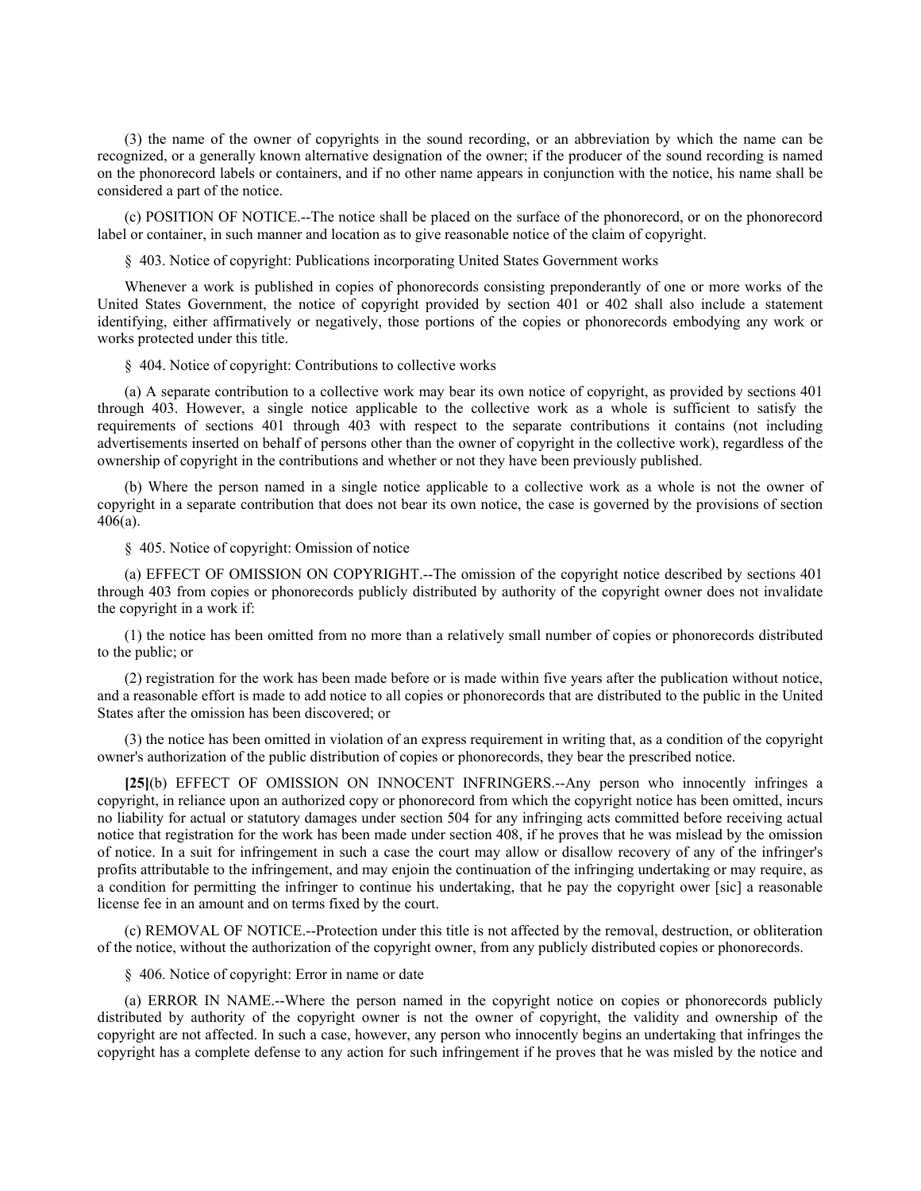(3) the name of the owner of copyrights in the sound recording, or an abbreviation by which the name can be recognized, or a generally known alternative designation of the owner; if the producer of the sound recording is named on the phonorecord labels or containers, and if no other name appears in conjunction with the notice, his name shall be considered a part of the notice.

(c) POSITION OF NOTICE.--The notice shall be placed on the surface of the phonorecord, or on the phonorecord label or container, in such manner and location as to give reasonable notice of the claim of copyright.

§ 403. Notice of copyright: Publications incorporating United States Government works

Whenever a work is published in copies of phonorecords consisting preponderantly of one or more works of the United States Government, the notice of copyright provided by section 401 or 402 shall also include a statement identifying, either affirmatively or negatively, those portions of the copies or phonorecords embodying any work or works protected under this title.

§ 404. Notice of copyright: Contributions to collective works

(a) A separate contribution to a collective work may bear its own notice of copyright, as provided by sections 401 through 403. However, a single notice applicable to the collective work as a whole is sufficient to satisfy the requirements of sections 401 through 403 with respect to the separate contributions it contains (not including advertisements inserted on behalf of persons other than the owner of copyright in the collective work), regardless of the ownership of copyright in the contributions and whether or not they have been previously published.

(b) Where the person named in a single notice applicable to a collective work as a whole is not the owner of copyright in a separate contribution that does not bear its own notice, the case is governed by the provisions of section 406(a).

§ 405. Notice of copyright: Omission of notice

(a) EFFECT OF OMISSION ON COPYRIGHT.--The omission of the copyright notice described by sections 401 through 403 from copies or phonorecords publicly distributed by authority of the copyright owner does not invalidate the copyright in a work if:

(1) the notice has been omitted from no more than a relatively small number of copies or phonorecords distributed to the public; or

(2) registration for the work has been made before or is made within five years after the publication without notice, and a reasonable effort is made to add notice to all copies or phonorecords that are distributed to the public in the United States after the omission has been discovered; or

(3) the notice has been omitted in violation of an express requirement in writing that, as a condition of the copyright owner's authorization of the public distribution of copies or phonorecords, they bear the prescribed notice.

**[25]**(b) EFFECT OF OMISSION ON INNOCENT INFRINGERS.--Any person who innocently infringes a copyright, in reliance upon an authorized copy or phonorecord from which the copyright notice has been omitted, incurs no liability for actual or statutory damages under section 504 for any infringing acts committed before receiving actual notice that registration for the work has been made under section 408, if he proves that he was mislead by the omission of notice. In a suit for infringement in such a case the court may allow or disallow recovery of any of the infringer's profits attributable to the infringement, and may enjoin the continuation of the infringing undertaking or may require, as a condition for permitting the infringer to continue his undertaking, that he pay the copyright ower [sic] a reasonable license fee in an amount and on terms fixed by the court.

(c) REMOVAL OF NOTICE.--Protection under this title is not affected by the removal, destruction, or obliteration of the notice, without the authorization of the copyright owner, from any publicly distributed copies or phonorecords.

§ 406. Notice of copyright: Error in name or date

(a) ERROR IN NAME.--Where the person named in the copyright notice on copies or phonorecords publicly distributed by authority of the copyright owner is not the owner of copyright, the validity and ownership of the copyright are not affected. In such a case, however, any person who innocently begins an undertaking that infringes the copyright has a complete defense to any action for such infringement if he proves that he was misled by the notice and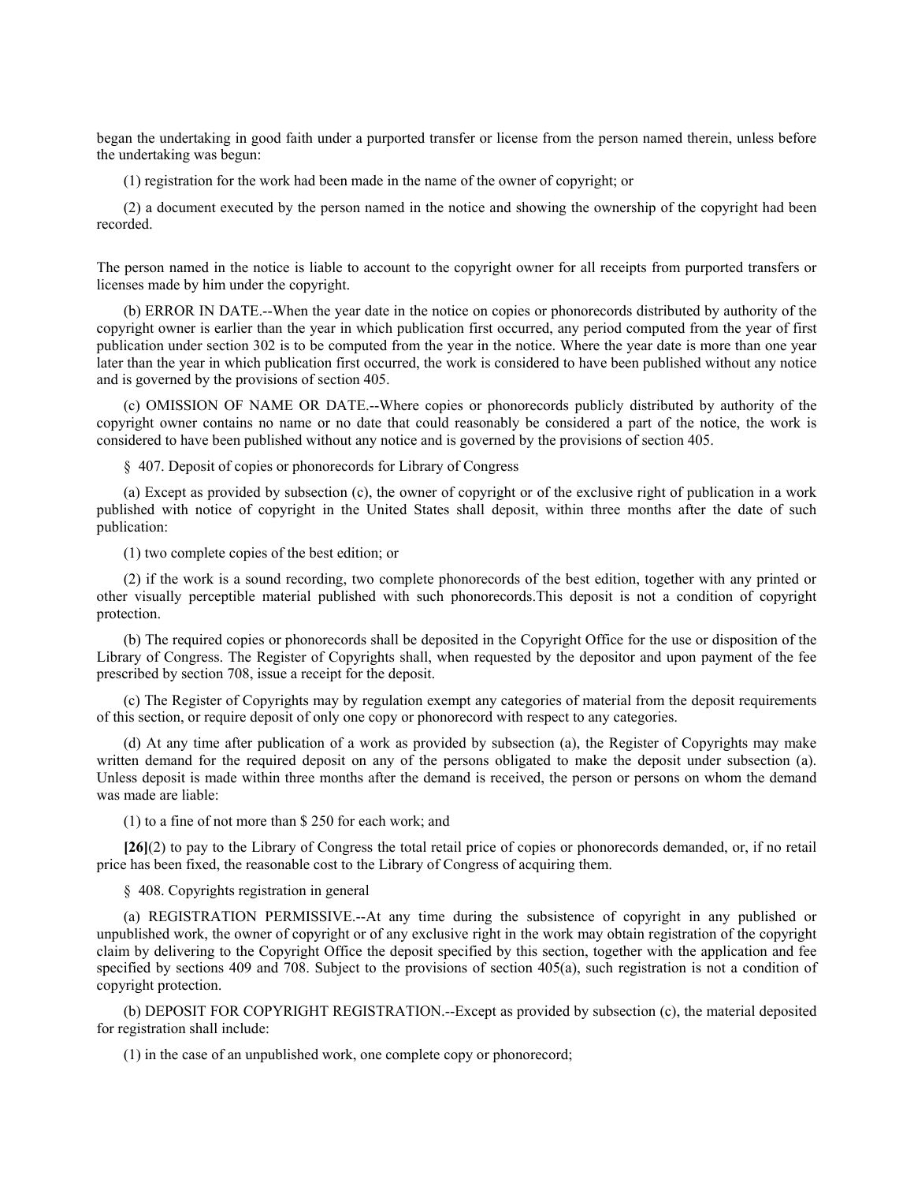began the undertaking in good faith under a purported transfer or license from the person named therein, unless before the undertaking was begun:

(1) registration for the work had been made in the name of the owner of copyright; or

(2) a document executed by the person named in the notice and showing the ownership of the copyright had been recorded.

The person named in the notice is liable to account to the copyright owner for all receipts from purported transfers or licenses made by him under the copyright.

(b) ERROR IN DATE.--When the year date in the notice on copies or phonorecords distributed by authority of the copyright owner is earlier than the year in which publication first occurred, any period computed from the year of first publication under section 302 is to be computed from the year in the notice. Where the year date is more than one year later than the year in which publication first occurred, the work is considered to have been published without any notice and is governed by the provisions of section 405.

(c) OMISSION OF NAME OR DATE.--Where copies or phonorecords publicly distributed by authority of the copyright owner contains no name or no date that could reasonably be considered a part of the notice, the work is considered to have been published without any notice and is governed by the provisions of section 405.

§ 407. Deposit of copies or phonorecords for Library of Congress

(a) Except as provided by subsection (c), the owner of copyright or of the exclusive right of publication in a work published with notice of copyright in the United States shall deposit, within three months after the date of such publication:

(1) two complete copies of the best edition; or

(2) if the work is a sound recording, two complete phonorecords of the best edition, together with any printed or other visually perceptible material published with such phonorecords.This deposit is not a condition of copyright protection.

(b) The required copies or phonorecords shall be deposited in the Copyright Office for the use or disposition of the Library of Congress. The Register of Copyrights shall, when requested by the depositor and upon payment of the fee prescribed by section 708, issue a receipt for the deposit.

(c) The Register of Copyrights may by regulation exempt any categories of material from the deposit requirements of this section, or require deposit of only one copy or phonorecord with respect to any categories.

(d) At any time after publication of a work as provided by subsection (a), the Register of Copyrights may make written demand for the required deposit on any of the persons obligated to make the deposit under subsection (a). Unless deposit is made within three months after the demand is received, the person or persons on whom the demand was made are liable:

(1) to a fine of not more than $ 250 for each work; and

**[26]**(2) to pay to the Library of Congress the total retail price of copies or phonorecords demanded, or, if no retail price has been fixed, the reasonable cost to the Library of Congress of acquiring them.

§ 408. Copyrights registration in general

(a) REGISTRATION PERMISSIVE.--At any time during the subsistence of copyright in any published or unpublished work, the owner of copyright or of any exclusive right in the work may obtain registration of the copyright claim by delivering to the Copyright Office the deposit specified by this section, together with the application and fee specified by sections 409 and 708. Subject to the provisions of section 405(a), such registration is not a condition of copyright protection.

(b) DEPOSIT FOR COPYRIGHT REGISTRATION.--Except as provided by subsection (c), the material deposited for registration shall include:

(1) in the case of an unpublished work, one complete copy or phonorecord;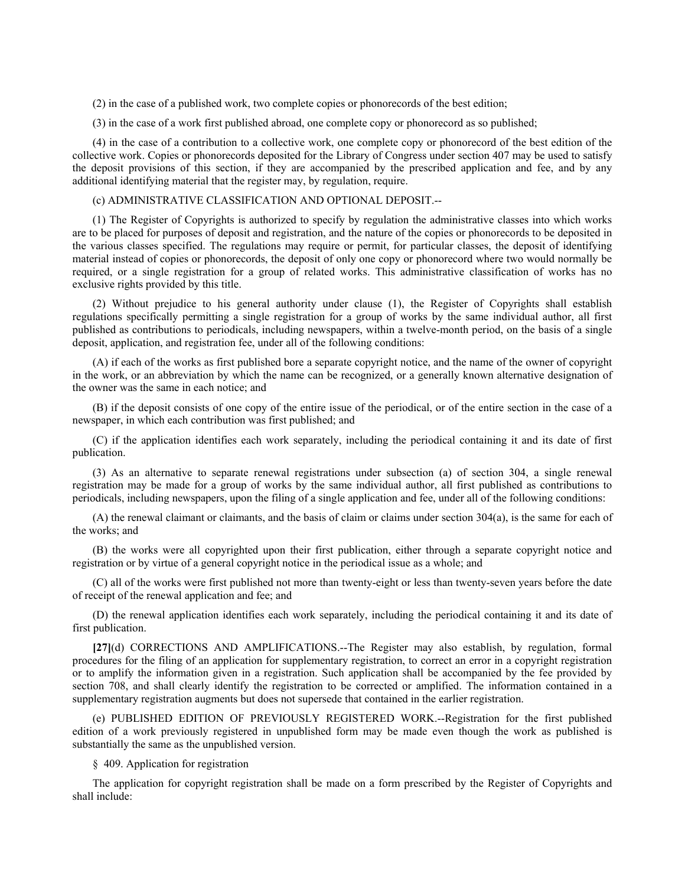(2) in the case of a published work, two complete copies or phonorecords of the best edition;

(3) in the case of a work first published abroad, one complete copy or phonorecord as so published;

(4) in the case of a contribution to a collective work, one complete copy or phonorecord of the best edition of the collective work. Copies or phonorecords deposited for the Library of Congress under section 407 may be used to satisfy the deposit provisions of this section, if they are accompanied by the prescribed application and fee, and by any additional identifying material that the register may, by regulation, require.

(c) ADMINISTRATIVE CLASSIFICATION AND OPTIONAL DEPOSIT.--

(1) The Register of Copyrights is authorized to specify by regulation the administrative classes into which works are to be placed for purposes of deposit and registration, and the nature of the copies or phonorecords to be deposited in the various classes specified. The regulations may require or permit, for particular classes, the deposit of identifying material instead of copies or phonorecords, the deposit of only one copy or phonorecord where two would normally be required, or a single registration for a group of related works. This administrative classification of works has no exclusive rights provided by this title.

(2) Without prejudice to his general authority under clause (1), the Register of Copyrights shall establish regulations specifically permitting a single registration for a group of works by the same individual author, all first published as contributions to periodicals, including newspapers, within a twelve-month period, on the basis of a single deposit, application, and registration fee, under all of the following conditions:

(A) if each of the works as first published bore a separate copyright notice, and the name of the owner of copyright in the work, or an abbreviation by which the name can be recognized, or a generally known alternative designation of the owner was the same in each notice; and

(B) if the deposit consists of one copy of the entire issue of the periodical, or of the entire section in the case of a newspaper, in which each contribution was first published; and

(C) if the application identifies each work separately, including the periodical containing it and its date of first publication.

(3) As an alternative to separate renewal registrations under subsection (a) of section 304, a single renewal registration may be made for a group of works by the same individual author, all first published as contributions to periodicals, including newspapers, upon the filing of a single application and fee, under all of the following conditions:

(A) the renewal claimant or claimants, and the basis of claim or claims under section 304(a), is the same for each of the works; and

(B) the works were all copyrighted upon their first publication, either through a separate copyright notice and registration or by virtue of a general copyright notice in the periodical issue as a whole; and

(C) all of the works were first published not more than twenty-eight or less than twenty-seven years before the date of receipt of the renewal application and fee; and

(D) the renewal application identifies each work separately, including the periodical containing it and its date of first publication.

**[27]**(d) CORRECTIONS AND AMPLIFICATIONS.--The Register may also establish, by regulation, formal procedures for the filing of an application for supplementary registration, to correct an error in a copyright registration or to amplify the information given in a registration. Such application shall be accompanied by the fee provided by section 708, and shall clearly identify the registration to be corrected or amplified. The information contained in a supplementary registration augments but does not supersede that contained in the earlier registration.

(e) PUBLISHED EDITION OF PREVIOUSLY REGISTERED WORK.--Registration for the first published edition of a work previously registered in unpublished form may be made even though the work as published is substantially the same as the unpublished version.

§ 409. Application for registration

The application for copyright registration shall be made on a form prescribed by the Register of Copyrights and shall include: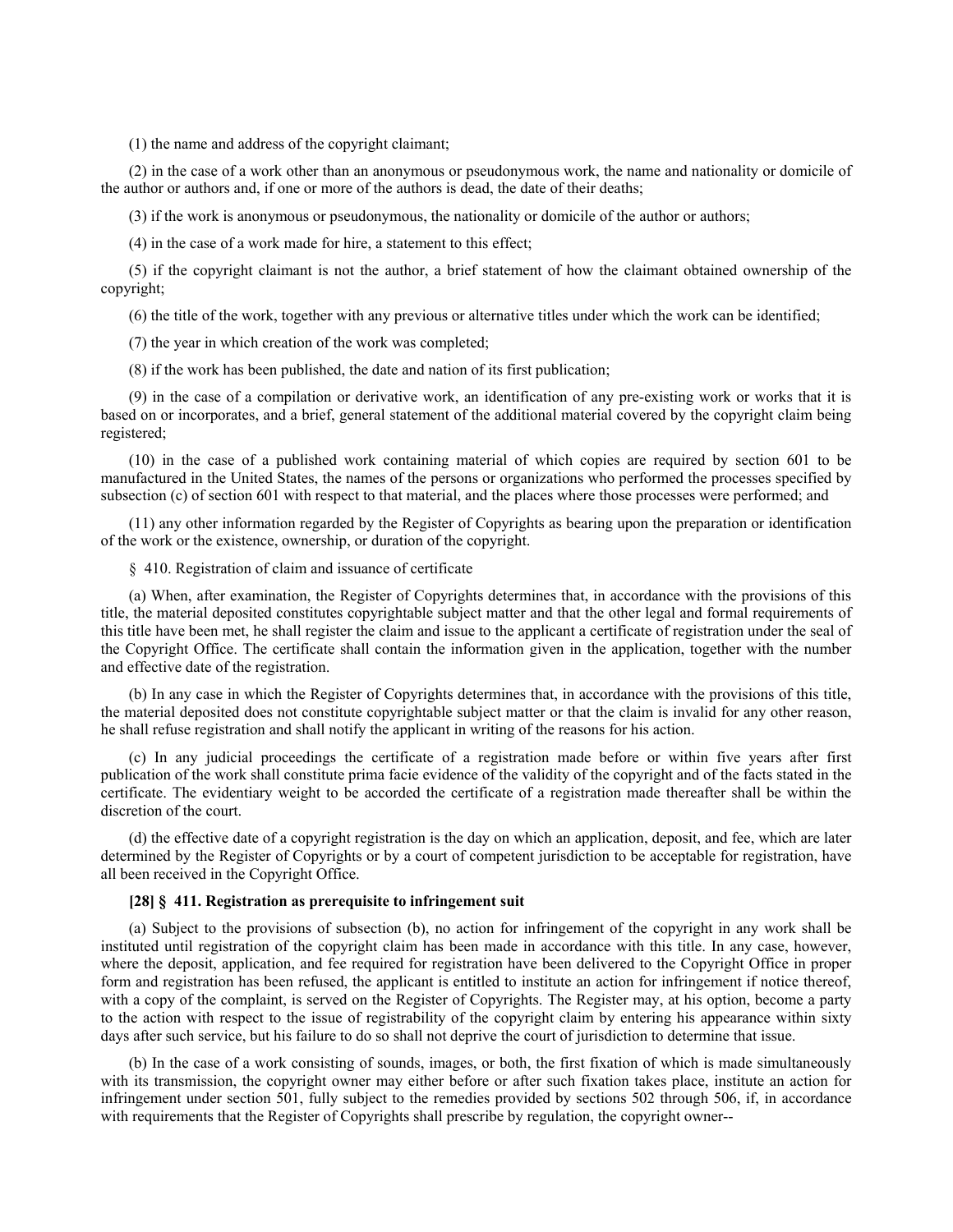(1) the name and address of the copyright claimant;

(2) in the case of a work other than an anonymous or pseudonymous work, the name and nationality or domicile of the author or authors and, if one or more of the authors is dead, the date of their deaths;

(3) if the work is anonymous or pseudonymous, the nationality or domicile of the author or authors;

(4) in the case of a work made for hire, a statement to this effect;

(5) if the copyright claimant is not the author, a brief statement of how the claimant obtained ownership of the copyright;

(6) the title of the work, together with any previous or alternative titles under which the work can be identified;

(7) the year in which creation of the work was completed;

(8) if the work has been published, the date and nation of its first publication;

(9) in the case of a compilation or derivative work, an identification of any pre-existing work or works that it is based on or incorporates, and a brief, general statement of the additional material covered by the copyright claim being registered;

(10) in the case of a published work containing material of which copies are required by section 601 to be manufactured in the United States, the names of the persons or organizations who performed the processes specified by subsection (c) of section 601 with respect to that material, and the places where those processes were performed; and

(11) any other information regarded by the Register of Copyrights as bearing upon the preparation or identification of the work or the existence, ownership, or duration of the copyright.

§ 410. Registration of claim and issuance of certificate

(a) When, after examination, the Register of Copyrights determines that, in accordance with the provisions of this title, the material deposited constitutes copyrightable subject matter and that the other legal and formal requirements of this title have been met, he shall register the claim and issue to the applicant a certificate of registration under the seal of the Copyright Office. The certificate shall contain the information given in the application, together with the number and effective date of the registration.

(b) In any case in which the Register of Copyrights determines that, in accordance with the provisions of this title, the material deposited does not constitute copyrightable subject matter or that the claim is invalid for any other reason, he shall refuse registration and shall notify the applicant in writing of the reasons for his action.

(c) In any judicial proceedings the certificate of a registration made before or within five years after first publication of the work shall constitute prima facie evidence of the validity of the copyright and of the facts stated in the certificate. The evidentiary weight to be accorded the certificate of a registration made thereafter shall be within the discretion of the court.

(d) the effective date of a copyright registration is the day on which an application, deposit, and fee, which are later determined by the Register of Copyrights or by a court of competent jurisdiction to be acceptable for registration, have all been received in the Copyright Office.

**[28] § 411. Registration as prerequisite to infringement suit**

(a) Subject to the provisions of subsection (b), no action for infringement of the copyright in any work shall be instituted until registration of the copyright claim has been made in accordance with this title. In any case, however, where the deposit, application, and fee required for registration have been delivered to the Copyright Office in proper form and registration has been refused, the applicant is entitled to institute an action for infringement if notice thereof, with a copy of the complaint, is served on the Register of Copyrights. The Register may, at his option, become a party to the action with respect to the issue of registrability of the copyright claim by entering his appearance within sixty days after such service, but his failure to do so shall not deprive the court of jurisdiction to determine that issue.

(b) In the case of a work consisting of sounds, images, or both, the first fixation of which is made simultaneously with its transmission, the copyright owner may either before or after such fixation takes place, institute an action for infringement under section 501, fully subject to the remedies provided by sections 502 through 506, if, in accordance with requirements that the Register of Copyrights shall prescribe by regulation, the copyright owner--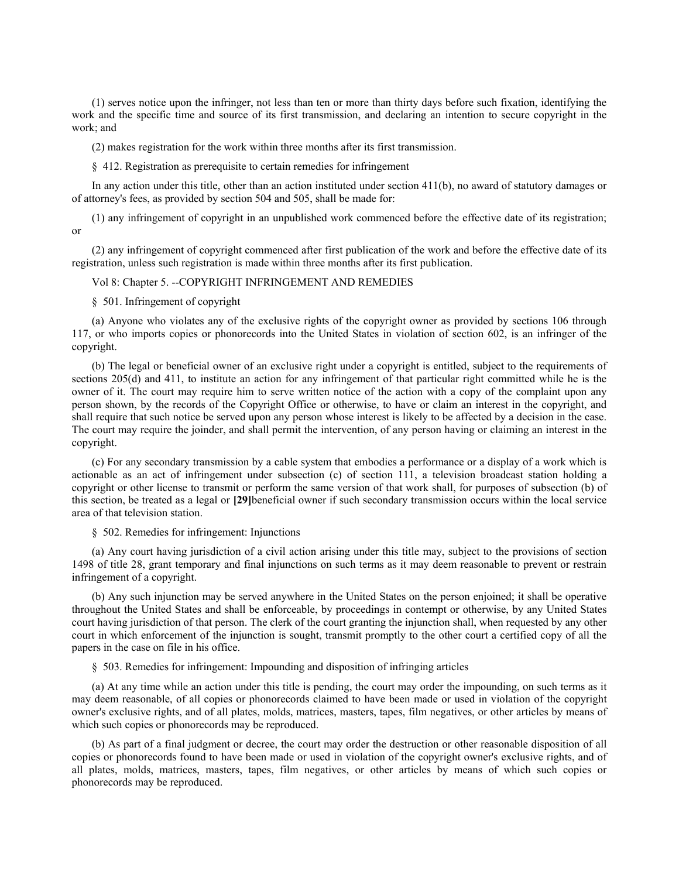(1) serves notice upon the infringer, not less than ten or more than thirty days before such fixation, identifying the work and the specific time and source of its first transmission, and declaring an intention to secure copyright in the work; and

(2) makes registration for the work within three months after its first transmission.

§ 412. Registration as prerequisite to certain remedies for infringement

In any action under this title, other than an action instituted under section 411(b), no award of statutory damages or of attorney's fees, as provided by section 504 and 505, shall be made for:

(1) any infringement of copyright in an unpublished work commenced before the effective date of its registration; or

(2) any infringement of copyright commenced after first publication of the work and before the effective date of its registration, unless such registration is made within three months after its first publication.

Vol 8: Chapter 5. --COPYRIGHT INFRINGEMENT AND REMEDIES

§ 501. Infringement of copyright

(a) Anyone who violates any of the exclusive rights of the copyright owner as provided by sections 106 through 117, or who imports copies or phonorecords into the United States in violation of section 602, is an infringer of the copyright.

(b) The legal or beneficial owner of an exclusive right under a copyright is entitled, subject to the requirements of sections 205(d) and 411, to institute an action for any infringement of that particular right committed while he is the owner of it. The court may require him to serve written notice of the action with a copy of the complaint upon any person shown, by the records of the Copyright Office or otherwise, to have or claim an interest in the copyright, and shall require that such notice be served upon any person whose interest is likely to be affected by a decision in the case. The court may require the joinder, and shall permit the intervention, of any person having or claiming an interest in the copyright.

(c) For any secondary transmission by a cable system that embodies a performance or a display of a work which is actionable as an act of infringement under subsection (c) of section 111, a television broadcast station holding a copyright or other license to transmit or perform the same version of that work shall, for purposes of subsection (b) of this section, be treated as a legal or **[29]**beneficial owner if such secondary transmission occurs within the local service area of that television station.

§ 502. Remedies for infringement: Injunctions

(a) Any court having jurisdiction of a civil action arising under this title may, subject to the provisions of section 1498 of title 28, grant temporary and final injunctions on such terms as it may deem reasonable to prevent or restrain infringement of a copyright.

(b) Any such injunction may be served anywhere in the United States on the person enjoined; it shall be operative throughout the United States and shall be enforceable, by proceedings in contempt or otherwise, by any United States court having jurisdiction of that person. The clerk of the court granting the injunction shall, when requested by any other court in which enforcement of the injunction is sought, transmit promptly to the other court a certified copy of all the papers in the case on file in his office.

§ 503. Remedies for infringement: Impounding and disposition of infringing articles

(a) At any time while an action under this title is pending, the court may order the impounding, on such terms as it may deem reasonable, of all copies or phonorecords claimed to have been made or used in violation of the copyright owner's exclusive rights, and of all plates, molds, matrices, masters, tapes, film negatives, or other articles by means of which such copies or phonorecords may be reproduced.

(b) As part of a final judgment or decree, the court may order the destruction or other reasonable disposition of all copies or phonorecords found to have been made or used in violation of the copyright owner's exclusive rights, and of all plates, molds, matrices, masters, tapes, film negatives, or other articles by means of which such copies or phonorecords may be reproduced.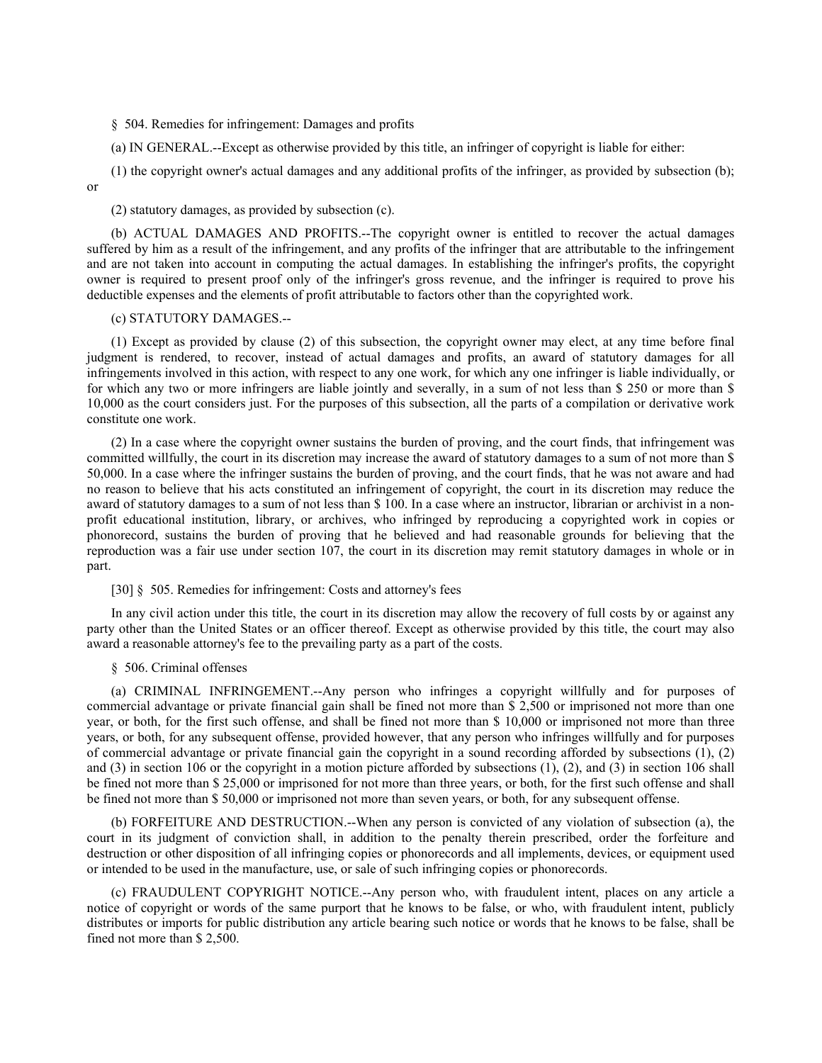§ 504. Remedies for infringement: Damages and profits

(a) IN GENERAL.--Except as otherwise provided by this title, an infringer of copyright is liable for either:

(1) the copyright owner's actual damages and any additional profits of the infringer, as provided by subsection (b); or

(2) statutory damages, as provided by subsection (c).

(b) ACTUAL DAMAGES AND PROFITS.--The copyright owner is entitled to recover the actual damages suffered by him as a result of the infringement, and any profits of the infringer that are attributable to the infringement and are not taken into account in computing the actual damages. In establishing the infringer's profits, the copyright owner is required to present proof only of the infringer's gross revenue, and the infringer is required to prove his deductible expenses and the elements of profit attributable to factors other than the copyrighted work.

(c) STATUTORY DAMAGES.--

(1) Except as provided by clause (2) of this subsection, the copyright owner may elect, at any time before final judgment is rendered, to recover, instead of actual damages and profits, an award of statutory damages for all infringements involved in this action, with respect to any one work, for which any one infringer is liable individually, or for which any two or more infringers are liable jointly and severally, in a sum of not less than $ 250 or more than $ 10,000 as the court considers just. For the purposes of this subsection, all the parts of a compilation or derivative work constitute one work.

(2) In a case where the copyright owner sustains the burden of proving, and the court finds, that infringement was committed willfully, the court in its discretion may increase the award of statutory damages to a sum of not more than $ 50,000. In a case where the infringer sustains the burden of proving, and the court finds, that he was not aware and had no reason to believe that his acts constituted an infringement of copyright, the court in its discretion may reduce the award of statutory damages to a sum of not less than $ 100. In a case where an instructor, librarian or archivist in a non-profit educational institution, library, or archives, who infringed by reproducing a copyrighted work in copies or phonorecord, sustains the burden of proving that he believed and had reasonable grounds for believing that the reproduction was a fair use under section 107, the court in its discretion may remit statutory damages in whole or in part.

[30] § 505. Remedies for infringement: Costs and attorney's fees

In any civil action under this title, the court in its discretion may allow the recovery of full costs by or against any party other than the United States or an officer thereof. Except as otherwise provided by this title, the court may also award a reasonable attorney's fee to the prevailing party as a part of the costs.

§ 506. Criminal offenses

(a) CRIMINAL INFRINGEMENT.--Any person who infringes a copyright willfully and for purposes of commercial advantage or private financial gain shall be fined not more than $ 2,500 or imprisoned not more than one year, or both, for the first such offense, and shall be fined not more than $ 10,000 or imprisoned not more than three years, or both, for any subsequent offense, provided however, that any person who infringes willfully and for purposes of commercial advantage or private financial gain the copyright in a sound recording afforded by subsections (1), (2) and (3) in section 106 or the copyright in a motion picture afforded by subsections (1), (2), and (3) in section 106 shall be fined not more than $ 25,000 or imprisoned for not more than three years, or both, for the first such offense and shall be fined not more than $ 50,000 or imprisoned not more than seven years, or both, for any subsequent offense.

(b) FORFEITURE AND DESTRUCTION.--When any person is convicted of any violation of subsection (a), the court in its judgment of conviction shall, in addition to the penalty therein prescribed, order the forfeiture and destruction or other disposition of all infringing copies or phonorecords and all implements, devices, or equipment used or intended to be used in the manufacture, use, or sale of such infringing copies or phonorecords.

(c) FRAUDULENT COPYRIGHT NOTICE.--Any person who, with fraudulent intent, places on any article a notice of copyright or words of the same purport that he knows to be false, or who, with fraudulent intent, publicly distributes or imports for public distribution any article bearing such notice or words that he knows to be false, shall be fined not more than $ 2,500.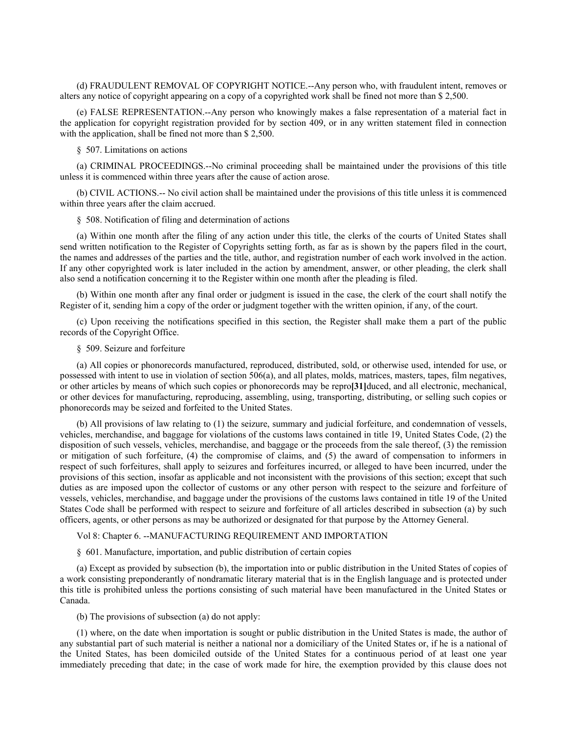(d) FRAUDULENT REMOVAL OF COPYRIGHT NOTICE.--Any person who, with fraudulent intent, removes or alters any notice of copyright appearing on a copy of a copyrighted work shall be fined not more than $ 2,500.

(e) FALSE REPRESENTATION.--Any person who knowingly makes a false representation of a material fact in the application for copyright registration provided for by section 409, or in any written statement filed in connection with the application, shall be fined not more than $ 2,500.

§ 507. Limitations on actions

(a) CRIMINAL PROCEEDINGS.--No criminal proceeding shall be maintained under the provisions of this title unless it is commenced within three years after the cause of action arose.

(b) CIVIL ACTIONS.-- No civil action shall be maintained under the provisions of this title unless it is commenced within three years after the claim accrued.

§ 508. Notification of filing and determination of actions

(a) Within one month after the filing of any action under this title, the clerks of the courts of United States shall send written notification to the Register of Copyrights setting forth, as far as is shown by the papers filed in the court, the names and addresses of the parties and the title, author, and registration number of each work involved in the action. If any other copyrighted work is later included in the action by amendment, answer, or other pleading, the clerk shall also send a notification concerning it to the Register within one month after the pleading is filed.

(b) Within one month after any final order or judgment is issued in the case, the clerk of the court shall notify the Register of it, sending him a copy of the order or judgment together with the written opinion, if any, of the court.

(c) Upon receiving the notifications specified in this section, the Register shall make them a part of the public records of the Copyright Office.

§ 509. Seizure and forfeiture

(a) All copies or phonorecords manufactured, reproduced, distributed, sold, or otherwise used, intended for use, or possessed with intent to use in violation of section 506(a), and all plates, molds, matrices, masters, tapes, film negatives, or other articles by means of which such copies or phonorecords may be repro**[31]**duced, and all electronic, mechanical, or other devices for manufacturing, reproducing, assembling, using, transporting, distributing, or selling such copies or phonorecords may be seized and forfeited to the United States.

(b) All provisions of law relating to (1) the seizure, summary and judicial forfeiture, and condemnation of vessels, vehicles, merchandise, and baggage for violations of the customs laws contained in title 19, United States Code, (2) the disposition of such vessels, vehicles, merchandise, and baggage or the proceeds from the sale thereof, (3) the remission or mitigation of such forfeiture, (4) the compromise of claims, and (5) the award of compensation to informers in respect of such forfeitures, shall apply to seizures and forfeitures incurred, or alleged to have been incurred, under the provisions of this section, insofar as applicable and not inconsistent with the provisions of this section; except that such duties as are imposed upon the collector of customs or any other person with respect to the seizure and forfeiture of vessels, vehicles, merchandise, and baggage under the provisions of the customs laws contained in title 19 of the United States Code shall be performed with respect to seizure and forfeiture of all articles described in subsection (a) by such officers, agents, or other persons as may be authorized or designated for that purpose by the Attorney General.

Vol 8: Chapter 6. --MANUFACTURING REQUIREMENT AND IMPORTATION

§ 601. Manufacture, importation, and public distribution of certain copies

(a) Except as provided by subsection (b), the importation into or public distribution in the United States of copies of a work consisting preponderantly of nondramatic literary material that is in the English language and is protected under this title is prohibited unless the portions consisting of such material have been manufactured in the United States or Canada.

(b) The provisions of subsection (a) do not apply:

(1) where, on the date when importation is sought or public distribution in the United States is made, the author of any substantial part of such material is neither a national nor a domiciliary of the United States or, if he is a national of the United States, has been domiciled outside of the United States for a continuous period of at least one year immediately preceding that date; in the case of work made for hire, the exemption provided by this clause does not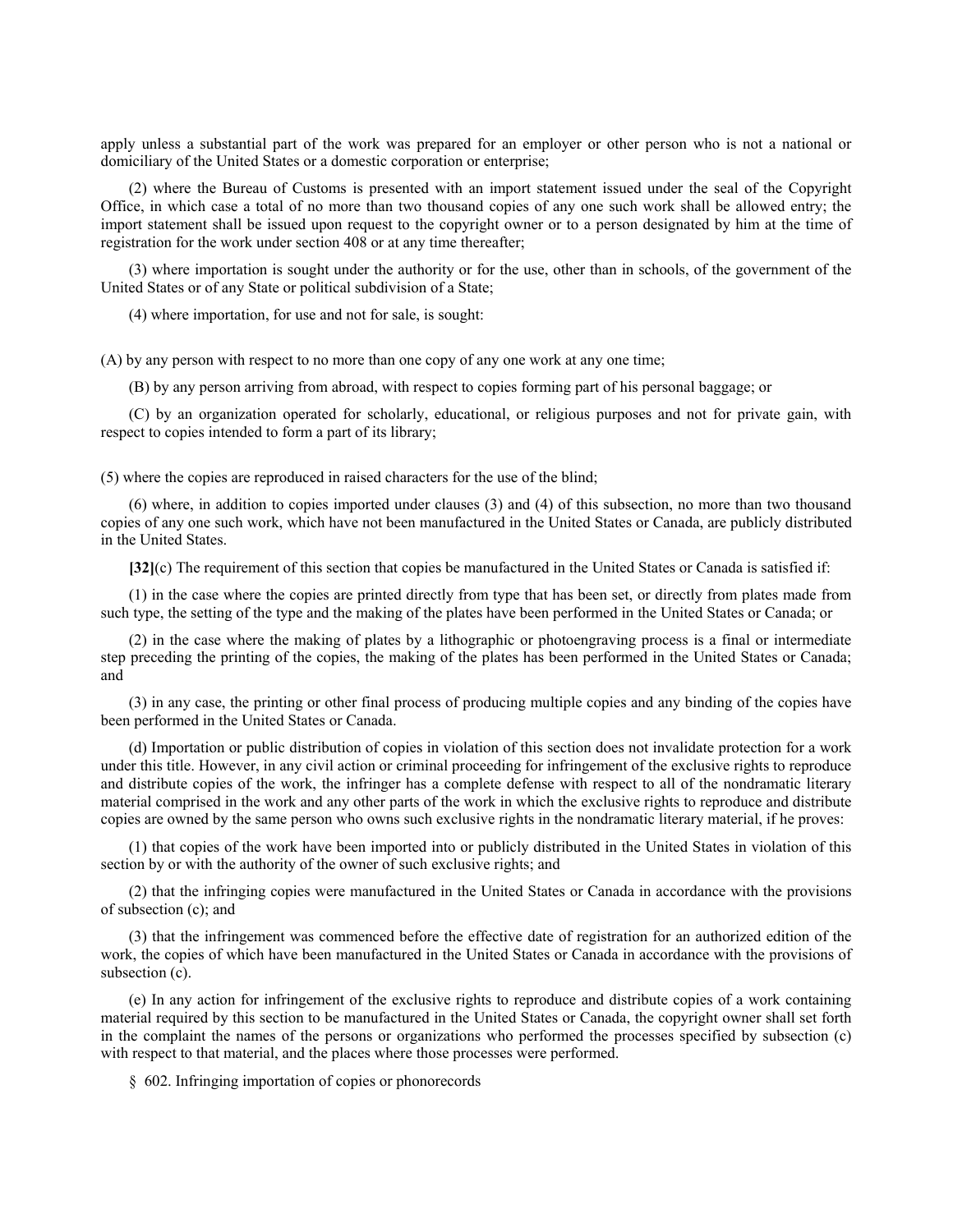apply unless a substantial part of the work was prepared for an employer or other person who is not a national or domiciliary of the United States or a domestic corporation or enterprise;

(2) where the Bureau of Customs is presented with an import statement issued under the seal of the Copyright Office, in which case a total of no more than two thousand copies of any one such work shall be allowed entry; the import statement shall be issued upon request to the copyright owner or to a person designated by him at the time of registration for the work under section 408 or at any time thereafter;

(3) where importation is sought under the authority or for the use, other than in schools, of the government of the United States or of any State or political subdivision of a State;

(4) where importation, for use and not for sale, is sought:

(A) by any person with respect to no more than one copy of any one work at any one time;

(B) by any person arriving from abroad, with respect to copies forming part of his personal baggage; or

(C) by an organization operated for scholarly, educational, or religious purposes and not for private gain, with respect to copies intended to form a part of its library;

(5) where the copies are reproduced in raised characters for the use of the blind;

(6) where, in addition to copies imported under clauses (3) and (4) of this subsection, no more than two thousand copies of any one such work, which have not been manufactured in the United States or Canada, are publicly distributed in the United States.

**[32]**(c) The requirement of this section that copies be manufactured in the United States or Canada is satisfied if:

(1) in the case where the copies are printed directly from type that has been set, or directly from plates made from such type, the setting of the type and the making of the plates have been performed in the United States or Canada; or

(2) in the case where the making of plates by a lithographic or photoengraving process is a final or intermediate step preceding the printing of the copies, the making of the plates has been performed in the United States or Canada; and

(3) in any case, the printing or other final process of producing multiple copies and any binding of the copies have been performed in the United States or Canada.

(d) Importation or public distribution of copies in violation of this section does not invalidate protection for a work under this title. However, in any civil action or criminal proceeding for infringement of the exclusive rights to reproduce and distribute copies of the work, the infringer has a complete defense with respect to all of the nondramatic literary material comprised in the work and any other parts of the work in which the exclusive rights to reproduce and distribute copies are owned by the same person who owns such exclusive rights in the nondramatic literary material, if he proves:

(1) that copies of the work have been imported into or publicly distributed in the United States in violation of this section by or with the authority of the owner of such exclusive rights; and

(2) that the infringing copies were manufactured in the United States or Canada in accordance with the provisions of subsection (c); and

(3) that the infringement was commenced before the effective date of registration for an authorized edition of the work, the copies of which have been manufactured in the United States or Canada in accordance with the provisions of subsection (c).

(e) In any action for infringement of the exclusive rights to reproduce and distribute copies of a work containing material required by this section to be manufactured in the United States or Canada, the copyright owner shall set forth in the complaint the names of the persons or organizations who performed the processes specified by subsection (c) with respect to that material, and the places where those processes were performed.

§ 602. Infringing importation of copies or phonorecords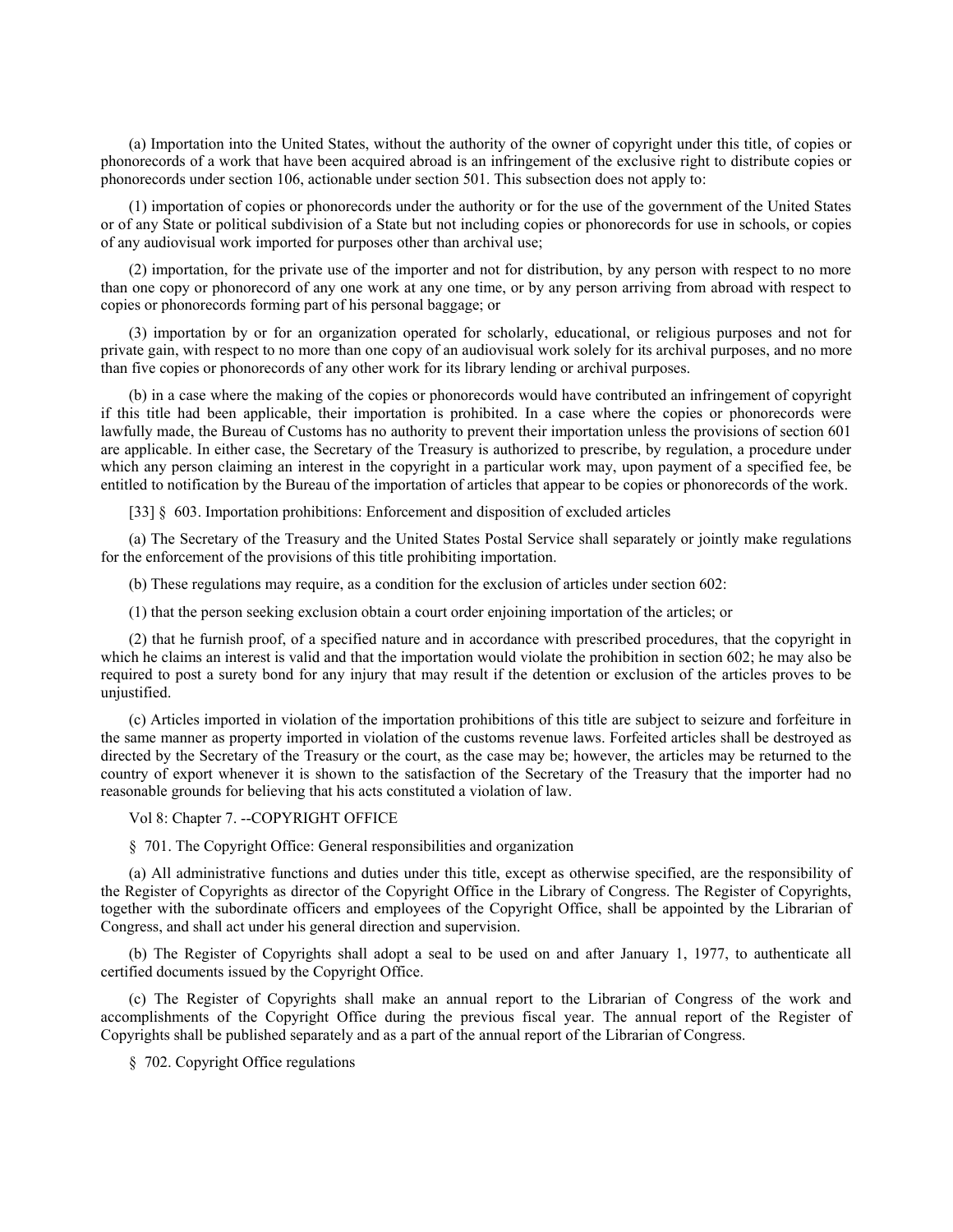(a) Importation into the United States, without the authority of the owner of copyright under this title, of copies or phonorecords of a work that have been acquired abroad is an infringement of the exclusive right to distribute copies or phonorecords under section 106, actionable under section 501. This subsection does not apply to:

(1) importation of copies or phonorecords under the authority or for the use of the government of the United States or of any State or political subdivision of a State but not including copies or phonorecords for use in schools, or copies of any audiovisual work imported for purposes other than archival use;

(2) importation, for the private use of the importer and not for distribution, by any person with respect to no more than one copy or phonorecord of any one work at any one time, or by any person arriving from abroad with respect to copies or phonorecords forming part of his personal baggage; or

(3) importation by or for an organization operated for scholarly, educational, or religious purposes and not for private gain, with respect to no more than one copy of an audiovisual work solely for its archival purposes, and no more than five copies or phonorecords of any other work for its library lending or archival purposes.

(b) in a case where the making of the copies or phonorecords would have contributed an infringement of copyright if this title had been applicable, their importation is prohibited. In a case where the copies or phonorecords were lawfully made, the Bureau of Customs has no authority to prevent their importation unless the provisions of section 601 are applicable. In either case, the Secretary of the Treasury is authorized to prescribe, by regulation, a procedure under which any person claiming an interest in the copyright in a particular work may, upon payment of a specified fee, be entitled to notification by the Bureau of the importation of articles that appear to be copies or phonorecords of the work.

[33] § 603. Importation prohibitions: Enforcement and disposition of excluded articles

(a) The Secretary of the Treasury and the United States Postal Service shall separately or jointly make regulations for the enforcement of the provisions of this title prohibiting importation.

(b) These regulations may require, as a condition for the exclusion of articles under section 602:

(1) that the person seeking exclusion obtain a court order enjoining importation of the articles; or

(2) that he furnish proof, of a specified nature and in accordance with prescribed procedures, that the copyright in which he claims an interest is valid and that the importation would violate the prohibition in section 602; he may also be required to post a surety bond for any injury that may result if the detention or exclusion of the articles proves to be unjustified.

(c) Articles imported in violation of the importation prohibitions of this title are subject to seizure and forfeiture in the same manner as property imported in violation of the customs revenue laws. Forfeited articles shall be destroyed as directed by the Secretary of the Treasury or the court, as the case may be; however, the articles may be returned to the country of export whenever it is shown to the satisfaction of the Secretary of the Treasury that the importer had no reasonable grounds for believing that his acts constituted a violation of law.

Vol 8: Chapter 7. --COPYRIGHT OFFICE

§ 701. The Copyright Office: General responsibilities and organization

(a) All administrative functions and duties under this title, except as otherwise specified, are the responsibility of the Register of Copyrights as director of the Copyright Office in the Library of Congress. The Register of Copyrights, together with the subordinate officers and employees of the Copyright Office, shall be appointed by the Librarian of Congress, and shall act under his general direction and supervision.

(b) The Register of Copyrights shall adopt a seal to be used on and after January 1, 1977, to authenticate all certified documents issued by the Copyright Office.

(c) The Register of Copyrights shall make an annual report to the Librarian of Congress of the work and accomplishments of the Copyright Office during the previous fiscal year. The annual report of the Register of Copyrights shall be published separately and as a part of the annual report of the Librarian of Congress.

§ 702. Copyright Office regulations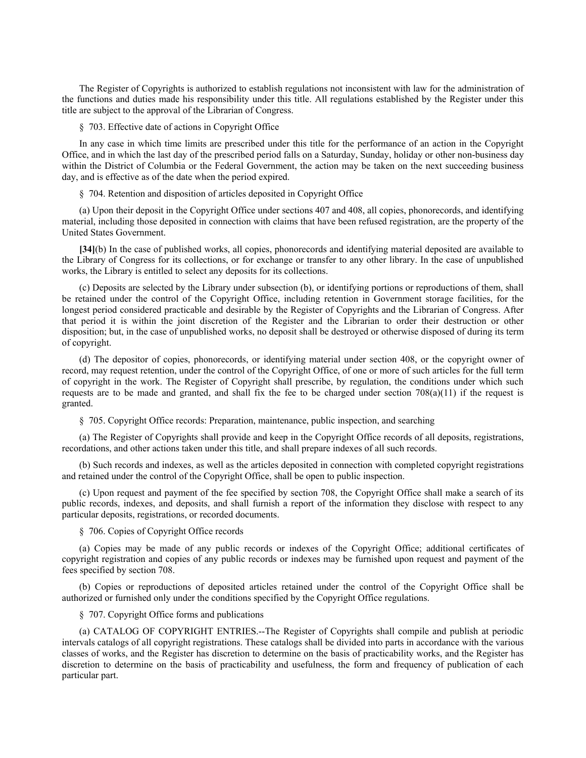The Register of Copyrights is authorized to establish regulations not inconsistent with law for the administration of the functions and duties made his responsibility under this title. All regulations established by the Register under this title are subject to the approval of the Librarian of Congress.

§ 703. Effective date of actions in Copyright Office

In any case in which time limits are prescribed under this title for the performance of an action in the Copyright Office, and in which the last day of the prescribed period falls on a Saturday, Sunday, holiday or other non-business day within the District of Columbia or the Federal Government, the action may be taken on the next succeeding business day, and is effective as of the date when the period expired.

§ 704. Retention and disposition of articles deposited in Copyright Office

(a) Upon their deposit in the Copyright Office under sections 407 and 408, all copies, phonorecords, and identifying material, including those deposited in connection with claims that have been refused registration, are the property of the United States Government.

**[34]**(b) In the case of published works, all copies, phonorecords and identifying material deposited are available to the Library of Congress for its collections, or for exchange or transfer to any other library. In the case of unpublished works, the Library is entitled to select any deposits for its collections.

(c) Deposits are selected by the Library under subsection (b), or identifying portions or reproductions of them, shall be retained under the control of the Copyright Office, including retention in Government storage facilities, for the longest period considered practicable and desirable by the Register of Copyrights and the Librarian of Congress. After that period it is within the joint discretion of the Register and the Librarian to order their destruction or other disposition; but, in the case of unpublished works, no deposit shall be destroyed or otherwise disposed of during its term of copyright.

(d) The depositor of copies, phonorecords, or identifying material under section 408, or the copyright owner of record, may request retention, under the control of the Copyright Office, of one or more of such articles for the full term of copyright in the work. The Register of Copyright shall prescribe, by regulation, the conditions under which such requests are to be made and granted, and shall fix the fee to be charged under section 708(a)(11) if the request is granted.

§ 705. Copyright Office records: Preparation, maintenance, public inspection, and searching

(a) The Register of Copyrights shall provide and keep in the Copyright Office records of all deposits, registrations, recordations, and other actions taken under this title, and shall prepare indexes of all such records.

(b) Such records and indexes, as well as the articles deposited in connection with completed copyright registrations and retained under the control of the Copyright Office, shall be open to public inspection.

(c) Upon request and payment of the fee specified by section 708, the Copyright Office shall make a search of its public records, indexes, and deposits, and shall furnish a report of the information they disclose with respect to any particular deposits, registrations, or recorded documents.

§ 706. Copies of Copyright Office records

(a) Copies may be made of any public records or indexes of the Copyright Office; additional certificates of copyright registration and copies of any public records or indexes may be furnished upon request and payment of the fees specified by section 708.

(b) Copies or reproductions of deposited articles retained under the control of the Copyright Office shall be authorized or furnished only under the conditions specified by the Copyright Office regulations.

§ 707. Copyright Office forms and publications

(a) CATALOG OF COPYRIGHT ENTRIES.--The Register of Copyrights shall compile and publish at periodic intervals catalogs of all copyright registrations. These catalogs shall be divided into parts in accordance with the various classes of works, and the Register has discretion to determine on the basis of practicability works, and the Register has discretion to determine on the basis of practicability and usefulness, the form and frequency of publication of each particular part.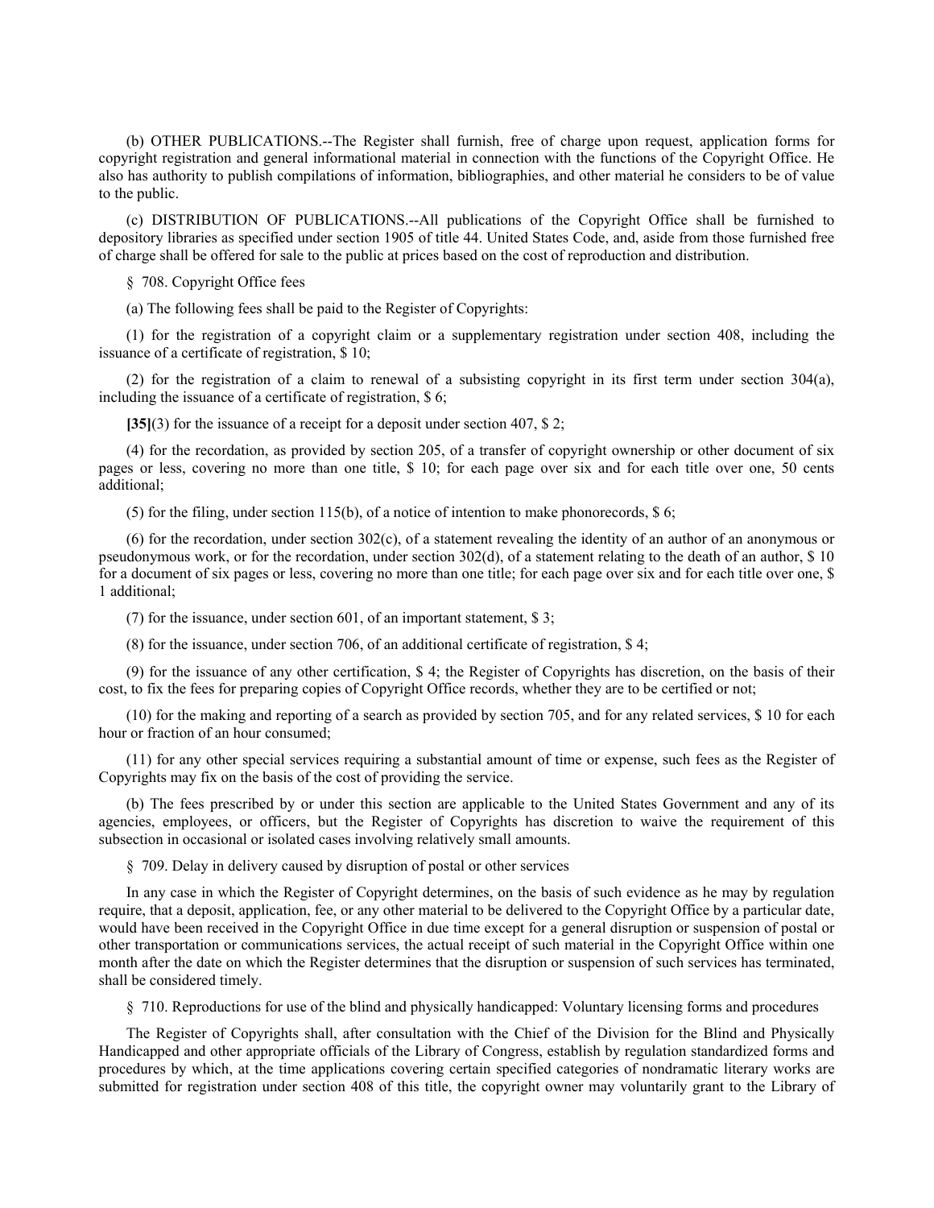(b) OTHER PUBLICATIONS.--The Register shall furnish, free of charge upon request, application forms for copyright registration and general informational material in connection with the functions of the Copyright Office. He also has authority to publish compilations of information, bibliographies, and other material he considers to be of value to the public.

(c) DISTRIBUTION OF PUBLICATIONS.--All publications of the Copyright Office shall be furnished to depository libraries as specified under section 1905 of title 44. United States Code, and, aside from those furnished free of charge shall be offered for sale to the public at prices based on the cost of reproduction and distribution.

§ 708. Copyright Office fees

(a) The following fees shall be paid to the Register of Copyrights:

(1) for the registration of a copyright claim or a supplementary registration under section 408, including the issuance of a certificate of registration, $ 10;

(2) for the registration of a claim to renewal of a subsisting copyright in its first term under section 304(a), including the issuance of a certificate of registration, $ 6;

**[35]**(3) for the issuance of a receipt for a deposit under section 407, $ 2;

(4) for the recordation, as provided by section 205, of a transfer of copyright ownership or other document of six pages or less, covering no more than one title, $ 10; for each page over six and for each title over one, 50 cents additional;

(5) for the filing, under section 115(b), of a notice of intention to make phonorecords, $ 6;

(6) for the recordation, under section 302(c), of a statement revealing the identity of an author of an anonymous or pseudonymous work, or for the recordation, under section 302(d), of a statement relating to the death of an author, $ 10 for a document of six pages or less, covering no more than one title; for each page over six and for each title over one, $ 1 additional;

(7) for the issuance, under section 601, of an important statement, $ 3;

(8) for the issuance, under section 706, of an additional certificate of registration, $ 4;

(9) for the issuance of any other certification, $ 4; the Register of Copyrights has discretion, on the basis of their cost, to fix the fees for preparing copies of Copyright Office records, whether they are to be certified or not;

(10) for the making and reporting of a search as provided by section 705, and for any related services, $ 10 for each hour or fraction of an hour consumed;

(11) for any other special services requiring a substantial amount of time or expense, such fees as the Register of Copyrights may fix on the basis of the cost of providing the service.

(b) The fees prescribed by or under this section are applicable to the United States Government and any of its agencies, employees, or officers, but the Register of Copyrights has discretion to waive the requirement of this subsection in occasional or isolated cases involving relatively small amounts.

§ 709. Delay in delivery caused by disruption of postal or other services

In any case in which the Register of Copyright determines, on the basis of such evidence as he may by regulation require, that a deposit, application, fee, or any other material to be delivered to the Copyright Office by a particular date, would have been received in the Copyright Office in due time except for a general disruption or suspension of postal or other transportation or communications services, the actual receipt of such material in the Copyright Office within one month after the date on which the Register determines that the disruption or suspension of such services has terminated, shall be considered timely.

§ 710. Reproductions for use of the blind and physically handicapped: Voluntary licensing forms and procedures

The Register of Copyrights shall, after consultation with the Chief of the Division for the Blind and Physically Handicapped and other appropriate officials of the Library of Congress, establish by regulation standardized forms and procedures by which, at the time applications covering certain specified categories of nondramatic literary works are submitted for registration under section 408 of this title, the copyright owner may voluntarily grant to the Library of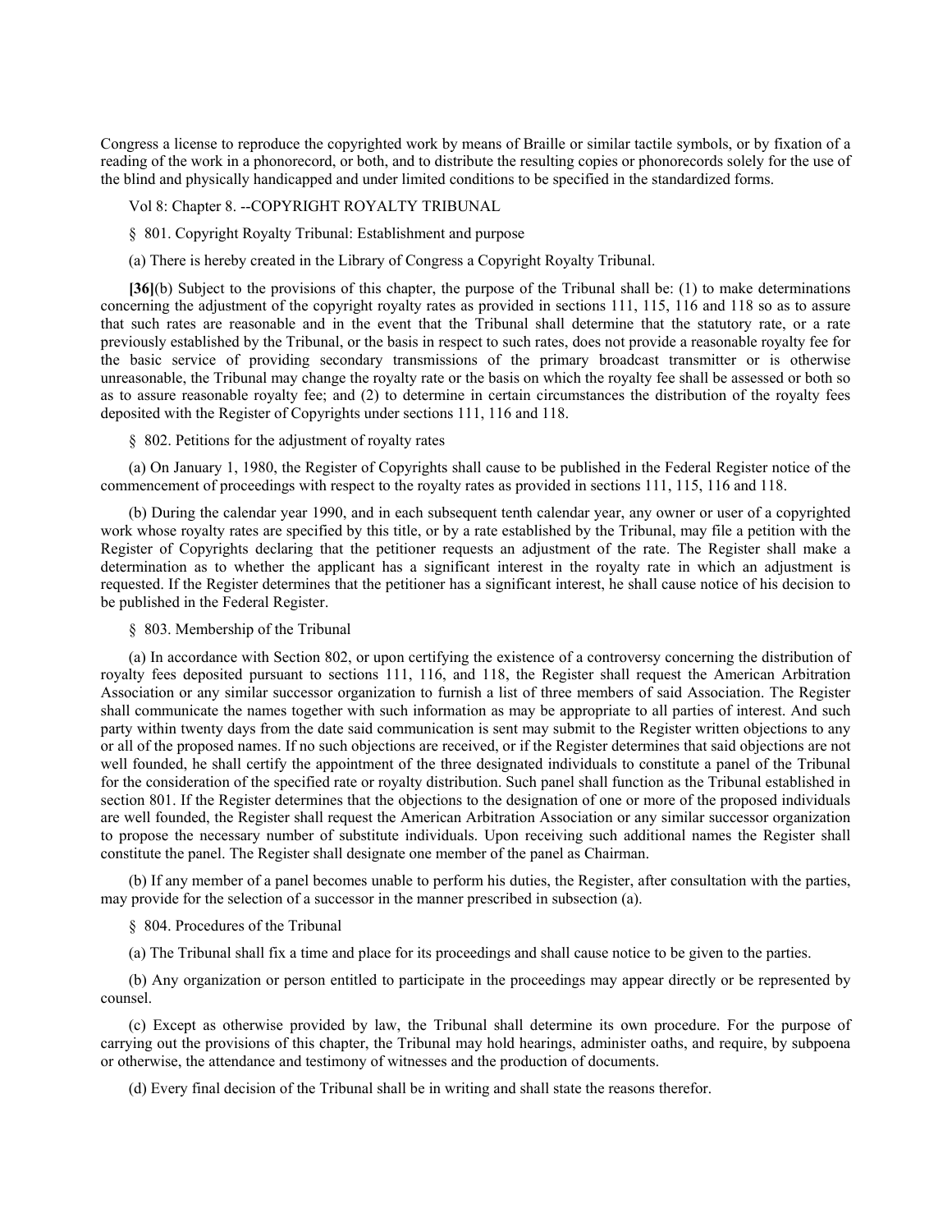Congress a license to reproduce the copyrighted work by means of Braille or similar tactile symbols, or by fixation of a reading of the work in a phonorecord, or both, and to distribute the resulting copies or phonorecords solely for the use of the blind and physically handicapped and under limited conditions to be specified in the standardized forms.

Vol 8: Chapter 8. --COPYRIGHT ROYALTY TRIBUNAL

§ 801. Copyright Royalty Tribunal: Establishment and purpose

(a) There is hereby created in the Library of Congress a Copyright Royalty Tribunal.

**[36]**(b) Subject to the provisions of this chapter, the purpose of the Tribunal shall be: (1) to make determinations concerning the adjustment of the copyright royalty rates as provided in sections 111, 115, 116 and 118 so as to assure that such rates are reasonable and in the event that the Tribunal shall determine that the statutory rate, or a rate previously established by the Tribunal, or the basis in respect to such rates, does not provide a reasonable royalty fee for the basic service of providing secondary transmissions of the primary broadcast transmitter or is otherwise unreasonable, the Tribunal may change the royalty rate or the basis on which the royalty fee shall be assessed or both so as to assure reasonable royalty fee; and (2) to determine in certain circumstances the distribution of the royalty fees deposited with the Register of Copyrights under sections 111, 116 and 118.

§ 802. Petitions for the adjustment of royalty rates

(a) On January 1, 1980, the Register of Copyrights shall cause to be published in the Federal Register notice of the commencement of proceedings with respect to the royalty rates as provided in sections 111, 115, 116 and 118.

(b) During the calendar year 1990, and in each subsequent tenth calendar year, any owner or user of a copyrighted work whose royalty rates are specified by this title, or by a rate established by the Tribunal, may file a petition with the Register of Copyrights declaring that the petitioner requests an adjustment of the rate. The Register shall make a determination as to whether the applicant has a significant interest in the royalty rate in which an adjustment is requested. If the Register determines that the petitioner has a significant interest, he shall cause notice of his decision to be published in the Federal Register.

§ 803. Membership of the Tribunal

(a) In accordance with Section 802, or upon certifying the existence of a controversy concerning the distribution of royalty fees deposited pursuant to sections 111, 116, and 118, the Register shall request the American Arbitration Association or any similar successor organization to furnish a list of three members of said Association. The Register shall communicate the names together with such information as may be appropriate to all parties of interest. And such party within twenty days from the date said communication is sent may submit to the Register written objections to any or all of the proposed names. If no such objections are received, or if the Register determines that said objections are not well founded, he shall certify the appointment of the three designated individuals to constitute a panel of the Tribunal for the consideration of the specified rate or royalty distribution. Such panel shall function as the Tribunal established in section 801. If the Register determines that the objections to the designation of one or more of the proposed individuals are well founded, the Register shall request the American Arbitration Association or any similar successor organization to propose the necessary number of substitute individuals. Upon receiving such additional names the Register shall constitute the panel. The Register shall designate one member of the panel as Chairman.

(b) If any member of a panel becomes unable to perform his duties, the Register, after consultation with the parties, may provide for the selection of a successor in the manner prescribed in subsection (a).

§ 804. Procedures of the Tribunal

(a) The Tribunal shall fix a time and place for its proceedings and shall cause notice to be given to the parties.

(b) Any organization or person entitled to participate in the proceedings may appear directly or be represented by counsel.

(c) Except as otherwise provided by law, the Tribunal shall determine its own procedure. For the purpose of carrying out the provisions of this chapter, the Tribunal may hold hearings, administer oaths, and require, by subpoena or otherwise, the attendance and testimony of witnesses and the production of documents.

(d) Every final decision of the Tribunal shall be in writing and shall state the reasons therefor.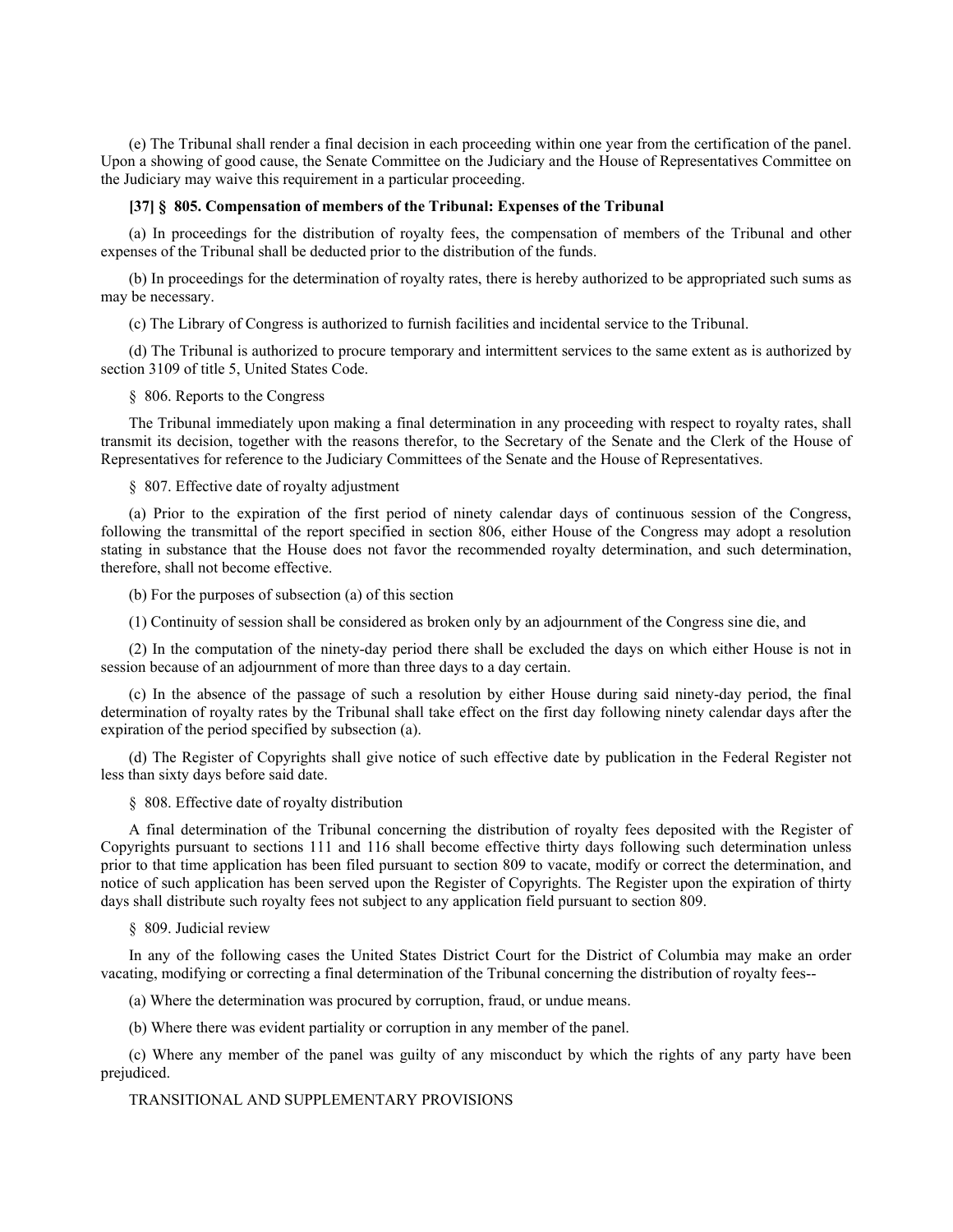(e) The Tribunal shall render a final decision in each proceeding within one year from the certification of the panel. Upon a showing of good cause, the Senate Committee on the Judiciary and the House of Representatives Committee on the Judiciary may waive this requirement in a particular proceeding.

**[37] § 805. Compensation of members of the Tribunal: Expenses of the Tribunal**

(a) In proceedings for the distribution of royalty fees, the compensation of members of the Tribunal and other expenses of the Tribunal shall be deducted prior to the distribution of the funds.

(b) In proceedings for the determination of royalty rates, there is hereby authorized to be appropriated such sums as may be necessary.

(c) The Library of Congress is authorized to furnish facilities and incidental service to the Tribunal.

(d) The Tribunal is authorized to procure temporary and intermittent services to the same extent as is authorized by section 3109 of title 5, United States Code.

§ 806. Reports to the Congress

The Tribunal immediately upon making a final determination in any proceeding with respect to royalty rates, shall transmit its decision, together with the reasons therefor, to the Secretary of the Senate and the Clerk of the House of Representatives for reference to the Judiciary Committees of the Senate and the House of Representatives.

§ 807. Effective date of royalty adjustment

(a) Prior to the expiration of the first period of ninety calendar days of continuous session of the Congress, following the transmittal of the report specified in section 806, either House of the Congress may adopt a resolution stating in substance that the House does not favor the recommended royalty determination, and such determination, therefore, shall not become effective.

(b) For the purposes of subsection (a) of this section

(1) Continuity of session shall be considered as broken only by an adjournment of the Congress sine die, and

(2) In the computation of the ninety-day period there shall be excluded the days on which either House is not in session because of an adjournment of more than three days to a day certain.

(c) In the absence of the passage of such a resolution by either House during said ninety-day period, the final determination of royalty rates by the Tribunal shall take effect on the first day following ninety calendar days after the expiration of the period specified by subsection (a).

(d) The Register of Copyrights shall give notice of such effective date by publication in the Federal Register not less than sixty days before said date.

§ 808. Effective date of royalty distribution

A final determination of the Tribunal concerning the distribution of royalty fees deposited with the Register of Copyrights pursuant to sections 111 and 116 shall become effective thirty days following such determination unless prior to that time application has been filed pursuant to section 809 to vacate, modify or correct the determination, and notice of such application has been served upon the Register of Copyrights. The Register upon the expiration of thirty days shall distribute such royalty fees not subject to any application field pursuant to section 809.

§ 809. Judicial review

In any of the following cases the United States District Court for the District of Columbia may make an order vacating, modifying or correcting a final determination of the Tribunal concerning the distribution of royalty fees--

(a) Where the determination was procured by corruption, fraud, or undue means.

(b) Where there was evident partiality or corruption in any member of the panel.

(c) Where any member of the panel was guilty of any misconduct by which the rights of any party have been prejudiced.

TRANSITIONAL AND SUPPLEMENTARY PROVISIONS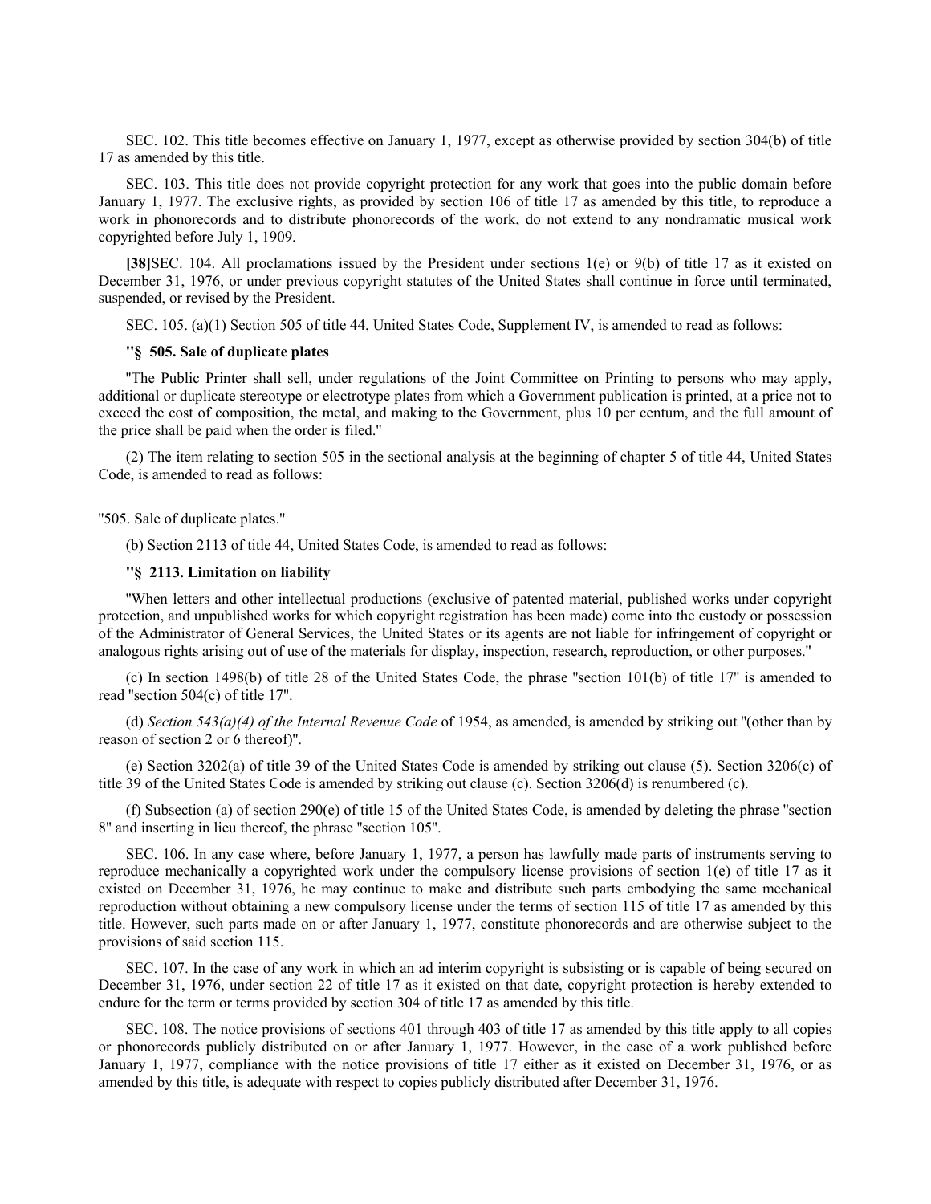SEC. 102. This title becomes effective on January 1, 1977, except as otherwise provided by section 304(b) of title 17 as amended by this title.

SEC. 103. This title does not provide copyright protection for any work that goes into the public domain before January 1, 1977. The exclusive rights, as provided by section 106 of title 17 as amended by this title, to reproduce a work in phonorecords and to distribute phonorecords of the work, do not extend to any nondramatic musical work copyrighted before July 1, 1909.

**[38]**SEC. 104. All proclamations issued by the President under sections 1(e) or 9(b) of title 17 as it existed on December 31, 1976, or under previous copyright statutes of the United States shall continue in force until terminated, suspended, or revised by the President.

SEC. 105. (a)(1) Section 505 of title 44, United States Code, Supplement IV, is amended to read as follows:

**"§ 505. Sale of duplicate plates**

"The Public Printer shall sell, under regulations of the Joint Committee on Printing to persons who may apply, additional or duplicate stereotype or electrotype plates from which a Government publication is printed, at a price not to exceed the cost of composition, the metal, and making to the Government, plus 10 per centum, and the full amount of the price shall be paid when the order is filed."

(2) The item relating to section 505 in the sectional analysis at the beginning of chapter 5 of title 44, United States Code, is amended to read as follows:

"505. Sale of duplicate plates."

(b) Section 2113 of title 44, United States Code, is amended to read as follows:

**"§ 2113. Limitation on liability**

"When letters and other intellectual productions (exclusive of patented material, published works under copyright protection, and unpublished works for which copyright registration has been made) come into the custody or possession of the Administrator of General Services, the United States or its agents are not liable for infringement of copyright or analogous rights arising out of use of the materials for display, inspection, research, reproduction, or other purposes."

(c) In section 1498(b) of title 28 of the United States Code, the phrase "section 101(b) of title 17" is amended to read "section 504(c) of title 17".

(d) *Section 543(a)(4) of the Internal Revenue Code* of 1954, as amended, is amended by striking out "(other than by reason of section 2 or 6 thereof)".

(e) Section 3202(a) of title 39 of the United States Code is amended by striking out clause (5). Section 3206(c) of title 39 of the United States Code is amended by striking out clause (c). Section 3206(d) is renumbered (c).

(f) Subsection (a) of section 290(e) of title 15 of the United States Code, is amended by deleting the phrase "section 8" and inserting in lieu thereof, the phrase "section 105".

SEC. 106. In any case where, before January 1, 1977, a person has lawfully made parts of instruments serving to reproduce mechanically a copyrighted work under the compulsory license provisions of section 1(e) of title 17 as it existed on December 31, 1976, he may continue to make and distribute such parts embodying the same mechanical reproduction without obtaining a new compulsory license under the terms of section 115 of title 17 as amended by this title. However, such parts made on or after January 1, 1977, constitute phonorecords and are otherwise subject to the provisions of said section 115.

SEC. 107. In the case of any work in which an ad interim copyright is subsisting or is capable of being secured on December 31, 1976, under section 22 of title 17 as it existed on that date, copyright protection is hereby extended to endure for the term or terms provided by section 304 of title 17 as amended by this title.

SEC. 108. The notice provisions of sections 401 through 403 of title 17 as amended by this title apply to all copies or phonorecords publicly distributed on or after January 1, 1977. However, in the case of a work published before January 1, 1977, compliance with the notice provisions of title 17 either as it existed on December 31, 1976, or as amended by this title, is adequate with respect to copies publicly distributed after December 31, 1976.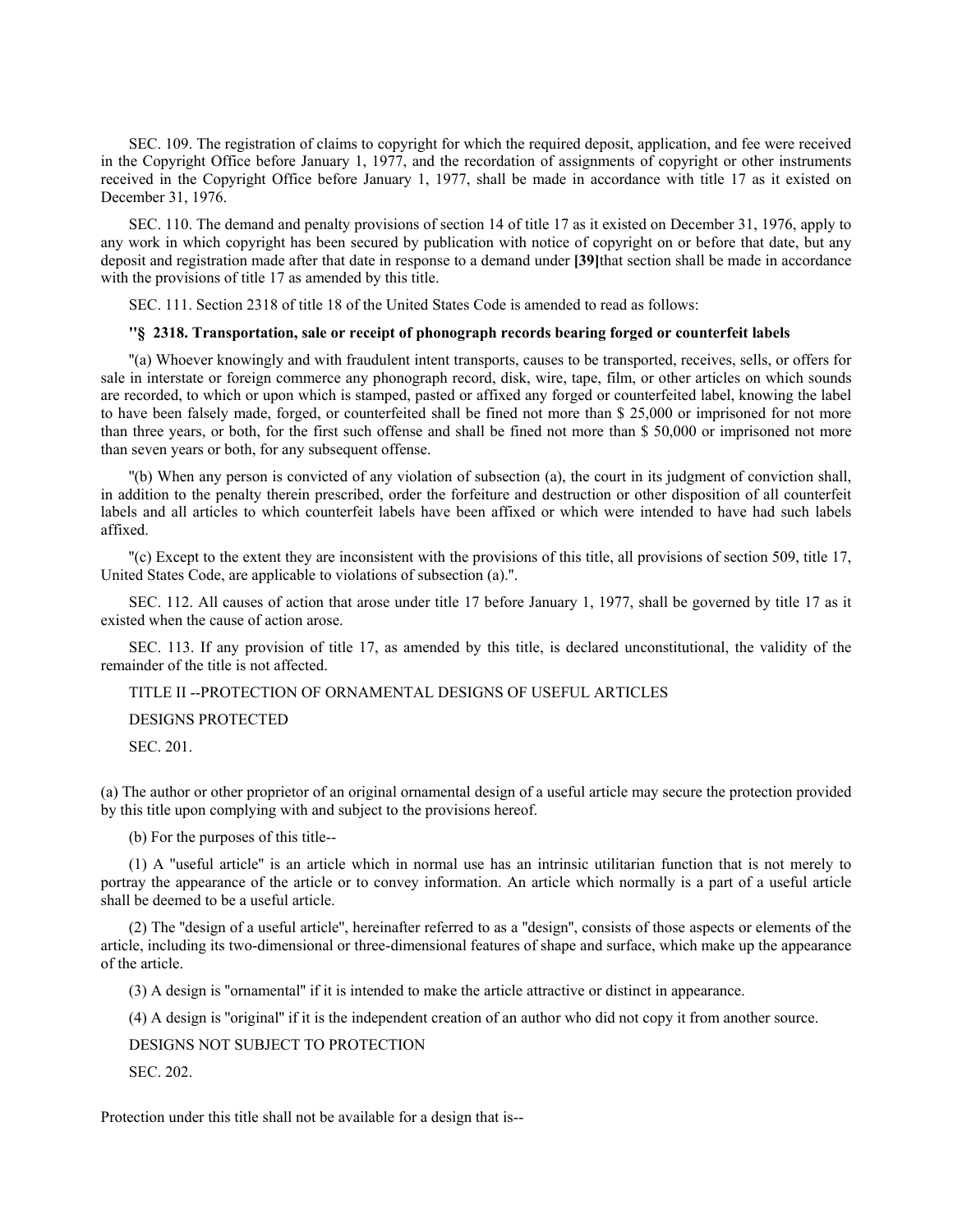SEC. 109. The registration of claims to copyright for which the required deposit, application, and fee were received in the Copyright Office before January 1, 1977, and the recordation of assignments of copyright or other instruments received in the Copyright Office before January 1, 1977, shall be made in accordance with title 17 as it existed on December 31, 1976.

SEC. 110. The demand and penalty provisions of section 14 of title 17 as it existed on December 31, 1976, apply to any work in which copyright has been secured by publication with notice of copyright on or before that date, but any deposit and registration made after that date in response to a demand under **[39]**that section shall be made in accordance with the provisions of title 17 as amended by this title.

SEC. 111. Section 2318 of title 18 of the United States Code is amended to read as follows:

**"§ 2318. Transportation, sale or receipt of phonograph records bearing forged or counterfeit labels**

"(a) Whoever knowingly and with fraudulent intent transports, causes to be transported, receives, sells, or offers for sale in interstate or foreign commerce any phonograph record, disk, wire, tape, film, or other articles on which sounds are recorded, to which or upon which is stamped, pasted or affixed any forged or counterfeited label, knowing the label to have been falsely made, forged, or counterfeited shall be fined not more than $ 25,000 or imprisoned for not more than three years, or both, for the first such offense and shall be fined not more than $ 50,000 or imprisoned not more than seven years or both, for any subsequent offense.

"(b) When any person is convicted of any violation of subsection (a), the court in its judgment of conviction shall, in addition to the penalty therein prescribed, order the forfeiture and destruction or other disposition of all counterfeit labels and all articles to which counterfeit labels have been affixed or which were intended to have had such labels affixed.

"(c) Except to the extent they are inconsistent with the provisions of this title, all provisions of section 509, title 17, United States Code, are applicable to violations of subsection (a).".

SEC. 112. All causes of action that arose under title 17 before January 1, 1977, shall be governed by title 17 as it existed when the cause of action arose.

SEC. 113. If any provision of title 17, as amended by this title, is declared unconstitutional, the validity of the remainder of the title is not affected.

TITLE II --PROTECTION OF ORNAMENTAL DESIGNS OF USEFUL ARTICLES

DESIGNS PROTECTED

SEC. 201.

(a) The author or other proprietor of an original ornamental design of a useful article may secure the protection provided by this title upon complying with and subject to the provisions hereof.

(b) For the purposes of this title--

(1) A "useful article" is an article which in normal use has an intrinsic utilitarian function that is not merely to portray the appearance of the article or to convey information. An article which normally is a part of a useful article shall be deemed to be a useful article.

(2) The "design of a useful article", hereinafter referred to as a "design", consists of those aspects or elements of the article, including its two-dimensional or three-dimensional features of shape and surface, which make up the appearance of the article.

(3) A design is "ornamental" if it is intended to make the article attractive or distinct in appearance.

(4) A design is "original" if it is the independent creation of an author who did not copy it from another source.

DESIGNS NOT SUBJECT TO PROTECTION

SEC. 202.

Protection under this title shall not be available for a design that is--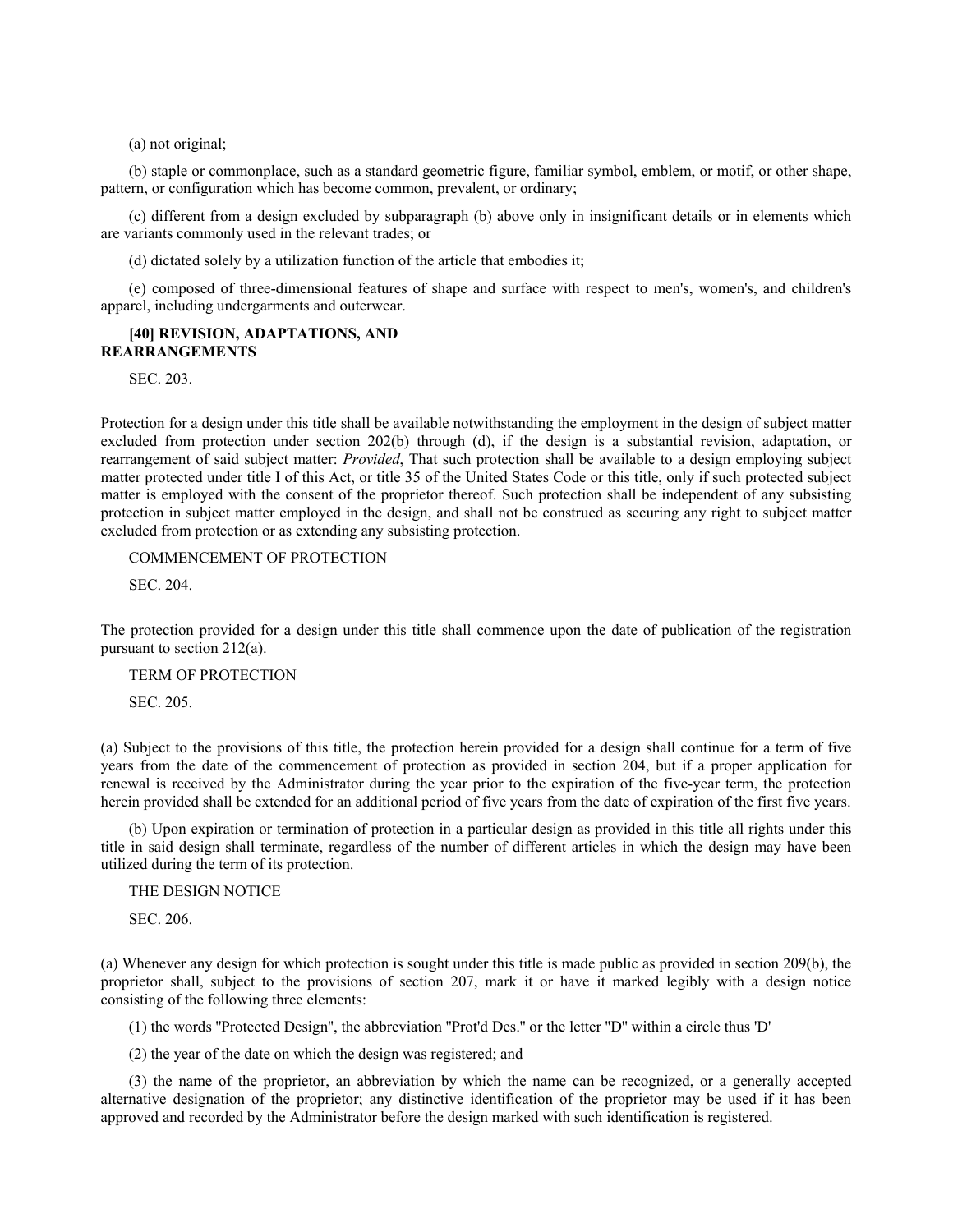(a) not original;

(b) staple or commonplace, such as a standard geometric figure, familiar symbol, emblem, or motif, or other shape, pattern, or configuration which has become common, prevalent, or ordinary;

(c) different from a design excluded by subparagraph (b) above only in insignificant details or in elements which are variants commonly used in the relevant trades; or

(d) dictated solely by a utilization function of the article that embodies it;

(e) composed of three-dimensional features of shape and surface with respect to men's, women's, and children's apparel, including undergarments and outerwear.

**[40] REVISION, ADAPTATIONS, AND REARRANGEMENTS**

SEC. 203.

Protection for a design under this title shall be available notwithstanding the employment in the design of subject matter excluded from protection under section 202(b) through (d), if the design is a substantial revision, adaptation, or rearrangement of said subject matter: *Provided*, That such protection shall be available to a design employing subject matter protected under title I of this Act, or title 35 of the United States Code or this title, only if such protected subject matter is employed with the consent of the proprietor thereof. Such protection shall be independent of any subsisting protection in subject matter employed in the design, and shall not be construed as securing any right to subject matter excluded from protection or as extending any subsisting protection.

COMMENCEMENT OF PROTECTION

SEC. 204.

The protection provided for a design under this title shall commence upon the date of publication of the registration pursuant to section 212(a).

TERM OF PROTECTION

SEC. 205.

(a) Subject to the provisions of this title, the protection herein provided for a design shall continue for a term of five years from the date of the commencement of protection as provided in section 204, but if a proper application for renewal is received by the Administrator during the year prior to the expiration of the five-year term, the protection herein provided shall be extended for an additional period of five years from the date of expiration of the first five years.

(b) Upon expiration or termination of protection in a particular design as provided in this title all rights under this title in said design shall terminate, regardless of the number of different articles in which the design may have been utilized during the term of its protection.

THE DESIGN NOTICE

SEC. 206.

(a) Whenever any design for which protection is sought under this title is made public as provided in section 209(b), the proprietor shall, subject to the provisions of section 207, mark it or have it marked legibly with a design notice consisting of the following three elements:

(1) the words "Protected Design", the abbreviation "Prot'd Des." or the letter "D" within a circle thus 'D'

(2) the year of the date on which the design was registered; and

(3) the name of the proprietor, an abbreviation by which the name can be recognized, or a generally accepted alternative designation of the proprietor; any distinctive identification of the proprietor may be used if it has been approved and recorded by the Administrator before the design marked with such identification is registered.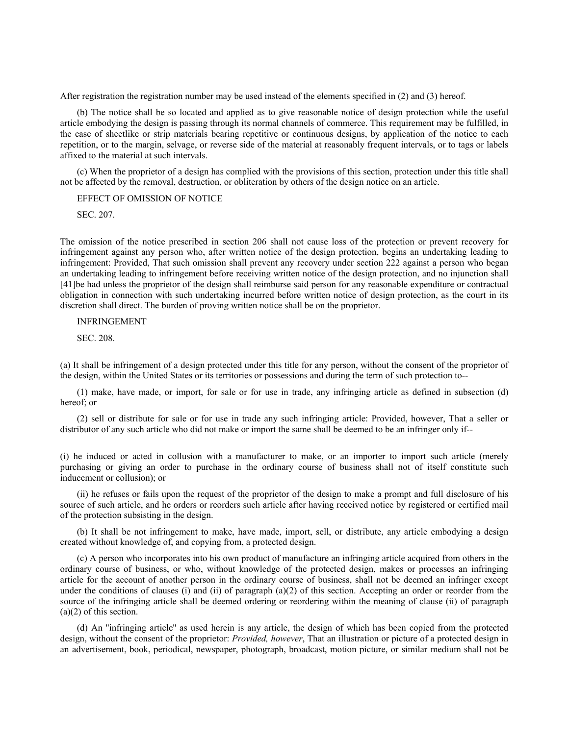After registration the registration number may be used instead of the elements specified in (2) and (3) hereof.

(b) The notice shall be so located and applied as to give reasonable notice of design protection while the useful article embodying the design is passing through its normal channels of commerce. This requirement may be fulfilled, in the case of sheetlike or strip materials bearing repetitive or continuous designs, by application of the notice to each repetition, or to the margin, selvage, or reverse side of the material at reasonably frequent intervals, or to tags or labels affixed to the material at such intervals.

(c) When the proprietor of a design has complied with the provisions of this section, protection under this title shall not be affected by the removal, destruction, or obliteration by others of the design notice on an article.

EFFECT OF OMISSION OF NOTICE

SEC. 207.

The omission of the notice prescribed in section 206 shall not cause loss of the protection or prevent recovery for infringement against any person who, after written notice of the design protection, begins an undertaking leading to infringement: Provided, That such omission shall prevent any recovery under section 222 against a person who began an undertaking leading to infringement before receiving written notice of the design protection, and no injunction shall [41]be had unless the proprietor of the design shall reimburse said person for any reasonable expenditure or contractual obligation in connection with such undertaking incurred before written notice of design protection, as the court in its discretion shall direct. The burden of proving written notice shall be on the proprietor.

INFRINGEMENT

SEC. 208.

(a) It shall be infringement of a design protected under this title for any person, without the consent of the proprietor of the design, within the United States or its territories or possessions and during the term of such protection to--

(1) make, have made, or import, for sale or for use in trade, any infringing article as defined in subsection (d) hereof; or

(2) sell or distribute for sale or for use in trade any such infringing article: Provided, however, That a seller or distributor of any such article who did not make or import the same shall be deemed to be an infringer only if--

(i) he induced or acted in collusion with a manufacturer to make, or an importer to import such article (merely purchasing or giving an order to purchase in the ordinary course of business shall not of itself constitute such inducement or collusion); or

(ii) he refuses or fails upon the request of the proprietor of the design to make a prompt and full disclosure of his source of such article, and he orders or reorders such article after having received notice by registered or certified mail of the protection subsisting in the design.

(b) It shall be not infringement to make, have made, import, sell, or distribute, any article embodying a design created without knowledge of, and copying from, a protected design.

(c) A person who incorporates into his own product of manufacture an infringing article acquired from others in the ordinary course of business, or who, without knowledge of the protected design, makes or processes an infringing article for the account of another person in the ordinary course of business, shall not be deemed an infringer except under the conditions of clauses (i) and (ii) of paragraph (a)(2) of this section. Accepting an order or reorder from the source of the infringing article shall be deemed ordering or reordering within the meaning of clause (ii) of paragraph (a)(2) of this section.

(d) An "infringing article" as used herein is any article, the design of which has been copied from the protected design, without the consent of the proprietor: *Provided, however*, That an illustration or picture of a protected design in an advertisement, book, periodical, newspaper, photograph, broadcast, motion picture, or similar medium shall not be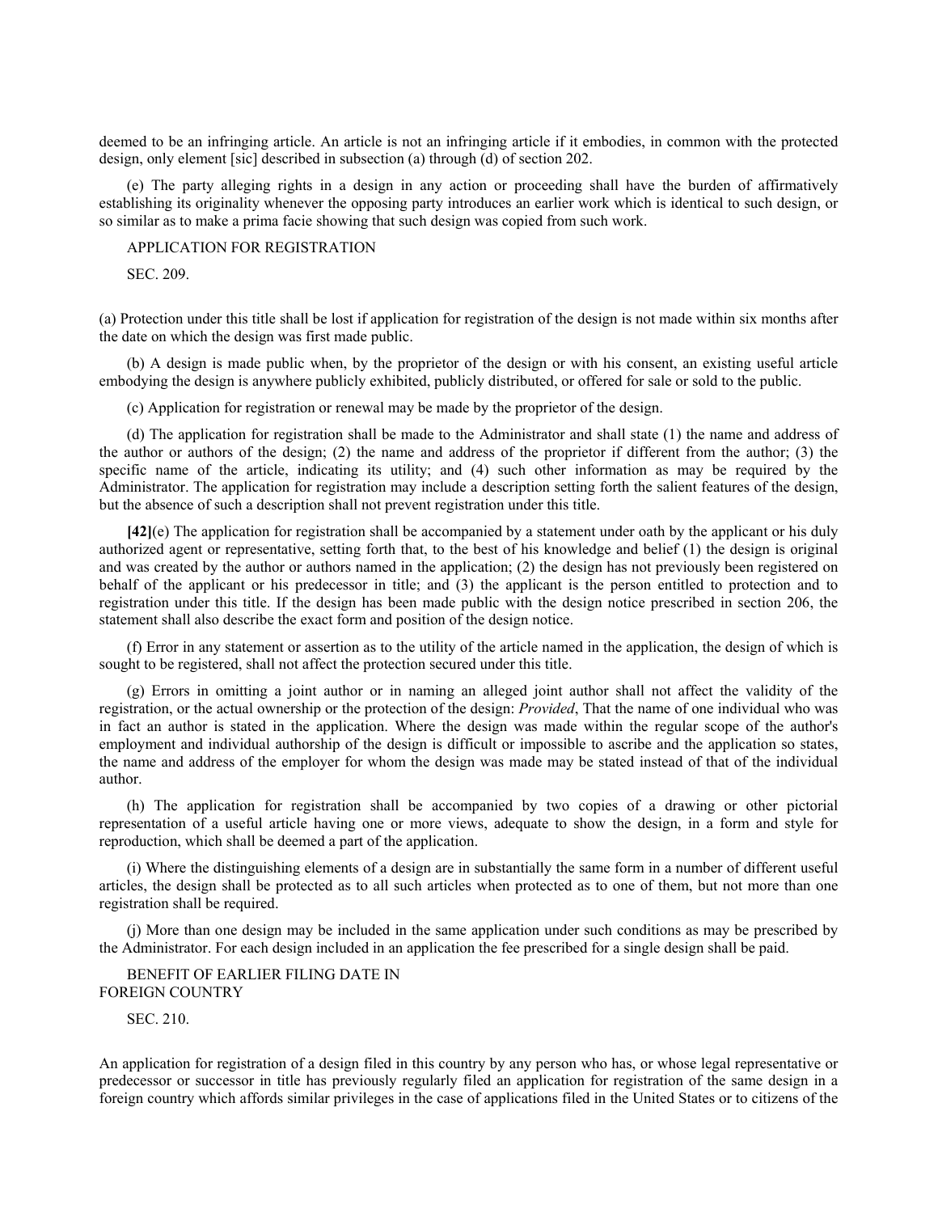deemed to be an infringing article. An article is not an infringing article if it embodies, in common with the protected design, only element [sic] described in subsection (a) through (d) of section 202.

(e) The party alleging rights in a design in any action or proceeding shall have the burden of affirmatively establishing its originality whenever the opposing party introduces an earlier work which is identical to such design, or so similar as to make a prima facie showing that such design was copied from such work.

APPLICATION FOR REGISTRATION

SEC. 209.

(a) Protection under this title shall be lost if application for registration of the design is not made within six months after the date on which the design was first made public.

(b) A design is made public when, by the proprietor of the design or with his consent, an existing useful article embodying the design is anywhere publicly exhibited, publicly distributed, or offered for sale or sold to the public.

(c) Application for registration or renewal may be made by the proprietor of the design.

(d) The application for registration shall be made to the Administrator and shall state (1) the name and address of the author or authors of the design; (2) the name and address of the proprietor if different from the author; (3) the specific name of the article, indicating its utility; and (4) such other information as may be required by the Administrator. The application for registration may include a description setting forth the salient features of the design, but the absence of such a description shall not prevent registration under this title.

**[42]**(e) The application for registration shall be accompanied by a statement under oath by the applicant or his duly authorized agent or representative, setting forth that, to the best of his knowledge and belief (1) the design is original and was created by the author or authors named in the application; (2) the design has not previously been registered on behalf of the applicant or his predecessor in title; and (3) the applicant is the person entitled to protection and to registration under this title. If the design has been made public with the design notice prescribed in section 206, the statement shall also describe the exact form and position of the design notice.

(f) Error in any statement or assertion as to the utility of the article named in the application, the design of which is sought to be registered, shall not affect the protection secured under this title.

(g) Errors in omitting a joint author or in naming an alleged joint author shall not affect the validity of the registration, or the actual ownership or the protection of the design: *Provided*, That the name of one individual who was in fact an author is stated in the application. Where the design was made within the regular scope of the author's employment and individual authorship of the design is difficult or impossible to ascribe and the application so states, the name and address of the employer for whom the design was made may be stated instead of that of the individual author.

(h) The application for registration shall be accompanied by two copies of a drawing or other pictorial representation of a useful article having one or more views, adequate to show the design, in a form and style for reproduction, which shall be deemed a part of the application.

(i) Where the distinguishing elements of a design are in substantially the same form in a number of different useful articles, the design shall be protected as to all such articles when protected as to one of them, but not more than one registration shall be required.

(j) More than one design may be included in the same application under such conditions as may be prescribed by the Administrator. For each design included in an application the fee prescribed for a single design shall be paid.

BENEFIT OF EARLIER FILING DATE IN FOREIGN COUNTRY

SEC. 210.

An application for registration of a design filed in this country by any person who has, or whose legal representative or predecessor or successor in title has previously regularly filed an application for registration of the same design in a foreign country which affords similar privileges in the case of applications filed in the United States or to citizens of the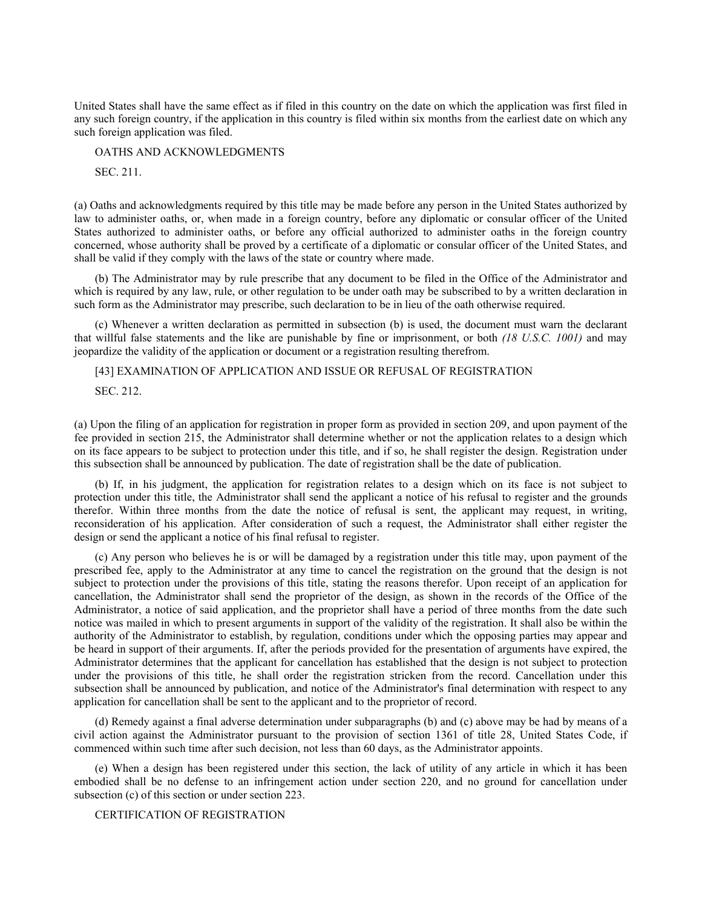United States shall have the same effect as if filed in this country on the date on which the application was first filed in any such foreign country, if the application in this country is filed within six months from the earliest date on which any such foreign application was filed.

OATHS AND ACKNOWLEDGMENTS

SEC. 211.

(a) Oaths and acknowledgments required by this title may be made before any person in the United States authorized by law to administer oaths, or, when made in a foreign country, before any diplomatic or consular officer of the United States authorized to administer oaths, or before any official authorized to administer oaths in the foreign country concerned, whose authority shall be proved by a certificate of a diplomatic or consular officer of the United States, and shall be valid if they comply with the laws of the state or country where made.

(b) The Administrator may by rule prescribe that any document to be filed in the Office of the Administrator and which is required by any law, rule, or other regulation to be under oath may be subscribed to by a written declaration in such form as the Administrator may prescribe, such declaration to be in lieu of the oath otherwise required.

(c) Whenever a written declaration as permitted in subsection (b) is used, the document must warn the declarant that willful false statements and the like are punishable by fine or imprisonment, or both *(18 U.S.C. 1001)* and may jeopardize the validity of the application or document or a registration resulting therefrom.

[43] EXAMINATION OF APPLICATION AND ISSUE OR REFUSAL OF REGISTRATION

SEC. 212.

(a) Upon the filing of an application for registration in proper form as provided in section 209, and upon payment of the fee provided in section 215, the Administrator shall determine whether or not the application relates to a design which on its face appears to be subject to protection under this title, and if so, he shall register the design. Registration under this subsection shall be announced by publication. The date of registration shall be the date of publication.

(b) If, in his judgment, the application for registration relates to a design which on its face is not subject to protection under this title, the Administrator shall send the applicant a notice of his refusal to register and the grounds therefor. Within three months from the date the notice of refusal is sent, the applicant may request, in writing, reconsideration of his application. After consideration of such a request, the Administrator shall either register the design or send the applicant a notice of his final refusal to register.

(c) Any person who believes he is or will be damaged by a registration under this title may, upon payment of the prescribed fee, apply to the Administrator at any time to cancel the registration on the ground that the design is not subject to protection under the provisions of this title, stating the reasons therefor. Upon receipt of an application for cancellation, the Administrator shall send the proprietor of the design, as shown in the records of the Office of the Administrator, a notice of said application, and the proprietor shall have a period of three months from the date such notice was mailed in which to present arguments in support of the validity of the registration. It shall also be within the authority of the Administrator to establish, by regulation, conditions under which the opposing parties may appear and be heard in support of their arguments. If, after the periods provided for the presentation of arguments have expired, the Administrator determines that the applicant for cancellation has established that the design is not subject to protection under the provisions of this title, he shall order the registration stricken from the record. Cancellation under this subsection shall be announced by publication, and notice of the Administrator's final determination with respect to any application for cancellation shall be sent to the applicant and to the proprietor of record.

(d) Remedy against a final adverse determination under subparagraphs (b) and (c) above may be had by means of a civil action against the Administrator pursuant to the provision of section 1361 of title 28, United States Code, if commenced within such time after such decision, not less than 60 days, as the Administrator appoints.

(e) When a design has been registered under this section, the lack of utility of any article in which it has been embodied shall be no defense to an infringement action under section 220, and no ground for cancellation under subsection (c) of this section or under section 223.

CERTIFICATION OF REGISTRATION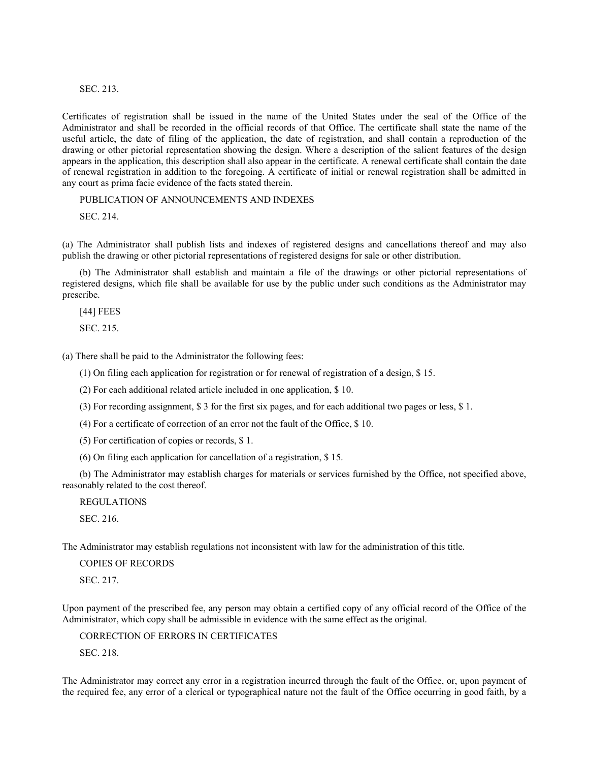SEC. 213.

Certificates of registration shall be issued in the name of the United States under the seal of the Office of the Administrator and shall be recorded in the official records of that Office. The certificate shall state the name of the useful article, the date of filing of the application, the date of registration, and shall contain a reproduction of the drawing or other pictorial representation showing the design. Where a description of the salient features of the design appears in the application, this description shall also appear in the certificate. A renewal certificate shall contain the date of renewal registration in addition to the foregoing. A certificate of initial or renewal registration shall be admitted in any court as prima facie evidence of the facts stated therein.

PUBLICATION OF ANNOUNCEMENTS AND INDEXES

SEC. 214.

(a) The Administrator shall publish lists and indexes of registered designs and cancellations thereof and may also publish the drawing or other pictorial representations of registered designs for sale or other distribution.

(b) The Administrator shall establish and maintain a file of the drawings or other pictorial representations of registered designs, which file shall be available for use by the public under such conditions as the Administrator may prescribe.

[44] FEES

SEC. 215.

(a) There shall be paid to the Administrator the following fees:

(1) On filing each application for registration or for renewal of registration of a design, $ 15.

(2) For each additional related article included in one application, $ 10.

(3) For recording assignment, $ 3 for the first six pages, and for each additional two pages or less, $ 1.

(4) For a certificate of correction of an error not the fault of the Office, $ 10.

(5) For certification of copies or records, $ 1.

(6) On filing each application for cancellation of a registration, $ 15.

(b) The Administrator may establish charges for materials or services furnished by the Office, not specified above, reasonably related to the cost thereof.

REGULATIONS

SEC. 216.

The Administrator may establish regulations not inconsistent with law for the administration of this title.

COPIES OF RECORDS

SEC. 217.

Upon payment of the prescribed fee, any person may obtain a certified copy of any official record of the Office of the Administrator, which copy shall be admissible in evidence with the same effect as the original.

CORRECTION OF ERRORS IN CERTIFICATES

SEC. 218.

The Administrator may correct any error in a registration incurred through the fault of the Office, or, upon payment of the required fee, any error of a clerical or typographical nature not the fault of the Office occurring in good faith, by a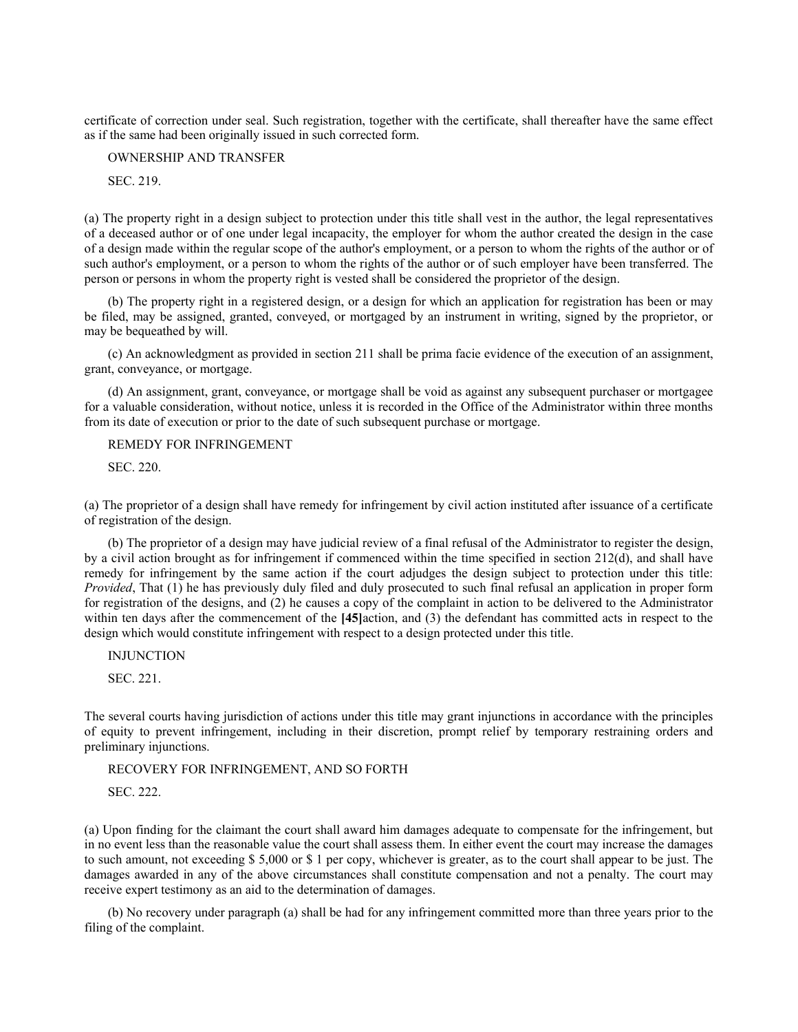certificate of correction under seal. Such registration, together with the certificate, shall thereafter have the same effect as if the same had been originally issued in such corrected form.

OWNERSHIP AND TRANSFER

SEC. 219.

(a) The property right in a design subject to protection under this title shall vest in the author, the legal representatives of a deceased author or of one under legal incapacity, the employer for whom the author created the design in the case of a design made within the regular scope of the author's employment, or a person to whom the rights of the author or of such author's employment, or a person to whom the rights of the author or of such employer have been transferred. The person or persons in whom the property right is vested shall be considered the proprietor of the design.

(b) The property right in a registered design, or a design for which an application for registration has been or may be filed, may be assigned, granted, conveyed, or mortgaged by an instrument in writing, signed by the proprietor, or may be bequeathed by will.

(c) An acknowledgment as provided in section 211 shall be prima facie evidence of the execution of an assignment, grant, conveyance, or mortgage.

(d) An assignment, grant, conveyance, or mortgage shall be void as against any subsequent purchaser or mortgagee for a valuable consideration, without notice, unless it is recorded in the Office of the Administrator within three months from its date of execution or prior to the date of such subsequent purchase or mortgage.

REMEDY FOR INFRINGEMENT

SEC. 220.

(a) The proprietor of a design shall have remedy for infringement by civil action instituted after issuance of a certificate of registration of the design.

(b) The proprietor of a design may have judicial review of a final refusal of the Administrator to register the design, by a civil action brought as for infringement if commenced within the time specified in section 212(d), and shall have remedy for infringement by the same action if the court adjudges the design subject to protection under this title: *Provided*, That (1) he has previously duly filed and duly prosecuted to such final refusal an application in proper form for registration of the designs, and (2) he causes a copy of the complaint in action to be delivered to the Administrator within ten days after the commencement of the **[45]**action, and (3) the defendant has committed acts in respect to the design which would constitute infringement with respect to a design protected under this title.

INJUNCTION

SEC. 221.

The several courts having jurisdiction of actions under this title may grant injunctions in accordance with the principles of equity to prevent infringement, including in their discretion, prompt relief by temporary restraining orders and preliminary injunctions.

RECOVERY FOR INFRINGEMENT, AND SO FORTH

SEC. 222.

(a) Upon finding for the claimant the court shall award him damages adequate to compensate for the infringement, but in no event less than the reasonable value the court shall assess them. In either event the court may increase the damages to such amount, not exceeding $ 5,000 or $ 1 per copy, whichever is greater, as to the court shall appear to be just. The damages awarded in any of the above circumstances shall constitute compensation and not a penalty. The court may receive expert testimony as an aid to the determination of damages.

(b) No recovery under paragraph (a) shall be had for any infringement committed more than three years prior to the filing of the complaint.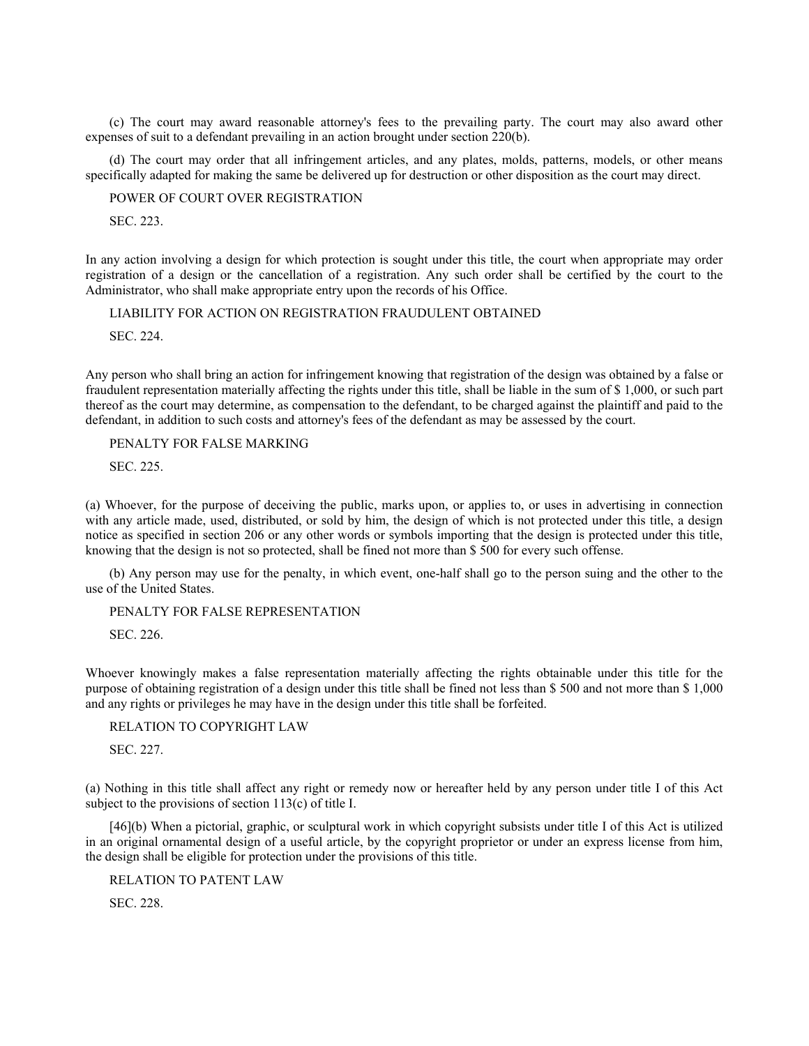(c) The court may award reasonable attorney's fees to the prevailing party. The court may also award other expenses of suit to a defendant prevailing in an action brought under section 220(b).

(d) The court may order that all infringement articles, and any plates, molds, patterns, models, or other means specifically adapted for making the same be delivered up for destruction or other disposition as the court may direct.

POWER OF COURT OVER REGISTRATION

SEC. 223.

In any action involving a design for which protection is sought under this title, the court when appropriate may order registration of a design or the cancellation of a registration. Any such order shall be certified by the court to the Administrator, who shall make appropriate entry upon the records of his Office.

LIABILITY FOR ACTION ON REGISTRATION FRAUDULENT OBTAINED

SEC. 224.

Any person who shall bring an action for infringement knowing that registration of the design was obtained by a false or fraudulent representation materially affecting the rights under this title, shall be liable in the sum of $ 1,000, or such part thereof as the court may determine, as compensation to the defendant, to be charged against the plaintiff and paid to the defendant, in addition to such costs and attorney's fees of the defendant as may be assessed by the court.

PENALTY FOR FALSE MARKING

SEC. 225.

(a) Whoever, for the purpose of deceiving the public, marks upon, or applies to, or uses in advertising in connection with any article made, used, distributed, or sold by him, the design of which is not protected under this title, a design notice as specified in section 206 or any other words or symbols importing that the design is protected under this title, knowing that the design is not so protected, shall be fined not more than $ 500 for every such offense.

(b) Any person may use for the penalty, in which event, one-half shall go to the person suing and the other to the use of the United States.

PENALTY FOR FALSE REPRESENTATION

SEC. 226.

Whoever knowingly makes a false representation materially affecting the rights obtainable under this title for the purpose of obtaining registration of a design under this title shall be fined not less than $ 500 and not more than $ 1,000 and any rights or privileges he may have in the design under this title shall be forfeited.

RELATION TO COPYRIGHT LAW

SEC. 227.

(a) Nothing in this title shall affect any right or remedy now or hereafter held by any person under title I of this Act subject to the provisions of section 113(c) of title I.

[46](b) When a pictorial, graphic, or sculptural work in which copyright subsists under title I of this Act is utilized in an original ornamental design of a useful article, by the copyright proprietor or under an express license from him, the design shall be eligible for protection under the provisions of this title.

RELATION TO PATENT LAW

SEC. 228.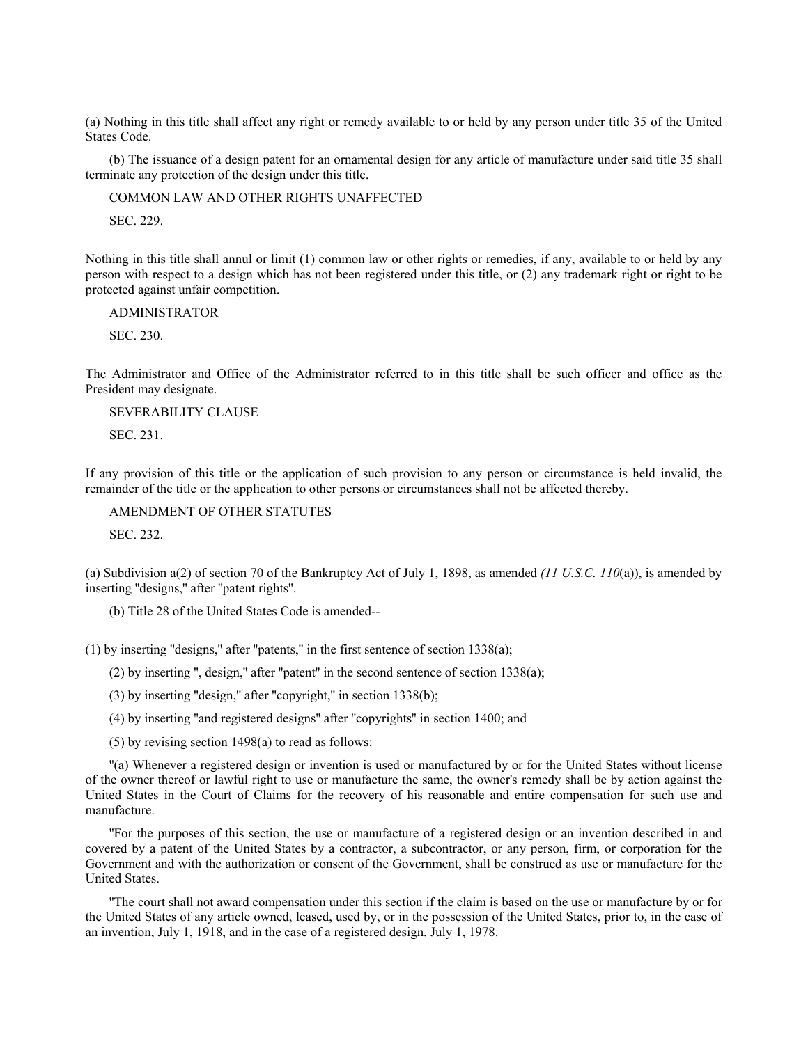(a) Nothing in this title shall affect any right or remedy available to or held by any person under title 35 of the United States Code.

(b) The issuance of a design patent for an ornamental design for any article of manufacture under said title 35 shall terminate any protection of the design under this title.

COMMON LAW AND OTHER RIGHTS UNAFFECTED

SEC. 229.

Nothing in this title shall annul or limit (1) common law or other rights or remedies, if any, available to or held by any person with respect to a design which has not been registered under this title, or (2) any trademark right or right to be protected against unfair competition.

ADMINISTRATOR

SEC. 230.

The Administrator and Office of the Administrator referred to in this title shall be such officer and office as the President may designate.

SEVERABILITY CLAUSE

SEC. 231.

If any provision of this title or the application of such provision to any person or circumstance is held invalid, the remainder of the title or the application to other persons or circumstances shall not be affected thereby.

AMENDMENT OF OTHER STATUTES

SEC. 232.

(a) Subdivision a(2) of section 70 of the Bankruptcy Act of July 1, 1898, as amended *(11 U.S.C. 110*(a)), is amended by inserting "designs," after "patent rights".

(b) Title 28 of the United States Code is amended--

(1) by inserting "designs," after "patents," in the first sentence of section 1338(a);

(2) by inserting ", design," after "patent" in the second sentence of section 1338(a);

(3) by inserting "design," after "copyright," in section 1338(b);

(4) by inserting "and registered designs" after "copyrights" in section 1400; and

(5) by revising section 1498(a) to read as follows:

"(a) Whenever a registered design or invention is used or manufactured by or for the United States without license of the owner thereof or lawful right to use or manufacture the same, the owner's remedy shall be by action against the United States in the Court of Claims for the recovery of his reasonable and entire compensation for such use and manufacture.

"For the purposes of this section, the use or manufacture of a registered design or an invention described in and covered by a patent of the United States by a contractor, a subcontractor, or any person, firm, or corporation for the Government and with the authorization or consent of the Government, shall be construed as use or manufacture for the United States.

"The court shall not award compensation under this section if the claim is based on the use or manufacture by or for the United States of any article owned, leased, used by, or in the possession of the United States, prior to, in the case of an invention, July 1, 1918, and in the case of a registered design, July 1, 1978.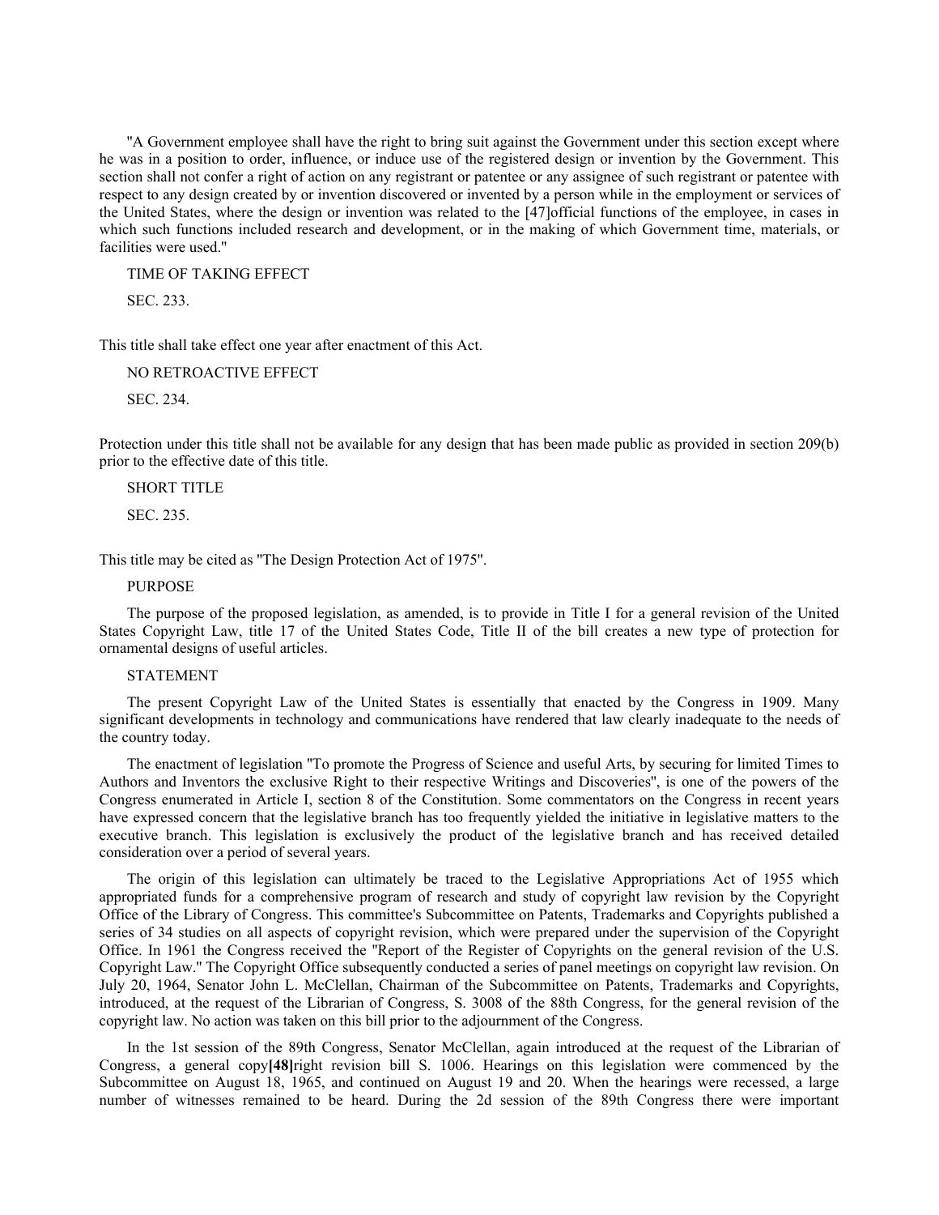"A Government employee shall have the right to bring suit against the Government under this section except where he was in a position to order, influence, or induce use of the registered design or invention by the Government. This section shall not confer a right of action on any registrant or patentee or any assignee of such registrant or patentee with respect to any design created by or invention discovered or invented by a person while in the employment or services of the United States, where the design or invention was related to the [47]official functions of the employee, in cases in which such functions included research and development, or in the making of which Government time, materials, or facilities were used."

TIME OF TAKING EFFECT

SEC. 233.

This title shall take effect one year after enactment of this Act.

NO RETROACTIVE EFFECT

SEC. 234.

Protection under this title shall not be available for any design that has been made public as provided in section 209(b) prior to the effective date of this title.

SHORT TITLE

SEC. 235.

This title may be cited as "The Design Protection Act of 1975".

PURPOSE

The purpose of the proposed legislation, as amended, is to provide in Title I for a general revision of the United States Copyright Law, title 17 of the United States Code, Title II of the bill creates a new type of protection for ornamental designs of useful articles.

STATEMENT

The present Copyright Law of the United States is essentially that enacted by the Congress in 1909. Many significant developments in technology and communications have rendered that law clearly inadequate to the needs of the country today.

The enactment of legislation "To promote the Progress of Science and useful Arts, by securing for limited Times to Authors and Inventors the exclusive Right to their respective Writings and Discoveries", is one of the powers of the Congress enumerated in Article I, section 8 of the Constitution. Some commentators on the Congress in recent years have expressed concern that the legislative branch has too frequently yielded the initiative in legislative matters to the executive branch. This legislation is exclusively the product of the legislative branch and has received detailed consideration over a period of several years.

The origin of this legislation can ultimately be traced to the Legislative Appropriations Act of 1955 which appropriated funds for a comprehensive program of research and study of copyright law revision by the Copyright Office of the Library of Congress. This committee's Subcommittee on Patents, Trademarks and Copyrights published a series of 34 studies on all aspects of copyright revision, which were prepared under the supervision of the Copyright Office. In 1961 the Congress received the "Report of the Register of Copyrights on the general revision of the U.S. Copyright Law." The Copyright Office subsequently conducted a series of panel meetings on copyright law revision. On July 20, 1964, Senator John L. McClellan, Chairman of the Subcommittee on Patents, Trademarks and Copyrights, introduced, at the request of the Librarian of Congress, S. 3008 of the 88th Congress, for the general revision of the copyright law. No action was taken on this bill prior to the adjournment of the Congress.

In the 1st session of the 89th Congress, Senator McClellan, again introduced at the request of the Librarian of Congress, a general copy**[48]**right revision bill S. 1006. Hearings on this legislation were commenced by the Subcommittee on August 18, 1965, and continued on August 19 and 20. When the hearings were recessed, a large number of witnesses remained to be heard. During the 2d session of the 89th Congress there were important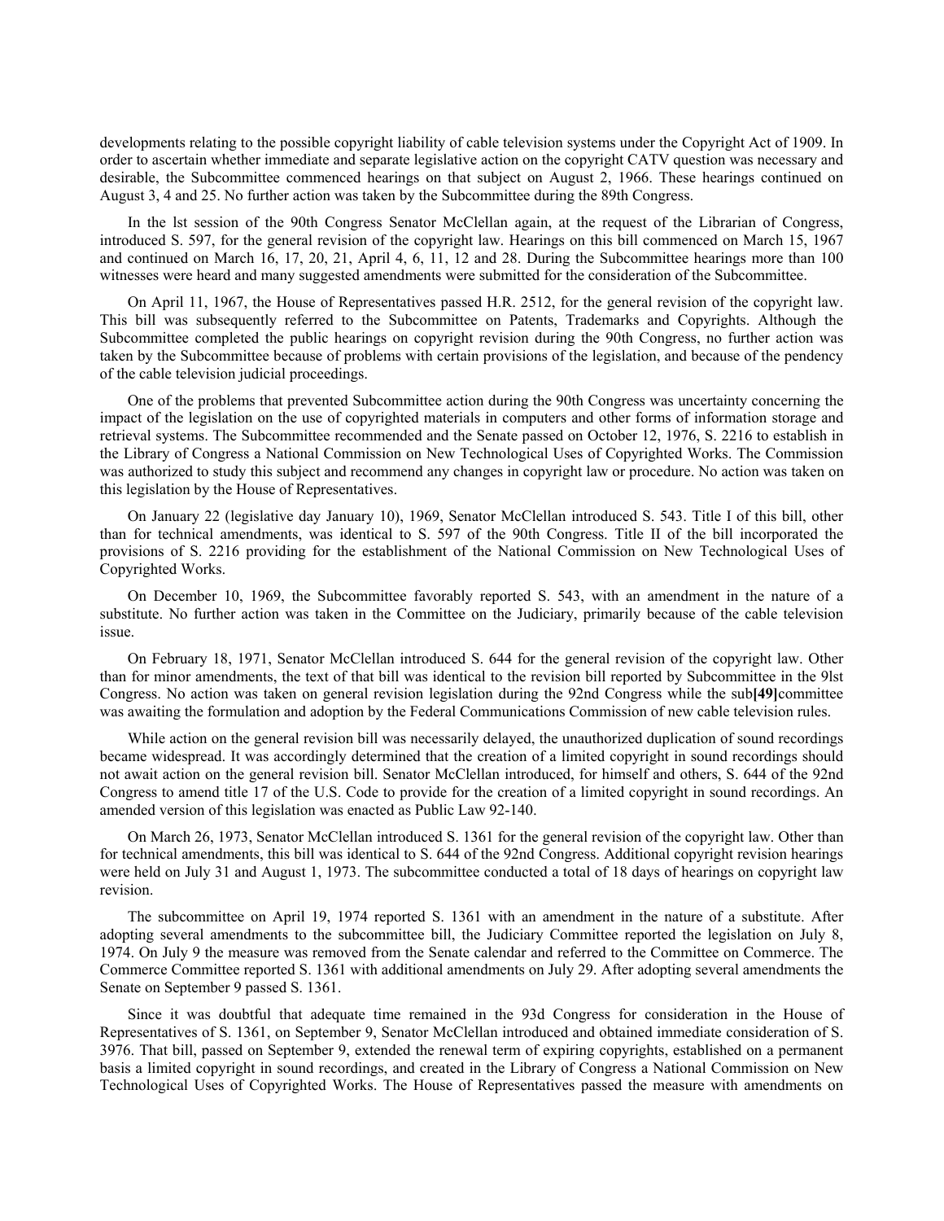developments relating to the possible copyright liability of cable television systems under the Copyright Act of 1909. In order to ascertain whether immediate and separate legislative action on the copyright CATV question was necessary and desirable, the Subcommittee commenced hearings on that subject on August 2, 1966. These hearings continued on August 3, 4 and 25. No further action was taken by the Subcommittee during the 89th Congress.

In the lst session of the 90th Congress Senator McClellan again, at the request of the Librarian of Congress, introduced S. 597, for the general revision of the copyright law. Hearings on this bill commenced on March 15, 1967 and continued on March 16, 17, 20, 21, April 4, 6, 11, 12 and 28. During the Subcommittee hearings more than 100 witnesses were heard and many suggested amendments were submitted for the consideration of the Subcommittee.

On April 11, 1967, the House of Representatives passed H.R. 2512, for the general revision of the copyright law. This bill was subsequently referred to the Subcommittee on Patents, Trademarks and Copyrights. Although the Subcommittee completed the public hearings on copyright revision during the 90th Congress, no further action was taken by the Subcommittee because of problems with certain provisions of the legislation, and because of the pendency of the cable television judicial proceedings.

One of the problems that prevented Subcommittee action during the 90th Congress was uncertainty concerning the impact of the legislation on the use of copyrighted materials in computers and other forms of information storage and retrieval systems. The Subcommittee recommended and the Senate passed on October 12, 1976, S. 2216 to establish in the Library of Congress a National Commission on New Technological Uses of Copyrighted Works. The Commission was authorized to study this subject and recommend any changes in copyright law or procedure. No action was taken on this legislation by the House of Representatives.

On January 22 (legislative day January 10), 1969, Senator McClellan introduced S. 543. Title I of this bill, other than for technical amendments, was identical to S. 597 of the 90th Congress. Title II of the bill incorporated the provisions of S. 2216 providing for the establishment of the National Commission on New Technological Uses of Copyrighted Works.

On December 10, 1969, the Subcommittee favorably reported S. 543, with an amendment in the nature of a substitute. No further action was taken in the Committee on the Judiciary, primarily because of the cable television issue.

On February 18, 1971, Senator McClellan introduced S. 644 for the general revision of the copyright law. Other than for minor amendments, the text of that bill was identical to the revision bill reported by Subcommittee in the 9lst Congress. No action was taken on general revision legislation during the 92nd Congress while the sub**[49]**committee was awaiting the formulation and adoption by the Federal Communications Commission of new cable television rules.

While action on the general revision bill was necessarily delayed, the unauthorized duplication of sound recordings became widespread. It was accordingly determined that the creation of a limited copyright in sound recordings should not await action on the general revision bill. Senator McClellan introduced, for himself and others, S. 644 of the 92nd Congress to amend title 17 of the U.S. Code to provide for the creation of a limited copyright in sound recordings. An amended version of this legislation was enacted as Public Law 92-140.

On March 26, 1973, Senator McClellan introduced S. 1361 for the general revision of the copyright law. Other than for technical amendments, this bill was identical to S. 644 of the 92nd Congress. Additional copyright revision hearings were held on July 31 and August 1, 1973. The subcommittee conducted a total of 18 days of hearings on copyright law revision.

The subcommittee on April 19, 1974 reported S. 1361 with an amendment in the nature of a substitute. After adopting several amendments to the subcommittee bill, the Judiciary Committee reported the legislation on July 8, 1974. On July 9 the measure was removed from the Senate calendar and referred to the Committee on Commerce. The Commerce Committee reported S. 1361 with additional amendments on July 29. After adopting several amendments the Senate on September 9 passed S. 1361.

Since it was doubtful that adequate time remained in the 93d Congress for consideration in the House of Representatives of S. 1361, on September 9, Senator McClellan introduced and obtained immediate consideration of S. 3976. That bill, passed on September 9, extended the renewal term of expiring copyrights, established on a permanent basis a limited copyright in sound recordings, and created in the Library of Congress a National Commission on New Technological Uses of Copyrighted Works. The House of Representatives passed the measure with amendments on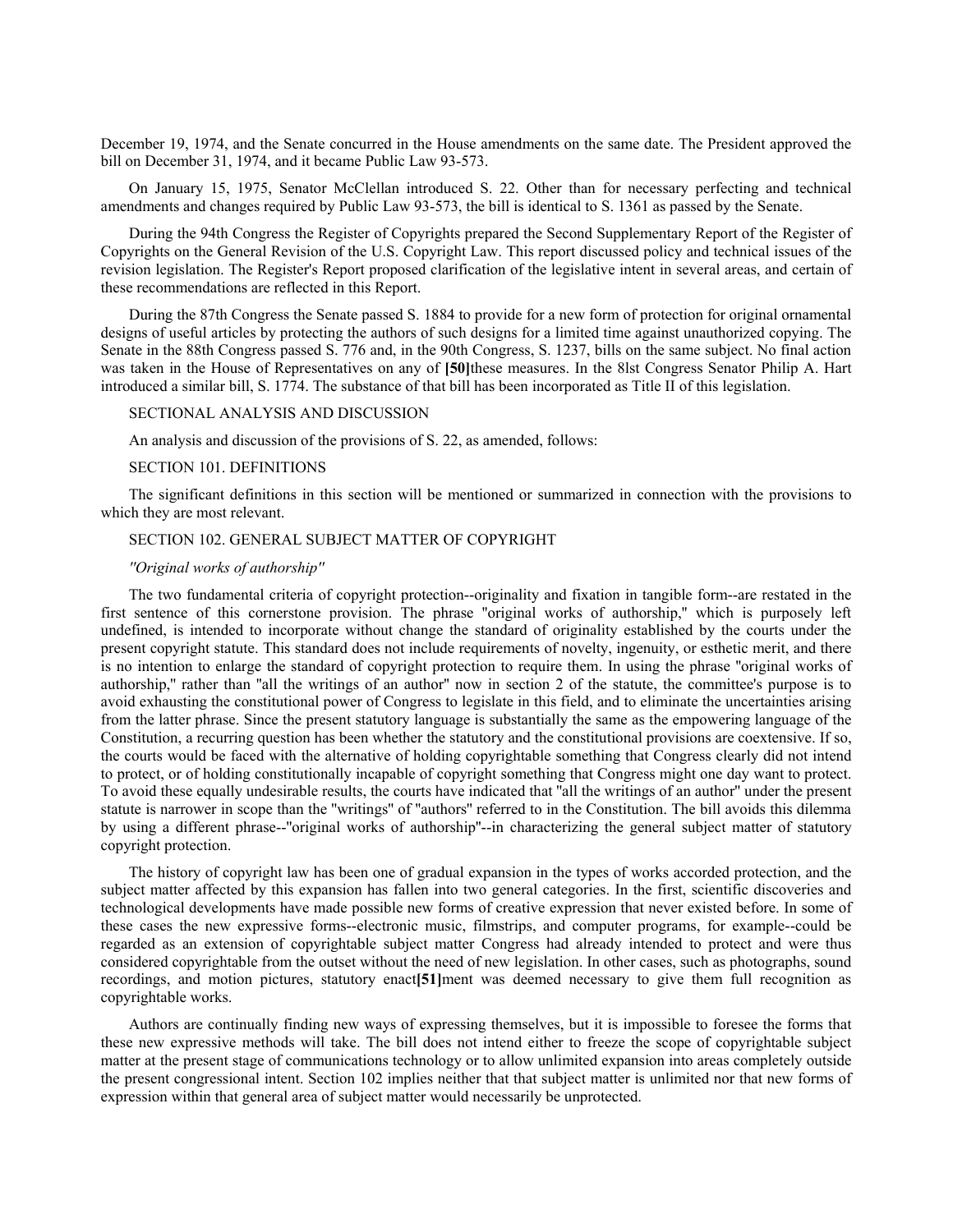December 19, 1974, and the Senate concurred in the House amendments on the same date. The President approved the bill on December 31, 1974, and it became Public Law 93-573.

On January 15, 1975, Senator McClellan introduced S. 22. Other than for necessary perfecting and technical amendments and changes required by Public Law 93-573, the bill is identical to S. 1361 as passed by the Senate.

During the 94th Congress the Register of Copyrights prepared the Second Supplementary Report of the Register of Copyrights on the General Revision of the U.S. Copyright Law. This report discussed policy and technical issues of the revision legislation. The Register's Report proposed clarification of the legislative intent in several areas, and certain of these recommendations are reflected in this Report.

During the 87th Congress the Senate passed S. 1884 to provide for a new form of protection for original ornamental designs of useful articles by protecting the authors of such designs for a limited time against unauthorized copying. The Senate in the 88th Congress passed S. 776 and, in the 90th Congress, S. 1237, bills on the same subject. No final action was taken in the House of Representatives on any of **[50]**these measures. In the 8lst Congress Senator Philip A. Hart introduced a similar bill, S. 1774. The substance of that bill has been incorporated as Title II of this legislation.

## SECTIONAL ANALYSIS AND DISCUSSION

An analysis and discussion of the provisions of S. 22, as amended, follows:

### SECTION 101. DEFINITIONS

The significant definitions in this section will be mentioned or summarized in connection with the provisions to which they are most relevant.

### SECTION 102. GENERAL SUBJECT MATTER OF COPYRIGHT

*"Original works of authorship"*

The two fundamental criteria of copyright protection--originality and fixation in tangible form--are restated in the first sentence of this cornerstone provision. The phrase "original works of authorship," which is purposely left undefined, is intended to incorporate without change the standard of originality established by the courts under the present copyright statute. This standard does not include requirements of novelty, ingenuity, or esthetic merit, and there is no intention to enlarge the standard of copyright protection to require them. In using the phrase "original works of authorship," rather than "all the writings of an author" now in section 2 of the statute, the committee's purpose is to avoid exhausting the constitutional power of Congress to legislate in this field, and to eliminate the uncertainties arising from the latter phrase. Since the present statutory language is substantially the same as the empowering language of the Constitution, a recurring question has been whether the statutory and the constitutional provisions are coextensive. If so, the courts would be faced with the alternative of holding copyrightable something that Congress clearly did not intend to protect, or of holding constitutionally incapable of copyright something that Congress might one day want to protect. To avoid these equally undesirable results, the courts have indicated that "all the writings of an author" under the present statute is narrower in scope than the "writings" of "authors" referred to in the Constitution. The bill avoids this dilemma by using a different phrase--"original works of authorship"--in characterizing the general subject matter of statutory copyright protection.

The history of copyright law has been one of gradual expansion in the types of works accorded protection, and the subject matter affected by this expansion has fallen into two general categories. In the first, scientific discoveries and technological developments have made possible new forms of creative expression that never existed before. In some of these cases the new expressive forms--electronic music, filmstrips, and computer programs, for example--could be regarded as an extension of copyrightable subject matter Congress had already intended to protect and were thus considered copyrightable from the outset without the need of new legislation. In other cases, such as photographs, sound recordings, and motion pictures, statutory enact**[51]**ment was deemed necessary to give them full recognition as copyrightable works.

Authors are continually finding new ways of expressing themselves, but it is impossible to foresee the forms that these new expressive methods will take. The bill does not intend either to freeze the scope of copyrightable subject matter at the present stage of communications technology or to allow unlimited expansion into areas completely outside the present congressional intent. Section 102 implies neither that that subject matter is unlimited nor that new forms of expression within that general area of subject matter would necessarily be unprotected.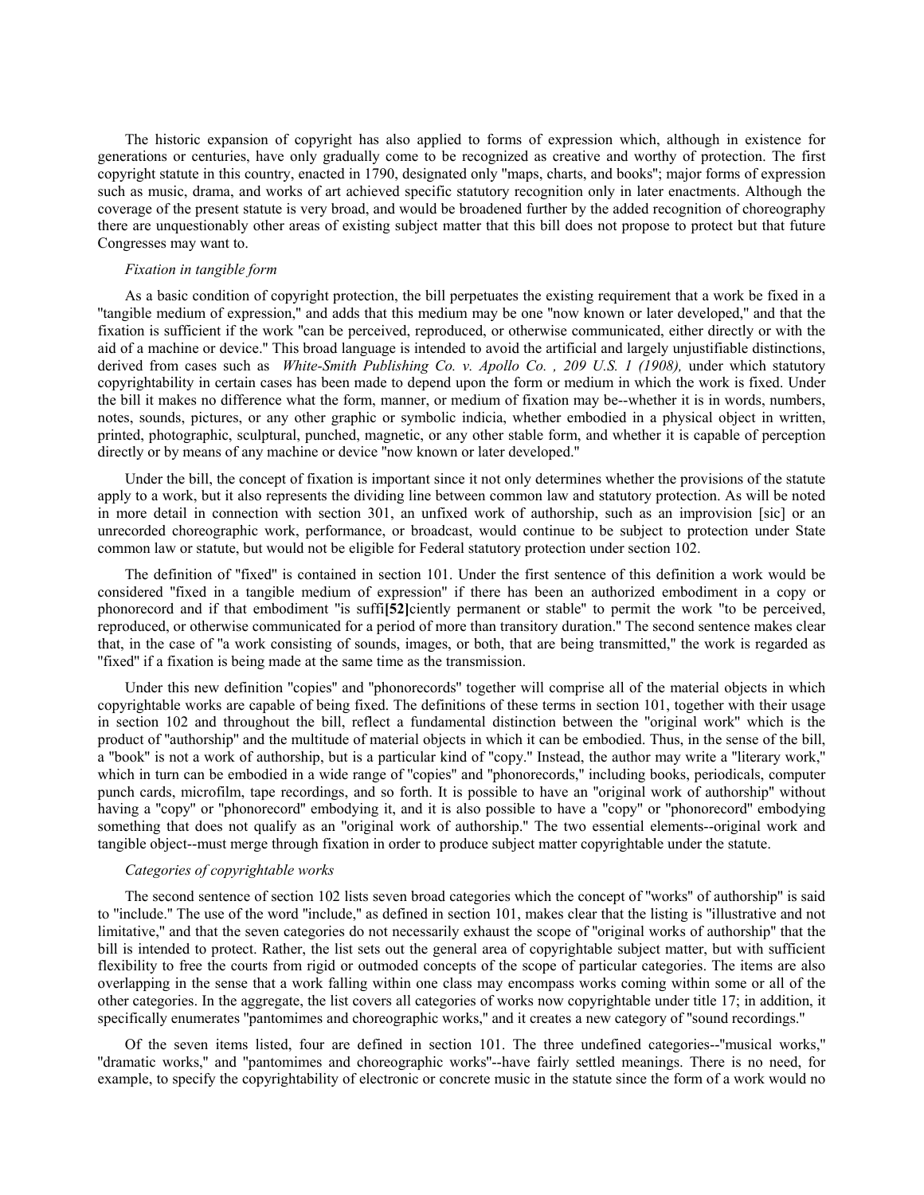The historic expansion of copyright has also applied to forms of expression which, although in existence for generations or centuries, have only gradually come to be recognized as creative and worthy of protection. The first copyright statute in this country, enacted in 1790, designated only "maps, charts, and books"; major forms of expression such as music, drama, and works of art achieved specific statutory recognition only in later enactments. Although the coverage of the present statute is very broad, and would be broadened further by the added recognition of choreography there are unquestionably other areas of existing subject matter that this bill does not propose to protect but that future Congresses may want to.

*Fixation in tangible form*

As a basic condition of copyright protection, the bill perpetuates the existing requirement that a work be fixed in a "tangible medium of expression," and adds that this medium may be one "now known or later developed," and that the fixation is sufficient if the work "can be perceived, reproduced, or otherwise communicated, either directly or with the aid of a machine or device." This broad language is intended to avoid the artificial and largely unjustifiable distinctions, derived from cases such as *White-Smith Publishing Co. v. Apollo Co. , 209 U.S. 1 (1908),* under which statutory copyrightability in certain cases has been made to depend upon the form or medium in which the work is fixed. Under the bill it makes no difference what the form, manner, or medium of fixation may be--whether it is in words, numbers, notes, sounds, pictures, or any other graphic or symbolic indicia, whether embodied in a physical object in written, printed, photographic, sculptural, punched, magnetic, or any other stable form, and whether it is capable of perception directly or by means of any machine or device "now known or later developed."

Under the bill, the concept of fixation is important since it not only determines whether the provisions of the statute apply to a work, but it also represents the dividing line between common law and statutory protection. As will be noted in more detail in connection with section 301, an unfixed work of authorship, such as an improvision [sic] or an unrecorded choreographic work, performance, or broadcast, would continue to be subject to protection under State common law or statute, but would not be eligible for Federal statutory protection under section 102.

The definition of "fixed" is contained in section 101. Under the first sentence of this definition a work would be considered "fixed in a tangible medium of expression" if there has been an authorized embodiment in a copy or phonorecord and if that embodiment "is suffi**[52]**ciently permanent or stable" to permit the work "to be perceived, reproduced, or otherwise communicated for a period of more than transitory duration." The second sentence makes clear that, in the case of "a work consisting of sounds, images, or both, that are being transmitted," the work is regarded as "fixed" if a fixation is being made at the same time as the transmission.

Under this new definition "copies" and "phonorecords" together will comprise all of the material objects in which copyrightable works are capable of being fixed. The definitions of these terms in section 101, together with their usage in section 102 and throughout the bill, reflect a fundamental distinction between the "original work" which is the product of "authorship" and the multitude of material objects in which it can be embodied. Thus, in the sense of the bill, a "book" is not a work of authorship, but is a particular kind of "copy." Instead, the author may write a "literary work," which in turn can be embodied in a wide range of "copies" and "phonorecords," including books, periodicals, computer punch cards, microfilm, tape recordings, and so forth. It is possible to have an "original work of authorship" without having a "copy" or "phonorecord" embodying it, and it is also possible to have a "copy" or "phonorecord" embodying something that does not qualify as an "original work of authorship." The two essential elements--original work and tangible object--must merge through fixation in order to produce subject matter copyrightable under the statute.

*Categories of copyrightable works*

The second sentence of section 102 lists seven broad categories which the concept of "works" of authorship" is said to "include." The use of the word "include," as defined in section 101, makes clear that the listing is "illustrative and not limitative," and that the seven categories do not necessarily exhaust the scope of "original works of authorship" that the bill is intended to protect. Rather, the list sets out the general area of copyrightable subject matter, but with sufficient flexibility to free the courts from rigid or outmoded concepts of the scope of particular categories. The items are also overlapping in the sense that a work falling within one class may encompass works coming within some or all of the other categories. In the aggregate, the list covers all categories of works now copyrightable under title 17; in addition, it specifically enumerates "pantomimes and choreographic works," and it creates a new category of "sound recordings."

Of the seven items listed, four are defined in section 101. The three undefined categories--"musical works," "dramatic works," and "pantomimes and choreographic works"--have fairly settled meanings. There is no need, for example, to specify the copyrightability of electronic or concrete music in the statute since the form of a work would no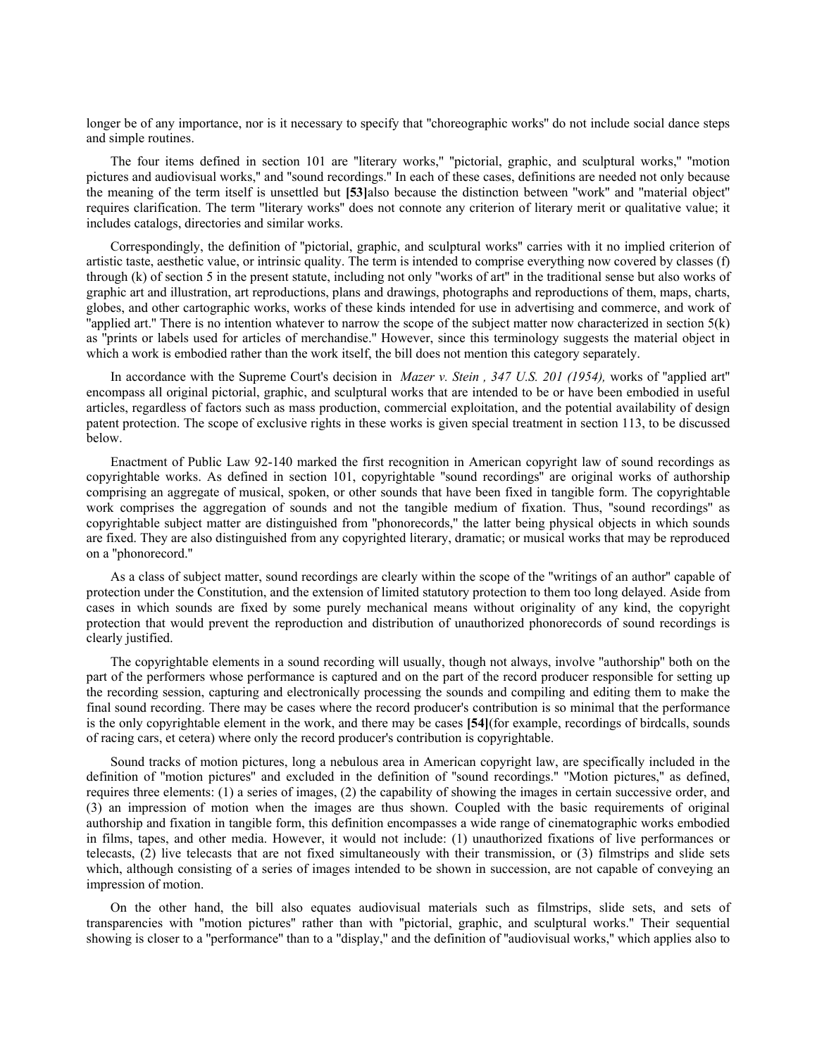longer be of any importance, nor is it necessary to specify that "choreographic works" do not include social dance steps and simple routines.

The four items defined in section 101 are "literary works," "pictorial, graphic, and sculptural works," "motion pictures and audiovisual works," and "sound recordings." In each of these cases, definitions are needed not only because the meaning of the term itself is unsettled but **[53]**also because the distinction between "work" and "material object" requires clarification. The term "literary works" does not connote any criterion of literary merit or qualitative value; it includes catalogs, directories and similar works.

Correspondingly, the definition of "pictorial, graphic, and sculptural works" carries with it no implied criterion of artistic taste, aesthetic value, or intrinsic quality. The term is intended to comprise everything now covered by classes (f) through (k) of section 5 in the present statute, including not only "works of art" in the traditional sense but also works of graphic art and illustration, art reproductions, plans and drawings, photographs and reproductions of them, maps, charts, globes, and other cartographic works, works of these kinds intended for use in advertising and commerce, and work of "applied art." There is no intention whatever to narrow the scope of the subject matter now characterized in section 5(k) as "prints or labels used for articles of merchandise." However, since this terminology suggests the material object in which a work is embodied rather than the work itself, the bill does not mention this category separately.

In accordance with the Supreme Court's decision in *Mazer v. Stein , 347 U.S. 201 (1954),* works of "applied art" encompass all original pictorial, graphic, and sculptural works that are intended to be or have been embodied in useful articles, regardless of factors such as mass production, commercial exploitation, and the potential availability of design patent protection. The scope of exclusive rights in these works is given special treatment in section 113, to be discussed below.

Enactment of Public Law 92-140 marked the first recognition in American copyright law of sound recordings as copyrightable works. As defined in section 101, copyrightable "sound recordings" are original works of authorship comprising an aggregate of musical, spoken, or other sounds that have been fixed in tangible form. The copyrightable work comprises the aggregation of sounds and not the tangible medium of fixation. Thus, "sound recordings" as copyrightable subject matter are distinguished from "phonorecords," the latter being physical objects in which sounds are fixed. They are also distinguished from any copyrighted literary, dramatic; or musical works that may be reproduced on a "phonorecord."

As a class of subject matter, sound recordings are clearly within the scope of the "writings of an author" capable of protection under the Constitution, and the extension of limited statutory protection to them too long delayed. Aside from cases in which sounds are fixed by some purely mechanical means without originality of any kind, the copyright protection that would prevent the reproduction and distribution of unauthorized phonorecords of sound recordings is clearly justified.

The copyrightable elements in a sound recording will usually, though not always, involve "authorship" both on the part of the performers whose performance is captured and on the part of the record producer responsible for setting up the recording session, capturing and electronically processing the sounds and compiling and editing them to make the final sound recording. There may be cases where the record producer's contribution is so minimal that the performance is the only copyrightable element in the work, and there may be cases **[54]**(for example, recordings of birdcalls, sounds of racing cars, et cetera) where only the record producer's contribution is copyrightable.

Sound tracks of motion pictures, long a nebulous area in American copyright law, are specifically included in the definition of "motion pictures" and excluded in the definition of "sound recordings." "Motion pictures," as defined, requires three elements: (1) a series of images, (2) the capability of showing the images in certain successive order, and (3) an impression of motion when the images are thus shown. Coupled with the basic requirements of original authorship and fixation in tangible form, this definition encompasses a wide range of cinematographic works embodied in films, tapes, and other media. However, it would not include: (1) unauthorized fixations of live performances or telecasts, (2) live telecasts that are not fixed simultaneously with their transmission, or (3) filmstrips and slide sets which, although consisting of a series of images intended to be shown in succession, are not capable of conveying an impression of motion.

On the other hand, the bill also equates audiovisual materials such as filmstrips, slide sets, and sets of transparencies with "motion pictures" rather than with "pictorial, graphic, and sculptural works." Their sequential showing is closer to a "performance" than to a "display," and the definition of "audiovisual works," which applies also to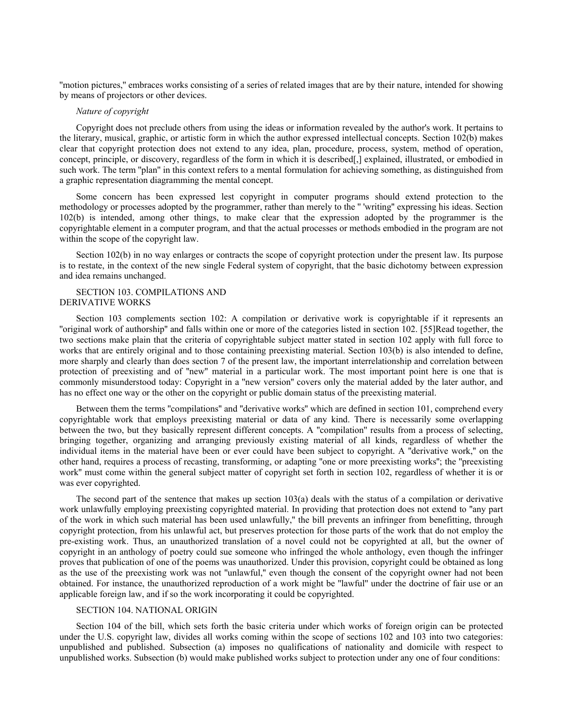"motion pictures," embraces works consisting of a series of related images that are by their nature, intended for showing by means of projectors or other devices.

*Nature of copyright*

Copyright does not preclude others from using the ideas or information revealed by the author's work. It pertains to the literary, musical, graphic, or artistic form in which the author expressed intellectual concepts. Section 102(b) makes clear that copyright protection does not extend to any idea, plan, procedure, process, system, method of operation, concept, principle, or discovery, regardless of the form in which it is described[,] explained, illustrated, or embodied in such work. The term "plan" in this context refers to a mental formulation for achieving something, as distinguished from a graphic representation diagramming the mental concept.

Some concern has been expressed lest copyright in computer programs should extend protection to the methodology or processes adopted by the programmer, rather than merely to the " 'writing" expressing his ideas. Section 102(b) is intended, among other things, to make clear that the expression adopted by the programmer is the copyrightable element in a computer program, and that the actual processes or methods embodied in the program are not within the scope of the copyright law.

Section 102(b) in no way enlarges or contracts the scope of copyright protection under the present law. Its purpose is to restate, in the context of the new single Federal system of copyright, that the basic dichotomy between expression and idea remains unchanged.

SECTION 103. COMPILATIONS AND DERIVATIVE WORKS

Section 103 complements section 102: A compilation or derivative work is copyrightable if it represents an "original work of authorship" and falls within one or more of the categories listed in section 102. [55]Read together, the two sections make plain that the criteria of copyrightable subject matter stated in section 102 apply with full force to works that are entirely original and to those containing preexisting material. Section 103(b) is also intended to define, more sharply and clearly than does section 7 of the present law, the important interrelationship and correlation between protection of preexisting and of "new" material in a particular work. The most important point here is one that is commonly misunderstood today: Copyright in a "new version" covers only the material added by the later author, and has no effect one way or the other on the copyright or public domain status of the preexisting material.

Between them the terms "compilations" and "derivative works" which are defined in section 101, comprehend every copyrightable work that employs preexisting material or data of any kind. There is necessarily some overlapping between the two, but they basically represent different concepts. A "compilation" results from a process of selecting, bringing together, organizing and arranging previously existing material of all kinds, regardless of whether the individual items in the material have been or ever could have been subject to copyright. A "derivative work," on the other hand, requires a process of recasting, transforming, or adapting "one or more preexisting works"; the "preexisting work" must come within the general subject matter of copyright set forth in section 102, regardless of whether it is or was ever copyrighted.

The second part of the sentence that makes up section 103(a) deals with the status of a compilation or derivative work unlawfully employing preexisting copyrighted material. In providing that protection does not extend to "any part of the work in which such material has been used unlawfully," the bill prevents an infringer from benefitting, through copyright protection, from his unlawful act, but preserves protection for those parts of the work that do not employ the pre-existing work. Thus, an unauthorized translation of a novel could not be copyrighted at all, but the owner of copyright in an anthology of poetry could sue someone who infringed the whole anthology, even though the infringer proves that publication of one of the poems was unauthorized. Under this provision, copyright could be obtained as long as the use of the preexisting work was not "unlawful," even though the consent of the copyright owner had not been obtained. For instance, the unauthorized reproduction of a work might be "lawful" under the doctrine of fair use or an applicable foreign law, and if so the work incorporating it could be copyrighted.

SECTION 104. NATIONAL ORIGIN

Section 104 of the bill, which sets forth the basic criteria under which works of foreign origin can be protected under the U.S. copyright law, divides all works coming within the scope of sections 102 and 103 into two categories: unpublished and published. Subsection (a) imposes no qualifications of nationality and domicile with respect to unpublished works. Subsection (b) would make published works subject to protection under any one of four conditions: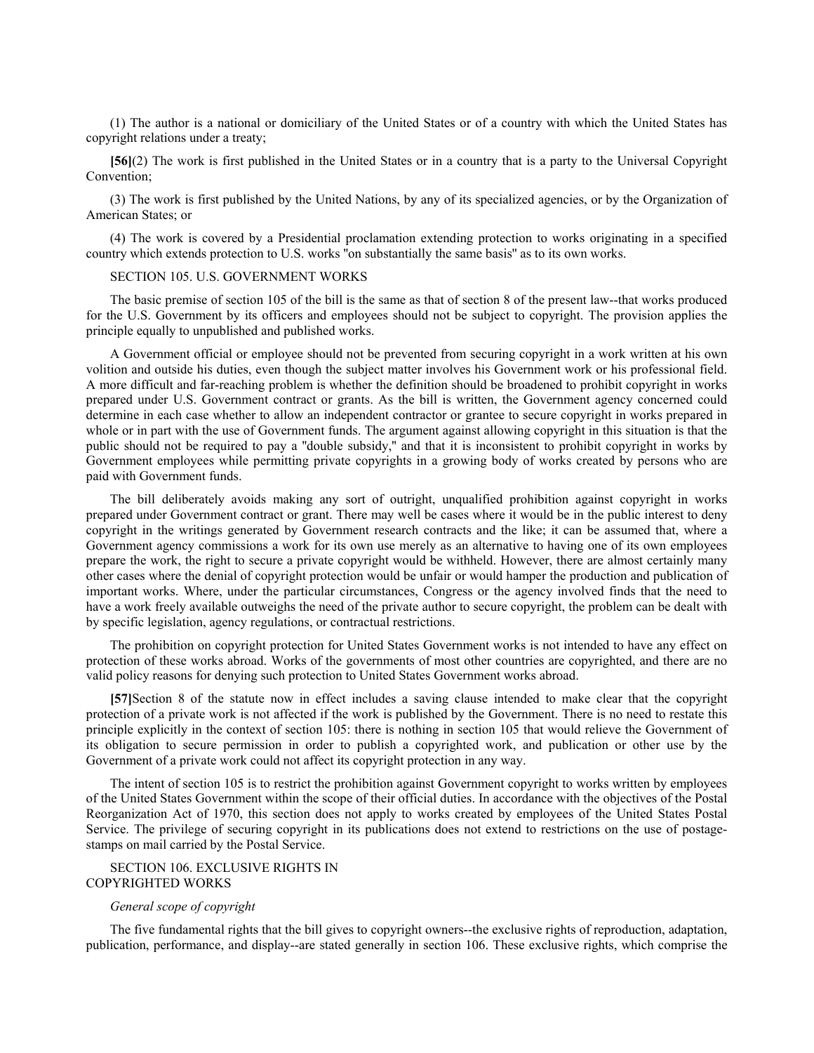(1) The author is a national or domiciliary of the United States or of a country with which the United States has copyright relations under a treaty;

**[56]**(2) The work is first published in the United States or in a country that is a party to the Universal Copyright Convention;

(3) The work is first published by the United Nations, by any of its specialized agencies, or by the Organization of American States; or

(4) The work is covered by a Presidential proclamation extending protection to works originating in a specified country which extends protection to U.S. works "on substantially the same basis" as to its own works.

SECTION 105. U.S. GOVERNMENT WORKS

The basic premise of section 105 of the bill is the same as that of section 8 of the present law--that works produced for the U.S. Government by its officers and employees should not be subject to copyright. The provision applies the principle equally to unpublished and published works.

A Government official or employee should not be prevented from securing copyright in a work written at his own volition and outside his duties, even though the subject matter involves his Government work or his professional field. A more difficult and far-reaching problem is whether the definition should be broadened to prohibit copyright in works prepared under U.S. Government contract or grants. As the bill is written, the Government agency concerned could determine in each case whether to allow an independent contractor or grantee to secure copyright in works prepared in whole or in part with the use of Government funds. The argument against allowing copyright in this situation is that the public should not be required to pay a "double subsidy," and that it is inconsistent to prohibit copyright in works by Government employees while permitting private copyrights in a growing body of works created by persons who are paid with Government funds.

The bill deliberately avoids making any sort of outright, unqualified prohibition against copyright in works prepared under Government contract or grant. There may well be cases where it would be in the public interest to deny copyright in the writings generated by Government research contracts and the like; it can be assumed that, where a Government agency commissions a work for its own use merely as an alternative to having one of its own employees prepare the work, the right to secure a private copyright would be withheld. However, there are almost certainly many other cases where the denial of copyright protection would be unfair or would hamper the production and publication of important works. Where, under the particular circumstances, Congress or the agency involved finds that the need to have a work freely available outweighs the need of the private author to secure copyright, the problem can be dealt with by specific legislation, agency regulations, or contractual restrictions.

The prohibition on copyright protection for United States Government works is not intended to have any effect on protection of these works abroad. Works of the governments of most other countries are copyrighted, and there are no valid policy reasons for denying such protection to United States Government works abroad.

**[57]**Section 8 of the statute now in effect includes a saving clause intended to make clear that the copyright protection of a private work is not affected if the work is published by the Government. There is no need to restate this principle explicitly in the context of section 105: there is nothing in section 105 that would relieve the Government of its obligation to secure permission in order to publish a copyrighted work, and publication or other use by the Government of a private work could not affect its copyright protection in any way.

The intent of section 105 is to restrict the prohibition against Government copyright to works written by employees of the United States Government within the scope of their official duties. In accordance with the objectives of the Postal Reorganization Act of 1970, this section does not apply to works created by employees of the United States Postal Service. The privilege of securing copyright in its publications does not extend to restrictions on the use of postage-stamps on mail carried by the Postal Service.

SECTION 106. EXCLUSIVE RIGHTS IN COPYRIGHTED WORKS

*General scope of copyright*

The five fundamental rights that the bill gives to copyright owners--the exclusive rights of reproduction, adaptation, publication, performance, and display--are stated generally in section 106. These exclusive rights, which comprise the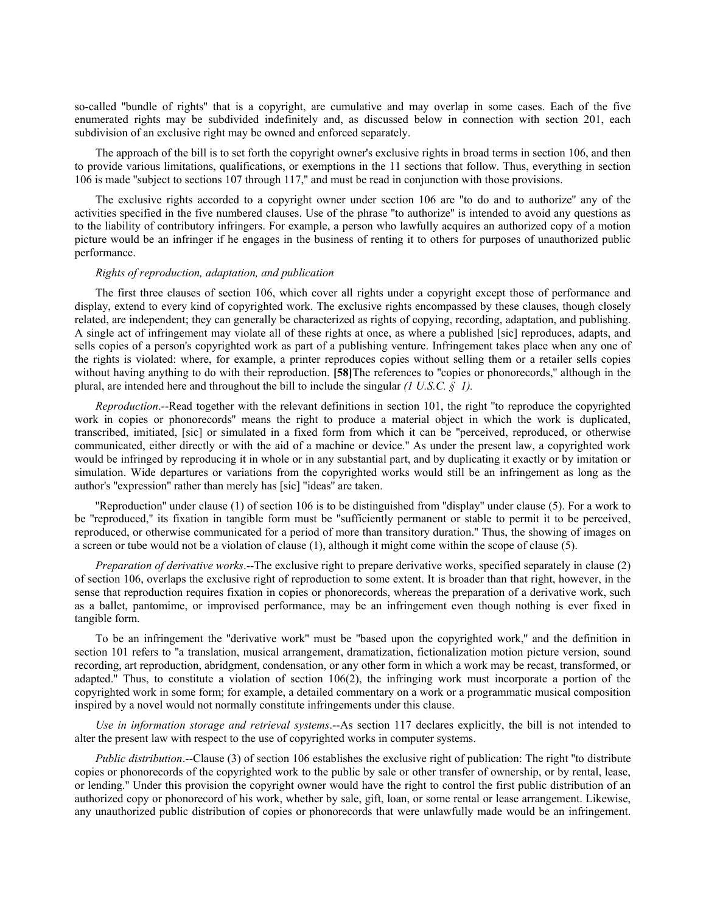so-called "bundle of rights" that is a copyright, are cumulative and may overlap in some cases. Each of the five enumerated rights may be subdivided indefinitely and, as discussed below in connection with section 201, each subdivision of an exclusive right may be owned and enforced separately.

The approach of the bill is to set forth the copyright owner's exclusive rights in broad terms in section 106, and then to provide various limitations, qualifications, or exemptions in the 11 sections that follow. Thus, everything in section 106 is made "subject to sections 107 through 117," and must be read in conjunction with those provisions.

The exclusive rights accorded to a copyright owner under section 106 are "to do and to authorize" any of the activities specified in the five numbered clauses. Use of the phrase "to authorize" is intended to avoid any questions as to the liability of contributory infringers. For example, a person who lawfully acquires an authorized copy of a motion picture would be an infringer if he engages in the business of renting it to others for purposes of unauthorized public performance.

*Rights of reproduction, adaptation, and publication*

The first three clauses of section 106, which cover all rights under a copyright except those of performance and display, extend to every kind of copyrighted work. The exclusive rights encompassed by these clauses, though closely related, are independent; they can generally be characterized as rights of copying, recording, adaptation, and publishing. A single act of infringement may violate all of these rights at once, as where a published [sic] reproduces, adapts, and sells copies of a person's copyrighted work as part of a publishing venture. Infringement takes place when any one of the rights is violated: where, for example, a printer reproduces copies without selling them or a retailer sells copies without having anything to do with their reproduction. **[58]**The references to "copies or phonorecords," although in the plural, are intended here and throughout the bill to include the singular *(1 U.S.C. § 1).*

*Reproduction*.--Read together with the relevant definitions in section 101, the right "to reproduce the copyrighted work in copies or phonorecords" means the right to produce a material object in which the work is duplicated, transcribed, imitiated, [sic] or simulated in a fixed form from which it can be "perceived, reproduced, or otherwise communicated, either directly or with the aid of a machine or device." As under the present law, a copyrighted work would be infringed by reproducing it in whole or in any substantial part, and by duplicating it exactly or by imitation or simulation. Wide departures or variations from the copyrighted works would still be an infringement as long as the author's "expression" rather than merely has [sic] "ideas" are taken.

"Reproduction" under clause (1) of section 106 is to be distinguished from "display" under clause (5). For a work to be "reproduced," its fixation in tangible form must be "sufficiently permanent or stable to permit it to be perceived, reproduced, or otherwise communicated for a period of more than transitory duration." Thus, the showing of images on a screen or tube would not be a violation of clause (1), although it might come within the scope of clause (5).

*Preparation of derivative works*.--The exclusive right to prepare derivative works, specified separately in clause (2) of section 106, overlaps the exclusive right of reproduction to some extent. It is broader than that right, however, in the sense that reproduction requires fixation in copies or phonorecords, whereas the preparation of a derivative work, such as a ballet, pantomime, or improvised performance, may be an infringement even though nothing is ever fixed in tangible form.

To be an infringement the "derivative work" must be "based upon the copyrighted work," and the definition in section 101 refers to "a translation, musical arrangement, dramatization, fictionalization motion picture version, sound recording, art reproduction, abridgment, condensation, or any other form in which a work may be recast, transformed, or adapted." Thus, to constitute a violation of section 106(2), the infringing work must incorporate a portion of the copyrighted work in some form; for example, a detailed commentary on a work or a programmatic musical composition inspired by a novel would not normally constitute infringements under this clause.

*Use in information storage and retrieval systems*.--As section 117 declares explicitly, the bill is not intended to alter the present law with respect to the use of copyrighted works in computer systems.

*Public distribution*.--Clause (3) of section 106 establishes the exclusive right of publication: The right "to distribute copies or phonorecords of the copyrighted work to the public by sale or other transfer of ownership, or by rental, lease, or lending." Under this provision the copyright owner would have the right to control the first public distribution of an authorized copy or phonorecord of his work, whether by sale, gift, loan, or some rental or lease arrangement. Likewise, any unauthorized public distribution of copies or phonorecords that were unlawfully made would be an infringement.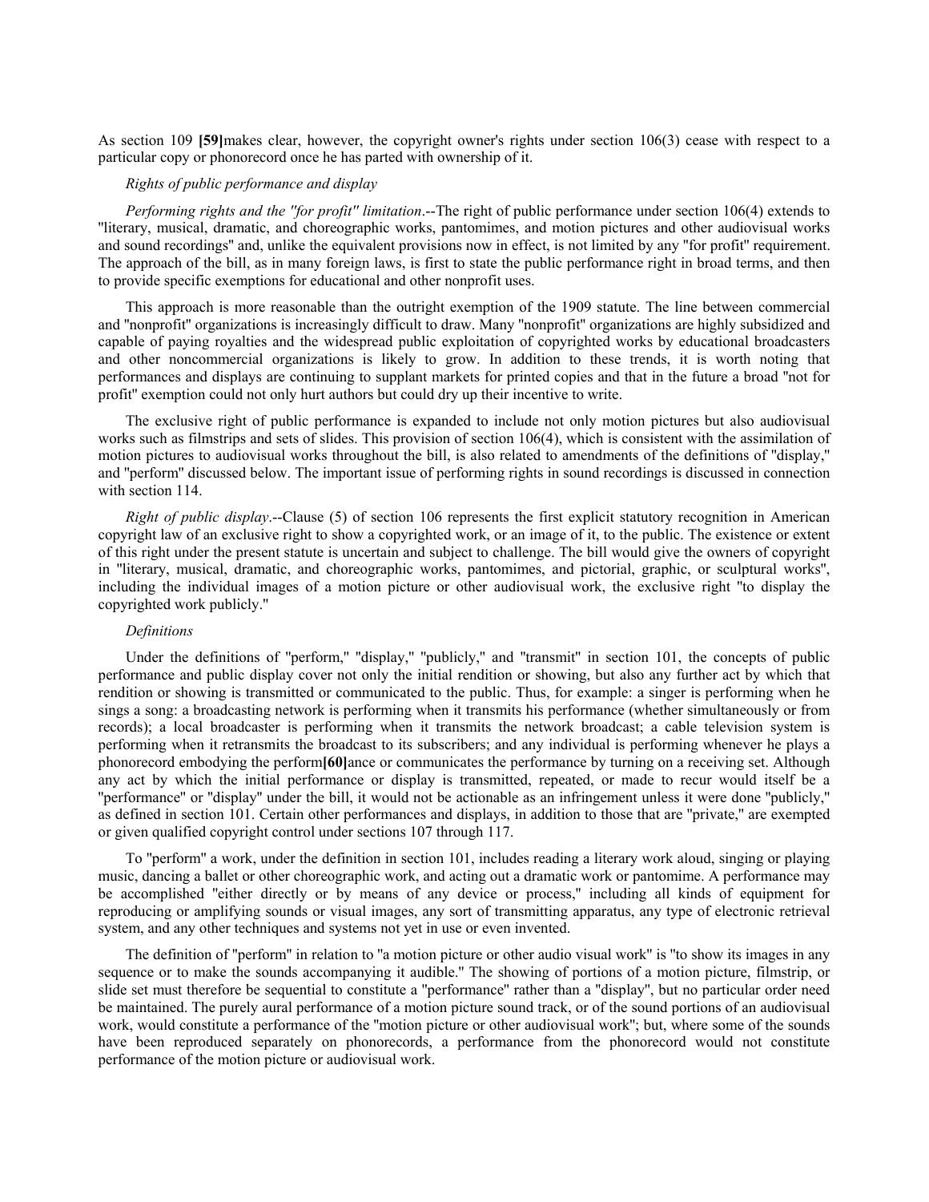As section 109 **[59]**makes clear, however, the copyright owner's rights under section 106(3) cease with respect to a particular copy or phonorecord once he has parted with ownership of it.

*Rights of public performance and display*

*Performing rights and the "for profit" limitation*.--The right of public performance under section 106(4) extends to "literary, musical, dramatic, and choreographic works, pantomimes, and motion pictures and other audiovisual works and sound recordings" and, unlike the equivalent provisions now in effect, is not limited by any "for profit" requirement. The approach of the bill, as in many foreign laws, is first to state the public performance right in broad terms, and then to provide specific exemptions for educational and other nonprofit uses.

This approach is more reasonable than the outright exemption of the 1909 statute. The line between commercial and "nonprofit" organizations is increasingly difficult to draw. Many "nonprofit" organizations are highly subsidized and capable of paying royalties and the widespread public exploitation of copyrighted works by educational broadcasters and other noncommercial organizations is likely to grow. In addition to these trends, it is worth noting that performances and displays are continuing to supplant markets for printed copies and that in the future a broad "not for profit" exemption could not only hurt authors but could dry up their incentive to write.

The exclusive right of public performance is expanded to include not only motion pictures but also audiovisual works such as filmstrips and sets of slides. This provision of section 106(4), which is consistent with the assimilation of motion pictures to audiovisual works throughout the bill, is also related to amendments of the definitions of "display," and "perform" discussed below. The important issue of performing rights in sound recordings is discussed in connection with section 114.

*Right of public display*.--Clause (5) of section 106 represents the first explicit statutory recognition in American copyright law of an exclusive right to show a copyrighted work, or an image of it, to the public. The existence or extent of this right under the present statute is uncertain and subject to challenge. The bill would give the owners of copyright in "literary, musical, dramatic, and choreographic works, pantomimes, and pictorial, graphic, or sculptural works", including the individual images of a motion picture or other audiovisual work, the exclusive right "to display the copyrighted work publicly."

*Definitions*

Under the definitions of "perform," "display," "publicly," and "transmit" in section 101, the concepts of public performance and public display cover not only the initial rendition or showing, but also any further act by which that rendition or showing is transmitted or communicated to the public. Thus, for example: a singer is performing when he sings a song: a broadcasting network is performing when it transmits his performance (whether simultaneously or from records); a local broadcaster is performing when it transmits the network broadcast; a cable television system is performing when it retransmits the broadcast to its subscribers; and any individual is performing whenever he plays a phonorecord embodying the perform**[60]**ance or communicates the performance by turning on a receiving set. Although any act by which the initial performance or display is transmitted, repeated, or made to recur would itself be a "performance" or "display" under the bill, it would not be actionable as an infringement unless it were done "publicly," as defined in section 101. Certain other performances and displays, in addition to those that are "private," are exempted or given qualified copyright control under sections 107 through 117.

To "perform" a work, under the definition in section 101, includes reading a literary work aloud, singing or playing music, dancing a ballet or other choreographic work, and acting out a dramatic work or pantomime. A performance may be accomplished "either directly or by means of any device or process," including all kinds of equipment for reproducing or amplifying sounds or visual images, any sort of transmitting apparatus, any type of electronic retrieval system, and any other techniques and systems not yet in use or even invented.

The definition of "perform" in relation to "a motion picture or other audio visual work" is "to show its images in any sequence or to make the sounds accompanying it audible." The showing of portions of a motion picture, filmstrip, or slide set must therefore be sequential to constitute a "performance" rather than a "display", but no particular order need be maintained. The purely aural performance of a motion picture sound track, or of the sound portions of an audiovisual work, would constitute a performance of the "motion picture or other audiovisual work"; but, where some of the sounds have been reproduced separately on phonorecords, a performance from the phonorecord would not constitute performance of the motion picture or audiovisual work.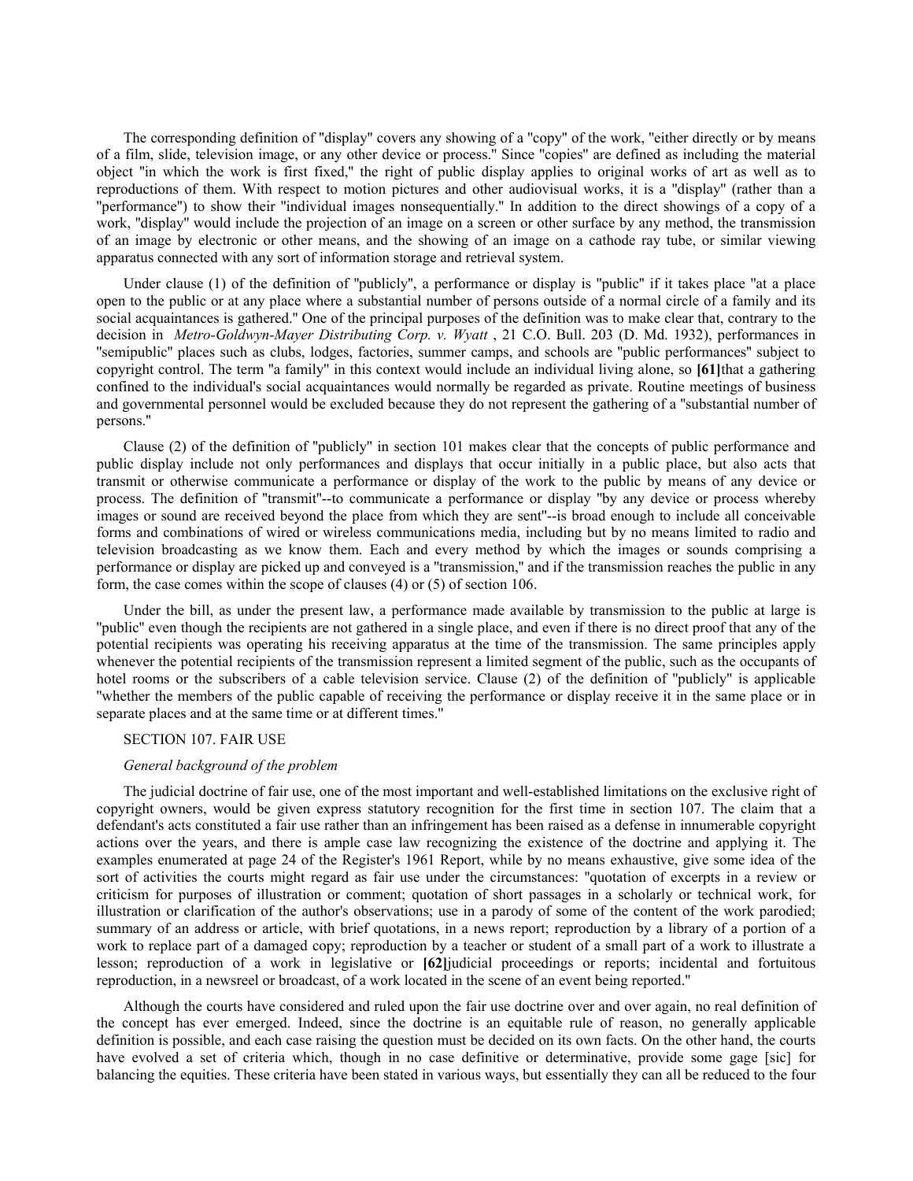The corresponding definition of "display" covers any showing of a "copy" of the work, "either directly or by means of a film, slide, television image, or any other device or process." Since "copies" are defined as including the material object "in which the work is first fixed," the right of public display applies to original works of art as well as to reproductions of them. With respect to motion pictures and other audiovisual works, it is a "display" (rather than a "performance") to show their "individual images nonsequentially." In addition to the direct showings of a copy of a work, "display" would include the projection of an image on a screen or other surface by any method, the transmission of an image by electronic or other means, and the showing of an image on a cathode ray tube, or similar viewing apparatus connected with any sort of information storage and retrieval system.

Under clause (1) of the definition of "publicly", a performance or display is "public" if it takes place "at a place open to the public or at any place where a substantial number of persons outside of a normal circle of a family and its social acquaintances is gathered." One of the principal purposes of the definition was to make clear that, contrary to the decision in *Metro-Goldwyn-Mayer Distributing Corp. v. Wyatt* , 21 C.O. Bull. 203 (D. Md. 1932), performances in "semipublic" places such as clubs, lodges, factories, summer camps, and schools are "public performances" subject to copyright control. The term "a family" in this context would include an individual living alone, so **[61]**that a gathering confined to the individual's social acquaintances would normally be regarded as private. Routine meetings of business and governmental personnel would be excluded because they do not represent the gathering of a "substantial number of persons."

Clause (2) of the definition of "publicly" in section 101 makes clear that the concepts of public performance and public display include not only performances and displays that occur initially in a public place, but also acts that transmit or otherwise communicate a performance or display of the work to the public by means of any device or process. The definition of "transmit"--to communicate a performance or display "by any device or process whereby images or sound are received beyond the place from which they are sent"--is broad enough to include all conceivable forms and combinations of wired or wireless communications media, including but by no means limited to radio and television broadcasting as we know them. Each and every method by which the images or sounds comprising a performance or display are picked up and conveyed is a "transmission," and if the transmission reaches the public in any form, the case comes within the scope of clauses (4) or (5) of section 106.

Under the bill, as under the present law, a performance made available by transmission to the public at large is "public" even though the recipients are not gathered in a single place, and even if there is no direct proof that any of the potential recipients was operating his receiving apparatus at the time of the transmission. The same principles apply whenever the potential recipients of the transmission represent a limited segment of the public, such as the occupants of hotel rooms or the subscribers of a cable television service. Clause (2) of the definition of "publicly" is applicable "whether the members of the public capable of receiving the performance or display receive it in the same place or in separate places and at the same time or at different times."

SECTION 107. FAIR USE

*General background of the problem*

The judicial doctrine of fair use, one of the most important and well-established limitations on the exclusive right of copyright owners, would be given express statutory recognition for the first time in section 107. The claim that a defendant's acts constituted a fair use rather than an infringement has been raised as a defense in innumerable copyright actions over the years, and there is ample case law recognizing the existence of the doctrine and applying it. The examples enumerated at page 24 of the Register's 1961 Report, while by no means exhaustive, give some idea of the sort of activities the courts might regard as fair use under the circumstances: "quotation of excerpts in a review or criticism for purposes of illustration or comment; quotation of short passages in a scholarly or technical work, for illustration or clarification of the author's observations; use in a parody of some of the content of the work parodied; summary of an address or article, with brief quotations, in a news report; reproduction by a library of a portion of a work to replace part of a damaged copy; reproduction by a teacher or student of a small part of a work to illustrate a lesson; reproduction of a work in legislative or **[62]**judicial proceedings or reports; incidental and fortuitous reproduction, in a newsreel or broadcast, of a work located in the scene of an event being reported."

Although the courts have considered and ruled upon the fair use doctrine over and over again, no real definition of the concept has ever emerged. Indeed, since the doctrine is an equitable rule of reason, no generally applicable definition is possible, and each case raising the question must be decided on its own facts. On the other hand, the courts have evolved a set of criteria which, though in no case definitive or determinative, provide some gage [sic] for balancing the equities. These criteria have been stated in various ways, but essentially they can all be reduced to the four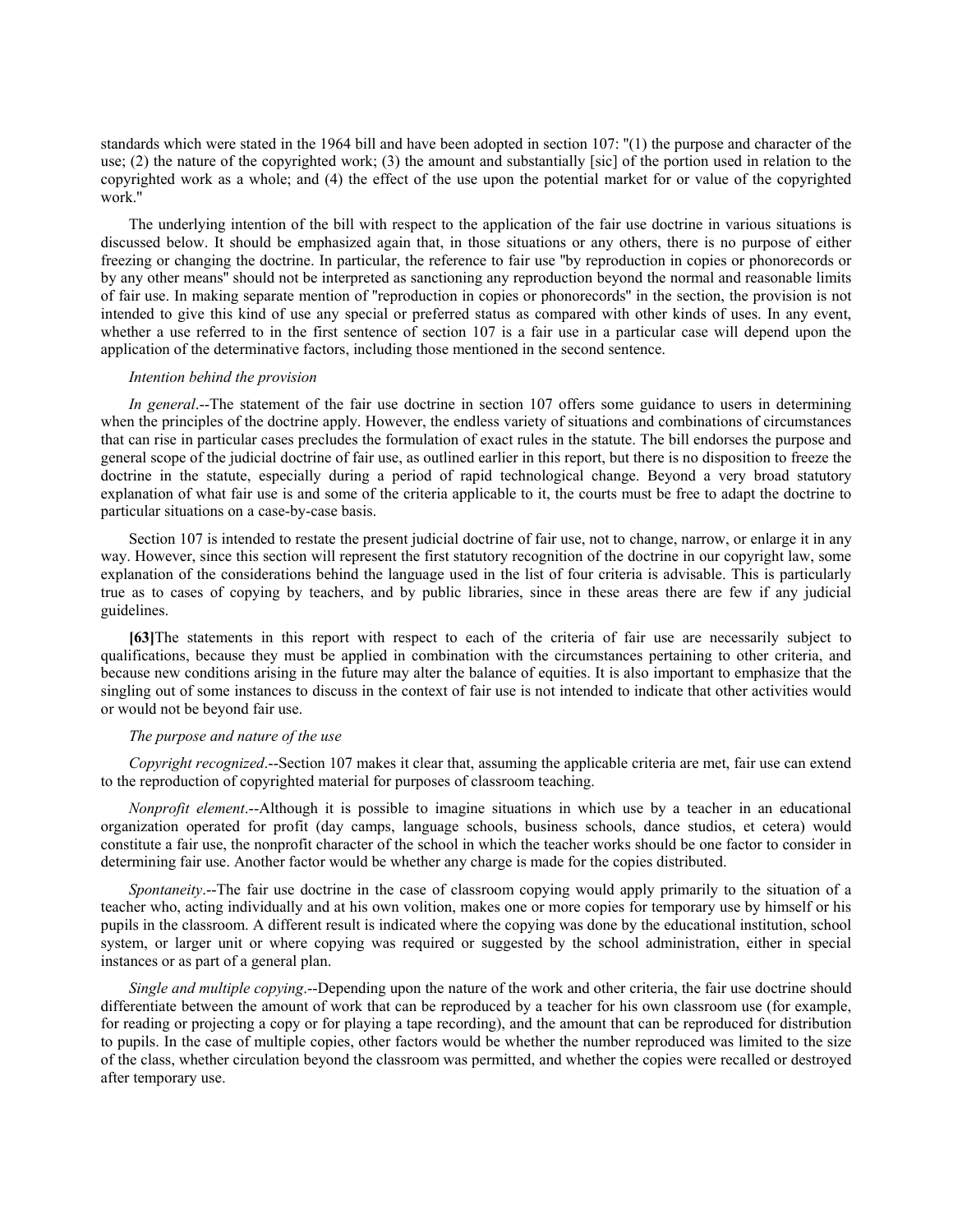standards which were stated in the 1964 bill and have been adopted in section 107: "(1) the purpose and character of the use; (2) the nature of the copyrighted work; (3) the amount and substantially [sic] of the portion used in relation to the copyrighted work as a whole; and (4) the effect of the use upon the potential market for or value of the copyrighted work."

The underlying intention of the bill with respect to the application of the fair use doctrine in various situations is discussed below. It should be emphasized again that, in those situations or any others, there is no purpose of either freezing or changing the doctrine. In particular, the reference to fair use "by reproduction in copies or phonorecords or by any other means" should not be interpreted as sanctioning any reproduction beyond the normal and reasonable limits of fair use. In making separate mention of "reproduction in copies or phonorecords" in the section, the provision is not intended to give this kind of use any special or preferred status as compared with other kinds of uses. In any event, whether a use referred to in the first sentence of section 107 is a fair use in a particular case will depend upon the application of the determinative factors, including those mentioned in the second sentence.

*Intention behind the provision*

*In general*.--The statement of the fair use doctrine in section 107 offers some guidance to users in determining when the principles of the doctrine apply. However, the endless variety of situations and combinations of circumstances that can rise in particular cases precludes the formulation of exact rules in the statute. The bill endorses the purpose and general scope of the judicial doctrine of fair use, as outlined earlier in this report, but there is no disposition to freeze the doctrine in the statute, especially during a period of rapid technological change. Beyond a very broad statutory explanation of what fair use is and some of the criteria applicable to it, the courts must be free to adapt the doctrine to particular situations on a case-by-case basis.

Section 107 is intended to restate the present judicial doctrine of fair use, not to change, narrow, or enlarge it in any way. However, since this section will represent the first statutory recognition of the doctrine in our copyright law, some explanation of the considerations behind the language used in the list of four criteria is advisable. This is particularly true as to cases of copying by teachers, and by public libraries, since in these areas there are few if any judicial guidelines.

**[63]**The statements in this report with respect to each of the criteria of fair use are necessarily subject to qualifications, because they must be applied in combination with the circumstances pertaining to other criteria, and because new conditions arising in the future may alter the balance of equities. It is also important to emphasize that the singling out of some instances to discuss in the context of fair use is not intended to indicate that other activities would or would not be beyond fair use.

*The purpose and nature of the use*

*Copyright recognized*.--Section 107 makes it clear that, assuming the applicable criteria are met, fair use can extend to the reproduction of copyrighted material for purposes of classroom teaching.

*Nonprofit element*.--Although it is possible to imagine situations in which use by a teacher in an educational organization operated for profit (day camps, language schools, business schools, dance studios, et cetera) would constitute a fair use, the nonprofit character of the school in which the teacher works should be one factor to consider in determining fair use. Another factor would be whether any charge is made for the copies distributed.

*Spontaneity*.--The fair use doctrine in the case of classroom copying would apply primarily to the situation of a teacher who, acting individually and at his own volition, makes one or more copies for temporary use by himself or his pupils in the classroom. A different result is indicated where the copying was done by the educational institution, school system, or larger unit or where copying was required or suggested by the school administration, either in special instances or as part of a general plan.

*Single and multiple copying*.--Depending upon the nature of the work and other criteria, the fair use doctrine should differentiate between the amount of work that can be reproduced by a teacher for his own classroom use (for example, for reading or projecting a copy or for playing a tape recording), and the amount that can be reproduced for distribution to pupils. In the case of multiple copies, other factors would be whether the number reproduced was limited to the size of the class, whether circulation beyond the classroom was permitted, and whether the copies were recalled or destroyed after temporary use.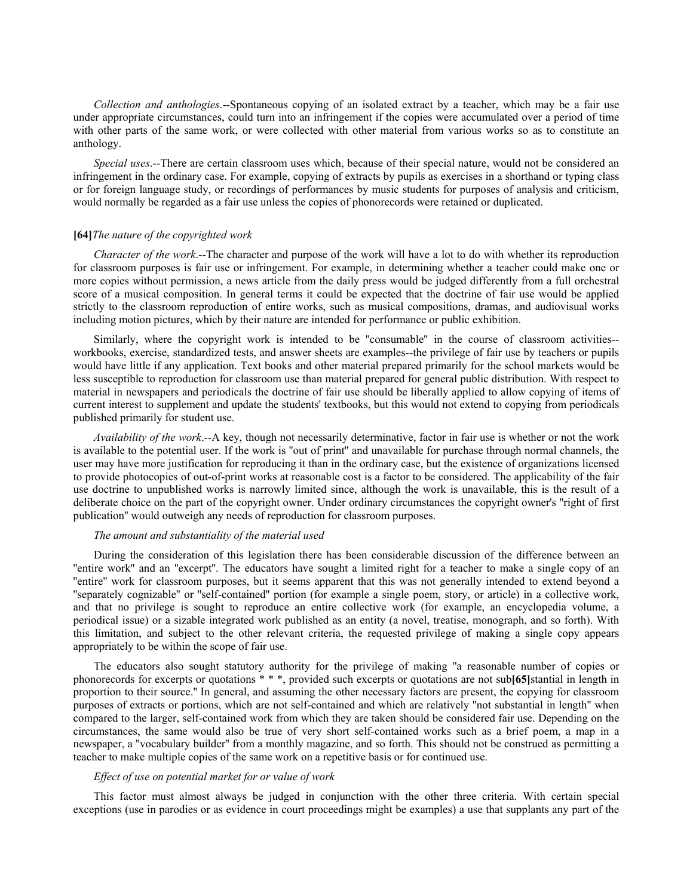*Collection and anthologies*.--Spontaneous copying of an isolated extract by a teacher, which may be a fair use under appropriate circumstances, could turn into an infringement if the copies were accumulated over a period of time with other parts of the same work, or were collected with other material from various works so as to constitute an anthology.

*Special uses*.--There are certain classroom uses which, because of their special nature, would not be considered an infringement in the ordinary case. For example, copying of extracts by pupils as exercises in a shorthand or typing class or for foreign language study, or recordings of performances by music students for purposes of analysis and criticism, would normally be regarded as a fair use unless the copies of phonorecords were retained or duplicated.

**[64]***The nature of the copyrighted work*

*Character of the work*.--The character and purpose of the work will have a lot to do with whether its reproduction for classroom purposes is fair use or infringement. For example, in determining whether a teacher could make one or more copies without permission, a news article from the daily press would be judged differently from a full orchestral score of a musical composition. In general terms it could be expected that the doctrine of fair use would be applied strictly to the classroom reproduction of entire works, such as musical compositions, dramas, and audiovisual works including motion pictures, which by their nature are intended for performance or public exhibition.

Similarly, where the copyright work is intended to be "consumable" in the course of classroom activities--workbooks, exercise, standardized tests, and answer sheets are examples--the privilege of fair use by teachers or pupils would have little if any application. Text books and other material prepared primarily for the school markets would be less susceptible to reproduction for classroom use than material prepared for general public distribution. With respect to material in newspapers and periodicals the doctrine of fair use should be liberally applied to allow copying of items of current interest to supplement and update the students' textbooks, but this would not extend to copying from periodicals published primarily for student use.

*Availability of the work*.--A key, though not necessarily determinative, factor in fair use is whether or not the work is available to the potential user. If the work is "out of print" and unavailable for purchase through normal channels, the user may have more justification for reproducing it than in the ordinary case, but the existence of organizations licensed to provide photocopies of out-of-print works at reasonable cost is a factor to be considered. The applicability of the fair use doctrine to unpublished works is narrowly limited since, although the work is unavailable, this is the result of a deliberate choice on the part of the copyright owner. Under ordinary circumstances the copyright owner's "right of first publication" would outweigh any needs of reproduction for classroom purposes.

*The amount and substantiality of the material used*

During the consideration of this legislation there has been considerable discussion of the difference between an "entire work" and an "excerpt". The educators have sought a limited right for a teacher to make a single copy of an "entire" work for classroom purposes, but it seems apparent that this was not generally intended to extend beyond a "separately cognizable" or "self-contained" portion (for example a single poem, story, or article) in a collective work, and that no privilege is sought to reproduce an entire collective work (for example, an encyclopedia volume, a periodical issue) or a sizable integrated work published as an entity (a novel, treatise, monograph, and so forth). With this limitation, and subject to the other relevant criteria, the requested privilege of making a single copy appears appropriately to be within the scope of fair use.

The educators also sought statutory authority for the privilege of making "a reasonable number of copies or phonorecords for excerpts or quotations * * *, provided such excerpts or quotations are not sub**[65]**stantial in length in proportion to their source." In general, and assuming the other necessary factors are present, the copying for classroom purposes of extracts or portions, which are not self-contained and which are relatively "not substantial in length" when compared to the larger, self-contained work from which they are taken should be considered fair use. Depending on the circumstances, the same would also be true of very short self-contained works such as a brief poem, a map in a newspaper, a "vocabulary builder" from a monthly magazine, and so forth. This should not be construed as permitting a teacher to make multiple copies of the same work on a repetitive basis or for continued use.

*Effect of use on potential market for or value of work*

This factor must almost always be judged in conjunction with the other three criteria. With certain special exceptions (use in parodies or as evidence in court proceedings might be examples) a use that supplants any part of the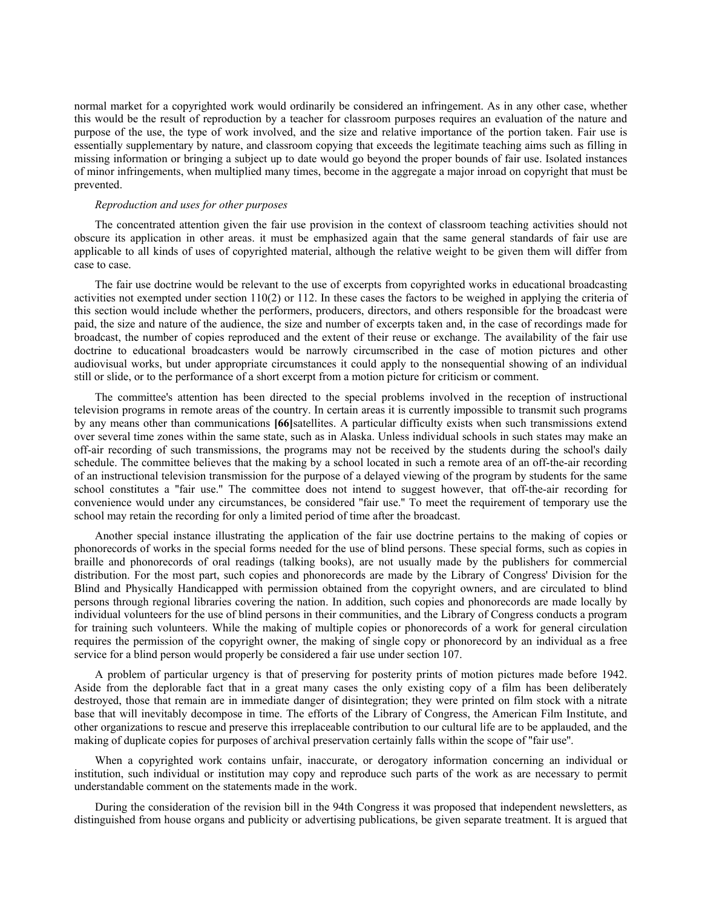normal market for a copyrighted work would ordinarily be considered an infringement. As in any other case, whether this would be the result of reproduction by a teacher for classroom purposes requires an evaluation of the nature and purpose of the use, the type of work involved, and the size and relative importance of the portion taken. Fair use is essentially supplementary by nature, and classroom copying that exceeds the legitimate teaching aims such as filling in missing information or bringing a subject up to date would go beyond the proper bounds of fair use. Isolated instances of minor infringements, when multiplied many times, become in the aggregate a major inroad on copyright that must be prevented.

*Reproduction and uses for other purposes*

The concentrated attention given the fair use provision in the context of classroom teaching activities should not obscure its application in other areas. it must be emphasized again that the same general standards of fair use are applicable to all kinds of uses of copyrighted material, although the relative weight to be given them will differ from case to case.

The fair use doctrine would be relevant to the use of excerpts from copyrighted works in educational broadcasting activities not exempted under section 110(2) or 112. In these cases the factors to be weighed in applying the criteria of this section would include whether the performers, producers, directors, and others responsible for the broadcast were paid, the size and nature of the audience, the size and number of excerpts taken and, in the case of recordings made for broadcast, the number of copies reproduced and the extent of their reuse or exchange. The availability of the fair use doctrine to educational broadcasters would be narrowly circumscribed in the case of motion pictures and other audiovisual works, but under appropriate circumstances it could apply to the nonsequential showing of an individual still or slide, or to the performance of a short excerpt from a motion picture for criticism or comment.

The committee's attention has been directed to the special problems involved in the reception of instructional television programs in remote areas of the country. In certain areas it is currently impossible to transmit such programs by any means other than communications **[66]**satellites. A particular difficulty exists when such transmissions extend over several time zones within the same state, such as in Alaska. Unless individual schools in such states may make an off-air recording of such transmissions, the programs may not be received by the students during the school's daily schedule. The committee believes that the making by a school located in such a remote area of an off-the-air recording of an instructional television transmission for the purpose of a delayed viewing of the program by students for the same school constitutes a "fair use." The committee does not intend to suggest however, that off-the-air recording for convenience would under any circumstances, be considered "fair use." To meet the requirement of temporary use the school may retain the recording for only a limited period of time after the broadcast.

Another special instance illustrating the application of the fair use doctrine pertains to the making of copies or phonorecords of works in the special forms needed for the use of blind persons. These special forms, such as copies in braille and phonorecords of oral readings (talking books), are not usually made by the publishers for commercial distribution. For the most part, such copies and phonorecords are made by the Library of Congress' Division for the Blind and Physically Handicapped with permission obtained from the copyright owners, and are circulated to blind persons through regional libraries covering the nation. In addition, such copies and phonorecords are made locally by individual volunteers for the use of blind persons in their communities, and the Library of Congress conducts a program for training such volunteers. While the making of multiple copies or phonorecords of a work for general circulation requires the permission of the copyright owner, the making of single copy or phonorecord by an individual as a free service for a blind person would properly be considered a fair use under section 107.

A problem of particular urgency is that of preserving for posterity prints of motion pictures made before 1942. Aside from the deplorable fact that in a great many cases the only existing copy of a film has been deliberately destroyed, those that remain are in immediate danger of disintegration; they were printed on film stock with a nitrate base that will inevitably decompose in time. The efforts of the Library of Congress, the American Film Institute, and other organizations to rescue and preserve this irreplaceable contribution to our cultural life are to be applauded, and the making of duplicate copies for purposes of archival preservation certainly falls within the scope of "fair use".

When a copyrighted work contains unfair, inaccurate, or derogatory information concerning an individual or institution, such individual or institution may copy and reproduce such parts of the work as are necessary to permit understandable comment on the statements made in the work.

During the consideration of the revision bill in the 94th Congress it was proposed that independent newsletters, as distinguished from house organs and publicity or advertising publications, be given separate treatment. It is argued that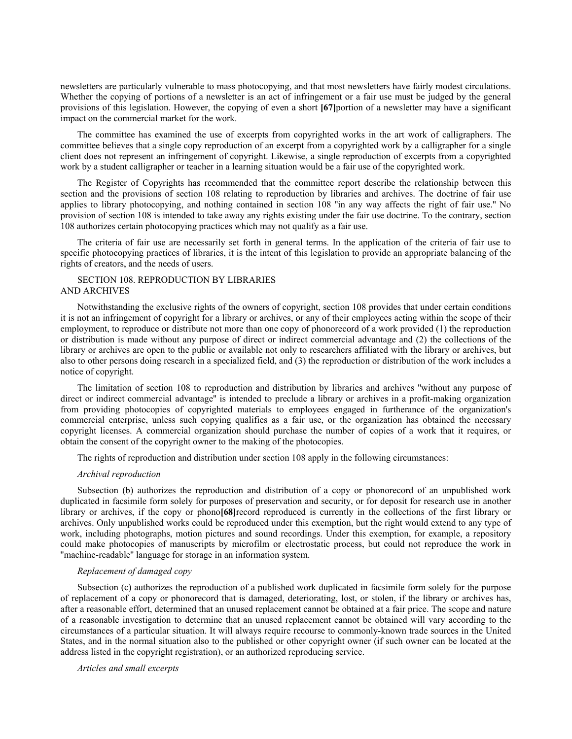newsletters are particularly vulnerable to mass photocopying, and that most newsletters have fairly modest circulations. Whether the copying of portions of a newsletter is an act of infringement or a fair use must be judged by the general provisions of this legislation. However, the copying of even a short **[67]**portion of a newsletter may have a significant impact on the commercial market for the work.

The committee has examined the use of excerpts from copyrighted works in the art work of calligraphers. The committee believes that a single copy reproduction of an excerpt from a copyrighted work by a calligrapher for a single client does not represent an infringement of copyright. Likewise, a single reproduction of excerpts from a copyrighted work by a student calligrapher or teacher in a learning situation would be a fair use of the copyrighted work.

The Register of Copyrights has recommended that the committee report describe the relationship between this section and the provisions of section 108 relating to reproduction by libraries and archives. The doctrine of fair use applies to library photocopying, and nothing contained in section 108 "in any way affects the right of fair use." No provision of section 108 is intended to take away any rights existing under the fair use doctrine. To the contrary, section 108 authorizes certain photocopying practices which may not qualify as a fair use.

The criteria of fair use are necessarily set forth in general terms. In the application of the criteria of fair use to specific photocopying practices of libraries, it is the intent of this legislation to provide an appropriate balancing of the rights of creators, and the needs of users.

SECTION 108. REPRODUCTION BY LIBRARIES AND ARCHIVES

Notwithstanding the exclusive rights of the owners of copyright, section 108 provides that under certain conditions it is not an infringement of copyright for a library or archives, or any of their employees acting within the scope of their employment, to reproduce or distribute not more than one copy of phonorecord of a work provided (1) the reproduction or distribution is made without any purpose of direct or indirect commercial advantage and (2) the collections of the library or archives are open to the public or available not only to researchers affiliated with the library or archives, but also to other persons doing research in a specialized field, and (3) the reproduction or distribution of the work includes a notice of copyright.

The limitation of section 108 to reproduction and distribution by libraries and archives "without any purpose of direct or indirect commercial advantage" is intended to preclude a library or archives in a profit-making organization from providing photocopies of copyrighted materials to employees engaged in furtherance of the organization's commercial enterprise, unless such copying qualifies as a fair use, or the organization has obtained the necessary copyright licenses. A commercial organization should purchase the number of copies of a work that it requires, or obtain the consent of the copyright owner to the making of the photocopies.

The rights of reproduction and distribution under section 108 apply in the following circumstances:

*Archival reproduction*

Subsection (b) authorizes the reproduction and distribution of a copy or phonorecord of an unpublished work duplicated in facsimile form solely for purposes of preservation and security, or for deposit for research use in another library or archives, if the copy or phono**[68]**record reproduced is currently in the collections of the first library or archives. Only unpublished works could be reproduced under this exemption, but the right would extend to any type of work, including photographs, motion pictures and sound recordings. Under this exemption, for example, a repository could make photocopies of manuscripts by microfilm or electrostatic process, but could not reproduce the work in "machine-readable" language for storage in an information system.

*Replacement of damaged copy*

Subsection (c) authorizes the reproduction of a published work duplicated in facsimile form solely for the purpose of replacement of a copy or phonorecord that is damaged, deteriorating, lost, or stolen, if the library or archives has, after a reasonable effort, determined that an unused replacement cannot be obtained at a fair price. The scope and nature of a reasonable investigation to determine that an unused replacement cannot be obtained will vary according to the circumstances of a particular situation. It will always require recourse to commonly-known trade sources in the United States, and in the normal situation also to the published or other copyright owner (if such owner can be located at the address listed in the copyright registration), or an authorized reproducing service.

*Articles and small excerpts*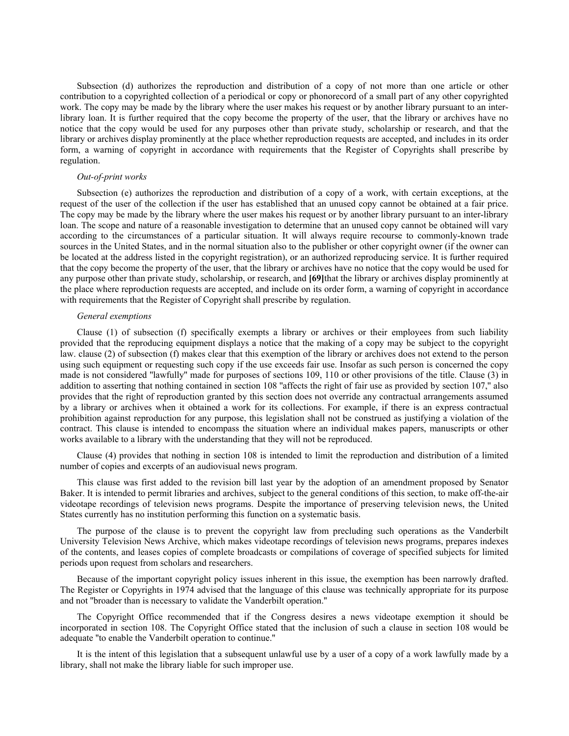Subsection (d) authorizes the reproduction and distribution of a copy of not more than one article or other contribution to a copyrighted collection of a periodical or copy or phonorecord of a small part of any other copyrighted work. The copy may be made by the library where the user makes his request or by another library pursuant to an inter-library loan. It is further required that the copy become the property of the user, that the library or archives have no notice that the copy would be used for any purposes other than private study, scholarship or research, and that the library or archives display prominently at the place whether reproduction requests are accepted, and includes in its order form, a warning of copyright in accordance with requirements that the Register of Copyrights shall prescribe by regulation.

*Out-of-print works*

Subsection (e) authorizes the reproduction and distribution of a copy of a work, with certain exceptions, at the request of the user of the collection if the user has established that an unused copy cannot be obtained at a fair price. The copy may be made by the library where the user makes his request or by another library pursuant to an inter-library loan. The scope and nature of a reasonable investigation to determine that an unused copy cannot be obtained will vary according to the circumstances of a particular situation. It will always require recourse to commonly-known trade sources in the United States, and in the normal situation also to the publisher or other copyright owner (if the owner can be located at the address listed in the copyright registration), or an authorized reproducing service. It is further required that the copy become the property of the user, that the library or archives have no notice that the copy would be used for any purpose other than private study, scholarship, or research, and **[69]**that the library or archives display prominently at the place where reproduction requests are accepted, and include on its order form, a warning of copyright in accordance with requirements that the Register of Copyright shall prescribe by regulation.

*General exemptions*

Clause (1) of subsection (f) specifically exempts a library or archives or their employees from such liability provided that the reproducing equipment displays a notice that the making of a copy may be subject to the copyright law. clause (2) of subsection (f) makes clear that this exemption of the library or archives does not extend to the person using such equipment or requesting such copy if the use exceeds fair use. Insofar as such person is concerned the copy made is not considered "lawfully" made for purposes of sections 109, 110 or other provisions of the title. Clause (3) in addition to asserting that nothing contained in section 108 "affects the right of fair use as provided by section 107," also provides that the right of reproduction granted by this section does not override any contractual arrangements assumed by a library or archives when it obtained a work for its collections. For example, if there is an express contractual prohibition against reproduction for any purpose, this legislation shall not be construed as justifying a violation of the contract. This clause is intended to encompass the situation where an individual makes papers, manuscripts or other works available to a library with the understanding that they will not be reproduced.

Clause (4) provides that nothing in section 108 is intended to limit the reproduction and distribution of a limited number of copies and excerpts of an audiovisual news program.

This clause was first added to the revision bill last year by the adoption of an amendment proposed by Senator Baker. It is intended to permit libraries and archives, subject to the general conditions of this section, to make off-the-air videotape recordings of television news programs. Despite the importance of preserving television news, the United States currently has no institution performing this function on a systematic basis.

The purpose of the clause is to prevent the copyright law from precluding such operations as the Vanderbilt University Television News Archive, which makes videotape recordings of television news programs, prepares indexes of the contents, and leases copies of complete broadcasts or compilations of coverage of specified subjects for limited periods upon request from scholars and researchers.

Because of the important copyright policy issues inherent in this issue, the exemption has been narrowly drafted. The Register or Copyrights in 1974 advised that the language of this clause was technically appropriate for its purpose and not "broader than is necessary to validate the Vanderbilt operation."

The Copyright Office recommended that if the Congress desires a news videotape exemption it should be incorporated in section 108. The Copyright Office stated that the inclusion of such a clause in section 108 would be adequate "to enable the Vanderbilt operation to continue."

It is the intent of this legislation that a subsequent unlawful use by a user of a copy of a work lawfully made by a library, shall not make the library liable for such improper use.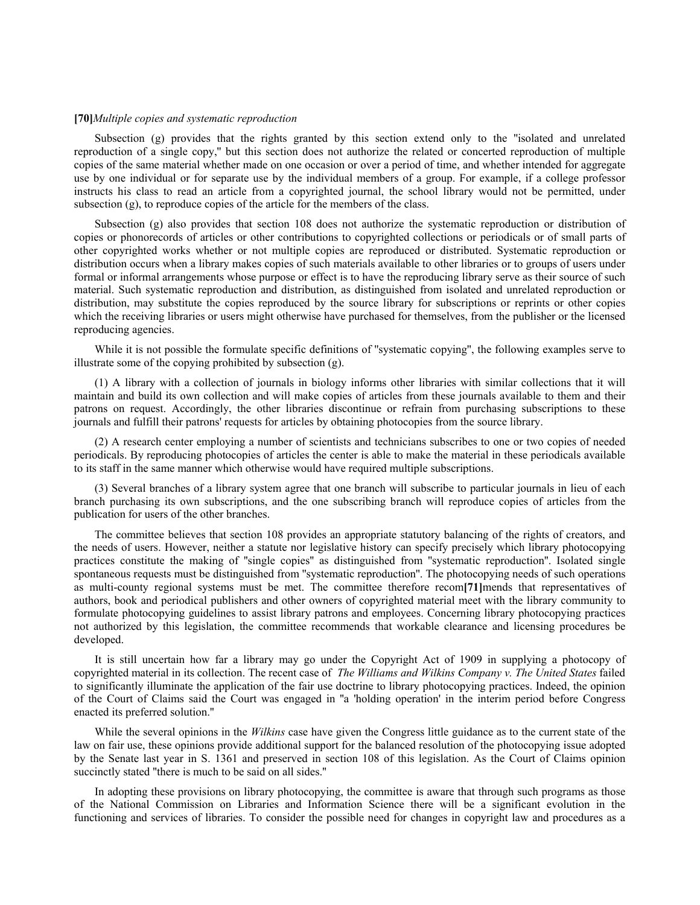**[70]***Multiple copies and systematic reproduction*

Subsection (g) provides that the rights granted by this section extend only to the "isolated and unrelated reproduction of a single copy," but this section does not authorize the related or concerted reproduction of multiple copies of the same material whether made on one occasion or over a period of time, and whether intended for aggregate use by one individual or for separate use by the individual members of a group. For example, if a college professor instructs his class to read an article from a copyrighted journal, the school library would not be permitted, under subsection (g), to reproduce copies of the article for the members of the class.

Subsection (g) also provides that section 108 does not authorize the systematic reproduction or distribution of copies or phonorecords of articles or other contributions to copyrighted collections or periodicals or of small parts of other copyrighted works whether or not multiple copies are reproduced or distributed. Systematic reproduction or distribution occurs when a library makes copies of such materials available to other libraries or to groups of users under formal or informal arrangements whose purpose or effect is to have the reproducing library serve as their source of such material. Such systematic reproduction and distribution, as distinguished from isolated and unrelated reproduction or distribution, may substitute the copies reproduced by the source library for subscriptions or reprints or other copies which the receiving libraries or users might otherwise have purchased for themselves, from the publisher or the licensed reproducing agencies.

While it is not possible the formulate specific definitions of "systematic copying", the following examples serve to illustrate some of the copying prohibited by subsection (g).

(1) A library with a collection of journals in biology informs other libraries with similar collections that it will maintain and build its own collection and will make copies of articles from these journals available to them and their patrons on request. Accordingly, the other libraries discontinue or refrain from purchasing subscriptions to these journals and fulfill their patrons' requests for articles by obtaining photocopies from the source library.

(2) A research center employing a number of scientists and technicians subscribes to one or two copies of needed periodicals. By reproducing photocopies of articles the center is able to make the material in these periodicals available to its staff in the same manner which otherwise would have required multiple subscriptions.

(3) Several branches of a library system agree that one branch will subscribe to particular journals in lieu of each branch purchasing its own subscriptions, and the one subscribing branch will reproduce copies of articles from the publication for users of the other branches.

The committee believes that section 108 provides an appropriate statutory balancing of the rights of creators, and the needs of users. However, neither a statute nor legislative history can specify precisely which library photocopying practices constitute the making of "single copies" as distinguished from "systematic reproduction". Isolated single spontaneous requests must be distinguished from "systematic reproduction". The photocopying needs of such operations as multi-county regional systems must be met. The committee therefore recom**[71]**mends that representatives of authors, book and periodical publishers and other owners of copyrighted material meet with the library community to formulate photocopying guidelines to assist library patrons and employees. Concerning library photocopying practices not authorized by this legislation, the committee recommends that workable clearance and licensing procedures be developed.

It is still uncertain how far a library may go under the Copyright Act of 1909 in supplying a photocopy of copyrighted material in its collection. The recent case of *The Williams and Wilkins Company v. The United States* failed to significantly illuminate the application of the fair use doctrine to library photocopying practices. Indeed, the opinion of the Court of Claims said the Court was engaged in "a 'holding operation' in the interim period before Congress enacted its preferred solution."

While the several opinions in the *Wilkins* case have given the Congress little guidance as to the current state of the law on fair use, these opinions provide additional support for the balanced resolution of the photocopying issue adopted by the Senate last year in S. 1361 and preserved in section 108 of this legislation. As the Court of Claims opinion succinctly stated "there is much to be said on all sides."

In adopting these provisions on library photocopying, the committee is aware that through such programs as those of the National Commission on Libraries and Information Science there will be a significant evolution in the functioning and services of libraries. To consider the possible need for changes in copyright law and procedures as a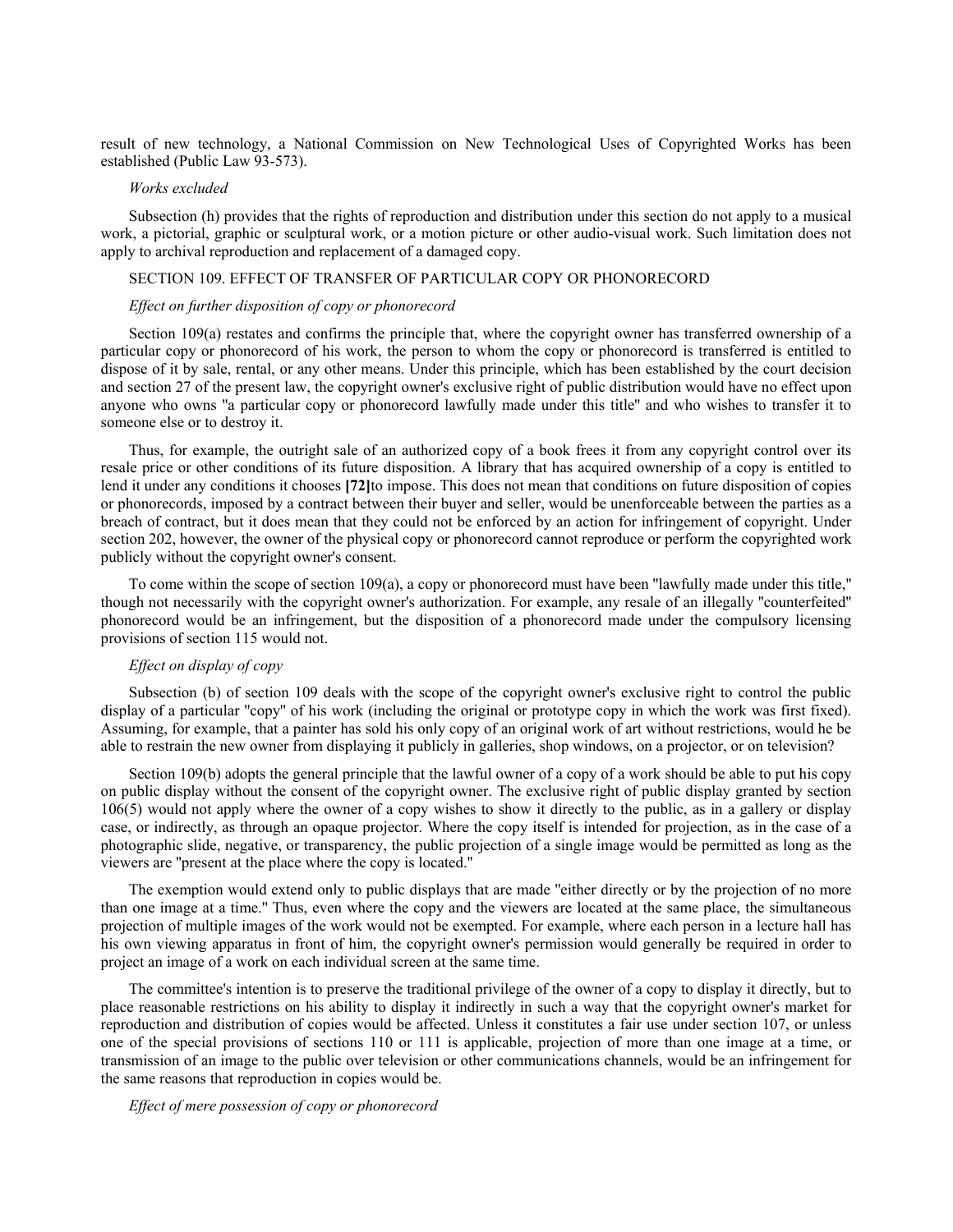result of new technology, a National Commission on New Technological Uses of Copyrighted Works has been established (Public Law 93-573).

*Works excluded*

Subsection (h) provides that the rights of reproduction and distribution under this section do not apply to a musical work, a pictorial, graphic or sculptural work, or a motion picture or other audio-visual work. Such limitation does not apply to archival reproduction and replacement of a damaged copy.

SECTION 109. EFFECT OF TRANSFER OF PARTICULAR COPY OR PHONORECORD

*Effect on further disposition of copy or phonorecord*

Section 109(a) restates and confirms the principle that, where the copyright owner has transferred ownership of a particular copy or phonorecord of his work, the person to whom the copy or phonorecord is transferred is entitled to dispose of it by sale, rental, or any other means. Under this principle, which has been established by the court decision and section 27 of the present law, the copyright owner's exclusive right of public distribution would have no effect upon anyone who owns "a particular copy or phonorecord lawfully made under this title" and who wishes to transfer it to someone else or to destroy it.

Thus, for example, the outright sale of an authorized copy of a book frees it from any copyright control over its resale price or other conditions of its future disposition. A library that has acquired ownership of a copy is entitled to lend it under any conditions it chooses **[72]**to impose. This does not mean that conditions on future disposition of copies or phonorecords, imposed by a contract between their buyer and seller, would be unenforceable between the parties as a breach of contract, but it does mean that they could not be enforced by an action for infringement of copyright. Under section 202, however, the owner of the physical copy or phonorecord cannot reproduce or perform the copyrighted work publicly without the copyright owner's consent.

To come within the scope of section 109(a), a copy or phonorecord must have been "lawfully made under this title," though not necessarily with the copyright owner's authorization. For example, any resale of an illegally "counterfeited" phonorecord would be an infringement, but the disposition of a phonorecord made under the compulsory licensing provisions of section 115 would not.

*Effect on display of copy*

Subsection (b) of section 109 deals with the scope of the copyright owner's exclusive right to control the public display of a particular "copy" of his work (including the original or prototype copy in which the work was first fixed). Assuming, for example, that a painter has sold his only copy of an original work of art without restrictions, would he be able to restrain the new owner from displaying it publicly in galleries, shop windows, on a projector, or on television?

Section 109(b) adopts the general principle that the lawful owner of a copy of a work should be able to put his copy on public display without the consent of the copyright owner. The exclusive right of public display granted by section 106(5) would not apply where the owner of a copy wishes to show it directly to the public, as in a gallery or display case, or indirectly, as through an opaque projector. Where the copy itself is intended for projection, as in the case of a photographic slide, negative, or transparency, the public projection of a single image would be permitted as long as the viewers are "present at the place where the copy is located."

The exemption would extend only to public displays that are made "either directly or by the projection of no more than one image at a time." Thus, even where the copy and the viewers are located at the same place, the simultaneous projection of multiple images of the work would not be exempted. For example, where each person in a lecture hall has his own viewing apparatus in front of him, the copyright owner's permission would generally be required in order to project an image of a work on each individual screen at the same time.

The committee's intention is to preserve the traditional privilege of the owner of a copy to display it directly, but to place reasonable restrictions on his ability to display it indirectly in such a way that the copyright owner's market for reproduction and distribution of copies would be affected. Unless it constitutes a fair use under section 107, or unless one of the special provisions of sections 110 or 111 is applicable, projection of more than one image at a time, or transmission of an image to the public over television or other communications channels, would be an infringement for the same reasons that reproduction in copies would be.

*Effect of mere possession of copy or phonorecord*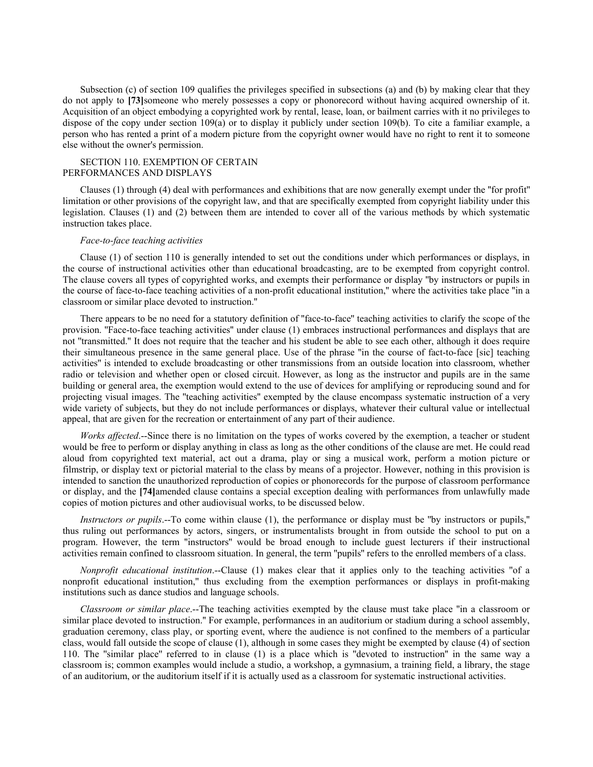Subsection (c) of section 109 qualifies the privileges specified in subsections (a) and (b) by making clear that they do not apply to **[73]**someone who merely possesses a copy or phonorecord without having acquired ownership of it. Acquisition of an object embodying a copyrighted work by rental, lease, loan, or bailment carries with it no privileges to dispose of the copy under section 109(a) or to display it publicly under section 109(b). To cite a familiar example, a person who has rented a print of a modern picture from the copyright owner would have no right to rent it to someone else without the owner's permission.

SECTION 110. EXEMPTION OF CERTAIN PERFORMANCES AND DISPLAYS

Clauses (1) through (4) deal with performances and exhibitions that are now generally exempt under the "for profit" limitation or other provisions of the copyright law, and that are specifically exempted from copyright liability under this legislation. Clauses (1) and (2) between them are intended to cover all of the various methods by which systematic instruction takes place.

*Face-to-face teaching activities*

Clause (1) of section 110 is generally intended to set out the conditions under which performances or displays, in the course of instructional activities other than educational broadcasting, are to be exempted from copyright control. The clause covers all types of copyrighted works, and exempts their performance or display "by instructors or pupils in the course of face-to-face teaching activities of a non-profit educational institution," where the activities take place "in a classroom or similar place devoted to instruction."

There appears to be no need for a statutory definition of "face-to-face" teaching activities to clarify the scope of the provision. "Face-to-face teaching activities" under clause (1) embraces instructional performances and displays that are not "transmitted." It does not require that the teacher and his student be able to see each other, although it does require their simultaneous presence in the same general place. Use of the phrase "in the course of fact-to-face [sic] teaching activities" is intended to exclude broadcasting or other transmissions from an outside location into classroom, whether radio or television and whether open or closed circuit. However, as long as the instructor and pupils are in the same building or general area, the exemption would extend to the use of devices for amplifying or reproducing sound and for projecting visual images. The "teaching activities" exempted by the clause encompass systematic instruction of a very wide variety of subjects, but they do not include performances or displays, whatever their cultural value or intellectual appeal, that are given for the recreation or entertainment of any part of their audience.

*Works affected*.--Since there is no limitation on the types of works covered by the exemption, a teacher or student would be free to perform or display anything in class as long as the other conditions of the clause are met. He could read aloud from copyrighted text material, act out a drama, play or sing a musical work, perform a motion picture or filmstrip, or display text or pictorial material to the class by means of a projector. However, nothing in this provision is intended to sanction the unauthorized reproduction of copies or phonorecords for the purpose of classroom performance or display, and the **[74]**amended clause contains a special exception dealing with performances from unlawfully made copies of motion pictures and other audiovisual works, to be discussed below.

*Instructors or pupils*.--To come within clause (1), the performance or display must be "by instructors or pupils," thus ruling out performances by actors, singers, or instrumentalists brought in from outside the school to put on a program. However, the term "instructors" would be broad enough to include guest lecturers if their instructional activities remain confined to classroom situation. In general, the term "pupils" refers to the enrolled members of a class.

*Nonprofit educational institution*.--Clause (1) makes clear that it applies only to the teaching activities "of a nonprofit educational institution," thus excluding from the exemption performances or displays in profit-making institutions such as dance studios and language schools.

*Classroom or similar place*.--The teaching activities exempted by the clause must take place "in a classroom or similar place devoted to instruction." For example, performances in an auditorium or stadium during a school assembly, graduation ceremony, class play, or sporting event, where the audience is not confined to the members of a particular class, would fall outside the scope of clause (1), although in some cases they might be exempted by clause (4) of section 110. The "similar place" referred to in clause (1) is a place which is "devoted to instruction" in the same way a classroom is; common examples would include a studio, a workshop, a gymnasium, a training field, a library, the stage of an auditorium, or the auditorium itself if it is actually used as a classroom for systematic instructional activities.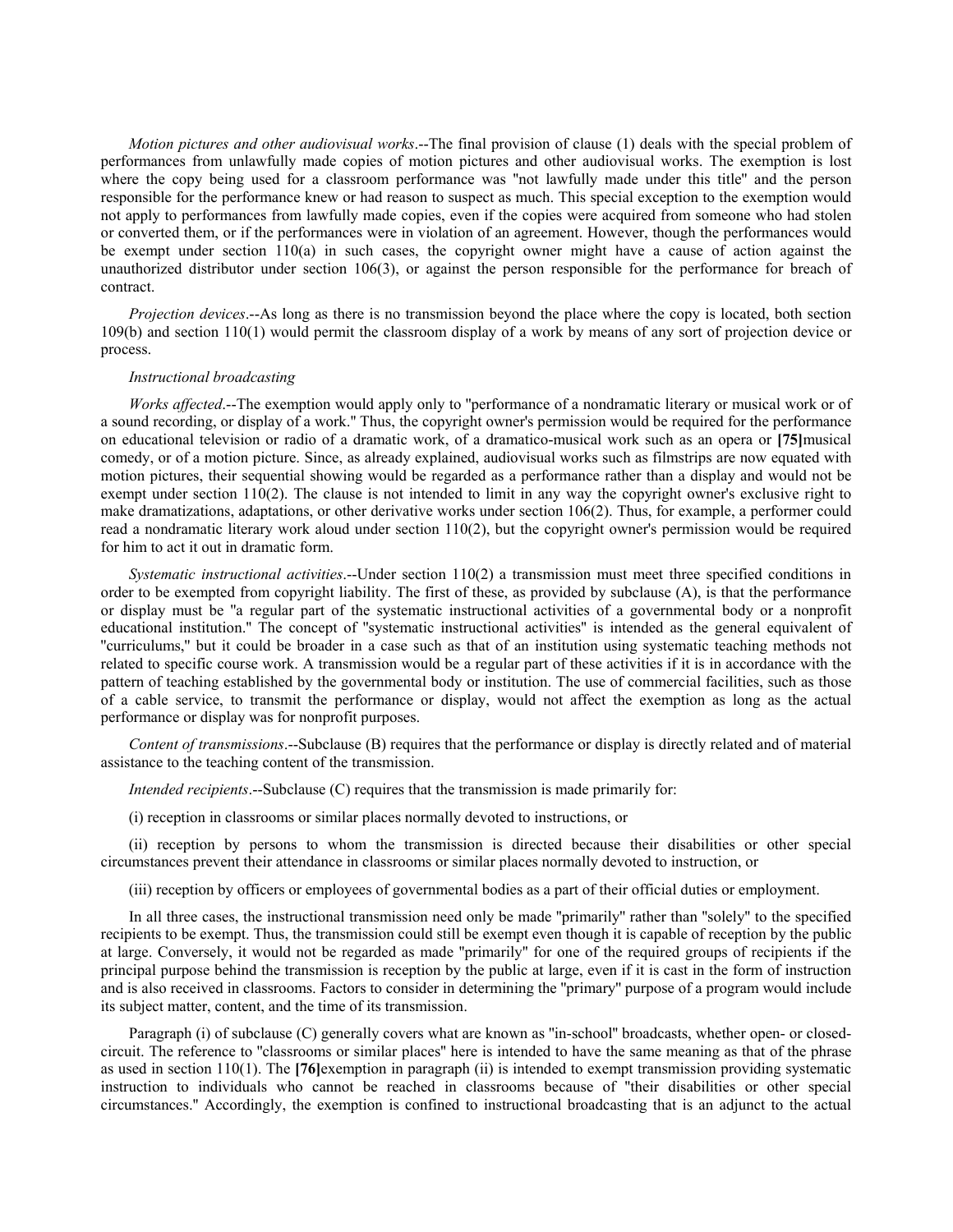*Motion pictures and other audiovisual works*.--The final provision of clause (1) deals with the special problem of performances from unlawfully made copies of motion pictures and other audiovisual works. The exemption is lost where the copy being used for a classroom performance was "not lawfully made under this title" and the person responsible for the performance knew or had reason to suspect as much. This special exception to the exemption would not apply to performances from lawfully made copies, even if the copies were acquired from someone who had stolen or converted them, or if the performances were in violation of an agreement. However, though the performances would be exempt under section 110(a) in such cases, the copyright owner might have a cause of action against the unauthorized distributor under section 106(3), or against the person responsible for the performance for breach of contract.

*Projection devices*.--As long as there is no transmission beyond the place where the copy is located, both section 109(b) and section 110(1) would permit the classroom display of a work by means of any sort of projection device or process.

*Instructional broadcasting*

*Works affected*.--The exemption would apply only to "performance of a nondramatic literary or musical work or of a sound recording, or display of a work." Thus, the copyright owner's permission would be required for the performance on educational television or radio of a dramatic work, of a dramatico-musical work such as an opera or **[75]**musical comedy, or of a motion picture. Since, as already explained, audiovisual works such as filmstrips are now equated with motion pictures, their sequential showing would be regarded as a performance rather than a display and would not be exempt under section 110(2). The clause is not intended to limit in any way the copyright owner's exclusive right to make dramatizations, adaptations, or other derivative works under section 106(2). Thus, for example, a performer could read a nondramatic literary work aloud under section 110(2), but the copyright owner's permission would be required for him to act it out in dramatic form.

*Systematic instructional activities*.--Under section 110(2) a transmission must meet three specified conditions in order to be exempted from copyright liability. The first of these, as provided by subclause (A), is that the performance or display must be "a regular part of the systematic instructional activities of a governmental body or a nonprofit educational institution." The concept of "systematic instructional activities" is intended as the general equivalent of "curriculums," but it could be broader in a case such as that of an institution using systematic teaching methods not related to specific course work. A transmission would be a regular part of these activities if it is in accordance with the pattern of teaching established by the governmental body or institution. The use of commercial facilities, such as those of a cable service, to transmit the performance or display, would not affect the exemption as long as the actual performance or display was for nonprofit purposes.

*Content of transmissions*.--Subclause (B) requires that the performance or display is directly related and of material assistance to the teaching content of the transmission.

*Intended recipients*.--Subclause (C) requires that the transmission is made primarily for:

(i) reception in classrooms or similar places normally devoted to instructions, or

(ii) reception by persons to whom the transmission is directed because their disabilities or other special circumstances prevent their attendance in classrooms or similar places normally devoted to instruction, or

(iii) reception by officers or employees of governmental bodies as a part of their official duties or employment.

In all three cases, the instructional transmission need only be made "primarily" rather than "solely" to the specified recipients to be exempt. Thus, the transmission could still be exempt even though it is capable of reception by the public at large. Conversely, it would not be regarded as made "primarily" for one of the required groups of recipients if the principal purpose behind the transmission is reception by the public at large, even if it is cast in the form of instruction and is also received in classrooms. Factors to consider in determining the "primary" purpose of a program would include its subject matter, content, and the time of its transmission.

Paragraph (i) of subclause (C) generally covers what are known as "in-school" broadcasts, whether open- or closed-circuit. The reference to "classrooms or similar places" here is intended to have the same meaning as that of the phrase as used in section 110(1). The **[76]**exemption in paragraph (ii) is intended to exempt transmission providing systematic instruction to individuals who cannot be reached in classrooms because of "their disabilities or other special circumstances." Accordingly, the exemption is confined to instructional broadcasting that is an adjunct to the actual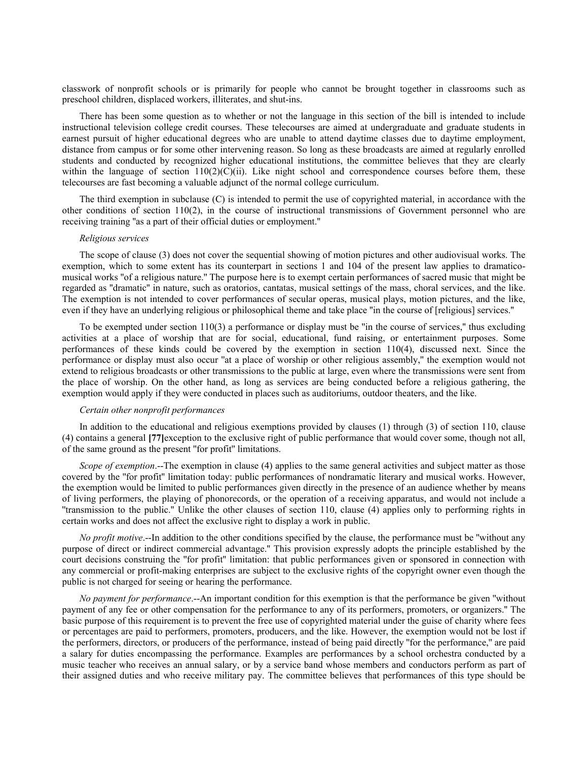classwork of nonprofit schools or is primarily for people who cannot be brought together in classrooms such as preschool children, displaced workers, illiterates, and shut-ins.

There has been some question as to whether or not the language in this section of the bill is intended to include instructional television college credit courses. These telecourses are aimed at undergraduate and graduate students in earnest pursuit of higher educational degrees who are unable to attend daytime classes due to daytime employment, distance from campus or for some other intervening reason. So long as these broadcasts are aimed at regularly enrolled students and conducted by recognized higher educational institutions, the committee believes that they are clearly within the language of section 110(2)(C)(ii). Like night school and correspondence courses before them, these telecourses are fast becoming a valuable adjunct of the normal college curriculum.

The third exemption in subclause (C) is intended to permit the use of copyrighted material, in accordance with the other conditions of section 110(2), in the course of instructional transmissions of Government personnel who are receiving training "as a part of their official duties or employment."

*Religious services*

The scope of clause (3) does not cover the sequential showing of motion pictures and other audiovisual works. The exemption, which to some extent has its counterpart in sections 1 and 104 of the present law applies to dramatico-musical works "of a religious nature." The purpose here is to exempt certain performances of sacred music that might be regarded as "dramatic" in nature, such as oratorios, cantatas, musical settings of the mass, choral services, and the like. The exemption is not intended to cover performances of secular operas, musical plays, motion pictures, and the like, even if they have an underlying religious or philosophical theme and take place "in the course of [religious] services."

To be exempted under section 110(3) a performance or display must be "in the course of services," thus excluding activities at a place of worship that are for social, educational, fund raising, or entertainment purposes. Some performances of these kinds could be covered by the exemption in section 110(4), discussed next. Since the performance or display must also occur "at a place of worship or other religious assembly," the exemption would not extend to religious broadcasts or other transmissions to the public at large, even where the transmissions were sent from the place of worship. On the other hand, as long as services are being conducted before a religious gathering, the exemption would apply if they were conducted in places such as auditoriums, outdoor theaters, and the like.

*Certain other nonprofit performances*

In addition to the educational and religious exemptions provided by clauses (1) through (3) of section 110, clause (4) contains a general **[77]**exception to the exclusive right of public performance that would cover some, though not all, of the same ground as the present "for profit" limitations.

*Scope of exemption*.--The exemption in clause (4) applies to the same general activities and subject matter as those covered by the "for profit" limitation today: public performances of nondramatic literary and musical works. However, the exemption would be limited to public performances given directly in the presence of an audience whether by means of living performers, the playing of phonorecords, or the operation of a receiving apparatus, and would not include a "transmission to the public." Unlike the other clauses of section 110, clause (4) applies only to performing rights in certain works and does not affect the exclusive right to display a work in public.

*No profit motive*.--In addition to the other conditions specified by the clause, the performance must be "without any purpose of direct or indirect commercial advantage." This provision expressly adopts the principle established by the court decisions construing the "for profit" limitation: that public performances given or sponsored in connection with any commercial or profit-making enterprises are subject to the exclusive rights of the copyright owner even though the public is not charged for seeing or hearing the performance.

*No payment for performance*.--An important condition for this exemption is that the performance be given "without payment of any fee or other compensation for the performance to any of its performers, promoters, or organizers." The basic purpose of this requirement is to prevent the free use of copyrighted material under the guise of charity where fees or percentages are paid to performers, promoters, producers, and the like. However, the exemption would not be lost if the performers, directors, or producers of the performance, instead of being paid directly "for the performance," are paid a salary for duties encompassing the performance. Examples are performances by a school orchestra conducted by a music teacher who receives an annual salary, or by a service band whose members and conductors perform as part of their assigned duties and who receive military pay. The committee believes that performances of this type should be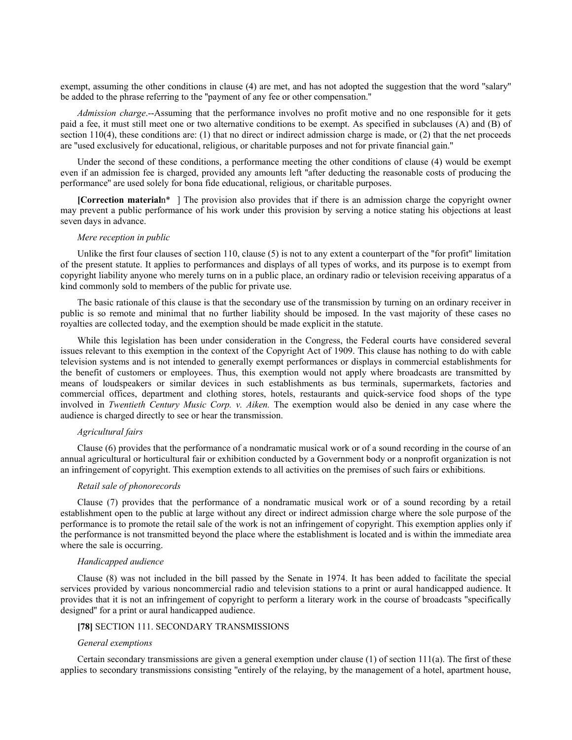exempt, assuming the other conditions in clause (4) are met, and has not adopted the suggestion that the word "salary" be added to the phrase referring to the "payment of any fee or other compensation."

*Admission charge*.--Assuming that the performance involves no profit motive and no one responsible for it gets paid a fee, it must still meet one or two alternative conditions to be exempt. As specified in subclauses (A) and (B) of section 110(4), these conditions are: (1) that no direct or indirect admission charge is made, or (2) that the net proceeds are "used exclusively for educational, religious, or charitable purposes and not for private financial gain."

Under the second of these conditions, a performance meeting the other conditions of clause (4) would be exempt even if an admission fee is charged, provided any amounts left "after deducting the reasonable costs of producing the performance" are used solely for bona fide educational, religious, or charitable purposes.

**[Correction material**n* ] The provision also provides that if there is an admission charge the copyright owner may prevent a public performance of his work under this provision by serving a notice stating his objections at least seven days in advance.

*Mere reception in public*

Unlike the first four clauses of section 110, clause (5) is not to any extent a counterpart of the "for profit" limitation of the present statute. It applies to performances and displays of all types of works, and its purpose is to exempt from copyright liability anyone who merely turns on in a public place, an ordinary radio or television receiving apparatus of a kind commonly sold to members of the public for private use.

The basic rationale of this clause is that the secondary use of the transmission by turning on an ordinary receiver in public is so remote and minimal that no further liability should be imposed. In the vast majority of these cases no royalties are collected today, and the exemption should be made explicit in the statute.

While this legislation has been under consideration in the Congress, the Federal courts have considered several issues relevant to this exemption in the context of the Copyright Act of 1909. This clause has nothing to do with cable television systems and is not intended to generally exempt performances or displays in commercial establishments for the benefit of customers or employees. Thus, this exemption would not apply where broadcasts are transmitted by means of loudspeakers or similar devices in such establishments as bus terminals, supermarkets, factories and commercial offices, department and clothing stores, hotels, restaurants and quick-service food shops of the type involved in *Twentieth Century Music Corp. v. Aiken.* The exemption would also be denied in any case where the audience is charged directly to see or hear the transmission.

*Agricultural fairs*

Clause (6) provides that the performance of a nondramatic musical work or of a sound recording in the course of an annual agricultural or horticultural fair or exhibition conducted by a Government body or a nonprofit organization is not an infringement of copyright. This exemption extends to all activities on the premises of such fairs or exhibitions.

*Retail sale of phonorecords*

Clause (7) provides that the performance of a nondramatic musical work or of a sound recording by a retail establishment open to the public at large without any direct or indirect admission charge where the sole purpose of the performance is to promote the retail sale of the work is not an infringement of copyright. This exemption applies only if the performance is not transmitted beyond the place where the establishment is located and is within the immediate area where the sale is occurring.

*Handicapped audience*

Clause (8) was not included in the bill passed by the Senate in 1974. It has been added to facilitate the special services provided by various noncommercial radio and television stations to a print or aural handicapped audience. It provides that it is not an infringement of copyright to perform a literary work in the course of broadcasts "specifically designed" for a print or aural handicapped audience.

**[78]** SECTION 111. SECONDARY TRANSMISSIONS

*General exemptions*

Certain secondary transmissions are given a general exemption under clause (1) of section 111(a). The first of these applies to secondary transmissions consisting "entirely of the relaying, by the management of a hotel, apartment house,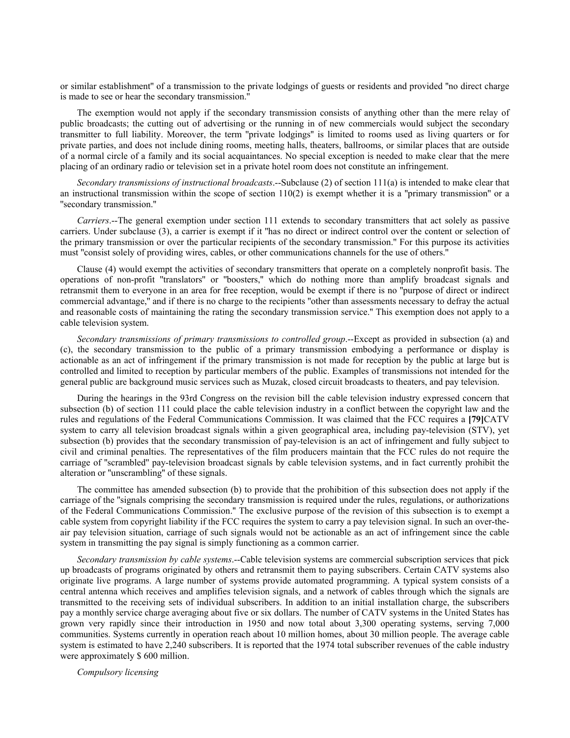or similar establishment" of a transmission to the private lodgings of guests or residents and provided "no direct charge is made to see or hear the secondary transmission."

The exemption would not apply if the secondary transmission consists of anything other than the mere relay of public broadcasts; the cutting out of advertising or the running in of new commercials would subject the secondary transmitter to full liability. Moreover, the term "private lodgings" is limited to rooms used as living quarters or for private parties, and does not include dining rooms, meeting halls, theaters, ballrooms, or similar places that are outside of a normal circle of a family and its social acquaintances. No special exception is needed to make clear that the mere placing of an ordinary radio or television set in a private hotel room does not constitute an infringement.

*Secondary transmissions of instructional broadcasts*.--Subclause (2) of section 111(a) is intended to make clear that an instructional transmission within the scope of section 110(2) is exempt whether it is a "primary transmission" or a "secondary transmission."

*Carriers*.--The general exemption under section 111 extends to secondary transmitters that act solely as passive carriers. Under subclause (3), a carrier is exempt if it "has no direct or indirect control over the content or selection of the primary transmission or over the particular recipients of the secondary transmission." For this purpose its activities must "consist solely of providing wires, cables, or other communications channels for the use of others."

Clause (4) would exempt the activities of secondary transmitters that operate on a completely nonprofit basis. The operations of non-profit "translators" or "boosters," which do nothing more than amplify broadcast signals and retransmit them to everyone in an area for free reception, would be exempt if there is no "purpose of direct or indirect commercial advantage," and if there is no charge to the recipients "other than assessments necessary to defray the actual and reasonable costs of maintaining the rating the secondary transmission service." This exemption does not apply to a cable television system.

*Secondary transmissions of primary transmissions to controlled group*.--Except as provided in subsection (a) and (c), the secondary transmission to the public of a primary transmission embodying a performance or display is actionable as an act of infringement if the primary transmission is not made for reception by the public at large but is controlled and limited to reception by particular members of the public. Examples of transmissions not intended for the general public are background music services such as Muzak, closed circuit broadcasts to theaters, and pay television.

During the hearings in the 93rd Congress on the revision bill the cable television industry expressed concern that subsection (b) of section 111 could place the cable television industry in a conflict between the copyright law and the rules and regulations of the Federal Communications Commission. It was claimed that the FCC requires a **[79]**CATV system to carry all television broadcast signals within a given geographical area, including pay-television (STV), yet subsection (b) provides that the secondary transmission of pay-television is an act of infringement and fully subject to civil and criminal penalties. The representatives of the film producers maintain that the FCC rules do not require the carriage of "scrambled" pay-television broadcast signals by cable television systems, and in fact currently prohibit the alteration or "unscrambling" of these signals.

The committee has amended subsection (b) to provide that the prohibition of this subsection does not apply if the carriage of the "signals comprising the secondary transmission is required under the rules, regulations, or authorizations of the Federal Communications Commission." The exclusive purpose of the revision of this subsection is to exempt a cable system from copyright liability if the FCC requires the system to carry a pay television signal. In such an over-the-air pay television situation, carriage of such signals would not be actionable as an act of infringement since the cable system in transmitting the pay signal is simply functioning as a common carrier.

*Secondary transmission by cable systems*.--Cable television systems are commercial subscription services that pick up broadcasts of programs originated by others and retransmit them to paying subscribers. Certain CATV systems also originate live programs. A large number of systems provide automated programming. A typical system consists of a central antenna which receives and amplifies television signals, and a network of cables through which the signals are transmitted to the receiving sets of individual subscribers. In addition to an initial installation charge, the subscribers pay a monthly service charge averaging about five or six dollars. The number of CATV systems in the United States has grown very rapidly since their introduction in 1950 and now total about 3,300 operating systems, serving 7,000 communities. Systems currently in operation reach about 10 million homes, about 30 million people. The average cable system is estimated to have 2,240 subscribers. It is reported that the 1974 total subscriber revenues of the cable industry were approximately $ 600 million.

*Compulsory licensing*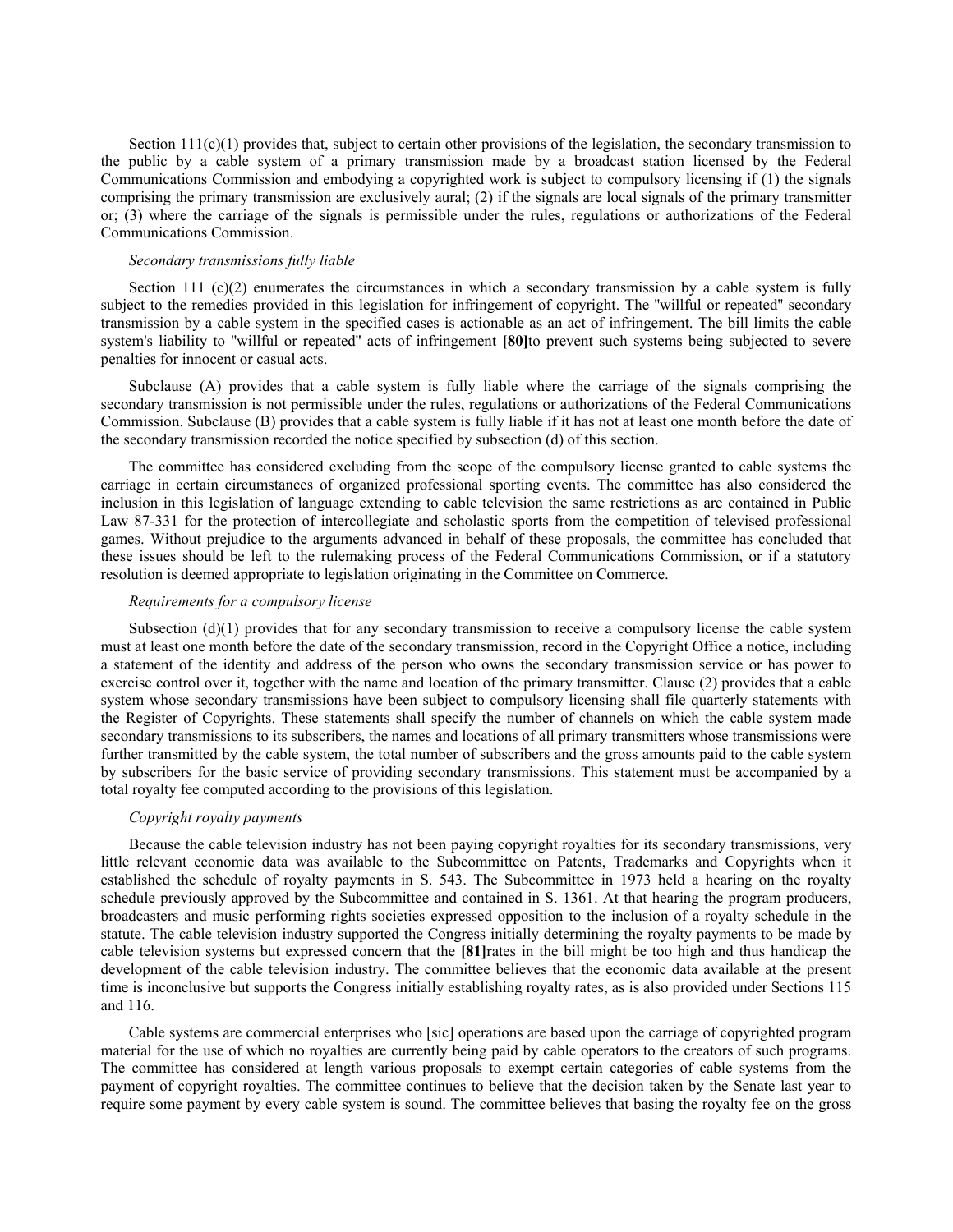Section 111(c)(1) provides that, subject to certain other provisions of the legislation, the secondary transmission to the public by a cable system of a primary transmission made by a broadcast station licensed by the Federal Communications Commission and embodying a copyrighted work is subject to compulsory licensing if (1) the signals comprising the primary transmission are exclusively aural; (2) if the signals are local signals of the primary transmitter or; (3) where the carriage of the signals is permissible under the rules, regulations or authorizations of the Federal Communications Commission.

*Secondary transmissions fully liable*

Section 111 (c)(2) enumerates the circumstances in which a secondary transmission by a cable system is fully subject to the remedies provided in this legislation for infringement of copyright. The "willful or repeated" secondary transmission by a cable system in the specified cases is actionable as an act of infringement. The bill limits the cable system's liability to "willful or repeated" acts of infringement **[80]**to prevent such systems being subjected to severe penalties for innocent or casual acts.

Subclause (A) provides that a cable system is fully liable where the carriage of the signals comprising the secondary transmission is not permissible under the rules, regulations or authorizations of the Federal Communications Commission. Subclause (B) provides that a cable system is fully liable if it has not at least one month before the date of the secondary transmission recorded the notice specified by subsection (d) of this section.

The committee has considered excluding from the scope of the compulsory license granted to cable systems the carriage in certain circumstances of organized professional sporting events. The committee has also considered the inclusion in this legislation of language extending to cable television the same restrictions as are contained in Public Law 87-331 for the protection of intercollegiate and scholastic sports from the competition of televised professional games. Without prejudice to the arguments advanced in behalf of these proposals, the committee has concluded that these issues should be left to the rulemaking process of the Federal Communications Commission, or if a statutory resolution is deemed appropriate to legislation originating in the Committee on Commerce.

*Requirements for a compulsory license*

Subsection (d)(1) provides that for any secondary transmission to receive a compulsory license the cable system must at least one month before the date of the secondary transmission, record in the Copyright Office a notice, including a statement of the identity and address of the person who owns the secondary transmission service or has power to exercise control over it, together with the name and location of the primary transmitter. Clause (2) provides that a cable system whose secondary transmissions have been subject to compulsory licensing shall file quarterly statements with the Register of Copyrights. These statements shall specify the number of channels on which the cable system made secondary transmissions to its subscribers, the names and locations of all primary transmitters whose transmissions were further transmitted by the cable system, the total number of subscribers and the gross amounts paid to the cable system by subscribers for the basic service of providing secondary transmissions. This statement must be accompanied by a total royalty fee computed according to the provisions of this legislation.

*Copyright royalty payments*

Because the cable television industry has not been paying copyright royalties for its secondary transmissions, very little relevant economic data was available to the Subcommittee on Patents, Trademarks and Copyrights when it established the schedule of royalty payments in S. 543. The Subcommittee in 1973 held a hearing on the royalty schedule previously approved by the Subcommittee and contained in S. 1361. At that hearing the program producers, broadcasters and music performing rights societies expressed opposition to the inclusion of a royalty schedule in the statute. The cable television industry supported the Congress initially determining the royalty payments to be made by cable television systems but expressed concern that the **[81]**rates in the bill might be too high and thus handicap the development of the cable television industry. The committee believes that the economic data available at the present time is inconclusive but supports the Congress initially establishing royalty rates, as is also provided under Sections 115 and 116.

Cable systems are commercial enterprises who [sic] operations are based upon the carriage of copyrighted program material for the use of which no royalties are currently being paid by cable operators to the creators of such programs. The committee has considered at length various proposals to exempt certain categories of cable systems from the payment of copyright royalties. The committee continues to believe that the decision taken by the Senate last year to require some payment by every cable system is sound. The committee believes that basing the royalty fee on the gross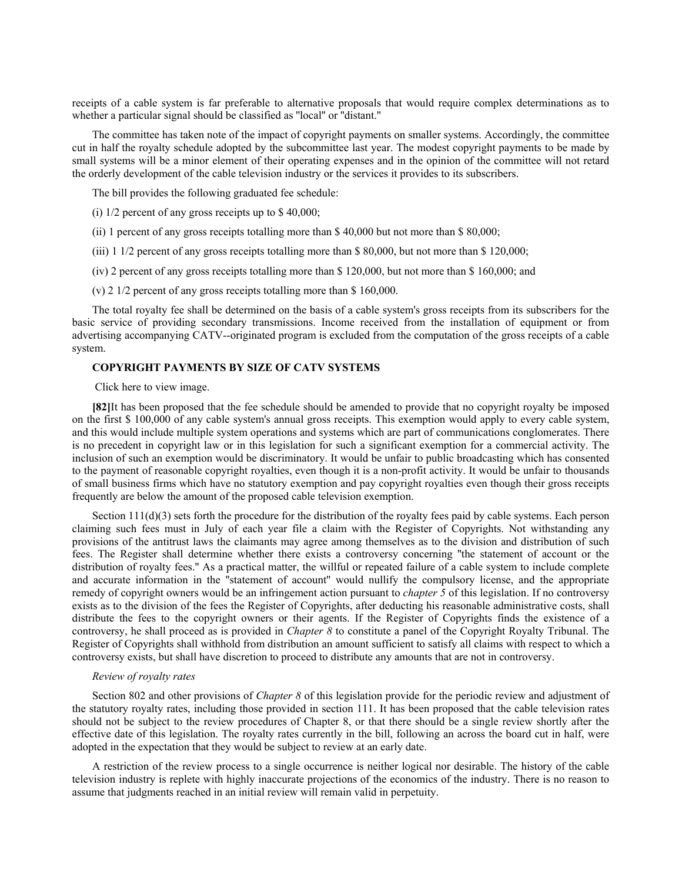receipts of a cable system is far preferable to alternative proposals that would require complex determinations as to whether a particular signal should be classified as "local" or "distant."

The committee has taken note of the impact of copyright payments on smaller systems. Accordingly, the committee cut in half the royalty schedule adopted by the subcommittee last year. The modest copyright payments to be made by small systems will be a minor element of their operating expenses and in the opinion of the committee will not retard the orderly development of the cable television industry or the services it provides to its subscribers.

The bill provides the following graduated fee schedule:

(i) 1/2 percent of any gross receipts up to $ 40,000;

(ii) 1 percent of any gross receipts totalling more than $ 40,000 but not more than $ 80,000;

(iii) 1 1/2 percent of any gross receipts totalling more than $ 80,000, but not more than $ 120,000;

(iv) 2 percent of any gross receipts totalling more than $ 120,000, but not more than $ 160,000; and

(v) 2 1/2 percent of any gross receipts totalling more than $ 160,000.

The total royalty fee shall be determined on the basis of a cable system's gross receipts from its subscribers for the basic service of providing secondary transmissions. Income received from the installation of equipment or from advertising accompanying CATV--originated program is excluded from the computation of the gross receipts of a cable system.

**COPYRIGHT PAYMENTS BY SIZE OF CATV SYSTEMS**

Click here to view image.

**[82]**It has been proposed that the fee schedule should be amended to provide that no copyright royalty be imposed on the first $ 100,000 of any cable system's annual gross receipts. This exemption would apply to every cable system, and this would include multiple system operations and systems which are part of communications conglomerates. There is no precedent in copyright law or in this legislation for such a significant exemption for a commercial activity. The inclusion of such an exemption would be discriminatory. It would be unfair to public broadcasting which has consented to the payment of reasonable copyright royalties, even though it is a non-profit activity. It would be unfair to thousands of small business firms which have no statutory exemption and pay copyright royalties even though their gross receipts frequently are below the amount of the proposed cable television exemption.

Section 111(d)(3) sets forth the procedure for the distribution of the royalty fees paid by cable systems. Each person claiming such fees must in July of each year file a claim with the Register of Copyrights. Not withstanding any provisions of the antitrust laws the claimants may agree among themselves as to the division and distribution of such fees. The Register shall determine whether there exists a controversy concerning "the statement of account or the distribution of royalty fees." As a practical matter, the willful or repeated failure of a cable system to include complete and accurate information in the "statement of account" would nullify the compulsory license, and the appropriate remedy of copyright owners would be an infringement action pursuant to *chapter 5* of this legislation. If no controversy exists as to the division of the fees the Register of Copyrights, after deducting his reasonable administrative costs, shall distribute the fees to the copyright owners or their agents. If the Register of Copyrights finds the existence of a controversy, he shall proceed as is provided in *Chapter 8* to constitute a panel of the Copyright Royalty Tribunal. The Register of Copyrights shall withhold from distribution an amount sufficient to satisfy all claims with respect to which a controversy exists, but shall have discretion to proceed to distribute any amounts that are not in controversy.

*Review of royalty rates*

Section 802 and other provisions of *Chapter 8* of this legislation provide for the periodic review and adjustment of the statutory royalty rates, including those provided in section 111. It has been proposed that the cable television rates should not be subject to the review procedures of Chapter 8, or that there should be a single review shortly after the effective date of this legislation. The royalty rates currently in the bill, following an across the board cut in half, were adopted in the expectation that they would be subject to review at an early date.

A restriction of the review process to a single occurrence is neither logical nor desirable. The history of the cable television industry is replete with highly inaccurate projections of the economics of the industry. There is no reason to assume that judgments reached in an initial review will remain valid in perpetuity.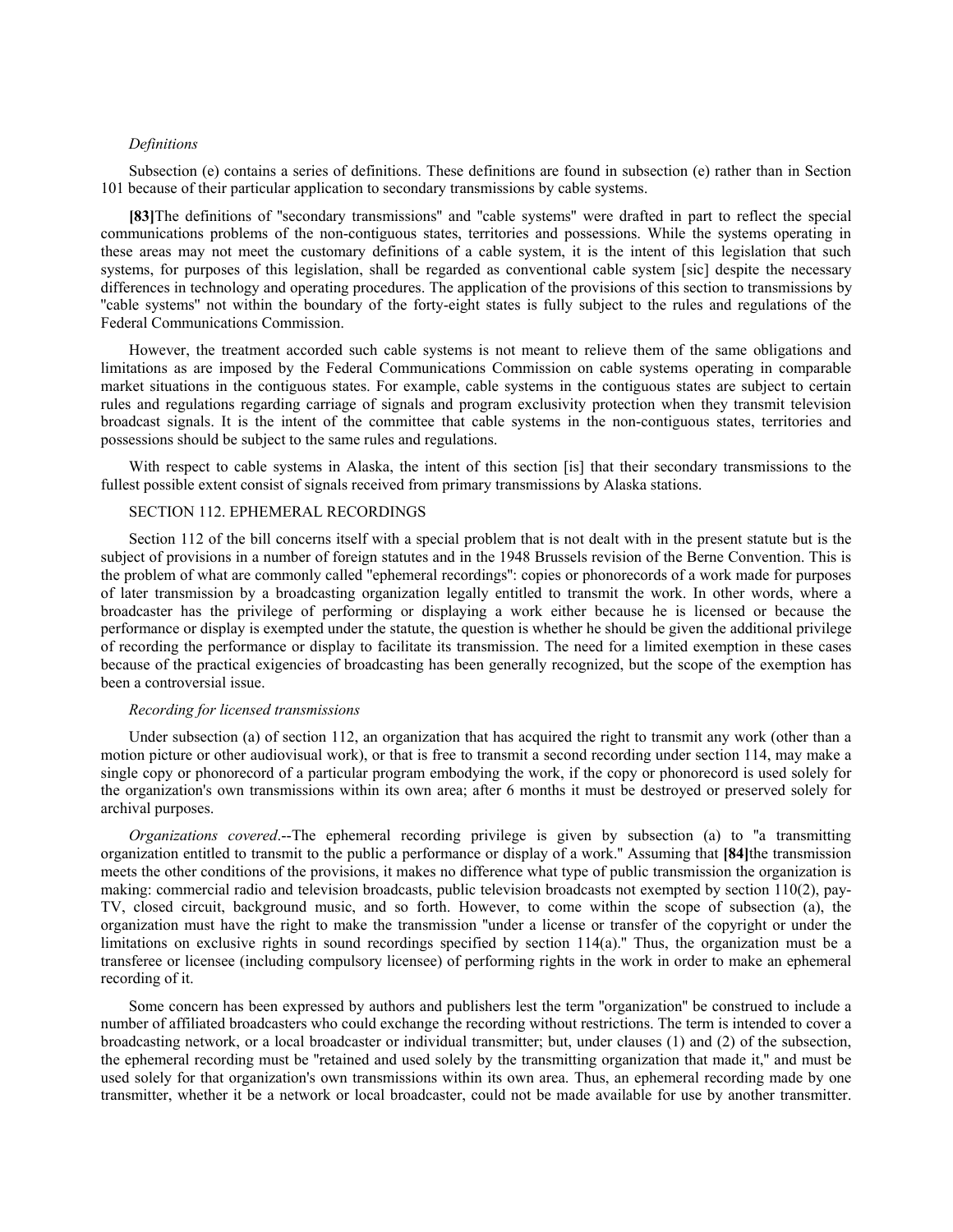*Definitions*

Subsection (e) contains a series of definitions. These definitions are found in subsection (e) rather than in Section 101 because of their particular application to secondary transmissions by cable systems.

**[83]**The definitions of "secondary transmissions" and "cable systems" were drafted in part to reflect the special communications problems of the non-contiguous states, territories and possessions. While the systems operating in these areas may not meet the customary definitions of a cable system, it is the intent of this legislation that such systems, for purposes of this legislation, shall be regarded as conventional cable system [sic] despite the necessary differences in technology and operating procedures. The application of the provisions of this section to transmissions by "cable systems" not within the boundary of the forty-eight states is fully subject to the rules and regulations of the Federal Communications Commission.

However, the treatment accorded such cable systems is not meant to relieve them of the same obligations and limitations as are imposed by the Federal Communications Commission on cable systems operating in comparable market situations in the contiguous states. For example, cable systems in the contiguous states are subject to certain rules and regulations regarding carriage of signals and program exclusivity protection when they transmit television broadcast signals. It is the intent of the committee that cable systems in the non-contiguous states, territories and possessions should be subject to the same rules and regulations.

With respect to cable systems in Alaska, the intent of this section [is] that their secondary transmissions to the fullest possible extent consist of signals received from primary transmissions by Alaska stations.

SECTION 112. EPHEMERAL RECORDINGS

Section 112 of the bill concerns itself with a special problem that is not dealt with in the present statute but is the subject of provisions in a number of foreign statutes and in the 1948 Brussels revision of the Berne Convention. This is the problem of what are commonly called "ephemeral recordings": copies or phonorecords of a work made for purposes of later transmission by a broadcasting organization legally entitled to transmit the work. In other words, where a broadcaster has the privilege of performing or displaying a work either because he is licensed or because the performance or display is exempted under the statute, the question is whether he should be given the additional privilege of recording the performance or display to facilitate its transmission. The need for a limited exemption in these cases because of the practical exigencies of broadcasting has been generally recognized, but the scope of the exemption has been a controversial issue.

*Recording for licensed transmissions*

Under subsection (a) of section 112, an organization that has acquired the right to transmit any work (other than a motion picture or other audiovisual work), or that is free to transmit a second recording under section 114, may make a single copy or phonorecord of a particular program embodying the work, if the copy or phonorecord is used solely for the organization's own transmissions within its own area; after 6 months it must be destroyed or preserved solely for archival purposes.

*Organizations covered*.--The ephemeral recording privilege is given by subsection (a) to "a transmitting organization entitled to transmit to the public a performance or display of a work." Assuming that **[84]**the transmission meets the other conditions of the provisions, it makes no difference what type of public transmission the organization is making: commercial radio and television broadcasts, public television broadcasts not exempted by section 110(2), pay-TV, closed circuit, background music, and so forth. However, to come within the scope of subsection (a), the organization must have the right to make the transmission "under a license or transfer of the copyright or under the limitations on exclusive rights in sound recordings specified by section 114(a)." Thus, the organization must be a transferee or licensee (including compulsory licensee) of performing rights in the work in order to make an ephemeral recording of it.

Some concern has been expressed by authors and publishers lest the term "organization" be construed to include a number of affiliated broadcasters who could exchange the recording without restrictions. The term is intended to cover a broadcasting network, or a local broadcaster or individual transmitter; but, under clauses (1) and (2) of the subsection, the ephemeral recording must be "retained and used solely by the transmitting organization that made it," and must be used solely for that organization's own transmissions within its own area. Thus, an ephemeral recording made by one transmitter, whether it be a network or local broadcaster, could not be made available for use by another transmitter.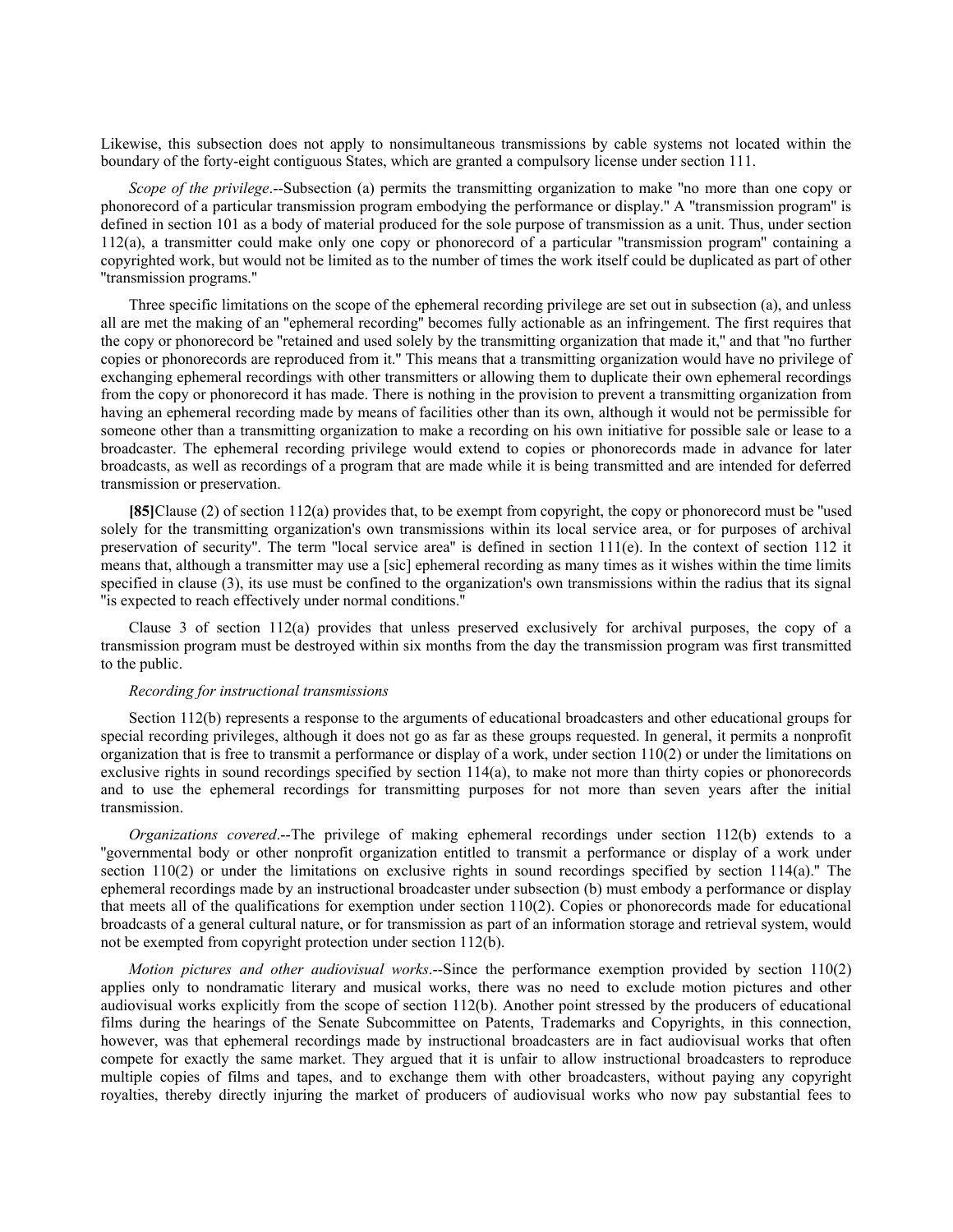Likewise, this subsection does not apply to nonsimultaneous transmissions by cable systems not located within the boundary of the forty-eight contiguous States, which are granted a compulsory license under section 111.

*Scope of the privilege*.--Subsection (a) permits the transmitting organization to make "no more than one copy or phonorecord of a particular transmission program embodying the performance or display." A "transmission program" is defined in section 101 as a body of material produced for the sole purpose of transmission as a unit. Thus, under section 112(a), a transmitter could make only one copy or phonorecord of a particular "transmission program" containing a copyrighted work, but would not be limited as to the number of times the work itself could be duplicated as part of other "transmission programs."

Three specific limitations on the scope of the ephemeral recording privilege are set out in subsection (a), and unless all are met the making of an "ephemeral recording" becomes fully actionable as an infringement. The first requires that the copy or phonorecord be "retained and used solely by the transmitting organization that made it," and that "no further copies or phonorecords are reproduced from it." This means that a transmitting organization would have no privilege of exchanging ephemeral recordings with other transmitters or allowing them to duplicate their own ephemeral recordings from the copy or phonorecord it has made. There is nothing in the provision to prevent a transmitting organization from having an ephemeral recording made by means of facilities other than its own, although it would not be permissible for someone other than a transmitting organization to make a recording on his own initiative for possible sale or lease to a broadcaster. The ephemeral recording privilege would extend to copies or phonorecords made in advance for later broadcasts, as well as recordings of a program that are made while it is being transmitted and are intended for deferred transmission or preservation.

**[85]**Clause (2) of section 112(a) provides that, to be exempt from copyright, the copy or phonorecord must be "used solely for the transmitting organization's own transmissions within its local service area, or for purposes of archival preservation of security". The term "local service area" is defined in section 111(e). In the context of section 112 it means that, although a transmitter may use a [sic] ephemeral recording as many times as it wishes within the time limits specified in clause (3), its use must be confined to the organization's own transmissions within the radius that its signal "is expected to reach effectively under normal conditions."

Clause 3 of section 112(a) provides that unless preserved exclusively for archival purposes, the copy of a transmission program must be destroyed within six months from the day the transmission program was first transmitted to the public.

*Recording for instructional transmissions*

Section 112(b) represents a response to the arguments of educational broadcasters and other educational groups for special recording privileges, although it does not go as far as these groups requested. In general, it permits a nonprofit organization that is free to transmit a performance or display of a work, under section 110(2) or under the limitations on exclusive rights in sound recordings specified by section 114(a), to make not more than thirty copies or phonorecords and to use the ephemeral recordings for transmitting purposes for not more than seven years after the initial transmission.

*Organizations covered*.--The privilege of making ephemeral recordings under section 112(b) extends to a "governmental body or other nonprofit organization entitled to transmit a performance or display of a work under section 110(2) or under the limitations on exclusive rights in sound recordings specified by section 114(a)." The ephemeral recordings made by an instructional broadcaster under subsection (b) must embody a performance or display that meets all of the qualifications for exemption under section 110(2). Copies or phonorecords made for educational broadcasts of a general cultural nature, or for transmission as part of an information storage and retrieval system, would not be exempted from copyright protection under section 112(b).

*Motion pictures and other audiovisual works*.--Since the performance exemption provided by section 110(2) applies only to nondramatic literary and musical works, there was no need to exclude motion pictures and other audiovisual works explicitly from the scope of section 112(b). Another point stressed by the producers of educational films during the hearings of the Senate Subcommittee on Patents, Trademarks and Copyrights, in this connection, however, was that ephemeral recordings made by instructional broadcasters are in fact audiovisual works that often compete for exactly the same market. They argued that it is unfair to allow instructional broadcasters to reproduce multiple copies of films and tapes, and to exchange them with other broadcasters, without paying any copyright royalties, thereby directly injuring the market of producers of audiovisual works who now pay substantial fees to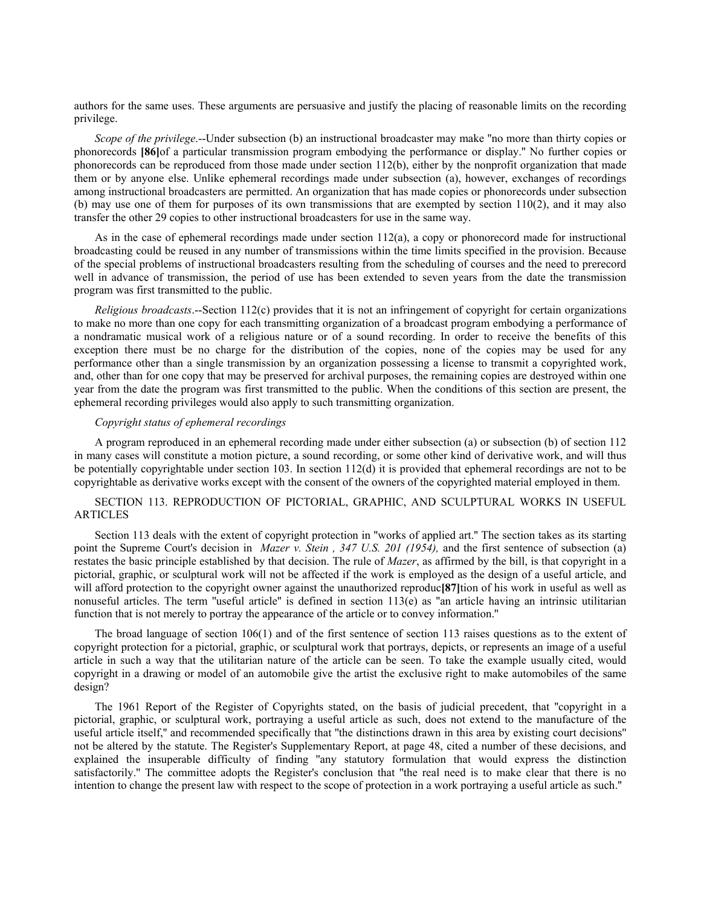authors for the same uses. These arguments are persuasive and justify the placing of reasonable limits on the recording privilege.

*Scope of the privilege*.--Under subsection (b) an instructional broadcaster may make "no more than thirty copies or phonorecords **[86]**of a particular transmission program embodying the performance or display." No further copies or phonorecords can be reproduced from those made under section 112(b), either by the nonprofit organization that made them or by anyone else. Unlike ephemeral recordings made under subsection (a), however, exchanges of recordings among instructional broadcasters are permitted. An organization that has made copies or phonorecords under subsection (b) may use one of them for purposes of its own transmissions that are exempted by section 110(2), and it may also transfer the other 29 copies to other instructional broadcasters for use in the same way.

As in the case of ephemeral recordings made under section 112(a), a copy or phonorecord made for instructional broadcasting could be reused in any number of transmissions within the time limits specified in the provision. Because of the special problems of instructional broadcasters resulting from the scheduling of courses and the need to prerecord well in advance of transmission, the period of use has been extended to seven years from the date the transmission program was first transmitted to the public.

*Religious broadcasts*.--Section 112(c) provides that it is not an infringement of copyright for certain organizations to make no more than one copy for each transmitting organization of a broadcast program embodying a performance of a nondramatic musical work of a religious nature or of a sound recording. In order to receive the benefits of this exception there must be no charge for the distribution of the copies, none of the copies may be used for any performance other than a single transmission by an organization possessing a license to transmit a copyrighted work, and, other than for one copy that may be preserved for archival purposes, the remaining copies are destroyed within one year from the date the program was first transmitted to the public. When the conditions of this section are present, the ephemeral recording privileges would also apply to such transmitting organization.

*Copyright status of ephemeral recordings*

A program reproduced in an ephemeral recording made under either subsection (a) or subsection (b) of section 112 in many cases will constitute a motion picture, a sound recording, or some other kind of derivative work, and will thus be potentially copyrightable under section 103. In section 112(d) it is provided that ephemeral recordings are not to be copyrightable as derivative works except with the consent of the owners of the copyrighted material employed in them.

SECTION 113. REPRODUCTION OF PICTORIAL, GRAPHIC, AND SCULPTURAL WORKS IN USEFUL ARTICLES

Section 113 deals with the extent of copyright protection in "works of applied art." The section takes as its starting point the Supreme Court's decision in *Mazer v. Stein , 347 U.S. 201 (1954),* and the first sentence of subsection (a) restates the basic principle established by that decision. The rule of *Mazer*, as affirmed by the bill, is that copyright in a pictorial, graphic, or sculptural work will not be affected if the work is employed as the design of a useful article, and will afford protection to the copyright owner against the unauthorized reproduc**[87]**tion of his work in useful as well as nonuseful articles. The term "useful article" is defined in section 113(e) as "an article having an intrinsic utilitarian function that is not merely to portray the appearance of the article or to convey information."

The broad language of section 106(1) and of the first sentence of section 113 raises questions as to the extent of copyright protection for a pictorial, graphic, or sculptural work that portrays, depicts, or represents an image of a useful article in such a way that the utilitarian nature of the article can be seen. To take the example usually cited, would copyright in a drawing or model of an automobile give the artist the exclusive right to make automobiles of the same design?

The 1961 Report of the Register of Copyrights stated, on the basis of judicial precedent, that "copyright in a pictorial, graphic, or sculptural work, portraying a useful article as such, does not extend to the manufacture of the useful article itself," and recommended specifically that "the distinctions drawn in this area by existing court decisions" not be altered by the statute. The Register's Supplementary Report, at page 48, cited a number of these decisions, and explained the insuperable difficulty of finding "any statutory formulation that would express the distinction satisfactorily." The committee adopts the Register's conclusion that "the real need is to make clear that there is no intention to change the present law with respect to the scope of protection in a work portraying a useful article as such."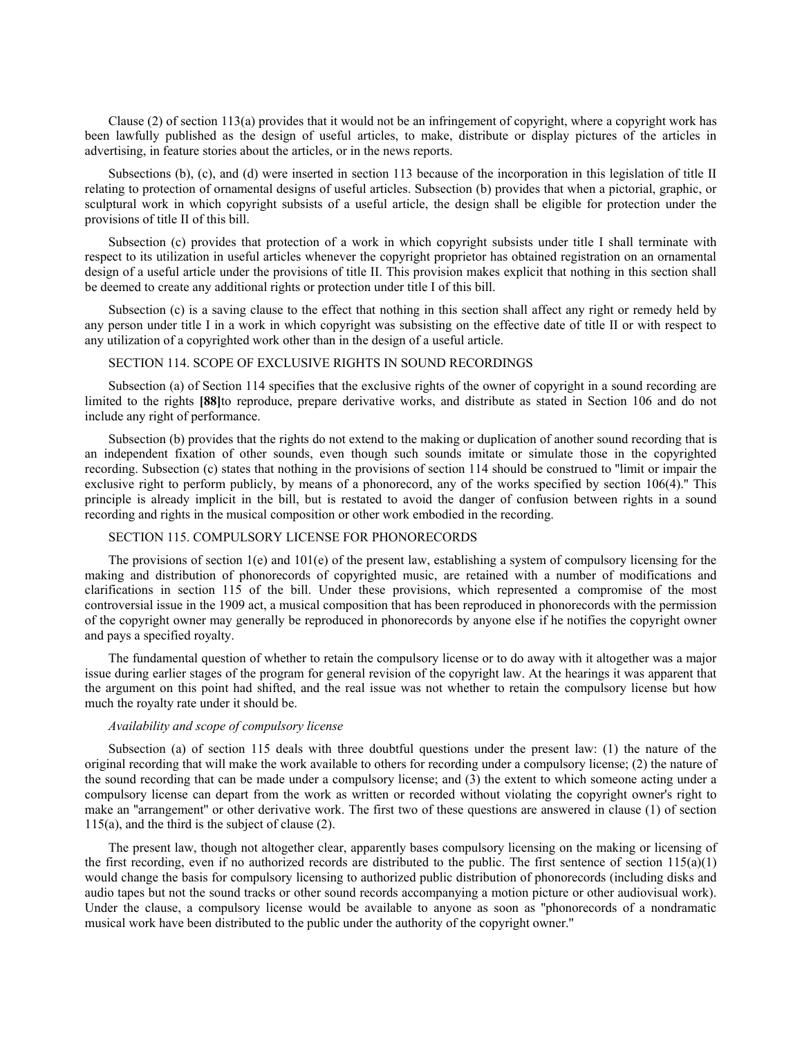Clause (2) of section 113(a) provides that it would not be an infringement of copyright, where a copyright work has been lawfully published as the design of useful articles, to make, distribute or display pictures of the articles in advertising, in feature stories about the articles, or in the news reports.

Subsections (b), (c), and (d) were inserted in section 113 because of the incorporation in this legislation of title II relating to protection of ornamental designs of useful articles. Subsection (b) provides that when a pictorial, graphic, or sculptural work in which copyright subsists of a useful article, the design shall be eligible for protection under the provisions of title II of this bill.

Subsection (c) provides that protection of a work in which copyright subsists under title I shall terminate with respect to its utilization in useful articles whenever the copyright proprietor has obtained registration on an ornamental design of a useful article under the provisions of title II. This provision makes explicit that nothing in this section shall be deemed to create any additional rights or protection under title I of this bill.

Subsection (c) is a saving clause to the effect that nothing in this section shall affect any right or remedy held by any person under title I in a work in which copyright was subsisting on the effective date of title II or with respect to any utilization of a copyrighted work other than in the design of a useful article.

SECTION 114. SCOPE OF EXCLUSIVE RIGHTS IN SOUND RECORDINGS

Subsection (a) of Section 114 specifies that the exclusive rights of the owner of copyright in a sound recording are limited to the rights **[88]**to reproduce, prepare derivative works, and distribute as stated in Section 106 and do not include any right of performance.

Subsection (b) provides that the rights do not extend to the making or duplication of another sound recording that is an independent fixation of other sounds, even though such sounds imitate or simulate those in the copyrighted recording. Subsection (c) states that nothing in the provisions of section 114 should be construed to "limit or impair the exclusive right to perform publicly, by means of a phonorecord, any of the works specified by section 106(4)." This principle is already implicit in the bill, but is restated to avoid the danger of confusion between rights in a sound recording and rights in the musical composition or other work embodied in the recording.

SECTION 115. COMPULSORY LICENSE FOR PHONORECORDS

The provisions of section 1(e) and 101(e) of the present law, establishing a system of compulsory licensing for the making and distribution of phonorecords of copyrighted music, are retained with a number of modifications and clarifications in section 115 of the bill. Under these provisions, which represented a compromise of the most controversial issue in the 1909 act, a musical composition that has been reproduced in phonorecords with the permission of the copyright owner may generally be reproduced in phonorecords by anyone else if he notifies the copyright owner and pays a specified royalty.

The fundamental question of whether to retain the compulsory license or to do away with it altogether was a major issue during earlier stages of the program for general revision of the copyright law. At the hearings it was apparent that the argument on this point had shifted, and the real issue was not whether to retain the compulsory license but how much the royalty rate under it should be.

*Availability and scope of compulsory license*

Subsection (a) of section 115 deals with three doubtful questions under the present law: (1) the nature of the original recording that will make the work available to others for recording under a compulsory license; (2) the nature of the sound recording that can be made under a compulsory license; and (3) the extent to which someone acting under a compulsory license can depart from the work as written or recorded without violating the copyright owner's right to make an "arrangement" or other derivative work. The first two of these questions are answered in clause (1) of section 115(a), and the third is the subject of clause (2).

The present law, though not altogether clear, apparently bases compulsory licensing on the making or licensing of the first recording, even if no authorized records are distributed to the public. The first sentence of section 115(a)(1) would change the basis for compulsory licensing to authorized public distribution of phonorecords (including disks and audio tapes but not the sound tracks or other sound records accompanying a motion picture or other audiovisual work). Under the clause, a compulsory license would be available to anyone as soon as "phonorecords of a nondramatic musical work have been distributed to the public under the authority of the copyright owner."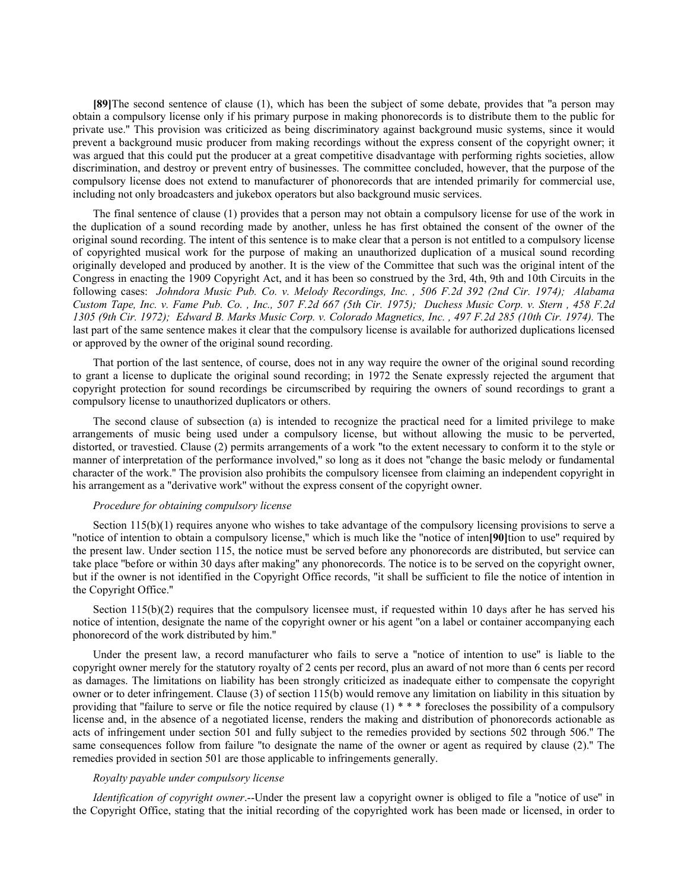**[89]**The second sentence of clause (1), which has been the subject of some debate, provides that "a person may obtain a compulsory license only if his primary purpose in making phonorecords is to distribute them to the public for private use." This provision was criticized as being discriminatory against background music systems, since it would prevent a background music producer from making recordings without the express consent of the copyright owner; it was argued that this could put the producer at a great competitive disadvantage with performing rights societies, allow discrimination, and destroy or prevent entry of businesses. The committee concluded, however, that the purpose of the compulsory license does not extend to manufacturer of phonorecords that are intended primarily for commercial use, including not only broadcasters and jukebox operators but also background music services.

The final sentence of clause (1) provides that a person may not obtain a compulsory license for use of the work in the duplication of a sound recording made by another, unless he has first obtained the consent of the owner of the original sound recording. The intent of this sentence is to make clear that a person is not entitled to a compulsory license of copyrighted musical work for the purpose of making an unauthorized duplication of a musical sound recording originally developed and produced by another. It is the view of the Committee that such was the original intent of the Congress in enacting the 1909 Copyright Act, and it has been so construed by the 3rd, 4th, 9th and 10th Circuits in the following cases: *Johndora Music Pub. Co. v. Melody Recordings, Inc. , 506 F.2d 392 (2nd Cir. 1974); Alabama Custom Tape, Inc. v. Fame Pub. Co. , Inc., 507 F.2d 667 (5th Cir. 1975); Duchess Music Corp. v. Stern , 458 F.2d 1305 (9th Cir. 1972); Edward B. Marks Music Corp. v. Colorado Magnetics, Inc. , 497 F.2d 285 (10th Cir. 1974).* The last part of the same sentence makes it clear that the compulsory license is available for authorized duplications licensed or approved by the owner of the original sound recording.

That portion of the last sentence, of course, does not in any way require the owner of the original sound recording to grant a license to duplicate the original sound recording; in 1972 the Senate expressly rejected the argument that copyright protection for sound recordings be circumscribed by requiring the owners of sound recordings to grant a compulsory license to unauthorized duplicators or others.

The second clause of subsection (a) is intended to recognize the practical need for a limited privilege to make arrangements of music being used under a compulsory license, but without allowing the music to be perverted, distorted, or travestied. Clause (2) permits arrangements of a work "to the extent necessary to conform it to the style or manner of interpretation of the performance involved," so long as it does not "change the basic melody or fundamental character of the work." The provision also prohibits the compulsory licensee from claiming an independent copyright in his arrangement as a "derivative work" without the express consent of the copyright owner.

*Procedure for obtaining compulsory license*

Section 115(b)(1) requires anyone who wishes to take advantage of the compulsory licensing provisions to serve a "notice of intention to obtain a compulsory license," which is much like the "notice of inten**[90]**tion to use" required by the present law. Under section 115, the notice must be served before any phonorecords are distributed, but service can take place "before or within 30 days after making" any phonorecords. The notice is to be served on the copyright owner, but if the owner is not identified in the Copyright Office records, "it shall be sufficient to file the notice of intention in the Copyright Office."

Section 115(b)(2) requires that the compulsory licensee must, if requested within 10 days after he has served his notice of intention, designate the name of the copyright owner or his agent "on a label or container accompanying each phonorecord of the work distributed by him."

Under the present law, a record manufacturer who fails to serve a "notice of intention to use" is liable to the copyright owner merely for the statutory royalty of 2 cents per record, plus an award of not more than 6 cents per record as damages. The limitations on liability has been strongly criticized as inadequate either to compensate the copyright owner or to deter infringement. Clause (3) of section 115(b) would remove any limitation on liability in this situation by providing that "failure to serve or file the notice required by clause (1) * * * forecloses the possibility of a compulsory license and, in the absence of a negotiated license, renders the making and distribution of phonorecords actionable as acts of infringement under section 501 and fully subject to the remedies provided by sections 502 through 506." The same consequences follow from failure "to designate the name of the owner or agent as required by clause (2)." The remedies provided in section 501 are those applicable to infringements generally.

*Royalty payable under compulsory license*

*Identification of copyright owner*.--Under the present law a copyright owner is obliged to file a "notice of use" in the Copyright Office, stating that the initial recording of the copyrighted work has been made or licensed, in order to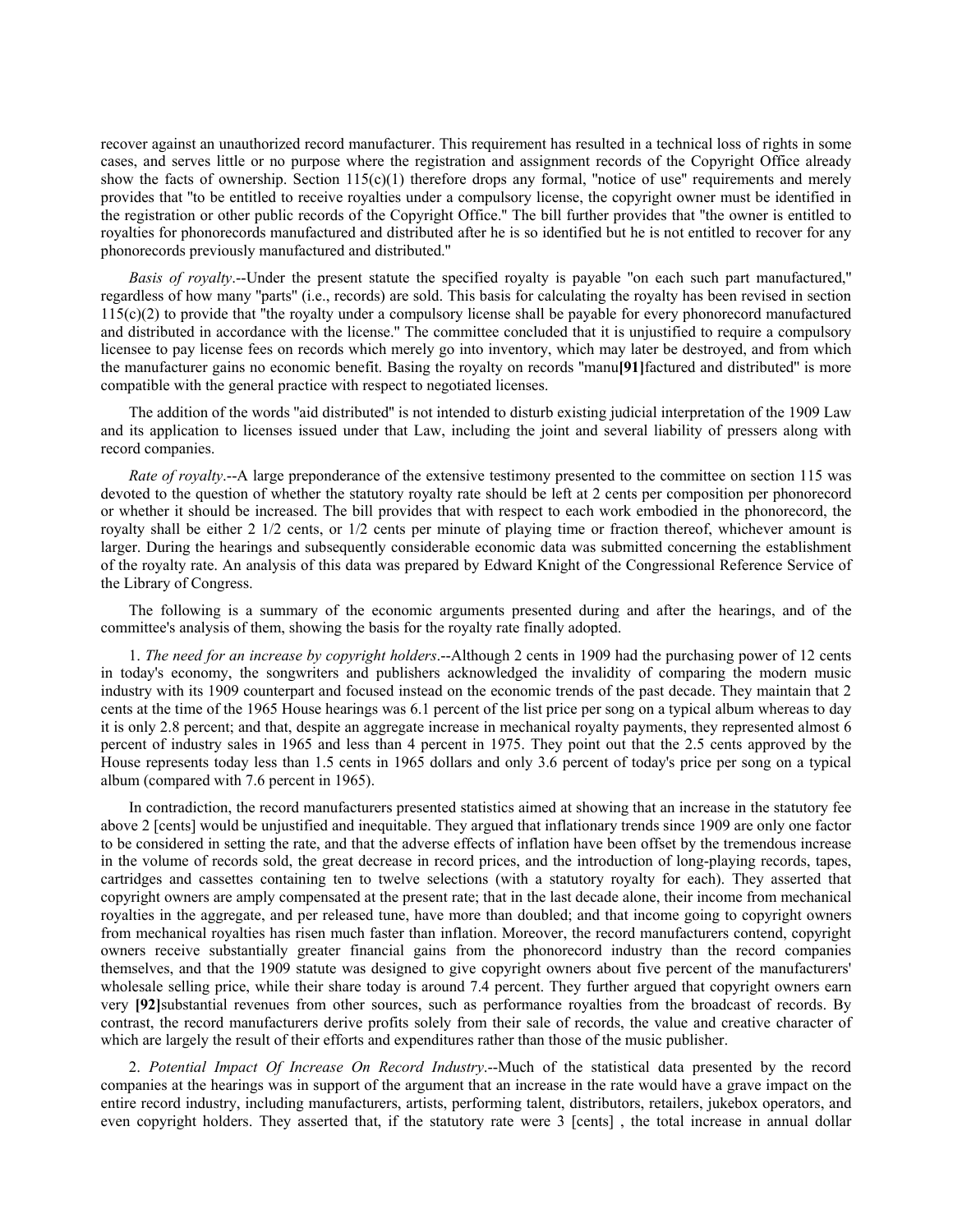recover against an unauthorized record manufacturer. This requirement has resulted in a technical loss of rights in some cases, and serves little or no purpose where the registration and assignment records of the Copyright Office already show the facts of ownership. Section 115(c)(1) therefore drops any formal, "notice of use" requirements and merely provides that "to be entitled to receive royalties under a compulsory license, the copyright owner must be identified in the registration or other public records of the Copyright Office." The bill further provides that "the owner is entitled to royalties for phonorecords manufactured and distributed after he is so identified but he is not entitled to recover for any phonorecords previously manufactured and distributed."

*Basis of royalty*.--Under the present statute the specified royalty is payable "on each such part manufactured," regardless of how many "parts" (i.e., records) are sold. This basis for calculating the royalty has been revised in section 115(c)(2) to provide that "the royalty under a compulsory license shall be payable for every phonorecord manufactured and distributed in accordance with the license." The committee concluded that it is unjustified to require a compulsory licensee to pay license fees on records which merely go into inventory, which may later be destroyed, and from which the manufacturer gains no economic benefit. Basing the royalty on records "manu**[91]**factured and distributed" is more compatible with the general practice with respect to negotiated licenses.

The addition of the words "aid distributed" is not intended to disturb existing judicial interpretation of the 1909 Law and its application to licenses issued under that Law, including the joint and several liability of pressers along with record companies.

*Rate of royalty*.--A large preponderance of the extensive testimony presented to the committee on section 115 was devoted to the question of whether the statutory royalty rate should be left at 2 cents per composition per phonorecord or whether it should be increased. The bill provides that with respect to each work embodied in the phonorecord, the royalty shall be either 2 1/2 cents, or 1/2 cents per minute of playing time or fraction thereof, whichever amount is larger. During the hearings and subsequently considerable economic data was submitted concerning the establishment of the royalty rate. An analysis of this data was prepared by Edward Knight of the Congressional Reference Service of the Library of Congress.

The following is a summary of the economic arguments presented during and after the hearings, and of the committee's analysis of them, showing the basis for the royalty rate finally adopted.

1. *The need for an increase by copyright holders*.--Although 2 cents in 1909 had the purchasing power of 12 cents in today's economy, the songwriters and publishers acknowledged the invalidity of comparing the modern music industry with its 1909 counterpart and focused instead on the economic trends of the past decade. They maintain that 2 cents at the time of the 1965 House hearings was 6.1 percent of the list price per song on a typical album whereas to day it is only 2.8 percent; and that, despite an aggregate increase in mechanical royalty payments, they represented almost 6 percent of industry sales in 1965 and less than 4 percent in 1975. They point out that the 2.5 cents approved by the House represents today less than 1.5 cents in 1965 dollars and only 3.6 percent of today's price per song on a typical album (compared with 7.6 percent in 1965).

In contradiction, the record manufacturers presented statistics aimed at showing that an increase in the statutory fee above 2 [cents] would be unjustified and inequitable. They argued that inflationary trends since 1909 are only one factor to be considered in setting the rate, and that the adverse effects of inflation have been offset by the tremendous increase in the volume of records sold, the great decrease in record prices, and the introduction of long-playing records, tapes, cartridges and cassettes containing ten to twelve selections (with a statutory royalty for each). They asserted that copyright owners are amply compensated at the present rate; that in the last decade alone, their income from mechanical royalties in the aggregate, and per released tune, have more than doubled; and that income going to copyright owners from mechanical royalties has risen much faster than inflation. Moreover, the record manufacturers contend, copyright owners receive substantially greater financial gains from the phonorecord industry than the record companies themselves, and that the 1909 statute was designed to give copyright owners about five percent of the manufacturers' wholesale selling price, while their share today is around 7.4 percent. They further argued that copyright owners earn very **[92]**substantial revenues from other sources, such as performance royalties from the broadcast of records. By contrast, the record manufacturers derive profits solely from their sale of records, the value and creative character of which are largely the result of their efforts and expenditures rather than those of the music publisher.

2. *Potential Impact Of Increase On Record Industry*.--Much of the statistical data presented by the record companies at the hearings was in support of the argument that an increase in the rate would have a grave impact on the entire record industry, including manufacturers, artists, performing talent, distributors, retailers, jukebox operators, and even copyright holders. They asserted that, if the statutory rate were 3 [cents] , the total increase in annual dollar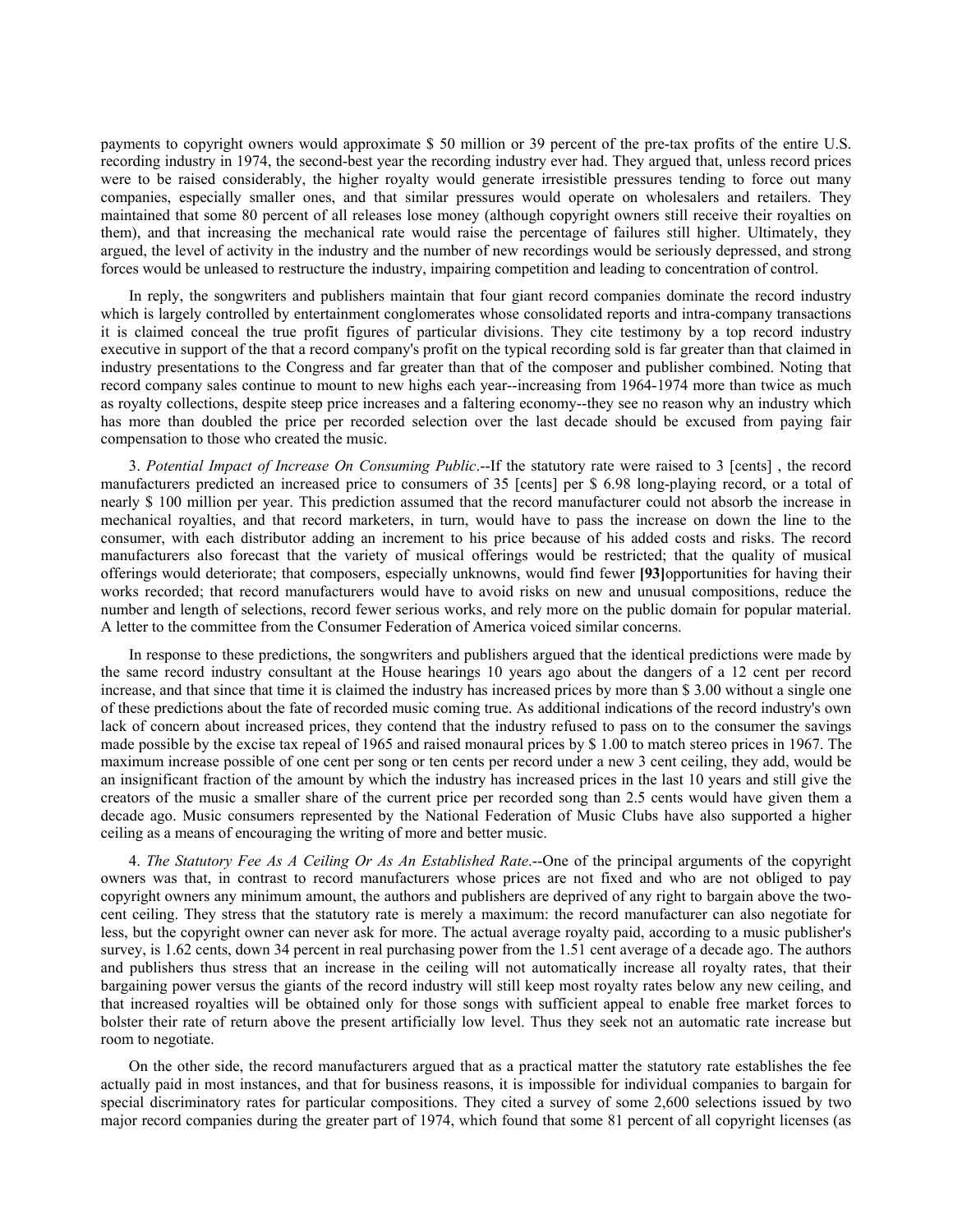payments to copyright owners would approximate $ 50 million or 39 percent of the pre-tax profits of the entire U.S. recording industry in 1974, the second-best year the recording industry ever had. They argued that, unless record prices were to be raised considerably, the higher royalty would generate irresistible pressures tending to force out many companies, especially smaller ones, and that similar pressures would operate on wholesalers and retailers. They maintained that some 80 percent of all releases lose money (although copyright owners still receive their royalties on them), and that increasing the mechanical rate would raise the percentage of failures still higher. Ultimately, they argued, the level of activity in the industry and the number of new recordings would be seriously depressed, and strong forces would be unleased to restructure the industry, impairing competition and leading to concentration of control.

In reply, the songwriters and publishers maintain that four giant record companies dominate the record industry which is largely controlled by entertainment conglomerates whose consolidated reports and intra-company transactions it is claimed conceal the true profit figures of particular divisions. They cite testimony by a top record industry executive in support of the that a record company's profit on the typical recording sold is far greater than that claimed in industry presentations to the Congress and far greater than that of the composer and publisher combined. Noting that record company sales continue to mount to new highs each year--increasing from 1964-1974 more than twice as much as royalty collections, despite steep price increases and a faltering economy--they see no reason why an industry which has more than doubled the price per recorded selection over the last decade should be excused from paying fair compensation to those who created the music.

3. *Potential Impact of Increase On Consuming Public*.--If the statutory rate were raised to 3 [cents] , the record manufacturers predicted an increased price to consumers of 35 [cents] per $ 6.98 long-playing record, or a total of nearly $ 100 million per year. This prediction assumed that the record manufacturer could not absorb the increase in mechanical royalties, and that record marketers, in turn, would have to pass the increase on down the line to the consumer, with each distributor adding an increment to his price because of his added costs and risks. The record manufacturers also forecast that the variety of musical offerings would be restricted; that the quality of musical offerings would deteriorate; that composers, especially unknowns, would find fewer **[93]**opportunities for having their works recorded; that record manufacturers would have to avoid risks on new and unusual compositions, reduce the number and length of selections, record fewer serious works, and rely more on the public domain for popular material. A letter to the committee from the Consumer Federation of America voiced similar concerns.

In response to these predictions, the songwriters and publishers argued that the identical predictions were made by the same record industry consultant at the House hearings 10 years ago about the dangers of a 12 cent per record increase, and that since that time it is claimed the industry has increased prices by more than $ 3.00 without a single one of these predictions about the fate of recorded music coming true. As additional indications of the record industry's own lack of concern about increased prices, they contend that the industry refused to pass on to the consumer the savings made possible by the excise tax repeal of 1965 and raised monaural prices by $ 1.00 to match stereo prices in 1967. The maximum increase possible of one cent per song or ten cents per record under a new 3 cent ceiling, they add, would be an insignificant fraction of the amount by which the industry has increased prices in the last 10 years and still give the creators of the music a smaller share of the current price per recorded song than 2.5 cents would have given them a decade ago. Music consumers represented by the National Federation of Music Clubs have also supported a higher ceiling as a means of encouraging the writing of more and better music.

4. *The Statutory Fee As A Ceiling Or As An Established Rate*.--One of the principal arguments of the copyright owners was that, in contrast to record manufacturers whose prices are not fixed and who are not obliged to pay copyright owners any minimum amount, the authors and publishers are deprived of any right to bargain above the two-cent ceiling. They stress that the statutory rate is merely a maximum: the record manufacturer can also negotiate for less, but the copyright owner can never ask for more. The actual average royalty paid, according to a music publisher's survey, is 1.62 cents, down 34 percent in real purchasing power from the 1.51 cent average of a decade ago. The authors and publishers thus stress that an increase in the ceiling will not automatically increase all royalty rates, that their bargaining power versus the giants of the record industry will still keep most royalty rates below any new ceiling, and that increased royalties will be obtained only for those songs with sufficient appeal to enable free market forces to bolster their rate of return above the present artificially low level. Thus they seek not an automatic rate increase but room to negotiate.

On the other side, the record manufacturers argued that as a practical matter the statutory rate establishes the fee actually paid in most instances, and that for business reasons, it is impossible for individual companies to bargain for special discriminatory rates for particular compositions. They cited a survey of some 2,600 selections issued by two major record companies during the greater part of 1974, which found that some 81 percent of all copyright licenses (as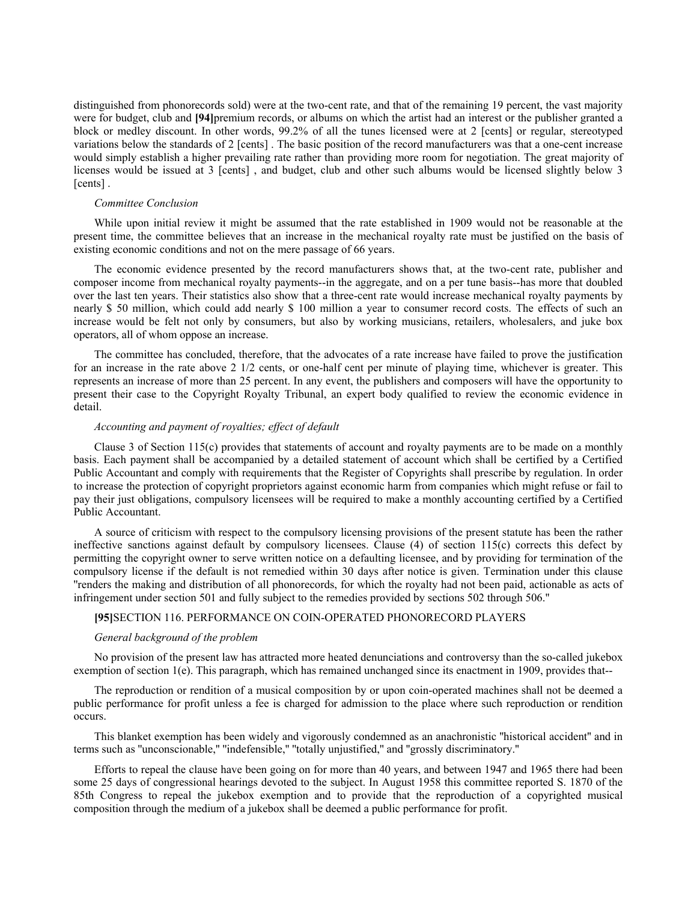distinguished from phonorecords sold) were at the two-cent rate, and that of the remaining 19 percent, the vast majority were for budget, club and **[94]**premium records, or albums on which the artist had an interest or the publisher granted a block or medley discount. In other words, 99.2% of all the tunes licensed were at 2 [cents] or regular, stereotyped variations below the standards of 2 [cents] . The basic position of the record manufacturers was that a one-cent increase would simply establish a higher prevailing rate rather than providing more room for negotiation. The great majority of licenses would be issued at 3 [cents] , and budget, club and other such albums would be licensed slightly below 3 [cents] .

*Committee Conclusion*

While upon initial review it might be assumed that the rate established in 1909 would not be reasonable at the present time, the committee believes that an increase in the mechanical royalty rate must be justified on the basis of existing economic conditions and not on the mere passage of 66 years.

The economic evidence presented by the record manufacturers shows that, at the two-cent rate, publisher and composer income from mechanical royalty payments--in the aggregate, and on a per tune basis--has more that doubled over the last ten years. Their statistics also show that a three-cent rate would increase mechanical royalty payments by nearly $ 50 million, which could add nearly $ 100 million a year to consumer record costs. The effects of such an increase would be felt not only by consumers, but also by working musicians, retailers, wholesalers, and juke box operators, all of whom oppose an increase.

The committee has concluded, therefore, that the advocates of a rate increase have failed to prove the justification for an increase in the rate above 2 1/2 cents, or one-half cent per minute of playing time, whichever is greater. This represents an increase of more than 25 percent. In any event, the publishers and composers will have the opportunity to present their case to the Copyright Royalty Tribunal, an expert body qualified to review the economic evidence in detail.

*Accounting and payment of royalties; effect of default*

Clause 3 of Section 115(c) provides that statements of account and royalty payments are to be made on a monthly basis. Each payment shall be accompanied by a detailed statement of account which shall be certified by a Certified Public Accountant and comply with requirements that the Register of Copyrights shall prescribe by regulation. In order to increase the protection of copyright proprietors against economic harm from companies which might refuse or fail to pay their just obligations, compulsory licensees will be required to make a monthly accounting certified by a Certified Public Accountant.

A source of criticism with respect to the compulsory licensing provisions of the present statute has been the rather ineffective sanctions against default by compulsory licensees. Clause (4) of section 115(c) corrects this defect by permitting the copyright owner to serve written notice on a defaulting licensee, and by providing for termination of the compulsory license if the default is not remedied within 30 days after notice is given. Termination under this clause "renders the making and distribution of all phonorecords, for which the royalty had not been paid, actionable as acts of infringement under section 501 and fully subject to the remedies provided by sections 502 through 506."

**[95]**SECTION 116. PERFORMANCE ON COIN-OPERATED PHONORECORD PLAYERS

*General background of the problem*

No provision of the present law has attracted more heated denunciations and controversy than the so-called jukebox exemption of section 1(e). This paragraph, which has remained unchanged since its enactment in 1909, provides that--

The reproduction or rendition of a musical composition by or upon coin-operated machines shall not be deemed a public performance for profit unless a fee is charged for admission to the place where such reproduction or rendition occurs.

This blanket exemption has been widely and vigorously condemned as an anachronistic "historical accident" and in terms such as "unconscionable," "indefensible," "totally unjustified," and "grossly discriminatory."

Efforts to repeal the clause have been going on for more than 40 years, and between 1947 and 1965 there had been some 25 days of congressional hearings devoted to the subject. In August 1958 this committee reported S. 1870 of the 85th Congress to repeal the jukebox exemption and to provide that the reproduction of a copyrighted musical composition through the medium of a jukebox shall be deemed a public performance for profit.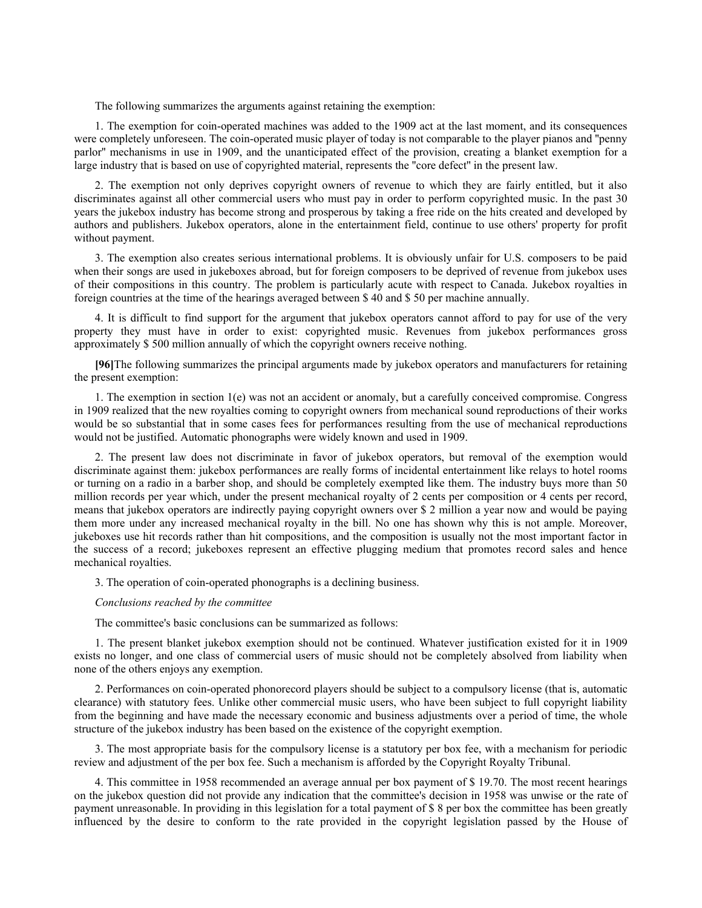The following summarizes the arguments against retaining the exemption:

1. The exemption for coin-operated machines was added to the 1909 act at the last moment, and its consequences were completely unforeseen. The coin-operated music player of today is not comparable to the player pianos and "penny parlor" mechanisms in use in 1909, and the unanticipated effect of the provision, creating a blanket exemption for a large industry that is based on use of copyrighted material, represents the "core defect" in the present law.

2. The exemption not only deprives copyright owners of revenue to which they are fairly entitled, but it also discriminates against all other commercial users who must pay in order to perform copyrighted music. In the past 30 years the jukebox industry has become strong and prosperous by taking a free ride on the hits created and developed by authors and publishers. Jukebox operators, alone in the entertainment field, continue to use others' property for profit without payment.

3. The exemption also creates serious international problems. It is obviously unfair for U.S. composers to be paid when their songs are used in jukeboxes abroad, but for foreign composers to be deprived of revenue from jukebox uses of their compositions in this country. The problem is particularly acute with respect to Canada. Jukebox royalties in foreign countries at the time of the hearings averaged between $ 40 and $ 50 per machine annually.

4. It is difficult to find support for the argument that jukebox operators cannot afford to pay for use of the very property they must have in order to exist: copyrighted music. Revenues from jukebox performances gross approximately $ 500 million annually of which the copyright owners receive nothing.

**[96]**The following summarizes the principal arguments made by jukebox operators and manufacturers for retaining the present exemption:

1. The exemption in section 1(e) was not an accident or anomaly, but a carefully conceived compromise. Congress in 1909 realized that the new royalties coming to copyright owners from mechanical sound reproductions of their works would be so substantial that in some cases fees for performances resulting from the use of mechanical reproductions would not be justified. Automatic phonographs were widely known and used in 1909.

2. The present law does not discriminate in favor of jukebox operators, but removal of the exemption would discriminate against them: jukebox performances are really forms of incidental entertainment like relays to hotel rooms or turning on a radio in a barber shop, and should be completely exempted like them. The industry buys more than 50 million records per year which, under the present mechanical royalty of 2 cents per composition or 4 cents per record, means that jukebox operators are indirectly paying copyright owners over $ 2 million a year now and would be paying them more under any increased mechanical royalty in the bill. No one has shown why this is not ample. Moreover, jukeboxes use hit records rather than hit compositions, and the composition is usually not the most important factor in the success of a record; jukeboxes represent an effective plugging medium that promotes record sales and hence mechanical royalties.

3. The operation of coin-operated phonographs is a declining business.

*Conclusions reached by the committee*

The committee's basic conclusions can be summarized as follows:

1. The present blanket jukebox exemption should not be continued. Whatever justification existed for it in 1909 exists no longer, and one class of commercial users of music should not be completely absolved from liability when none of the others enjoys any exemption.

2. Performances on coin-operated phonorecord players should be subject to a compulsory license (that is, automatic clearance) with statutory fees. Unlike other commercial music users, who have been subject to full copyright liability from the beginning and have made the necessary economic and business adjustments over a period of time, the whole structure of the jukebox industry has been based on the existence of the copyright exemption.

3. The most appropriate basis for the compulsory license is a statutory per box fee, with a mechanism for periodic review and adjustment of the per box fee. Such a mechanism is afforded by the Copyright Royalty Tribunal.

4. This committee in 1958 recommended an average annual per box payment of $ 19.70. The most recent hearings on the jukebox question did not provide any indication that the committee's decision in 1958 was unwise or the rate of payment unreasonable. In providing in this legislation for a total payment of $ 8 per box the committee has been greatly influenced by the desire to conform to the rate provided in the copyright legislation passed by the House of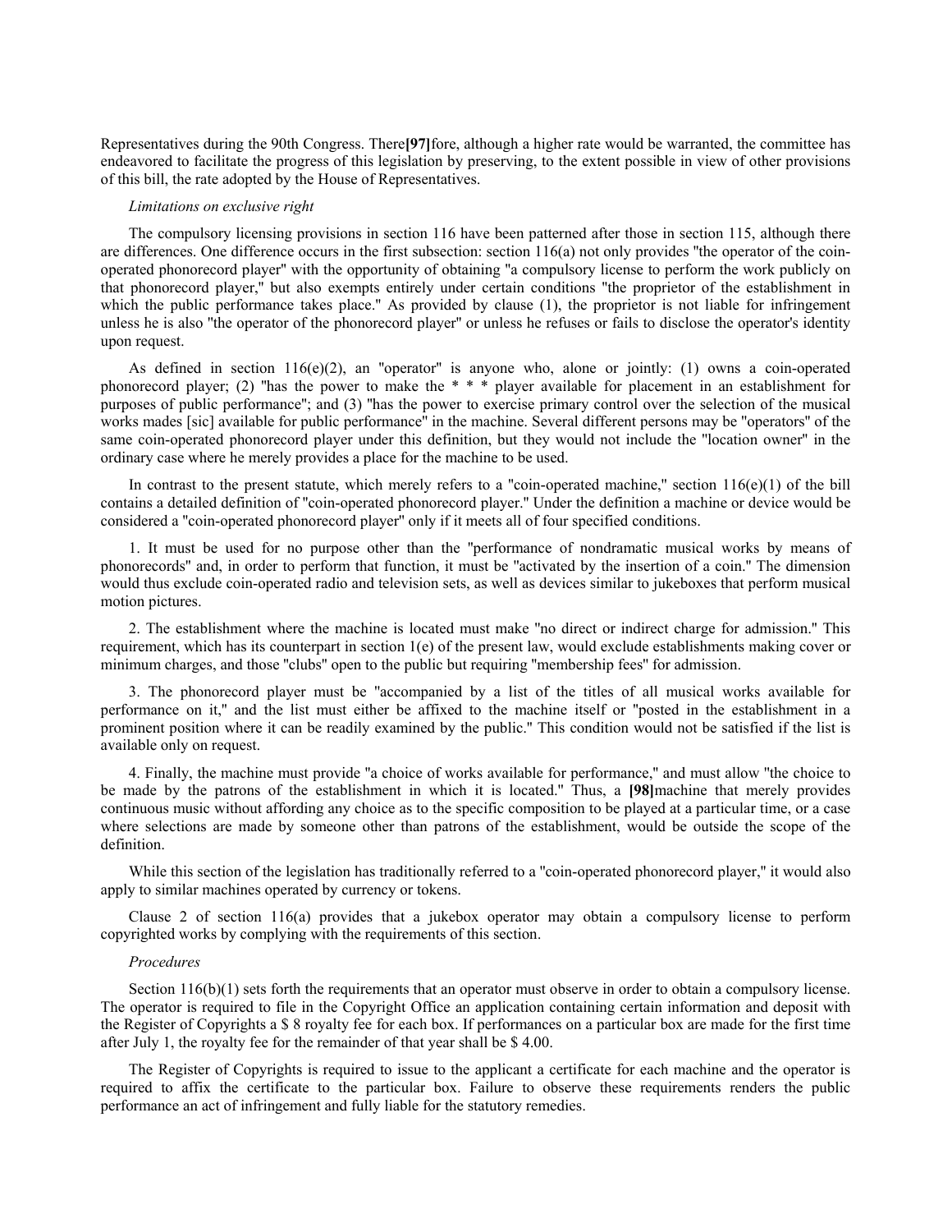Representatives during the 90th Congress. There**[97]**fore, although a higher rate would be warranted, the committee has endeavored to facilitate the progress of this legislation by preserving, to the extent possible in view of other provisions of this bill, the rate adopted by the House of Representatives.

*Limitations on exclusive right*

The compulsory licensing provisions in section 116 have been patterned after those in section 115, although there are differences. One difference occurs in the first subsection: section 116(a) not only provides "the operator of the coin-operated phonorecord player" with the opportunity of obtaining "a compulsory license to perform the work publicly on that phonorecord player," but also exempts entirely under certain conditions "the proprietor of the establishment in which the public performance takes place." As provided by clause (1), the proprietor is not liable for infringement unless he is also "the operator of the phonorecord player" or unless he refuses or fails to disclose the operator's identity upon request.

As defined in section 116(e)(2), an "operator" is anyone who, alone or jointly: (1) owns a coin-operated phonorecord player; (2) "has the power to make the * * * player available for placement in an establishment for purposes of public performance"; and (3) "has the power to exercise primary control over the selection of the musical works mades [sic] available for public performance" in the machine. Several different persons may be "operators" of the same coin-operated phonorecord player under this definition, but they would not include the "location owner" in the ordinary case where he merely provides a place for the machine to be used.

In contrast to the present statute, which merely refers to a "coin-operated machine," section 116(e)(1) of the bill contains a detailed definition of "coin-operated phonorecord player." Under the definition a machine or device would be considered a "coin-operated phonorecord player" only if it meets all of four specified conditions.

1. It must be used for no purpose other than the "performance of nondramatic musical works by means of phonorecords" and, in order to perform that function, it must be "activated by the insertion of a coin." The dimension would thus exclude coin-operated radio and television sets, as well as devices similar to jukeboxes that perform musical motion pictures.

2. The establishment where the machine is located must make "no direct or indirect charge for admission." This requirement, which has its counterpart in section 1(e) of the present law, would exclude establishments making cover or minimum charges, and those "clubs" open to the public but requiring "membership fees" for admission.

3. The phonorecord player must be "accompanied by a list of the titles of all musical works available for performance on it," and the list must either be affixed to the machine itself or "posted in the establishment in a prominent position where it can be readily examined by the public." This condition would not be satisfied if the list is available only on request.

4. Finally, the machine must provide "a choice of works available for performance," and must allow "the choice to be made by the patrons of the establishment in which it is located." Thus, a **[98]**machine that merely provides continuous music without affording any choice as to the specific composition to be played at a particular time, or a case where selections are made by someone other than patrons of the establishment, would be outside the scope of the definition.

While this section of the legislation has traditionally referred to a "coin-operated phonorecord player," it would also apply to similar machines operated by currency or tokens.

Clause 2 of section 116(a) provides that a jukebox operator may obtain a compulsory license to perform copyrighted works by complying with the requirements of this section.

*Procedures*

Section 116(b)(1) sets forth the requirements that an operator must observe in order to obtain a compulsory license. The operator is required to file in the Copyright Office an application containing certain information and deposit with the Register of Copyrights a $ 8 royalty fee for each box. If performances on a particular box are made for the first time after July 1, the royalty fee for the remainder of that year shall be $ 4.00.

The Register of Copyrights is required to issue to the applicant a certificate for each machine and the operator is required to affix the certificate to the particular box. Failure to observe these requirements renders the public performance an act of infringement and fully liable for the statutory remedies.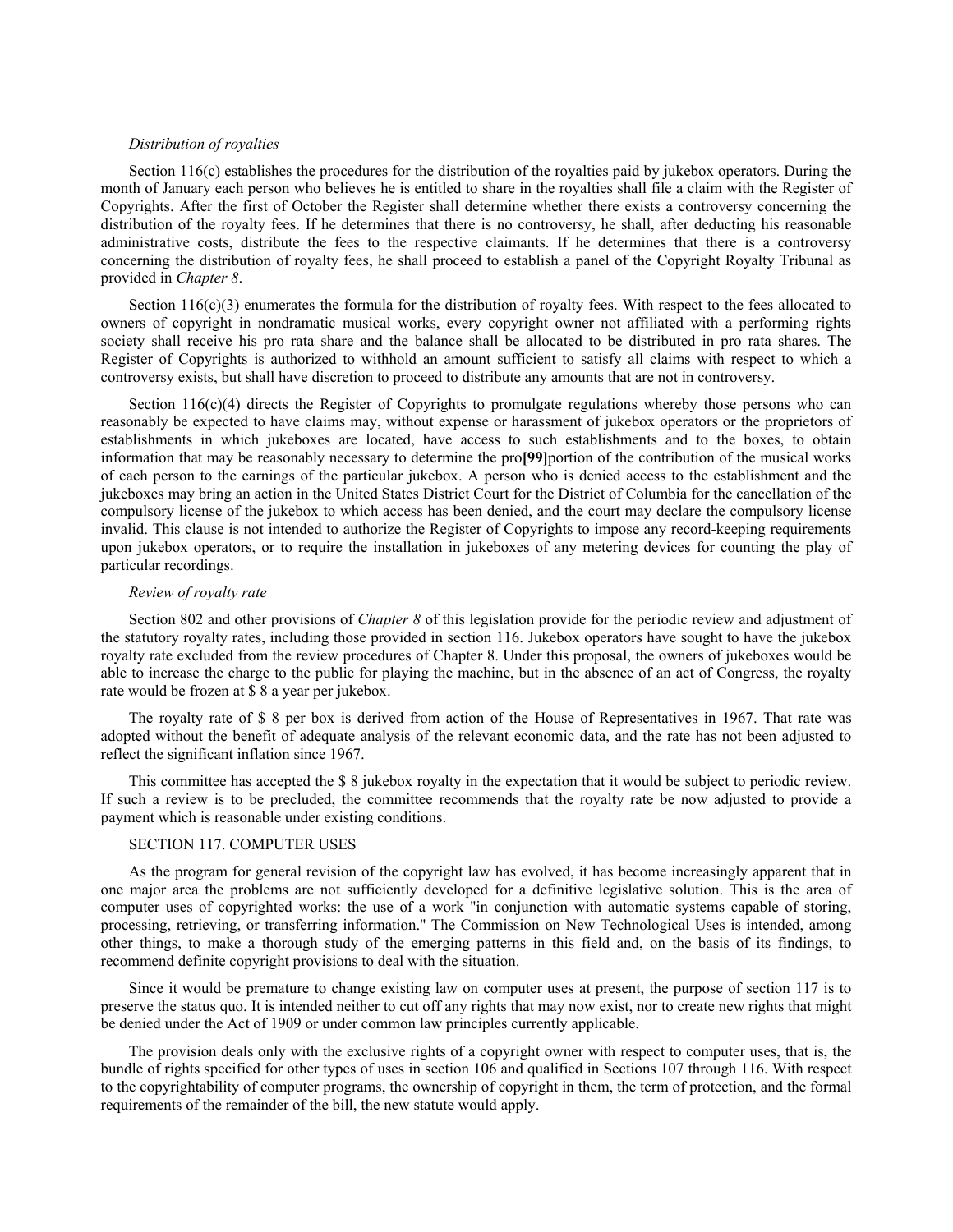*Distribution of royalties*

Section 116(c) establishes the procedures for the distribution of the royalties paid by jukebox operators. During the month of January each person who believes he is entitled to share in the royalties shall file a claim with the Register of Copyrights. After the first of October the Register shall determine whether there exists a controversy concerning the distribution of the royalty fees. If he determines that there is no controversy, he shall, after deducting his reasonable administrative costs, distribute the fees to the respective claimants. If he determines that there is a controversy concerning the distribution of royalty fees, he shall proceed to establish a panel of the Copyright Royalty Tribunal as provided in *Chapter 8*.

Section 116(c)(3) enumerates the formula for the distribution of royalty fees. With respect to the fees allocated to owners of copyright in nondramatic musical works, every copyright owner not affiliated with a performing rights society shall receive his pro rata share and the balance shall be allocated to be distributed in pro rata shares. The Register of Copyrights is authorized to withhold an amount sufficient to satisfy all claims with respect to which a controversy exists, but shall have discretion to proceed to distribute any amounts that are not in controversy.

Section 116(c)(4) directs the Register of Copyrights to promulgate regulations whereby those persons who can reasonably be expected to have claims may, without expense or harassment of jukebox operators or the proprietors of establishments in which jukeboxes are located, have access to such establishments and to the boxes, to obtain information that may be reasonably necessary to determine the pro**[99]**portion of the contribution of the musical works of each person to the earnings of the particular jukebox. A person who is denied access to the establishment and the jukeboxes may bring an action in the United States District Court for the District of Columbia for the cancellation of the compulsory license of the jukebox to which access has been denied, and the court may declare the compulsory license invalid. This clause is not intended to authorize the Register of Copyrights to impose any record-keeping requirements upon jukebox operators, or to require the installation in jukeboxes of any metering devices for counting the play of particular recordings.

*Review of royalty rate*

Section 802 and other provisions of *Chapter 8* of this legislation provide for the periodic review and adjustment of the statutory royalty rates, including those provided in section 116. Jukebox operators have sought to have the jukebox royalty rate excluded from the review procedures of Chapter 8. Under this proposal, the owners of jukeboxes would be able to increase the charge to the public for playing the machine, but in the absence of an act of Congress, the royalty rate would be frozen at $ 8 a year per jukebox.

The royalty rate of $ 8 per box is derived from action of the House of Representatives in 1967. That rate was adopted without the benefit of adequate analysis of the relevant economic data, and the rate has not been adjusted to reflect the significant inflation since 1967.

This committee has accepted the $ 8 jukebox royalty in the expectation that it would be subject to periodic review. If such a review is to be precluded, the committee recommends that the royalty rate be now adjusted to provide a payment which is reasonable under existing conditions.

SECTION 117. COMPUTER USES

As the program for general revision of the copyright law has evolved, it has become increasingly apparent that in one major area the problems are not sufficiently developed for a definitive legislative solution. This is the area of computer uses of copyrighted works: the use of a work "in conjunction with automatic systems capable of storing, processing, retrieving, or transferring information." The Commission on New Technological Uses is intended, among other things, to make a thorough study of the emerging patterns in this field and, on the basis of its findings, to recommend definite copyright provisions to deal with the situation.

Since it would be premature to change existing law on computer uses at present, the purpose of section 117 is to preserve the status quo. It is intended neither to cut off any rights that may now exist, nor to create new rights that might be denied under the Act of 1909 or under common law principles currently applicable.

The provision deals only with the exclusive rights of a copyright owner with respect to computer uses, that is, the bundle of rights specified for other types of uses in section 106 and qualified in Sections 107 through 116. With respect to the copyrightability of computer programs, the ownership of copyright in them, the term of protection, and the formal requirements of the remainder of the bill, the new statute would apply.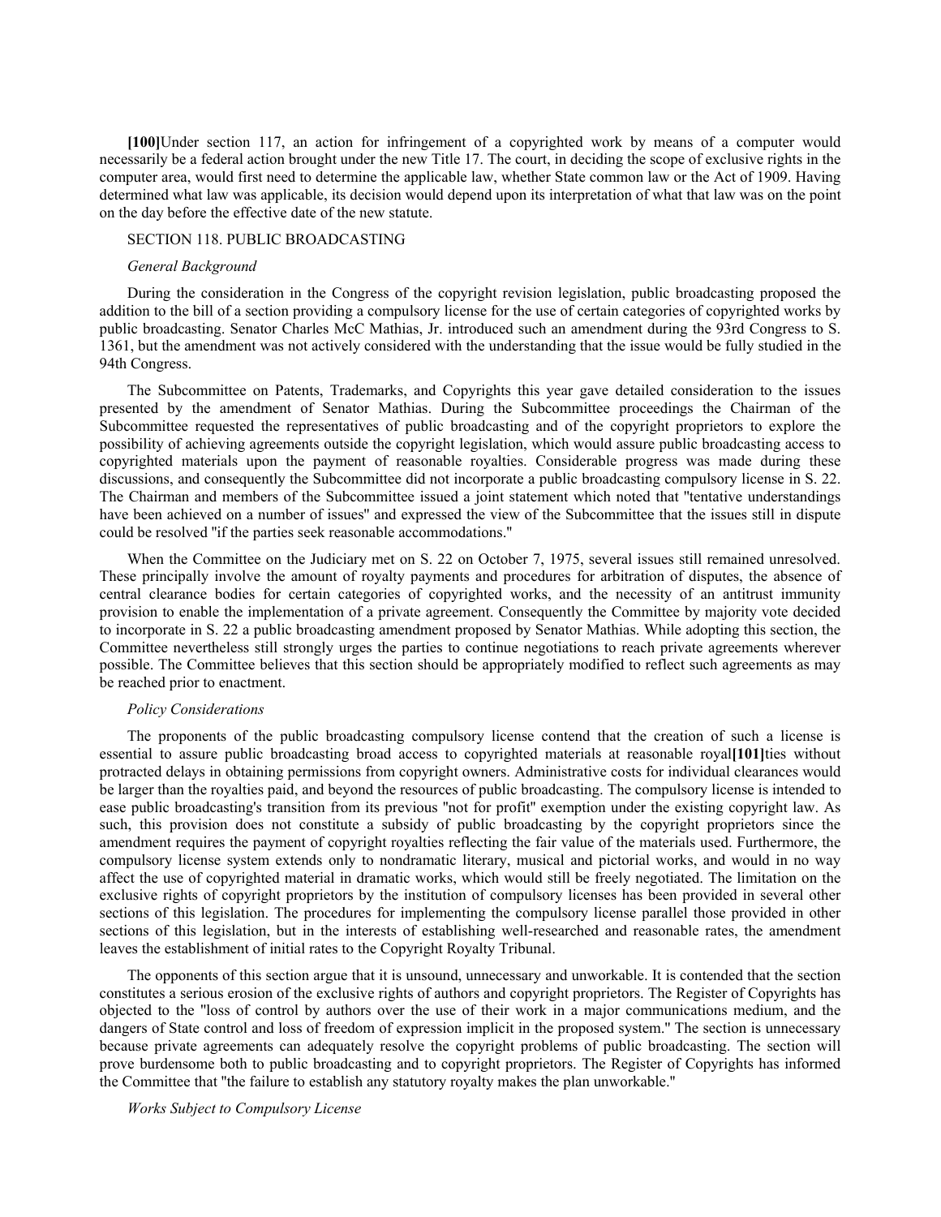**[100]**Under section 117, an action for infringement of a copyrighted work by means of a computer would necessarily be a federal action brought under the new Title 17. The court, in deciding the scope of exclusive rights in the computer area, would first need to determine the applicable law, whether State common law or the Act of 1909. Having determined what law was applicable, its decision would depend upon its interpretation of what that law was on the point on the day before the effective date of the new statute.

SECTION 118. PUBLIC BROADCASTING

*General Background*

During the consideration in the Congress of the copyright revision legislation, public broadcasting proposed the addition to the bill of a section providing a compulsory license for the use of certain categories of copyrighted works by public broadcasting. Senator Charles McC Mathias, Jr. introduced such an amendment during the 93rd Congress to S. 1361, but the amendment was not actively considered with the understanding that the issue would be fully studied in the 94th Congress.

The Subcommittee on Patents, Trademarks, and Copyrights this year gave detailed consideration to the issues presented by the amendment of Senator Mathias. During the Subcommittee proceedings the Chairman of the Subcommittee requested the representatives of public broadcasting and of the copyright proprietors to explore the possibility of achieving agreements outside the copyright legislation, which would assure public broadcasting access to copyrighted materials upon the payment of reasonable royalties. Considerable progress was made during these discussions, and consequently the Subcommittee did not incorporate a public broadcasting compulsory license in S. 22. The Chairman and members of the Subcommittee issued a joint statement which noted that "tentative understandings have been achieved on a number of issues" and expressed the view of the Subcommittee that the issues still in dispute could be resolved "if the parties seek reasonable accommodations."

When the Committee on the Judiciary met on S. 22 on October 7, 1975, several issues still remained unresolved. These principally involve the amount of royalty payments and procedures for arbitration of disputes, the absence of central clearance bodies for certain categories of copyrighted works, and the necessity of an antitrust immunity provision to enable the implementation of a private agreement. Consequently the Committee by majority vote decided to incorporate in S. 22 a public broadcasting amendment proposed by Senator Mathias. While adopting this section, the Committee nevertheless still strongly urges the parties to continue negotiations to reach private agreements wherever possible. The Committee believes that this section should be appropriately modified to reflect such agreements as may be reached prior to enactment.

*Policy Considerations*

The proponents of the public broadcasting compulsory license contend that the creation of such a license is essential to assure public broadcasting broad access to copyrighted materials at reasonable royal**[101]**ties without protracted delays in obtaining permissions from copyright owners. Administrative costs for individual clearances would be larger than the royalties paid, and beyond the resources of public broadcasting. The compulsory license is intended to ease public broadcasting's transition from its previous "not for profit" exemption under the existing copyright law. As such, this provision does not constitute a subsidy of public broadcasting by the copyright proprietors since the amendment requires the payment of copyright royalties reflecting the fair value of the materials used. Furthermore, the compulsory license system extends only to nondramatic literary, musical and pictorial works, and would in no way affect the use of copyrighted material in dramatic works, which would still be freely negotiated. The limitation on the exclusive rights of copyright proprietors by the institution of compulsory licenses has been provided in several other sections of this legislation. The procedures for implementing the compulsory license parallel those provided in other sections of this legislation, but in the interests of establishing well-researched and reasonable rates, the amendment leaves the establishment of initial rates to the Copyright Royalty Tribunal.

The opponents of this section argue that it is unsound, unnecessary and unworkable. It is contended that the section constitutes a serious erosion of the exclusive rights of authors and copyright proprietors. The Register of Copyrights has objected to the "loss of control by authors over the use of their work in a major communications medium, and the dangers of State control and loss of freedom of expression implicit in the proposed system." The section is unnecessary because private agreements can adequately resolve the copyright problems of public broadcasting. The section will prove burdensome both to public broadcasting and to copyright proprietors. The Register of Copyrights has informed the Committee that "the failure to establish any statutory royalty makes the plan unworkable."

*Works Subject to Compulsory License*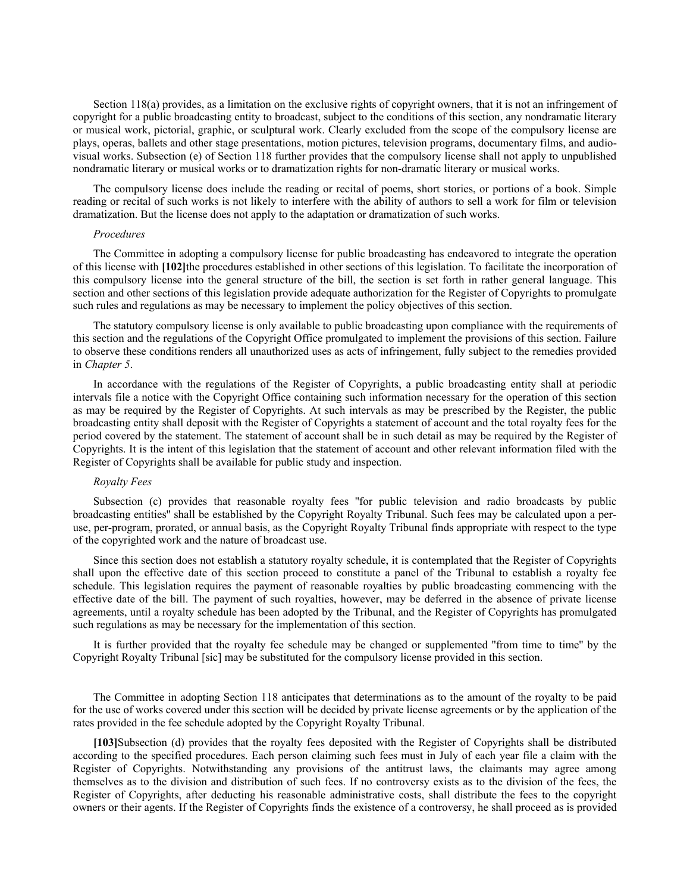Section 118(a) provides, as a limitation on the exclusive rights of copyright owners, that it is not an infringement of copyright for a public broadcasting entity to broadcast, subject to the conditions of this section, any nondramatic literary or musical work, pictorial, graphic, or sculptural work. Clearly excluded from the scope of the compulsory license are plays, operas, ballets and other stage presentations, motion pictures, television programs, documentary films, and audio-visual works. Subsection (e) of Section 118 further provides that the compulsory license shall not apply to unpublished nondramatic literary or musical works or to dramatization rights for non-dramatic literary or musical works.

The compulsory license does include the reading or recital of poems, short stories, or portions of a book. Simple reading or recital of such works is not likely to interfere with the ability of authors to sell a work for film or television dramatization. But the license does not apply to the adaptation or dramatization of such works.

*Procedures*

The Committee in adopting a compulsory license for public broadcasting has endeavored to integrate the operation of this license with **[102]**the procedures established in other sections of this legislation. To facilitate the incorporation of this compulsory license into the general structure of the bill, the section is set forth in rather general language. This section and other sections of this legislation provide adequate authorization for the Register of Copyrights to promulgate such rules and regulations as may be necessary to implement the policy objectives of this section.

The statutory compulsory license is only available to public broadcasting upon compliance with the requirements of this section and the regulations of the Copyright Office promulgated to implement the provisions of this section. Failure to observe these conditions renders all unauthorized uses as acts of infringement, fully subject to the remedies provided in *Chapter 5*.

In accordance with the regulations of the Register of Copyrights, a public broadcasting entity shall at periodic intervals file a notice with the Copyright Office containing such information necessary for the operation of this section as may be required by the Register of Copyrights. At such intervals as may be prescribed by the Register, the public broadcasting entity shall deposit with the Register of Copyrights a statement of account and the total royalty fees for the period covered by the statement. The statement of account shall be in such detail as may be required by the Register of Copyrights. It is the intent of this legislation that the statement of account and other relevant information filed with the Register of Copyrights shall be available for public study and inspection.

*Royalty Fees*

Subsection (c) provides that reasonable royalty fees "for public television and radio broadcasts by public broadcasting entities" shall be established by the Copyright Royalty Tribunal. Such fees may be calculated upon a per-use, per-program, prorated, or annual basis, as the Copyright Royalty Tribunal finds appropriate with respect to the type of the copyrighted work and the nature of broadcast use.

Since this section does not establish a statutory royalty schedule, it is contemplated that the Register of Copyrights shall upon the effective date of this section proceed to constitute a panel of the Tribunal to establish a royalty fee schedule. This legislation requires the payment of reasonable royalties by public broadcasting commencing with the effective date of the bill. The payment of such royalties, however, may be deferred in the absence of private license agreements, until a royalty schedule has been adopted by the Tribunal, and the Register of Copyrights has promulgated such regulations as may be necessary for the implementation of this section.

It is further provided that the royalty fee schedule may be changed or supplemented "from time to time" by the Copyright Royalty Tribunal [sic] may be substituted for the compulsory license provided in this section.

The Committee in adopting Section 118 anticipates that determinations as to the amount of the royalty to be paid for the use of works covered under this section will be decided by private license agreements or by the application of the rates provided in the fee schedule adopted by the Copyright Royalty Tribunal.

**[103]**Subsection (d) provides that the royalty fees deposited with the Register of Copyrights shall be distributed according to the specified procedures. Each person claiming such fees must in July of each year file a claim with the Register of Copyrights. Notwithstanding any provisions of the antitrust laws, the claimants may agree among themselves as to the division and distribution of such fees. If no controversy exists as to the division of the fees, the Register of Copyrights, after deducting his reasonable administrative costs, shall distribute the fees to the copyright owners or their agents. If the Register of Copyrights finds the existence of a controversy, he shall proceed as is provided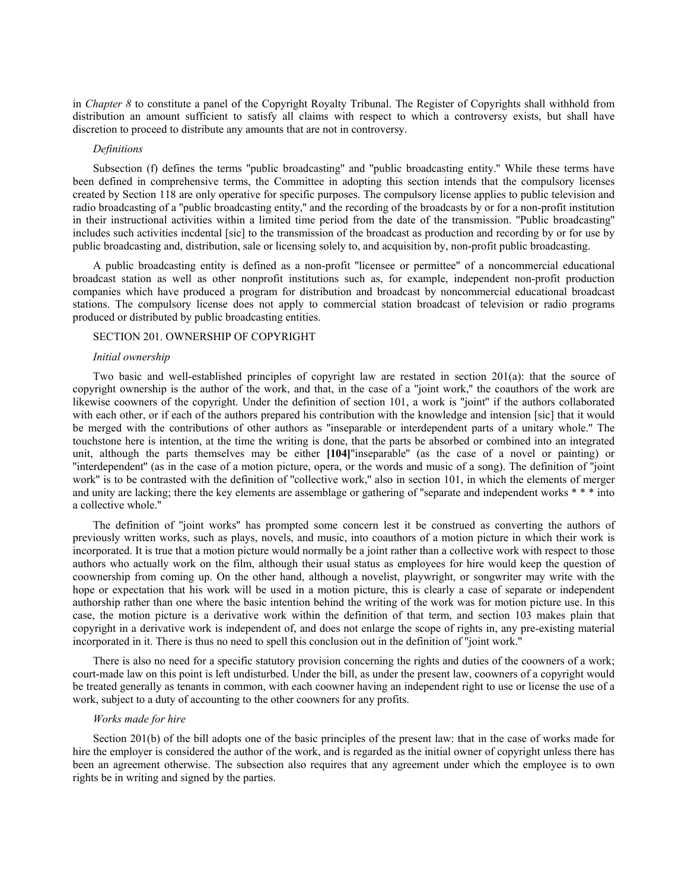in *Chapter 8* to constitute a panel of the Copyright Royalty Tribunal. The Register of Copyrights shall withhold from distribution an amount sufficient to satisfy all claims with respect to which a controversy exists, but shall have discretion to proceed to distribute any amounts that are not in controversy.

*Definitions*

Subsection (f) defines the terms "public broadcasting" and "public broadcasting entity." While these terms have been defined in comprehensive terms, the Committee in adopting this section intends that the compulsory licenses created by Section 118 are only operative for specific purposes. The compulsory license applies to public television and radio broadcasting of a "public broadcasting entity," and the recording of the broadcasts by or for a non-profit institution in their instructional activities within a limited time period from the date of the transmission. "Public broadcasting" includes such activities incdental [sic] to the transmission of the broadcast as production and recording by or for use by public broadcasting and, distribution, sale or licensing solely to, and acquisition by, non-profit public broadcasting.

A public broadcasting entity is defined as a non-profit "licensee or permittee" of a noncommercial educational broadcast station as well as other nonprofit institutions such as, for example, independent non-profit production companies which have produced a program for distribution and broadcast by noncommercial educational broadcast stations. The compulsory license does not apply to commercial station broadcast of television or radio programs produced or distributed by public broadcasting entities.

SECTION 201. OWNERSHIP OF COPYRIGHT

*Initial ownership*

Two basic and well-established principles of copyright law are restated in section 201(a): that the source of copyright ownership is the author of the work, and that, in the case of a "joint work," the coauthors of the work are likewise coowners of the copyright. Under the definition of section 101, a work is "joint" if the authors collaborated with each other, or if each of the authors prepared his contribution with the knowledge and intension [sic] that it would be merged with the contributions of other authors as "inseparable or interdependent parts of a unitary whole." The touchstone here is intention, at the time the writing is done, that the parts be absorbed or combined into an integrated unit, although the parts themselves may be either **[104]**"inseparable" (as the case of a novel or painting) or "interdependent" (as in the case of a motion picture, opera, or the words and music of a song). The definition of "joint work" is to be contrasted with the definition of "collective work," also in section 101, in which the elements of merger and unity are lacking; there the key elements are assemblage or gathering of "separate and independent works * * * into a collective whole."

The definition of "joint works" has prompted some concern lest it be construed as converting the authors of previously written works, such as plays, novels, and music, into coauthors of a motion picture in which their work is incorporated. It is true that a motion picture would normally be a joint rather than a collective work with respect to those authors who actually work on the film, although their usual status as employees for hire would keep the question of coownership from coming up. On the other hand, although a novelist, playwright, or songwriter may write with the hope or expectation that his work will be used in a motion picture, this is clearly a case of separate or independent authorship rather than one where the basic intention behind the writing of the work was for motion picture use. In this case, the motion picture is a derivative work within the definition of that term, and section 103 makes plain that copyright in a derivative work is independent of, and does not enlarge the scope of rights in, any pre-existing material incorporated in it. There is thus no need to spell this conclusion out in the definition of "joint work."

There is also no need for a specific statutory provision concerning the rights and duties of the coowners of a work; court-made law on this point is left undisturbed. Under the bill, as under the present law, coowners of a copyright would be treated generally as tenants in common, with each coowner having an independent right to use or license the use of a work, subject to a duty of accounting to the other coowners for any profits.

*Works made for hire*

Section 201(b) of the bill adopts one of the basic principles of the present law: that in the case of works made for hire the employer is considered the author of the work, and is regarded as the initial owner of copyright unless there has been an agreement otherwise. The subsection also requires that any agreement under which the employee is to own rights be in writing and signed by the parties.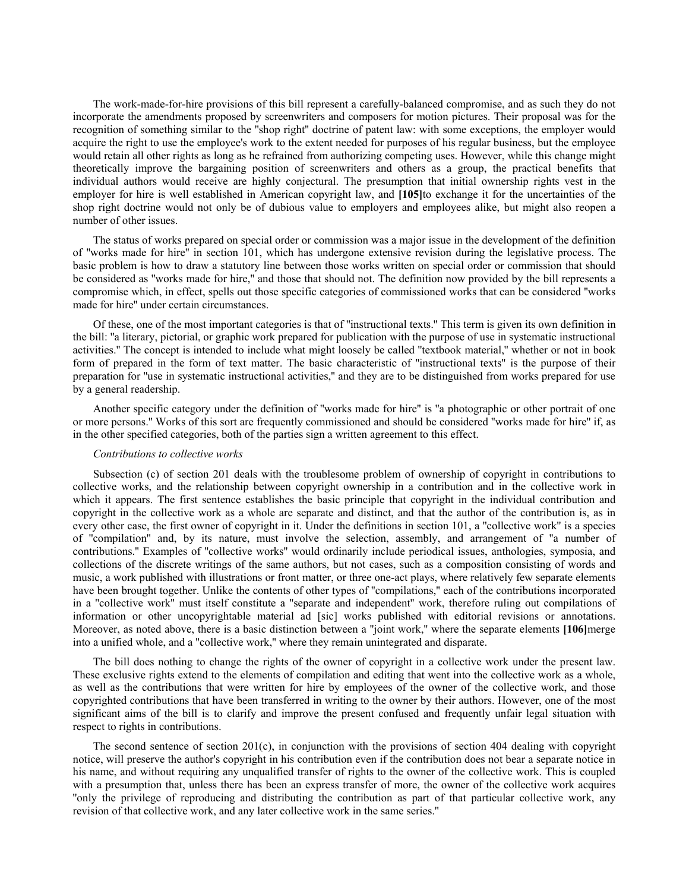The work-made-for-hire provisions of this bill represent a carefully-balanced compromise, and as such they do not incorporate the amendments proposed by screenwriters and composers for motion pictures. Their proposal was for the recognition of something similar to the "shop right" doctrine of patent law: with some exceptions, the employer would acquire the right to use the employee's work to the extent needed for purposes of his regular business, but the employee would retain all other rights as long as he refrained from authorizing competing uses. However, while this change might theoretically improve the bargaining position of screenwriters and others as a group, the practical benefits that individual authors would receive are highly conjectural. The presumption that initial ownership rights vest in the employer for hire is well established in American copyright law, and **[105]**to exchange it for the uncertainties of the shop right doctrine would not only be of dubious value to employers and employees alike, but might also reopen a number of other issues.

The status of works prepared on special order or commission was a major issue in the development of the definition of "works made for hire" in section 101, which has undergone extensive revision during the legislative process. The basic problem is how to draw a statutory line between those works written on special order or commission that should be considered as "works made for hire," and those that should not. The definition now provided by the bill represents a compromise which, in effect, spells out those specific categories of commissioned works that can be considered "works made for hire" under certain circumstances.

Of these, one of the most important categories is that of "instructional texts." This term is given its own definition in the bill: "a literary, pictorial, or graphic work prepared for publication with the purpose of use in systematic instructional activities." The concept is intended to include what might loosely be called "textbook material," whether or not in book form of prepared in the form of text matter. The basic characteristic of "instructional texts" is the purpose of their preparation for "use in systematic instructional activities," and they are to be distinguished from works prepared for use by a general readership.

Another specific category under the definition of "works made for hire" is "a photographic or other portrait of one or more persons." Works of this sort are frequently commissioned and should be considered "works made for hire" if, as in the other specified categories, both of the parties sign a written agreement to this effect.

*Contributions to collective works*

Subsection (c) of section 201 deals with the troublesome problem of ownership of copyright in contributions to collective works, and the relationship between copyright ownership in a contribution and in the collective work in which it appears. The first sentence establishes the basic principle that copyright in the individual contribution and copyright in the collective work as a whole are separate and distinct, and that the author of the contribution is, as in every other case, the first owner of copyright in it. Under the definitions in section 101, a "collective work" is a species of "compilation" and, by its nature, must involve the selection, assembly, and arrangement of "a number of contributions." Examples of "collective works" would ordinarily include periodical issues, anthologies, symposia, and collections of the discrete writings of the same authors, but not cases, such as a composition consisting of words and music, a work published with illustrations or front matter, or three one-act plays, where relatively few separate elements have been brought together. Unlike the contents of other types of "compilations," each of the contributions incorporated in a "collective work" must itself constitute a "separate and independent" work, therefore ruling out compilations of information or other uncopyrightable material ad [sic] works published with editorial revisions or annotations. Moreover, as noted above, there is a basic distinction between a "joint work," where the separate elements **[106]**merge into a unified whole, and a "collective work," where they remain unintegrated and disparate.

The bill does nothing to change the rights of the owner of copyright in a collective work under the present law. These exclusive rights extend to the elements of compilation and editing that went into the collective work as a whole, as well as the contributions that were written for hire by employees of the owner of the collective work, and those copyrighted contributions that have been transferred in writing to the owner by their authors. However, one of the most significant aims of the bill is to clarify and improve the present confused and frequently unfair legal situation with respect to rights in contributions.

The second sentence of section 201(c), in conjunction with the provisions of section 404 dealing with copyright notice, will preserve the author's copyright in his contribution even if the contribution does not bear a separate notice in his name, and without requiring any unqualified transfer of rights to the owner of the collective work. This is coupled with a presumption that, unless there has been an express transfer of more, the owner of the collective work acquires "only the privilege of reproducing and distributing the contribution as part of that particular collective work, any revision of that collective work, and any later collective work in the same series."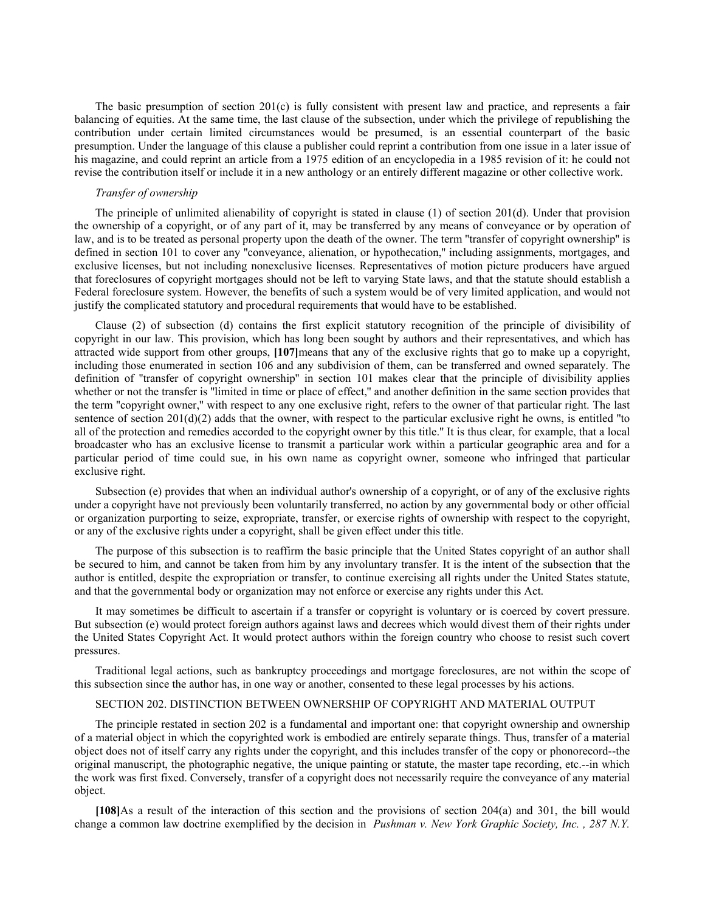The basic presumption of section 201(c) is fully consistent with present law and practice, and represents a fair balancing of equities. At the same time, the last clause of the subsection, under which the privilege of republishing the contribution under certain limited circumstances would be presumed, is an essential counterpart of the basic presumption. Under the language of this clause a publisher could reprint a contribution from one issue in a later issue of his magazine, and could reprint an article from a 1975 edition of an encyclopedia in a 1985 revision of it: he could not revise the contribution itself or include it in a new anthology or an entirely different magazine or other collective work.

*Transfer of ownership*

The principle of unlimited alienability of copyright is stated in clause (1) of section 201(d). Under that provision the ownership of a copyright, or of any part of it, may be transferred by any means of conveyance or by operation of law, and is to be treated as personal property upon the death of the owner. The term "transfer of copyright ownership" is defined in section 101 to cover any "conveyance, alienation, or hypothecation," including assignments, mortgages, and exclusive licenses, but not including nonexclusive licenses. Representatives of motion picture producers have argued that foreclosures of copyright mortgages should not be left to varying State laws, and that the statute should establish a Federal foreclosure system. However, the benefits of such a system would be of very limited application, and would not justify the complicated statutory and procedural requirements that would have to be established.

Clause (2) of subsection (d) contains the first explicit statutory recognition of the principle of divisibility of copyright in our law. This provision, which has long been sought by authors and their representatives, and which has attracted wide support from other groups, **[107]**means that any of the exclusive rights that go to make up a copyright, including those enumerated in section 106 and any subdivision of them, can be transferred and owned separately. The definition of "transfer of copyright ownership" in section 101 makes clear that the principle of divisibility applies whether or not the transfer is "limited in time or place of effect," and another definition in the same section provides that the term "copyright owner," with respect to any one exclusive right, refers to the owner of that particular right. The last sentence of section 201(d)(2) adds that the owner, with respect to the particular exclusive right he owns, is entitled "to all of the protection and remedies accorded to the copyright owner by this title." It is thus clear, for example, that a local broadcaster who has an exclusive license to transmit a particular work within a particular geographic area and for a particular period of time could sue, in his own name as copyright owner, someone who infringed that particular exclusive right.

Subsection (e) provides that when an individual author's ownership of a copyright, or of any of the exclusive rights under a copyright have not previously been voluntarily transferred, no action by any governmental body or other official or organization purporting to seize, expropriate, transfer, or exercise rights of ownership with respect to the copyright, or any of the exclusive rights under a copyright, shall be given effect under this title.

The purpose of this subsection is to reaffirm the basic principle that the United States copyright of an author shall be secured to him, and cannot be taken from him by any involuntary transfer. It is the intent of the subsection that the author is entitled, despite the expropriation or transfer, to continue exercising all rights under the United States statute, and that the governmental body or organization may not enforce or exercise any rights under this Act.

It may sometimes be difficult to ascertain if a transfer or copyright is voluntary or is coerced by covert pressure. But subsection (e) would protect foreign authors against laws and decrees which would divest them of their rights under the United States Copyright Act. It would protect authors within the foreign country who choose to resist such covert pressures.

Traditional legal actions, such as bankruptcy proceedings and mortgage foreclosures, are not within the scope of this subsection since the author has, in one way or another, consented to these legal processes by his actions.

SECTION 202. DISTINCTION BETWEEN OWNERSHIP OF COPYRIGHT AND MATERIAL OUTPUT

The principle restated in section 202 is a fundamental and important one: that copyright ownership and ownership of a material object in which the copyrighted work is embodied are entirely separate things. Thus, transfer of a material object does not of itself carry any rights under the copyright, and this includes transfer of the copy or phonorecord--the original manuscript, the photographic negative, the unique painting or statute, the master tape recording, etc.--in which the work was first fixed. Conversely, transfer of a copyright does not necessarily require the conveyance of any material object.

**[108]**As a result of the interaction of this section and the provisions of section 204(a) and 301, the bill would change a common law doctrine exemplified by the decision in *Pushman v. New York Graphic Society, Inc. , 287 N.Y.*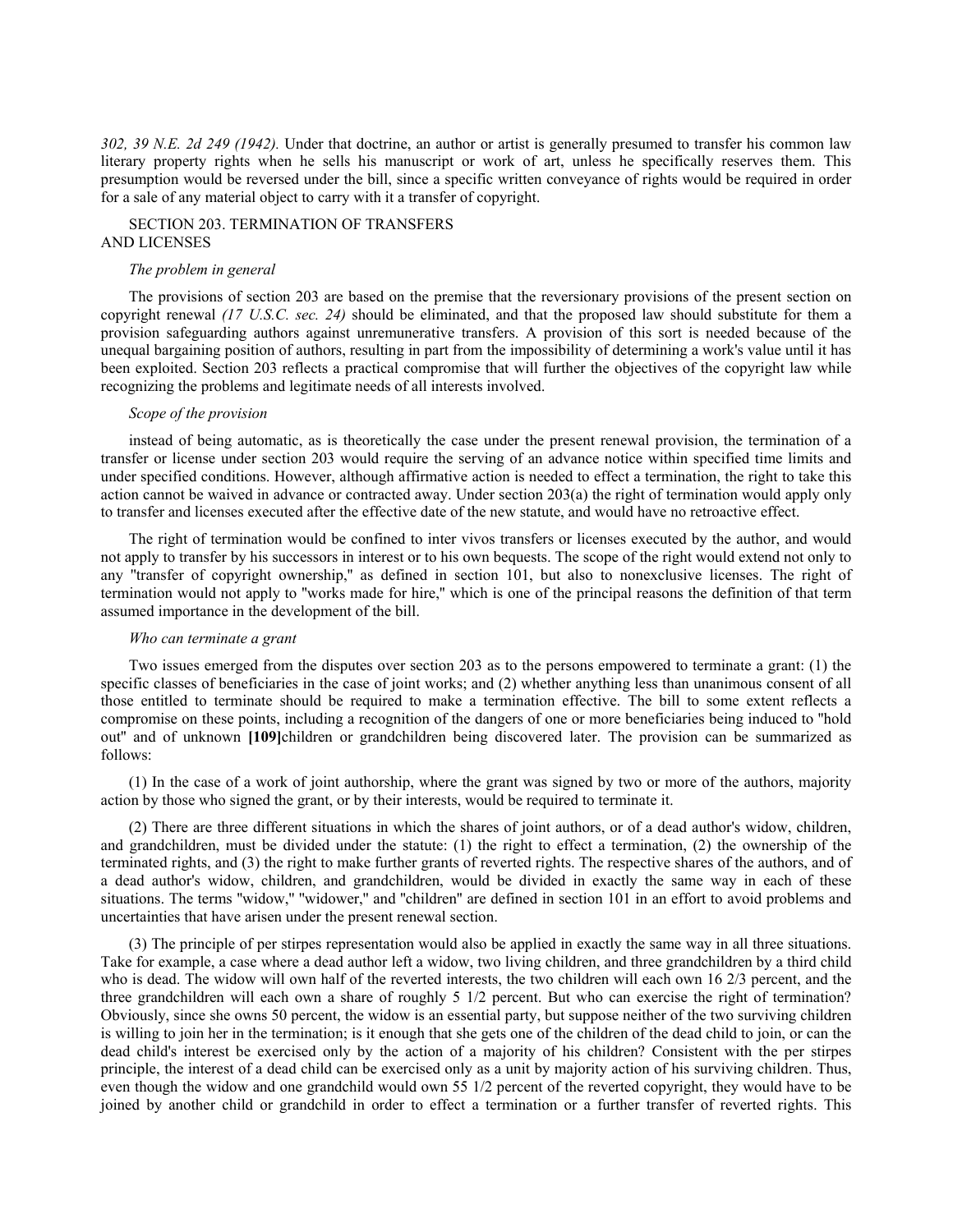*302, 39 N.E. 2d 249 (1942).* Under that doctrine, an author or artist is generally presumed to transfer his common law literary property rights when he sells his manuscript or work of art, unless he specifically reserves them. This presumption would be reversed under the bill, since a specific written conveyance of rights would be required in order for a sale of any material object to carry with it a transfer of copyright.

SECTION 203. TERMINATION OF TRANSFERS AND LICENSES

*The problem in general*

The provisions of section 203 are based on the premise that the reversionary provisions of the present section on copyright renewal *(17 U.S.C. sec. 24)* should be eliminated, and that the proposed law should substitute for them a provision safeguarding authors against unremunerative transfers. A provision of this sort is needed because of the unequal bargaining position of authors, resulting in part from the impossibility of determining a work's value until it has been exploited. Section 203 reflects a practical compromise that will further the objectives of the copyright law while recognizing the problems and legitimate needs of all interests involved.

*Scope of the provision*

instead of being automatic, as is theoretically the case under the present renewal provision, the termination of a transfer or license under section 203 would require the serving of an advance notice within specified time limits and under specified conditions. However, although affirmative action is needed to effect a termination, the right to take this action cannot be waived in advance or contracted away. Under section 203(a) the right of termination would apply only to transfer and licenses executed after the effective date of the new statute, and would have no retroactive effect.

The right of termination would be confined to inter vivos transfers or licenses executed by the author, and would not apply to transfer by his successors in interest or to his own bequests. The scope of the right would extend not only to any "transfer of copyright ownership," as defined in section 101, but also to nonexclusive licenses. The right of termination would not apply to "works made for hire," which is one of the principal reasons the definition of that term assumed importance in the development of the bill.

*Who can terminate a grant*

Two issues emerged from the disputes over section 203 as to the persons empowered to terminate a grant: (1) the specific classes of beneficiaries in the case of joint works; and (2) whether anything less than unanimous consent of all those entitled to terminate should be required to make a termination effective. The bill to some extent reflects a compromise on these points, including a recognition of the dangers of one or more beneficiaries being induced to "hold out" and of unknown **[109]**children or grandchildren being discovered later. The provision can be summarized as follows:

(1) In the case of a work of joint authorship, where the grant was signed by two or more of the authors, majority action by those who signed the grant, or by their interests, would be required to terminate it.

(2) There are three different situations in which the shares of joint authors, or of a dead author's widow, children, and grandchildren, must be divided under the statute: (1) the right to effect a termination, (2) the ownership of the terminated rights, and (3) the right to make further grants of reverted rights. The respective shares of the authors, and of a dead author's widow, children, and grandchildren, would be divided in exactly the same way in each of these situations. The terms "widow," "widower," and "children" are defined in section 101 in an effort to avoid problems and uncertainties that have arisen under the present renewal section.

(3) The principle of per stirpes representation would also be applied in exactly the same way in all three situations. Take for example, a case where a dead author left a widow, two living children, and three grandchildren by a third child who is dead. The widow will own half of the reverted interests, the two children will each own 16 2/3 percent, and the three grandchildren will each own a share of roughly 5 1/2 percent. But who can exercise the right of termination? Obviously, since she owns 50 percent, the widow is an essential party, but suppose neither of the two surviving children is willing to join her in the termination; is it enough that she gets one of the children of the dead child to join, or can the dead child's interest be exercised only by the action of a majority of his children? Consistent with the per stirpes principle, the interest of a dead child can be exercised only as a unit by majority action of his surviving children. Thus, even though the widow and one grandchild would own 55 1/2 percent of the reverted copyright, they would have to be joined by another child or grandchild in order to effect a termination or a further transfer of reverted rights. This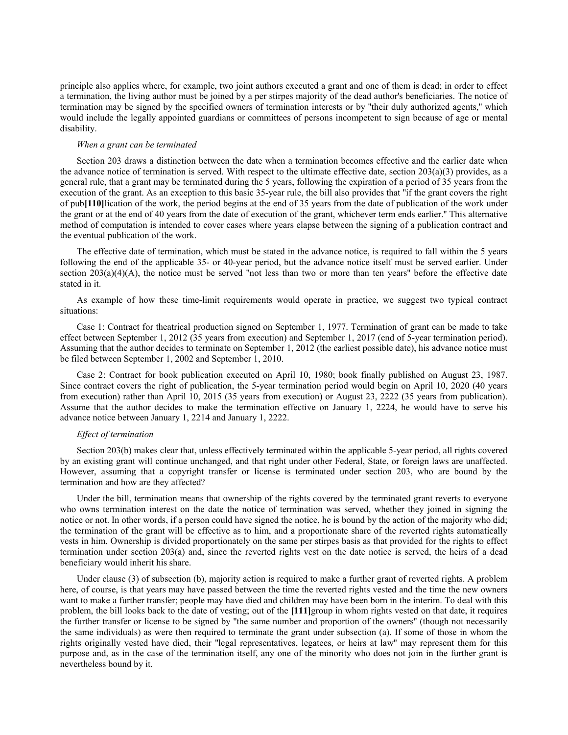principle also applies where, for example, two joint authors executed a grant and one of them is dead; in order to effect a termination, the living author must be joined by a per stirpes majority of the dead author's beneficiaries. The notice of termination may be signed by the specified owners of termination interests or by "their duly authorized agents," which would include the legally appointed guardians or committees of persons incompetent to sign because of age or mental disability.

*When a grant can be terminated*

Section 203 draws a distinction between the date when a termination becomes effective and the earlier date when the advance notice of termination is served. With respect to the ultimate effective date, section 203(a)(3) provides, as a general rule, that a grant may be terminated during the 5 years, following the expiration of a period of 35 years from the execution of the grant. As an exception to this basic 35-year rule, the bill also provides that "if the grant covers the right of pub**[110]**lication of the work, the period begins at the end of 35 years from the date of publication of the work under the grant or at the end of 40 years from the date of execution of the grant, whichever term ends earlier." This alternative method of computation is intended to cover cases where years elapse between the signing of a publication contract and the eventual publication of the work.

The effective date of termination, which must be stated in the advance notice, is required to fall within the 5 years following the end of the applicable 35- or 40-year period, but the advance notice itself must be served earlier. Under section 203(a)(4)(A), the notice must be served "not less than two or more than ten years" before the effective date stated in it.

As example of how these time-limit requirements would operate in practice, we suggest two typical contract situations:

Case 1: Contract for theatrical production signed on September 1, 1977. Termination of grant can be made to take effect between September 1, 2012 (35 years from execution) and September 1, 2017 (end of 5-year termination period). Assuming that the author decides to terminate on September 1, 2012 (the earliest possible date), his advance notice must be filed between September 1, 2002 and September 1, 2010.

Case 2: Contract for book publication executed on April 10, 1980; book finally published on August 23, 1987. Since contract covers the right of publication, the 5-year termination period would begin on April 10, 2020 (40 years from execution) rather than April 10, 2015 (35 years from execution) or August 23, 2222 (35 years from publication). Assume that the author decides to make the termination effective on January 1, 2224, he would have to serve his advance notice between January 1, 2214 and January 1, 2222.

*Effect of termination*

Section 203(b) makes clear that, unless effectively terminated within the applicable 5-year period, all rights covered by an existing grant will continue unchanged, and that right under other Federal, State, or foreign laws are unaffected. However, assuming that a copyright transfer or license is terminated under section 203, who are bound by the termination and how are they affected?

Under the bill, termination means that ownership of the rights covered by the terminated grant reverts to everyone who owns termination interest on the date the notice of termination was served, whether they joined in signing the notice or not. In other words, if a person could have signed the notice, he is bound by the action of the majority who did; the termination of the grant will be effective as to him, and a proportionate share of the reverted rights automatically vests in him. Ownership is divided proportionately on the same per stirpes basis as that provided for the rights to effect termination under section 203(a) and, since the reverted rights vest on the date notice is served, the heirs of a dead beneficiary would inherit his share.

Under clause (3) of subsection (b), majority action is required to make a further grant of reverted rights. A problem here, of course, is that years may have passed between the time the reverted rights vested and the time the new owners want to make a further transfer; people may have died and children may have been born in the interim. To deal with this problem, the bill looks back to the date of vesting; out of the **[111]**group in whom rights vested on that date, it requires the further transfer or license to be signed by "the same number and proportion of the owners" (though not necessarily the same individuals) as were then required to terminate the grant under subsection (a). If some of those in whom the rights originally vested have died, their "legal representatives, legatees, or heirs at law" may represent them for this purpose and, as in the case of the termination itself, any one of the minority who does not join in the further grant is nevertheless bound by it.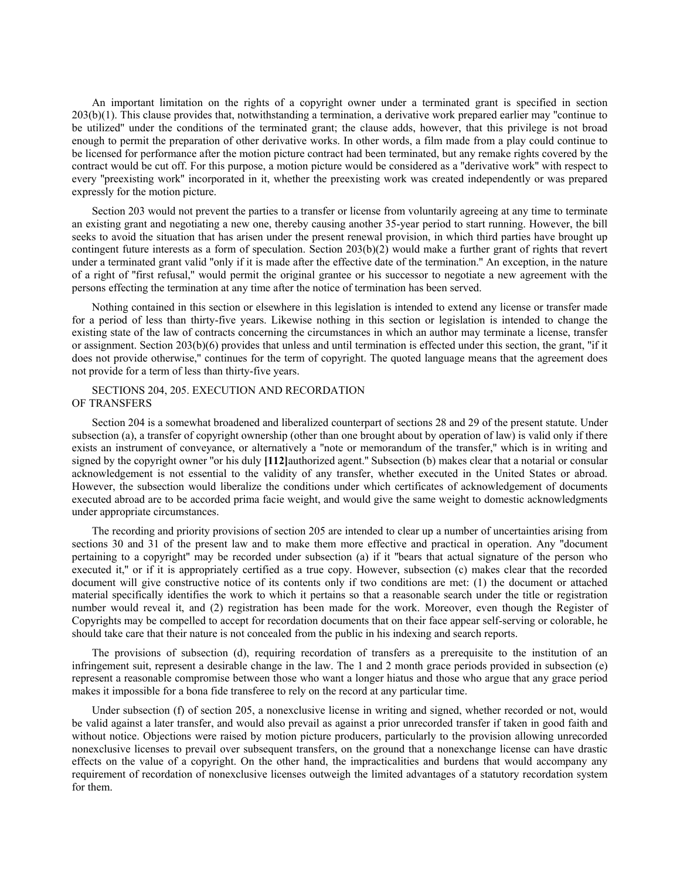An important limitation on the rights of a copyright owner under a terminated grant is specified in section 203(b)(1). This clause provides that, notwithstanding a termination, a derivative work prepared earlier may "continue to be utilized" under the conditions of the terminated grant; the clause adds, however, that this privilege is not broad enough to permit the preparation of other derivative works. In other words, a film made from a play could continue to be licensed for performance after the motion picture contract had been terminated, but any remake rights covered by the contract would be cut off. For this purpose, a motion picture would be considered as a "derivative work" with respect to every "preexisting work" incorporated in it, whether the preexisting work was created independently or was prepared expressly for the motion picture.

Section 203 would not prevent the parties to a transfer or license from voluntarily agreeing at any time to terminate an existing grant and negotiating a new one, thereby causing another 35-year period to start running. However, the bill seeks to avoid the situation that has arisen under the present renewal provision, in which third parties have brought up contingent future interests as a form of speculation. Section 203(b)(2) would make a further grant of rights that revert under a terminated grant valid "only if it is made after the effective date of the termination." An exception, in the nature of a right of "first refusal," would permit the original grantee or his successor to negotiate a new agreement with the persons effecting the termination at any time after the notice of termination has been served.

Nothing contained in this section or elsewhere in this legislation is intended to extend any license or transfer made for a period of less than thirty-five years. Likewise nothing in this section or legislation is intended to change the existing state of the law of contracts concerning the circumstances in which an author may terminate a license, transfer or assignment. Section 203(b)(6) provides that unless and until termination is effected under this section, the grant, "if it does not provide otherwise," continues for the term of copyright. The quoted language means that the agreement does not provide for a term of less than thirty-five years.

## SECTIONS 204, 205. EXECUTION AND RECORDATION OF TRANSFERS

Section 204 is a somewhat broadened and liberalized counterpart of sections 28 and 29 of the present statute. Under subsection (a), a transfer of copyright ownership (other than one brought about by operation of law) is valid only if there exists an instrument of conveyance, or alternatively a "note or memorandum of the transfer," which is in writing and signed by the copyright owner "or his duly **[112]**authorized agent." Subsection (b) makes clear that a notarial or consular acknowledgement is not essential to the validity of any transfer, whether executed in the United States or abroad. However, the subsection would liberalize the conditions under which certificates of acknowledgement of documents executed abroad are to be accorded prima facie weight, and would give the same weight to domestic acknowledgments under appropriate circumstances.

The recording and priority provisions of section 205 are intended to clear up a number of uncertainties arising from sections 30 and 31 of the present law and to make them more effective and practical in operation. Any "document pertaining to a copyright" may be recorded under subsection (a) if it "bears that actual signature of the person who executed it," or if it is appropriately certified as a true copy. However, subsection (c) makes clear that the recorded document will give constructive notice of its contents only if two conditions are met: (1) the document or attached material specifically identifies the work to which it pertains so that a reasonable search under the title or registration number would reveal it, and (2) registration has been made for the work. Moreover, even though the Register of Copyrights may be compelled to accept for recordation documents that on their face appear self-serving or colorable, he should take care that their nature is not concealed from the public in his indexing and search reports.

The provisions of subsection (d), requiring recordation of transfers as a prerequisite to the institution of an infringement suit, represent a desirable change in the law. The 1 and 2 month grace periods provided in subsection (e) represent a reasonable compromise between those who want a longer hiatus and those who argue that any grace period makes it impossible for a bona fide transferee to rely on the record at any particular time.

Under subsection (f) of section 205, a nonexclusive license in writing and signed, whether recorded or not, would be valid against a later transfer, and would also prevail as against a prior unrecorded transfer if taken in good faith and without notice. Objections were raised by motion picture producers, particularly to the provision allowing unrecorded nonexclusive licenses to prevail over subsequent transfers, on the ground that a nonexchange license can have drastic effects on the value of a copyright. On the other hand, the impracticalities and burdens that would accompany any requirement of recordation of nonexclusive licenses outweigh the limited advantages of a statutory recordation system for them.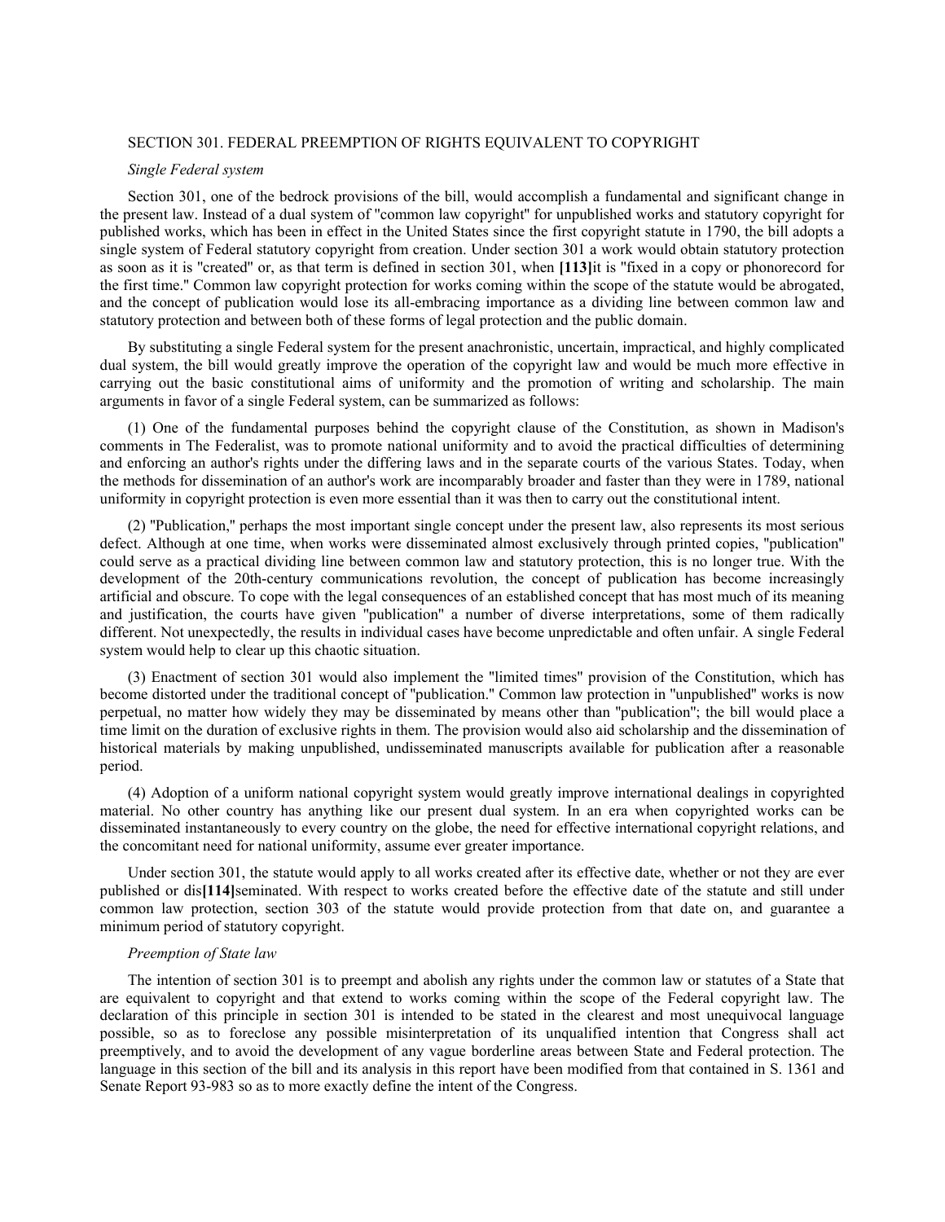## SECTION 301. FEDERAL PREEMPTION OF RIGHTS EQUIVALENT TO COPYRIGHT

*Single Federal system*

Section 301, one of the bedrock provisions of the bill, would accomplish a fundamental and significant change in the present law. Instead of a dual system of "common law copyright" for unpublished works and statutory copyright for published works, which has been in effect in the United States since the first copyright statute in 1790, the bill adopts a single system of Federal statutory copyright from creation. Under section 301 a work would obtain statutory protection as soon as it is "created" or, as that term is defined in section 301, when **[113]**it is "fixed in a copy or phonorecord for the first time." Common law copyright protection for works coming within the scope of the statute would be abrogated, and the concept of publication would lose its all-embracing importance as a dividing line between common law and statutory protection and between both of these forms of legal protection and the public domain.

By substituting a single Federal system for the present anachronistic, uncertain, impractical, and highly complicated dual system, the bill would greatly improve the operation of the copyright law and would be much more effective in carrying out the basic constitutional aims of uniformity and the promotion of writing and scholarship. The main arguments in favor of a single Federal system, can be summarized as follows:

(1) One of the fundamental purposes behind the copyright clause of the Constitution, as shown in Madison's comments in The Federalist, was to promote national uniformity and to avoid the practical difficulties of determining and enforcing an author's rights under the differing laws and in the separate courts of the various States. Today, when the methods for dissemination of an author's work are incomparably broader and faster than they were in 1789, national uniformity in copyright protection is even more essential than it was then to carry out the constitutional intent.

(2) "Publication," perhaps the most important single concept under the present law, also represents its most serious defect. Although at one time, when works were disseminated almost exclusively through printed copies, "publication" could serve as a practical dividing line between common law and statutory protection, this is no longer true. With the development of the 20th-century communications revolution, the concept of publication has become increasingly artificial and obscure. To cope with the legal consequences of an established concept that has lost much of its meaning and justification, the courts have given "publication" a number of diverse interpretations, some of them radically different. Not unexpectedly, the results in individual cases have become unpredictable and often unfair. A single Federal system would help to clear up this chaotic situation.

(3) Enactment of section 301 would also implement the "limited times" provision of the Constitution, which has become distorted under the traditional concept of "publication." Common law protection in "unpublished" works is now perpetual, no matter how widely they may be disseminated by means other than "publication"; the bill would place a time limit on the duration of exclusive rights in them. The provision would also aid scholarship and the dissemination of historical materials by making unpublished, undisseminated manuscripts available for publication after a reasonable period.

(4) Adoption of a uniform national copyright system would greatly improve international dealings in copyrighted material. No other country has anything like our present dual system. In an era when copyrighted works can be disseminated instantaneously to every country on the globe, the need for effective international copyright relations, and the concomitant need for national uniformity, assume ever greater importance.

Under section 301, the statute would apply to all works created after its effective date, whether or not they are ever published or dis**[114]**seminated. With respect to works created before the effective date of the statute and still under common law protection, section 303 of the statute would provide protection from that date on, and guarantee a minimum period of statutory copyright.

*Preemption of State law*

The intention of section 301 is to preempt and abolish any rights under the common law or statutes of a State that are equivalent to copyright and that extend to works coming within the scope of the Federal copyright law. The declaration of this principle in section 301 is intended to be stated in the clearest and most unequivocal language possible, so as to foreclose any possible misinterpretation of its unqualified intention that Congress shall act preemptively, and to avoid the development of any vague borderline areas between State and Federal protection. The language in this section of the bill and its analysis in this report have been modified from that contained in S. 1361 and Senate Report 93-983 so as to more exactly define the intent of the Congress.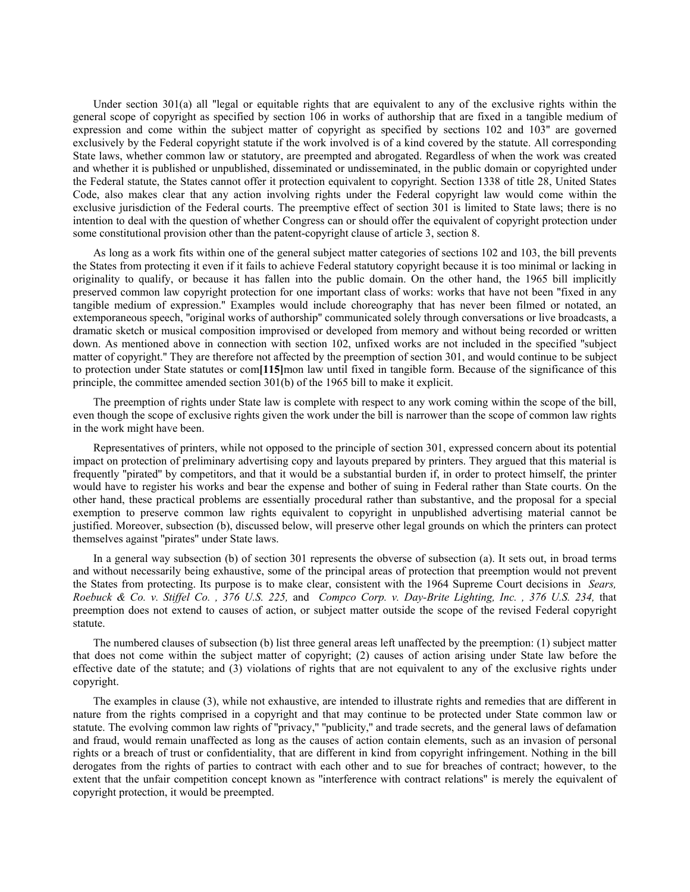Under section 301(a) all "legal or equitable rights that are equivalent to any of the exclusive rights within the general scope of copyright as specified by section 106 in works of authorship that are fixed in a tangible medium of expression and come within the subject matter of copyright as specified by sections 102 and 103" are governed exclusively by the Federal copyright statute if the work involved is of a kind covered by the statute. All corresponding State laws, whether common law or statutory, are preempted and abrogated. Regardless of when the work was created and whether it is published or unpublished, disseminated or undisseminated, in the public domain or copyrighted under the Federal statute, the States cannot offer it protection equivalent to copyright. Section 1338 of title 28, United States Code, also makes clear that any action involving rights under the Federal copyright law would come within the exclusive jurisdiction of the Federal courts. The preemptive effect of section 301 is limited to State laws; there is no intention to deal with the question of whether Congress can or should offer the equivalent of copyright protection under some constitutional provision other than the patent-copyright clause of article 3, section 8.

As long as a work fits within one of the general subject matter categories of sections 102 and 103, the bill prevents the States from protecting it even if it fails to achieve Federal statutory copyright because it is too minimal or lacking in originality to qualify, or because it has fallen into the public domain. On the other hand, the 1965 bill implicitly preserved common law copyright protection for one important class of works: works that have not been "fixed in any tangible medium of expression." Examples would include choreography that has never been filmed or notated, an extemporaneous speech, "original works of authorship" communicated solely through conversations or live broadcasts, a dramatic sketch or musical composition improvised or developed from memory and without being recorded or written down. As mentioned above in connection with section 102, unfixed works are not included in the specified "subject matter of copyright." They are therefore not affected by the preemption of section 301, and would continue to be subject to protection under State statutes or com**[115]**mon law until fixed in tangible form. Because of the significance of this principle, the committee amended section 301(b) of the 1965 bill to make it explicit.

The preemption of rights under State law is complete with respect to any work coming within the scope of the bill, even though the scope of exclusive rights given the work under the bill is narrower than the scope of common law rights in the work might have been.

Representatives of printers, while not opposed to the principle of section 301, expressed concern about its potential impact on protection of preliminary advertising copy and layouts prepared by printers. They argued that this material is frequently "pirated" by competitors, and that it would be a substantial burden if, in order to protect himself, the printer would have to register his works and bear the expense and bother of suing in Federal rather than State courts. On the other hand, these practical problems are essentially procedural rather than substantive, and the proposal for a special exemption to preserve common law rights equivalent to copyright in unpublished advertising material cannot be justified. Moreover, subsection (b), discussed below, will preserve other legal grounds on which the printers can protect themselves against "pirates" under State laws.

In a general way subsection (b) of section 301 represents the obverse of subsection (a). It sets out, in broad terms and without necessarily being exhaustive, some of the principal areas of protection that preemption would not prevent the States from protecting. Its purpose is to make clear, consistent with the 1964 Supreme Court decisions in *Sears, Roebuck & Co. v. Stiffel Co. , 376 U.S. 225,* and *Compco Corp. v. Day-Brite Lighting, Inc. , 376 U.S. 234,* that preemption does not extend to causes of action, or subject matter outside the scope of the revised Federal copyright statute.

The numbered clauses of subsection (b) list three general areas left unaffected by the preemption: (1) subject matter that does not come within the subject matter of copyright; (2) causes of action arising under State law before the effective date of the statute; and (3) violations of rights that are not equivalent to any of the exclusive rights under copyright.

The examples in clause (3), while not exhaustive, are intended to illustrate rights and remedies that are different in nature from the rights comprised in a copyright and that may continue to be protected under State common law or statute. The evolving common law rights of "privacy," "publicity," and trade secrets, and the general laws of defamation and fraud, would remain unaffected as long as the causes of action contain elements, such as an invasion of personal rights or a breach of trust or confidentiality, that are different in kind from copyright infringement. Nothing in the bill derogates from the rights of parties to contract with each other and to sue for breaches of contract; however, to the extent that the unfair competition concept known as "interference with contract relations" is merely the equivalent of copyright protection, it would be preempted.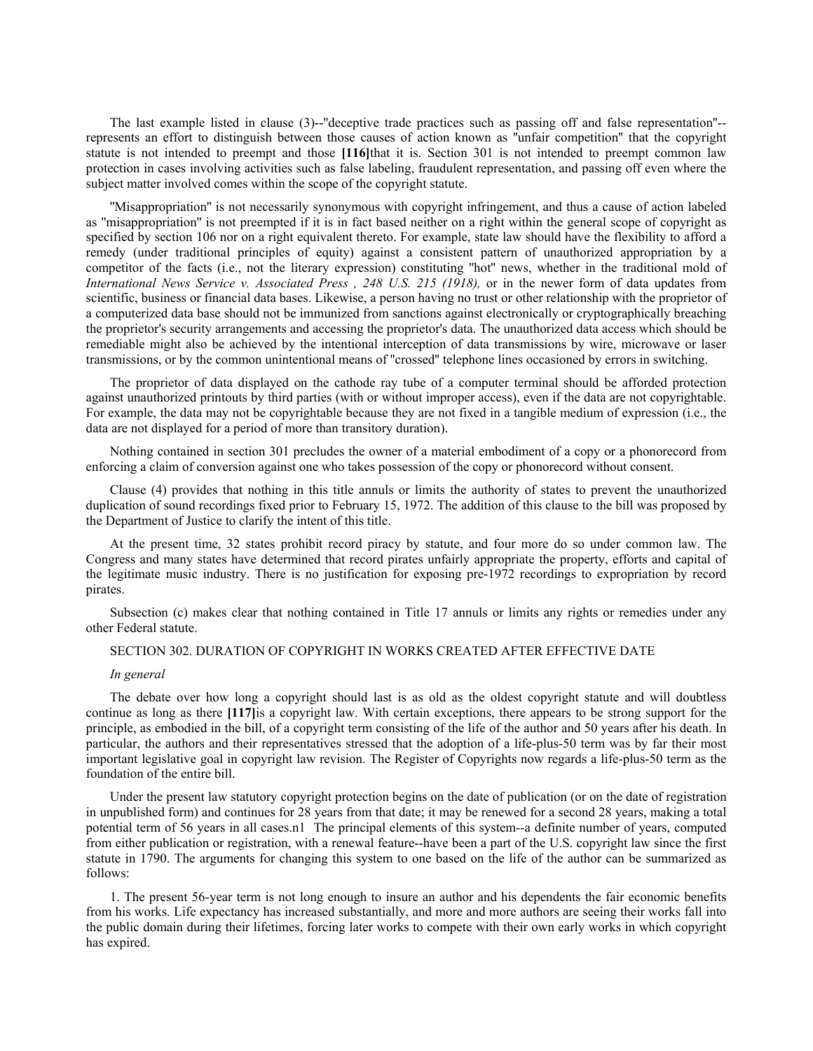The last example listed in clause (3)--"deceptive trade practices such as passing off and false representation"--represents an effort to distinguish between those causes of action known as "unfair competition" that the copyright statute is not intended to preempt and those **[116]**that it is. Section 301 is not intended to preempt common law protection in cases involving activities such as false labeling, fraudulent representation, and passing off even where the subject matter involved comes within the scope of the copyright statute.

"Misappropriation" is not necessarily synonymous with copyright infringement, and thus a cause of action labeled as "misappropriation" is not preempted if it is in fact based neither on a right within the general scope of copyright as specified by section 106 nor on a right equivalent thereto. For example, state law should have the flexibility to afford a remedy (under traditional principles of equity) against a consistent pattern of unauthorized appropriation by a competitor of the facts (i.e., not the literary expression) constituting "hot" news, whether in the traditional mold of *International News Service v. Associated Press , 248 U.S. 215 (1918),* or in the newer form of data updates from scientific, business or financial data bases. Likewise, a person having no trust or other relationship with the proprietor of a computerized data base should not be immunized from sanctions against electronically or cryptographically breaching the proprietor's security arrangements and accessing the proprietor's data. The unauthorized data access which should be remediable might also be achieved by the intentional interception of data transmissions by wire, microwave or laser transmissions, or by the common unintentional means of "crossed" telephone lines occasioned by errors in switching.

The proprietor of data displayed on the cathode ray tube of a computer terminal should be afforded protection against unauthorized printouts by third parties (with or without improper access), even if the data are not copyrightable. For example, the data may not be copyrightable because they are not fixed in a tangible medium of expression (i.e., the data are not displayed for a period of more than transitory duration).

Nothing contained in section 301 precludes the owner of a material embodiment of a copy or a phonorecord from enforcing a claim of conversion against one who takes possession of the copy or phonorecord without consent.

Clause (4) provides that nothing in this title annuls or limits the authority of states to prevent the unauthorized duplication of sound recordings fixed prior to February 15, 1972. The addition of this clause to the bill was proposed by the Department of Justice to clarify the intent of this title.

At the present time, 32 states prohibit record piracy by statute, and four more do so under common law. The Congress and many states have determined that record pirates unfairly appropriate the property, efforts and capital of the legitimate music industry. There is no justification for exposing pre-1972 recordings to expropriation by record pirates.

Subsection (c) makes clear that nothing contained in Title 17 annuls or limits any rights or remedies under any other Federal statute.

SECTION 302. DURATION OF COPYRIGHT IN WORKS CREATED AFTER EFFECTIVE DATE

*In general*

The debate over how long a copyright should last is as old as the oldest copyright statute and will doubtless continue as long as there **[117]**is a copyright law. With certain exceptions, there appears to be strong support for the principle, as embodied in the bill, of a copyright term consisting of the life of the author and 50 years after his death. In particular, the authors and their representatives stressed that the adoption of a life-plus-50 term was by far their most important legislative goal in copyright law revision. The Register of Copyrights now regards a life-plus-50 term as the foundation of the entire bill.

Under the present law statutory copyright protection begins on the date of publication (or on the date of registration in unpublished form) and continues for 28 years from that date; it may be renewed for a second 28 years, making a total potential term of 56 years in all cases.n1 The principal elements of this system--a definite number of years, computed from either publication or registration, with a renewal feature--have been a part of the U.S. copyright law since the first statute in 1790. The arguments for changing this system to one based on the life of the author can be summarized as follows:

1. The present 56-year term is not long enough to insure an author and his dependents the fair economic benefits from his works. Life expectancy has increased substantially, and more and more authors are seeing their works fall into the public domain during their lifetimes, forcing later works to compete with their own early works in which copyright has expired.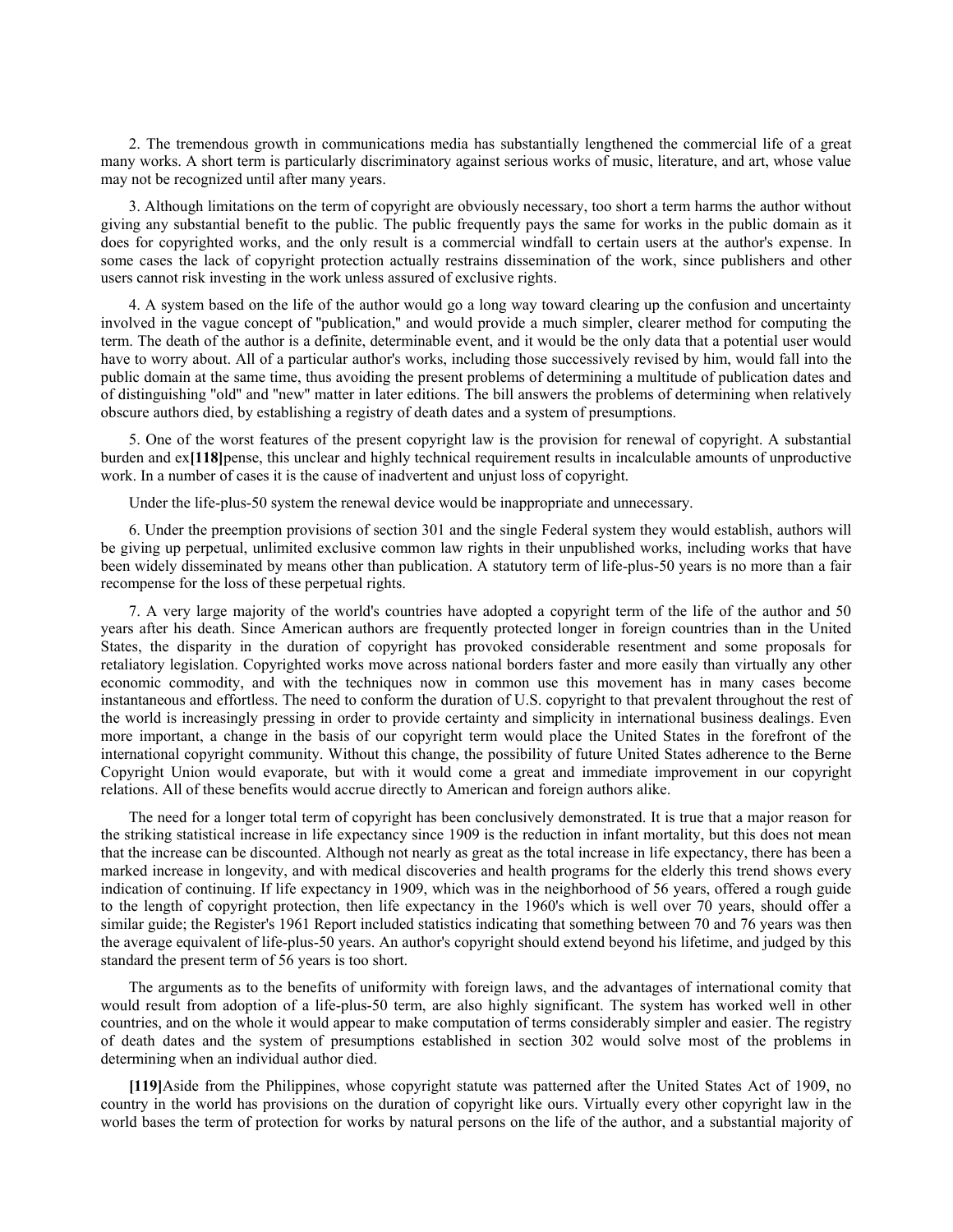2. The tremendous growth in communications media has substantially lengthened the commercial life of a great many works. A short term is particularly discriminatory against serious works of music, literature, and art, whose value may not be recognized until after many years.

3. Although limitations on the term of copyright are obviously necessary, too short a term harms the author without giving any substantial benefit to the public. The public frequently pays the same for works in the public domain as it does for copyrighted works, and the only result is a commercial windfall to certain users at the author's expense. In some cases the lack of copyright protection actually restrains dissemination of the work, since publishers and other users cannot risk investing in the work unless assured of exclusive rights.

4. A system based on the life of the author would go a long way toward clearing up the confusion and uncertainty involved in the vague concept of "publication," and would provide a much simpler, clearer method for computing the term. The death of the author is a definite, determinable event, and it would be the only data that a potential user would have to worry about. All of a particular author's works, including those successively revised by him, would fall into the public domain at the same time, thus avoiding the present problems of determining a multitude of publication dates and of distinguishing "old" and "new" matter in later editions. The bill answers the problems of determining when relatively obscure authors died, by establishing a registry of death dates and a system of presumptions.

5. One of the worst features of the present copyright law is the provision for renewal of copyright. A substantial burden and ex**[118]**pense, this unclear and highly technical requirement results in incalculable amounts of unproductive work. In a number of cases it is the cause of inadvertent and unjust loss of copyright.

Under the life-plus-50 system the renewal device would be inappropriate and unnecessary.

6. Under the preemption provisions of section 301 and the single Federal system they would establish, authors will be giving up perpetual, unlimited exclusive common law rights in their unpublished works, including works that have been widely disseminated by means other than publication. A statutory term of life-plus-50 years is no more than a fair recompense for the loss of these perpetual rights.

7. A very large majority of the world's countries have adopted a copyright term of the life of the author and 50 years after his death. Since American authors are frequently protected longer in foreign countries than in the United States, the disparity in the duration of copyright has provoked considerable resentment and some proposals for retaliatory legislation. Copyrighted works move across national borders faster and more easily than virtually any other economic commodity, and with the techniques now in common use this movement has in many cases become instantaneous and effortless. The need to conform the duration of U.S. copyright to that prevalent throughout the rest of the world is increasingly pressing in order to provide certainty and simplicity in international business dealings. Even more important, a change in the basis of our copyright term would place the United States in the forefront of the international copyright community. Without this change, the possibility of future United States adherence to the Berne Copyright Union would evaporate, but with it would come a great and immediate improvement in our copyright relations. All of these benefits would accrue directly to American and foreign authors alike.

The need for a longer total term of copyright has been conclusively demonstrated. It is true that a major reason for the striking statistical increase in life expectancy since 1909 is the reduction in infant mortality, but this does not mean that the increase can be discounted. Although not nearly as great as the total increase in life expectancy, there has been a marked increase in longevity, and with medical discoveries and health programs for the elderly this trend shows every indication of continuing. If life expectancy in 1909, which was in the neighborhood of 56 years, offered a rough guide to the length of copyright protection, then life expectancy in the 1960's which is well over 70 years, should offer a similar guide; the Register's 1961 Report included statistics indicating that something between 70 and 76 years was then the average equivalent of life-plus-50 years. An author's copyright should extend beyond his lifetime, and judged by this standard the present term of 56 years is too short.

The arguments as to the benefits of uniformity with foreign laws, and the advantages of international comity that would result from adoption of a life-plus-50 term, are also highly significant. The system has worked well in other countries, and on the whole it would appear to make computation of terms considerably simpler and easier. The registry of death dates and the system of presumptions established in section 302 would solve most of the problems in determining when an individual author died.

**[119]**Aside from the Philippines, whose copyright statute was patterned after the United States Act of 1909, no country in the world has provisions on the duration of copyright like ours. Virtually every other copyright law in the world bases the term of protection for works by natural persons on the life of the author, and a substantial majority of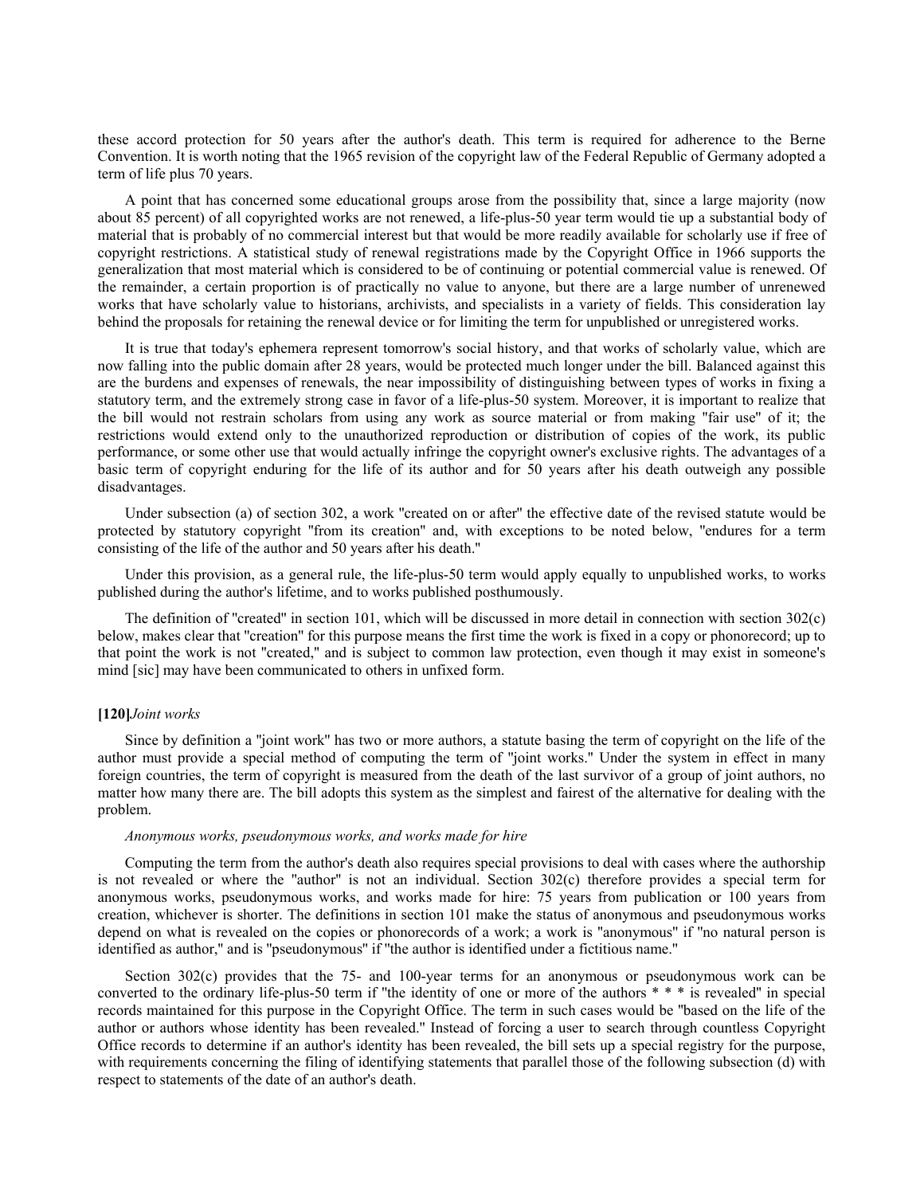these accord protection for 50 years after the author's death. This term is required for adherence to the Berne Convention. It is worth noting that the 1965 revision of the copyright law of the Federal Republic of Germany adopted a term of life plus 70 years.

A point that has concerned some educational groups arose from the possibility that, since a large majority (now about 85 percent) of all copyrighted works are not renewed, a life-plus-50 year term would tie up a substantial body of material that is probably of no commercial interest but that would be more readily available for scholarly use if free of copyright restrictions. A statistical study of renewal registrations made by the Copyright Office in 1966 supports the generalization that most material which is considered to be of continuing or potential commercial value is renewed. Of the remainder, a certain proportion is of practically no value to anyone, but there are a large number of unrenewed works that have scholarly value to historians, archivists, and specialists in a variety of fields. This consideration lay behind the proposals for retaining the renewal device or for limiting the term for unpublished or unregistered works.

It is true that today's ephemera represent tomorrow's social history, and that works of scholarly value, which are now falling into the public domain after 28 years, would be protected much longer under the bill. Balanced against this are the burdens and expenses of renewals, the near impossibility of distinguishing between types of works in fixing a statutory term, and the extremely strong case in favor of a life-plus-50 system. Moreover, it is important to realize that the bill would not restrain scholars from using any work as source material or from making "fair use" of it; the restrictions would extend only to the unauthorized reproduction or distribution of copies of the work, its public performance, or some other use that would actually infringe the copyright owner's exclusive rights. The advantages of a basic term of copyright enduring for the life of its author and for 50 years after his death outweigh any possible disadvantages.

Under subsection (a) of section 302, a work "created on or after" the effective date of the revised statute would be protected by statutory copyright "from its creation" and, with exceptions to be noted below, "endures for a term consisting of the life of the author and 50 years after his death."

Under this provision, as a general rule, the life-plus-50 term would apply equally to unpublished works, to works published during the author's lifetime, and to works published posthumously.

The definition of "created" in section 101, which will be discussed in more detail in connection with section 302(c) below, makes clear that "creation" for this purpose means the first time the work is fixed in a copy or phonorecord; up to that point the work is not "created," and is subject to common law protection, even though it may exist in someone's mind [sic] may have been communicated to others in unfixed form.

**[120]***Joint works*

Since by definition a "joint work" has two or more authors, a statute basing the term of copyright on the life of the author must provide a special method of computing the term of "joint works." Under the system in effect in many foreign countries, the term of copyright is measured from the death of the last survivor of a group of joint authors, no matter how many there are. The bill adopts this system as the simplest and fairest of the alternative for dealing with the problem.

*Anonymous works, pseudonymous works, and works made for hire*

Computing the term from the author's death also requires special provisions to deal with cases where the authorship is not revealed or where the "author" is not an individual. Section 302(c) therefore provides a special term for anonymous works, pseudonymous works, and works made for hire: 75 years from publication or 100 years from creation, whichever is shorter. The definitions in section 101 make the status of anonymous and pseudonymous works depend on what is revealed on the copies or phonorecords of a work; a work is "anonymous" if "no natural person is identified as author," and is "pseudonymous" if "the author is identified under a fictitious name."

Section 302(c) provides that the 75- and 100-year terms for an anonymous or pseudonymous work can be converted to the ordinary life-plus-50 term if "the identity of one or more of the authors * * * is revealed" in special records maintained for this purpose in the Copyright Office. The term in such cases would be "based on the life of the author or authors whose identity has been revealed." Instead of forcing a user to search through countless Copyright Office records to determine if an author's identity has been revealed, the bill sets up a special registry for the purpose, with requirements concerning the filing of identifying statements that parallel those of the following subsection (d) with respect to statements of the date of an author's death.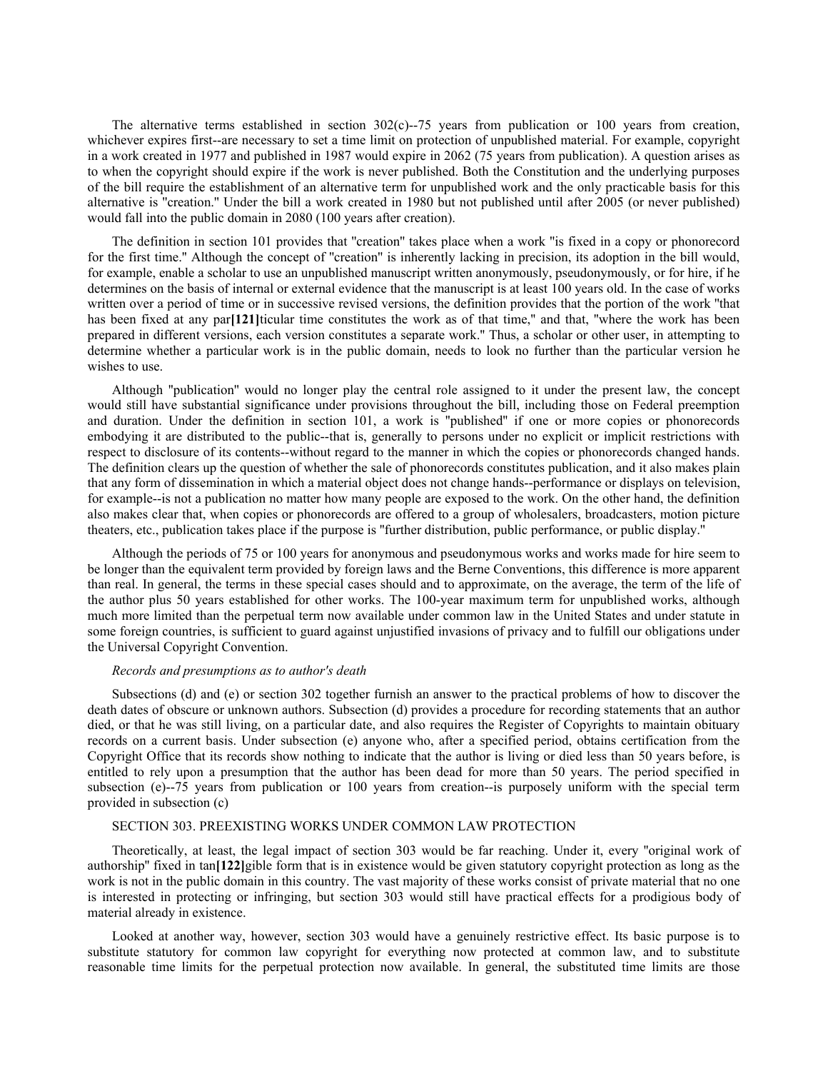The alternative terms established in section 302(c)--75 years from publication or 100 years from creation, whichever expires first--are necessary to set a time limit on protection of unpublished material. For example, copyright in a work created in 1977 and published in 1987 would expire in 2062 (75 years from publication). A question arises as to when the copyright should expire if the work is never published. Both the Constitution and the underlying purposes of the bill require the establishment of an alternative term for unpublished work and the only practicable basis for this alternative is "creation." Under the bill a work created in 1980 but not published until after 2005 (or never published) would fall into the public domain in 2080 (100 years after creation).

The definition in section 101 provides that "creation" takes place when a work "is fixed in a copy or phonorecord for the first time." Although the concept of "creation" is inherently lacking in precision, its adoption in the bill would, for example, enable a scholar to use an unpublished manuscript written anonymously, pseudonymously, or for hire, if he determines on the basis of internal or external evidence that the manuscript is at least 100 years old. In the case of works written over a period of time or in successive revised versions, the definition provides that the portion of the work "that has been fixed at any par**[121]**ticular time constitutes the work as of that time," and that, "where the work has been prepared in different versions, each version constitutes a separate work." Thus, a scholar or other user, in attempting to determine whether a particular work is in the public domain, needs to look no further than the particular version he wishes to use.

Although "publication" would no longer play the central role assigned to it under the present law, the concept would still have substantial significance under provisions throughout the bill, including those on Federal preemption and duration. Under the definition in section 101, a work is "published" if one or more copies or phonorecords embodying it are distributed to the public--that is, generally to persons under no explicit or implicit restrictions with respect to disclosure of its contents--without regard to the manner in which the copies or phonorecords changed hands. The definition clears up the question of whether the sale of phonorecords constitutes publication, and it also makes plain that any form of dissemination in which a material object does not change hands--performance or displays on television, for example--is not a publication no matter how many people are exposed to the work. On the other hand, the definition also makes clear that, when copies or phonorecords are offered to a group of wholesalers, broadcasters, motion picture theaters, etc., publication takes place if the purpose is "further distribution, public performance, or public display."

Although the periods of 75 or 100 years for anonymous and pseudonymous works and works made for hire seem to be longer than the equivalent term provided by foreign laws and the Berne Conventions, this difference is more apparent than real. In general, the terms in these special cases should and to approximate, on the average, the term of the life of the author plus 50 years established for other works. The 100-year maximum term for unpublished works, although much more limited than the perpetual term now available under common law in the United States and under statute in some foreign countries, is sufficient to guard against unjustified invasions of privacy and to fulfill our obligations under the Universal Copyright Convention.

*Records and presumptions as to author's death*

Subsections (d) and (e) or section 302 together furnish an answer to the practical problems of how to discover the death dates of obscure or unknown authors. Subsection (d) provides a procedure for recording statements that an author died, or that he was still living, on a particular date, and also requires the Register of Copyrights to maintain obituary records on a current basis. Under subsection (e) anyone who, after a specified period, obtains certification from the Copyright Office that its records show nothing to indicate that the author is living or died less than 50 years before, is entitled to rely upon a presumption that the author has been dead for more than 50 years. The period specified in subsection (e)--75 years from publication or 100 years from creation--is purposely uniform with the special term provided in subsection (c)

SECTION 303. PREEXISTING WORKS UNDER COMMON LAW PROTECTION

Theoretically, at least, the legal impact of section 303 would be far reaching. Under it, every "original work of authorship" fixed in tan**[122]**gible form that is in existence would be given statutory copyright protection as long as the work is not in the public domain in this country. The vast majority of these works consist of private material that no one is interested in protecting or infringing, but section 303 would still have practical effects for a prodigious body of material already in existence.

Looked at another way, however, section 303 would have a genuinely restrictive effect. Its basic purpose is to substitute statutory for common law copyright for everything now protected at common law, and to substitute reasonable time limits for the perpetual protection now available. In general, the substituted time limits are those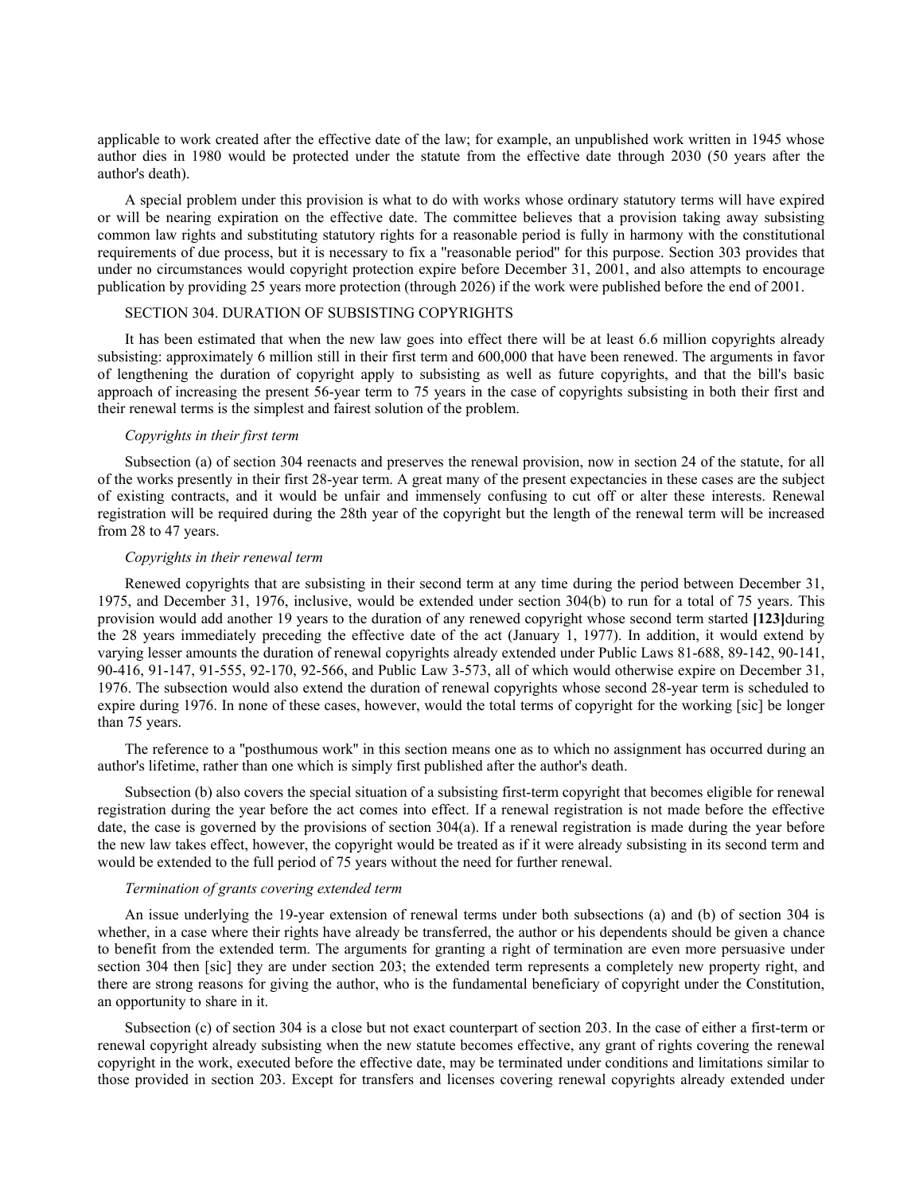applicable to work created after the effective date of the law; for example, an unpublished work written in 1945 whose author dies in 1980 would be protected under the statute from the effective date through 2030 (50 years after the author's death).

A special problem under this provision is what to do with works whose ordinary statutory terms will have expired or will be nearing expiration on the effective date. The committee believes that a provision taking away subsisting common law rights and substituting statutory rights for a reasonable period is fully in harmony with the constitutional requirements of due process, but it is necessary to fix a "reasonable period" for this purpose. Section 303 provides that under no circumstances would copyright protection expire before December 31, 2001, and also attempts to encourage publication by providing 25 years more protection (through 2026) if the work were published before the end of 2001.

SECTION 304. DURATION OF SUBSISTING COPYRIGHTS

It has been estimated that when the new law goes into effect there will be at least 6.6 million copyrights already subsisting: approximately 6 million still in their first term and 600,000 that have been renewed. The arguments in favor of lengthening the duration of copyright apply to subsisting as well as future copyrights, and that the bill's basic approach of increasing the present 56-year term to 75 years in the case of copyrights subsisting in both their first and their renewal terms is the simplest and fairest solution of the problem.

*Copyrights in their first term*

Subsection (a) of section 304 reenacts and preserves the renewal provision, now in section 24 of the statute, for all of the works presently in their first 28-year term. A great many of the present expectancies in these cases are the subject of existing contracts, and it would be unfair and immensely confusing to cut off or alter these interests. Renewal registration will be required during the 28th year of the copyright but the length of the renewal term will be increased from 28 to 47 years.

*Copyrights in their renewal term*

Renewed copyrights that are subsisting in their second term at any time during the period between December 31, 1975, and December 31, 1976, inclusive, would be extended under section 304(b) to run for a total of 75 years. This provision would add another 19 years to the duration of any renewed copyright whose second term started **[123]**during the 28 years immediately preceding the effective date of the act (January 1, 1977). In addition, it would extend by varying lesser amounts the duration of renewal copyrights already extended under Public Laws 81-688, 89-142, 90-141, 90-416, 91-147, 91-555, 92-170, 92-566, and Public Law 3-573, all of which would otherwise expire on December 31, 1976. The subsection would also extend the duration of renewal copyrights whose second 28-year term is scheduled to expire during 1976. In none of these cases, however, would the total terms of copyright for the working [sic] be longer than 75 years.

The reference to a "posthumous work" in this section means one as to which no assignment has occurred during an author's lifetime, rather than one which is simply first published after the author's death.

Subsection (b) also covers the special situation of a subsisting first-term copyright that becomes eligible for renewal registration during the year before the act comes into effect. If a renewal registration is not made before the effective date, the case is governed by the provisions of section 304(a). If a renewal registration is made during the year before the new law takes effect, however, the copyright would be treated as if it were already subsisting in its second term and would be extended to the full period of 75 years without the need for further renewal.

*Termination of grants covering extended term*

An issue underlying the 19-year extension of renewal terms under both subsections (a) and (b) of section 304 is whether, in a case where their rights have already be transferred, the author or his dependents should be given a chance to benefit from the extended term. The arguments for granting a right of termination are even more persuasive under section 304 then [sic] they are under section 203; the extended term represents a completely new property right, and there are strong reasons for giving the author, who is the fundamental beneficiary of copyright under the Constitution, an opportunity to share in it.

Subsection (c) of section 304 is a close but not exact counterpart of section 203. In the case of either a first-term or renewal copyright already subsisting when the new statute becomes effective, any grant of rights covering the renewal copyright in the work, executed before the effective date, may be terminated under conditions and limitations similar to those provided in section 203. Except for transfers and licenses covering renewal copyrights already extended under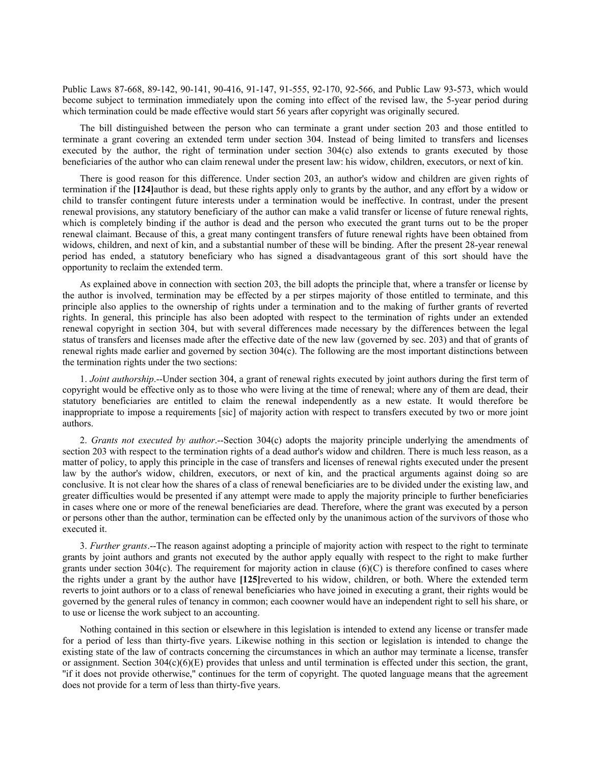Public Laws 87-668, 89-142, 90-141, 90-416, 91-147, 91-555, 92-170, 92-566, and Public Law 93-573, which would become subject to termination immediately upon the coming into effect of the revised law, the 5-year period during which termination could be made effective would start 56 years after copyright was originally secured.

The bill distinguished between the person who can terminate a grant under section 203 and those entitled to terminate a grant covering an extended term under section 304. Instead of being limited to transfers and licenses executed by the author, the right of termination under section 304(c) also extends to grants executed by those beneficiaries of the author who can claim renewal under the present law: his widow, children, executors, or next of kin.

There is good reason for this difference. Under section 203, an author's widow and children are given rights of termination if the **[124]**author is dead, but these rights apply only to grants by the author, and any effort by a widow or child to transfer contingent future interests under a termination would be ineffective. In contrast, under the present renewal provisions, any statutory beneficiary of the author can make a valid transfer or license of future renewal rights, which is completely binding if the author is dead and the person who executed the grant turns out to be the proper renewal claimant. Because of this, a great many contingent transfers of future renewal rights have been obtained from widows, children, and next of kin, and a substantial number of these will be binding. After the present 28-year renewal period has ended, a statutory beneficiary who has signed a disadvantageous grant of this sort should have the opportunity to reclaim the extended term.

As explained above in connection with section 203, the bill adopts the principle that, where a transfer or license by the author is involved, termination may be effected by a per stirpes majority of those entitled to terminate, and this principle also applies to the ownership of rights under a termination and to the making of further grants of reverted rights. In general, this principle has also been adopted with respect to the termination of rights under an extended renewal copyright in section 304, but with several differences made necessary by the differences between the legal status of transfers and licenses made after the effective date of the new law (governed by sec. 203) and that of grants of renewal rights made earlier and governed by section 304(c). The following are the most important distinctions between the termination rights under the two sections:

1. *Joint authorship*.--Under section 304, a grant of renewal rights executed by joint authors during the first term of copyright would be effective only as to those who were living at the time of renewal; where any of them are dead, their statutory beneficiaries are entitled to claim the renewal independently as a new estate. It would therefore be inappropriate to impose a requirements [sic] of majority action with respect to transfers executed by two or more joint authors.

2. *Grants not executed by author*.--Section 304(c) adopts the majority principle underlying the amendments of section 203 with respect to the termination rights of a dead author's widow and children. There is much less reason, as a matter of policy, to apply this principle in the case of transfers and licenses of renewal rights executed under the present law by the author's widow, children, executors, or next of kin, and the practical arguments against doing so are conclusive. It is not clear how the shares of a class of renewal beneficiaries are to be divided under the existing law, and greater difficulties would be presented if any attempt were made to apply the majority principle to further beneficiaries in cases where one or more of the renewal beneficiaries are dead. Therefore, where the grant was executed by a person or persons other than the author, termination can be effected only by the unanimous action of the survivors of those who executed it.

3. *Further grants*.--The reason against adopting a principle of majority action with respect to the right to terminate grants by joint authors and grants not executed by the author apply equally with respect to the right to make further grants under section 304(c). The requirement for majority action in clause (6)(C) is therefore confined to cases where the rights under a grant by the author have **[125]**reverted to his widow, children, or both. Where the extended term reverts to joint authors or to a class of renewal beneficiaries who have joined in executing a grant, their rights would be governed by the general rules of tenancy in common; each coowner would have an independent right to sell his share, or to use or license the work subject to an accounting.

Nothing contained in this section or elsewhere in this legislation is intended to extend any license or transfer made for a period of less than thirty-five years. Likewise nothing in this section or legislation is intended to change the existing state of the law of contracts concerning the circumstances in which an author may terminate a license, transfer or assignment. Section 304(c)(6)(E) provides that unless and until termination is effected under this section, the grant, "if it does not provide otherwise," continues for the term of copyright. The quoted language means that the agreement does not provide for a term of less than thirty-five years.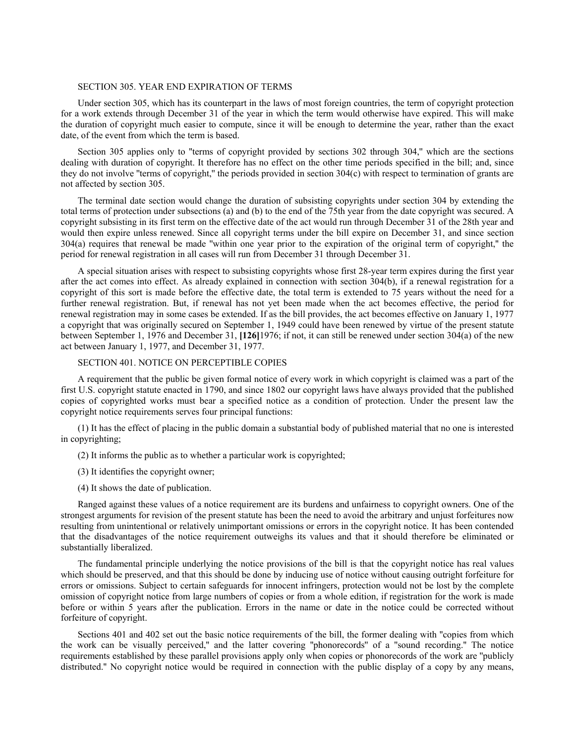SECTION 305. YEAR END EXPIRATION OF TERMS

Under section 305, which has its counterpart in the laws of most foreign countries, the term of copyright protection for a work extends through December 31 of the year in which the term would otherwise have expired. This will make the duration of copyright much easier to compute, since it will be enough to determine the year, rather than the exact date, of the event from which the term is based.

Section 305 applies only to "terms of copyright provided by sections 302 through 304," which are the sections dealing with duration of copyright. It therefore has no effect on the other time periods specified in the bill; and, since they do not involve "terms of copyright," the periods provided in section 304(c) with respect to termination of grants are not affected by section 305.

The terminal date section would change the duration of subsisting copyrights under section 304 by extending the total terms of protection under subsections (a) and (b) to the end of the 75th year from the date copyright was secured. A copyright subsisting in its first term on the effective date of the act would run through December 31 of the 28th year and would then expire unless renewed. Since all copyright terms under the bill expire on December 31, and since section 304(a) requires that renewal be made "within one year prior to the expiration of the original term of copyright," the period for renewal registration in all cases will run from December 31 through December 31.

A special situation arises with respect to subsisting copyrights whose first 28-year term expires during the first year after the act comes into effect. As already explained in connection with section 304(b), if a renewal registration for a copyright of this sort is made before the effective date, the total term is extended to 75 years without the need for a further renewal registration. But, if renewal has not yet been made when the act becomes effective, the period for renewal registration may in some cases be extended. If as the bill provides, the act becomes effective on January 1, 1977 a copyright that was originally secured on September 1, 1949 could have been renewed by virtue of the present statute between September 1, 1976 and December 31, **[126]**1976; if not, it can still be renewed under section 304(a) of the new act between January 1, 1977, and December 31, 1977.

SECTION 401. NOTICE ON PERCEPTIBLE COPIES

A requirement that the public be given formal notice of every work in which copyright is claimed was a part of the first U.S. copyright statute enacted in 1790, and since 1802 our copyright laws have always provided that the published copies of copyrighted works must bear a specified notice as a condition of protection. Under the present law the copyright notice requirements serves four principal functions:

(1) It has the effect of placing in the public domain a substantial body of published material that no one is interested in copyrighting;

(2) It informs the public as to whether a particular work is copyrighted;

(3) It identifies the copyright owner;

(4) It shows the date of publication.

Ranged against these values of a notice requirement are its burdens and unfairness to copyright owners. One of the strongest arguments for revision of the present statute has been the need to avoid the arbitrary and unjust forfeitures now resulting from unintentional or relatively unimportant omissions or errors in the copyright notice. It has been contended that the disadvantages of the notice requirement outweighs its values and that it should therefore be eliminated or substantially liberalized.

The fundamental principle underlying the notice provisions of the bill is that the copyright notice has real values which should be preserved, and that this should be done by inducing use of notice without causing outright forfeiture for errors or omissions. Subject to certain safeguards for innocent infringers, protection would not be lost by the complete omission of copyright notice from large numbers of copies or from a whole edition, if registration for the work is made before or within 5 years after the publication. Errors in the name or date in the notice could be corrected without forfeiture of copyright.

Sections 401 and 402 set out the basic notice requirements of the bill, the former dealing with "copies from which the work can be visually perceived," and the latter covering "phonorecords" of a "sound recording." The notice requirements established by these parallel provisions apply only when copies or phonorecords of the work are "publicly distributed." No copyright notice would be required in connection with the public display of a copy by any means,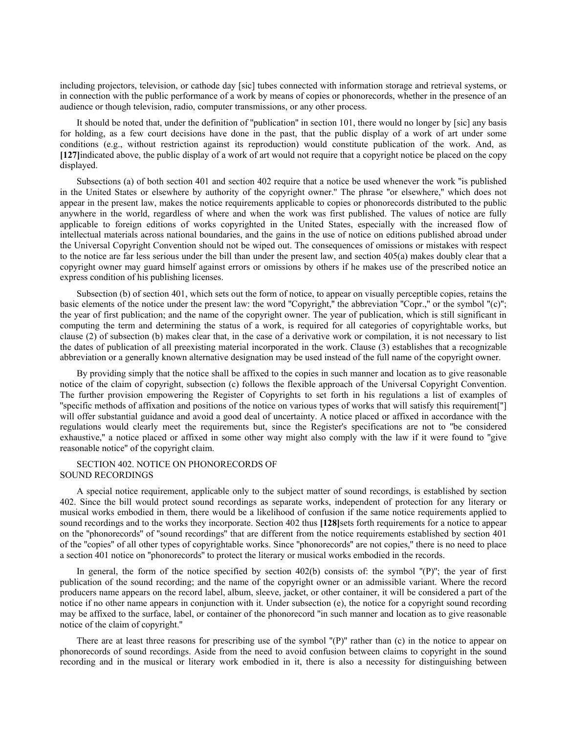including projectors, television, or cathode day [sic] tubes connected with information storage and retrieval systems, or in connection with the public performance of a work by means of copies or phonorecords, whether in the presence of an audience or though television, radio, computer transmissions, or any other process.

It should be noted that, under the definition of "publication" in section 101, there would no longer by [sic] any basis for holding, as a few court decisions have done in the past, that the public display of a work of art under some conditions (e.g., without restriction against its reproduction) would constitute publication of the work. And, as **[127]** indicated above, the public display of a work of art would not require that a copyright notice be placed on the copy displayed.

Subsections (a) of both section 401 and section 402 require that a notice be used whenever the work "is published in the United States or elsewhere by authority of the copyright owner." The phrase "or elsewhere," which does not appear in the present law, makes the notice requirements applicable to copies or phonorecords distributed to the public anywhere in the world, regardless of where and when the work was first published. The values of notice are fully applicable to foreign editions of works copyrighted in the United States, especially with the increased flow of intellectual materials across national boundaries, and the gains in the use of notice on editions published abroad under the Universal Copyright Convention should not be wiped out. The consequences of omissions or mistakes with respect to the notice are far less serious under the bill than under the present law, and section 405(a) makes doubly clear that a copyright owner may guard himself against errors or omissions by others if he makes use of the prescribed notice an express condition of his publishing licenses.

Subsection (b) of section 401, which sets out the form of notice, to appear on visually perceptible copies, retains the basic elements of the notice under the present law: the word "Copyright," the abbreviation "Copr.," or the symbol "(c)"; the year of first publication; and the name of the copyright owner. The year of publication, which is still significant in computing the term and determining the status of a work, is required for all categories of copyrightable works, but clause (2) of subsection (b) makes clear that, in the case of a derivative work or compilation, it is not necessary to list the dates of publication of all preexisting material incorporated in the work. Clause (3) establishes that a recognizable abbreviation or a generally known alternative designation may be used instead of the full name of the copyright owner.

By providing simply that the notice shall be affixed to the copies in such manner and location as to give reasonable notice of the claim of copyright, subsection (c) follows the flexible approach of the Universal Copyright Convention. The further provision empowering the Register of Copyrights to set forth in his regulations a list of examples of "specific methods of affixation and positions of the notice on various types of works that will satisfy this requirement["] will offer substantial guidance and avoid a good deal of uncertainty. A notice placed or affixed in accordance with the regulations would clearly meet the requirements but, since the Register's specifications are not to "be considered exhaustive," a notice placed or affixed in some other way might also comply with the law if it were found to "give reasonable notice" of the copyright claim.

SECTION 402. NOTICE ON PHONORECORDS OF SOUND RECORDINGS

A special notice requirement, applicable only to the subject matter of sound recordings, is established by section 402. Since the bill would protect sound recordings as separate works, independent of protection for any literary or musical works embodied in them, there would be a likelihood of confusion if the same notice requirements applied to sound recordings and to the works they incorporate. Section 402 thus **[128]** sets forth requirements for a notice to appear on the "phonorecords" of "sound recordings" that are different from the notice requirements established by section 401 of the "copies" of all other types of copyrightable works. Since "phonorecords" are not copies," there is no need to place a section 401 notice on "phonorecords" to protect the literary or musical works embodied in the records.

In general, the form of the notice specified by section 402(b) consists of: the symbol "(P)"; the year of first publication of the sound recording; and the name of the copyright owner or an admissible variant. Where the record producers name appears on the record label, album, sleeve, jacket, or other container, it will be considered a part of the notice if no other name appears in conjunction with it. Under subsection (e), the notice for a copyright sound recording may be affixed to the surface, label, or container of the phonorecord "in such manner and location as to give reasonable notice of the claim of copyright."

There are at least three reasons for prescribing use of the symbol "(P)" rather than (c) in the notice to appear on phonorecords of sound recordings. Aside from the need to avoid confusion between claims to copyright in the sound recording and in the musical or literary work embodied in it, there is also a necessity for distinguishing between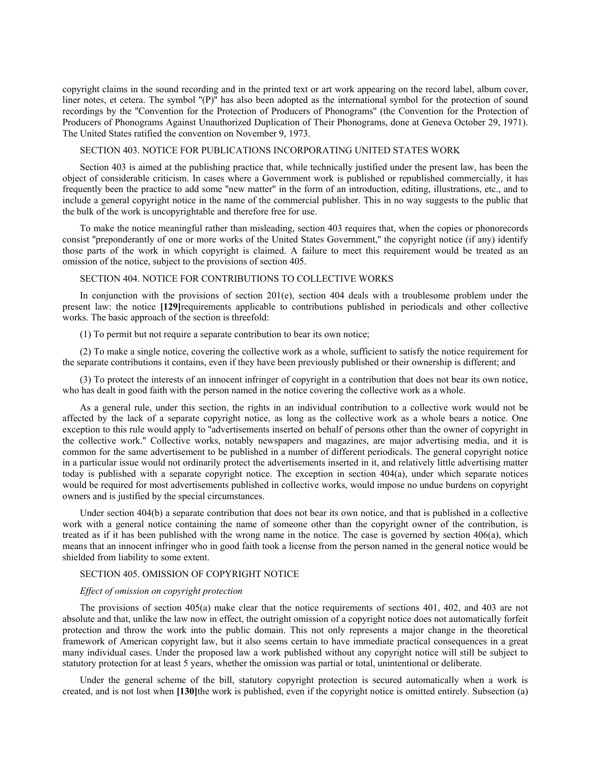copyright claims in the sound recording and in the printed text or art work appearing on the record label, album cover, liner notes, et cetera. The symbol "(P)" has also been adopted as the international symbol for the protection of sound recordings by the "Convention for the Protection of Producers of Phonograms" (the Convention for the Protection of Producers of Phonograms Against Unauthorized Duplication of Their Phonograms, done at Geneva October 29, 1971). The United States ratified the convention on November 9, 1973.

SECTION 403. NOTICE FOR PUBLICATIONS INCORPORATING UNITED STATES WORK

Section 403 is aimed at the publishing practice that, while technically justified under the present law, has been the object of considerable criticism. In cases where a Government work is published or republished commercially, it has frequently been the practice to add some "new matter" in the form of an introduction, editing, illustrations, etc., and to include a general copyright notice in the name of the commercial publisher. This in no way suggests to the public that the bulk of the work is uncopyrightable and therefore free for use.

To make the notice meaningful rather than misleading, section 403 requires that, when the copies or phonorecords consist "preponderantly of one or more works of the United States Government," the copyright notice (if any) identify those parts of the work in which copyright is claimed. A failure to meet this requirement would be treated as an omission of the notice, subject to the provisions of section 405.

SECTION 404. NOTICE FOR CONTRIBUTIONS TO COLLECTIVE WORKS

In conjunction with the provisions of section 201(e), section 404 deals with a troublesome problem under the present law: the notice **[129]**requirements applicable to contributions published in periodicals and other collective works. The basic approach of the section is threefold:

(1) To permit but not require a separate contribution to bear its own notice;

(2) To make a single notice, covering the collective work as a whole, sufficient to satisfy the notice requirement for the separate contributions it contains, even if they have been previously published or their ownership is different; and

(3) To protect the interests of an innocent infringer of copyright in a contribution that does not bear its own notice, who has dealt in good faith with the person named in the notice covering the collective work as a whole.

As a general rule, under this section, the rights in an individual contribution to a collective work would not be affected by the lack of a separate copyright notice, as long as the collective work as a whole bears a notice. One exception to this rule would apply to "advertisements inserted on behalf of persons other than the owner of copyright in the collective work." Collective works, notably newspapers and magazines, are major advertising media, and it is common for the same advertisement to be published in a number of different periodicals. The general copyright notice in a particular issue would not ordinarily protect the advertisements inserted in it, and relatively little advertising matter today is published with a separate copyright notice. The exception in section 404(a), under which separate notices would be required for most advertisements published in collective works, would impose no undue burdens on copyright owners and is justified by the special circumstances.

Under section 404(b) a separate contribution that does not bear its own notice, and that is published in a collective work with a general notice containing the name of someone other than the copyright owner of the contribution, is treated as if it has been published with the wrong name in the notice. The case is governed by section 406(a), which means that an innocent infringer who in good faith took a license from the person named in the general notice would be shielded from liability to some extent.

SECTION 405. OMISSION OF COPYRIGHT NOTICE

*Effect of omission on copyright protection*

The provisions of section 405(a) make clear that the notice requirements of sections 401, 402, and 403 are not absolute and that, unlike the law now in effect, the outright omission of a copyright notice does not automatically forfeit protection and throw the work into the public domain. This not only represents a major change in the theoretical framework of American copyright law, but it also seems certain to have immediate practical consequences in a great many individual cases. Under the proposed law a work published without any copyright notice will still be subject to statutory protection for at least 5 years, whether the omission was partial or total, unintentional or deliberate.

Under the general scheme of the bill, statutory copyright protection is secured automatically when a work is created, and is not lost when **[130]**the work is published, even if the copyright notice is omitted entirely. Subsection (a)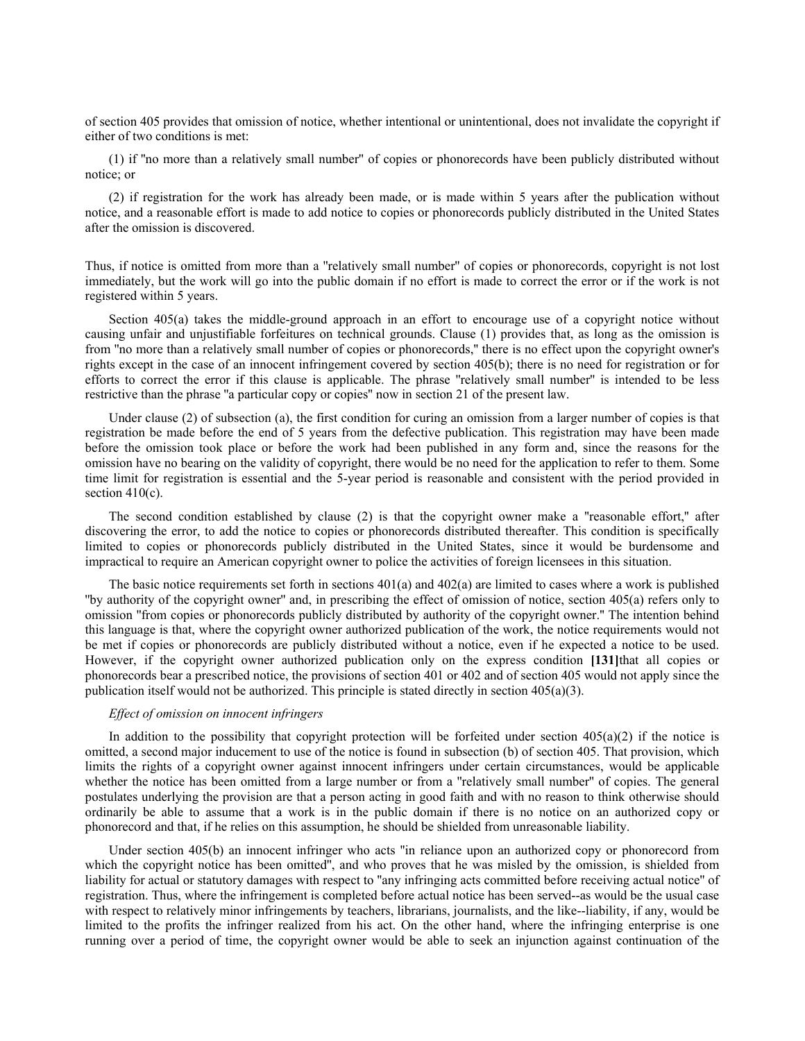of section 405 provides that omission of notice, whether intentional or unintentional, does not invalidate the copyright if either of two conditions is met:

(1) if "no more than a relatively small number" of copies or phonorecords have been publicly distributed without notice; or

(2) if registration for the work has already been made, or is made within 5 years after the publication without notice, and a reasonable effort is made to add notice to copies or phonorecords publicly distributed in the United States after the omission is discovered.

Thus, if notice is omitted from more than a "relatively small number" of copies or phonorecords, copyright is not lost immediately, but the work will go into the public domain if no effort is made to correct the error or if the work is not registered within 5 years.

Section 405(a) takes the middle-ground approach in an effort to encourage use of a copyright notice without causing unfair and unjustifiable forfeitures on technical grounds. Clause (1) provides that, as long as the omission is from "no more than a relatively small number of copies or phonorecords," there is no effect upon the copyright owner's rights except in the case of an innocent infringement covered by section 405(b); there is no need for registration or for efforts to correct the error if this clause is applicable. The phrase "relatively small number" is intended to be less restrictive than the phrase "a particular copy or copies" now in section 21 of the present law.

Under clause (2) of subsection (a), the first condition for curing an omission from a larger number of copies is that registration be made before the end of 5 years from the defective publication. This registration may have been made before the omission took place or before the work had been published in any form and, since the reasons for the omission have no bearing on the validity of copyright, there would be no need for the application to refer to them. Some time limit for registration is essential and the 5-year period is reasonable and consistent with the period provided in section 410(c).

The second condition established by clause (2) is that the copyright owner make a "reasonable effort," after discovering the error, to add the notice to copies or phonorecords distributed thereafter. This condition is specifically limited to copies or phonorecords publicly distributed in the United States, since it would be burdensome and impractical to require an American copyright owner to police the activities of foreign licensees in this situation.

The basic notice requirements set forth in sections 401(a) and 402(a) are limited to cases where a work is published "by authority of the copyright owner" and, in prescribing the effect of omission of notice, section 405(a) refers only to omission "from copies or phonorecords publicly distributed by authority of the copyright owner." The intention behind this language is that, where the copyright owner authorized publication of the work, the notice requirements would not be met if copies or phonorecords are publicly distributed without a notice, even if he expected a notice to be used. However, if the copyright owner authorized publication only on the express condition **[131]**that all copies or phonorecords bear a prescribed notice, the provisions of section 401 or 402 and of section 405 would not apply since the publication itself would not be authorized. This principle is stated directly in section 405(a)(3).

*Effect of omission on innocent infringers*

In addition to the possibility that copyright protection will be forfeited under section 405(a)(2) if the notice is omitted, a second major inducement to use of the notice is found in subsection (b) of section 405. That provision, which limits the rights of a copyright owner against innocent infringers under certain circumstances, would be applicable whether the notice has been omitted from a large number or from a "relatively small number" of copies. The general postulates underlying the provision are that a person acting in good faith and with no reason to think otherwise should ordinarily be able to assume that a work is in the public domain if there is no notice on an authorized copy or phonorecord and that, if he relies on this assumption, he should be shielded from unreasonable liability.

Under section 405(b) an innocent infringer who acts "in reliance upon an authorized copy or phonorecord from which the copyright notice has been omitted", and who proves that he was misled by the omission, is shielded from liability for actual or statutory damages with respect to "any infringing acts committed before receiving actual notice" of registration. Thus, where the infringement is completed before actual notice has been served--as would be the usual case with respect to relatively minor infringements by teachers, librarians, journalists, and the like--liability, if any, would be limited to the profits the infringer realized from his act. On the other hand, where the infringing enterprise is one running over a period of time, the copyright owner would be able to seek an injunction against continuation of the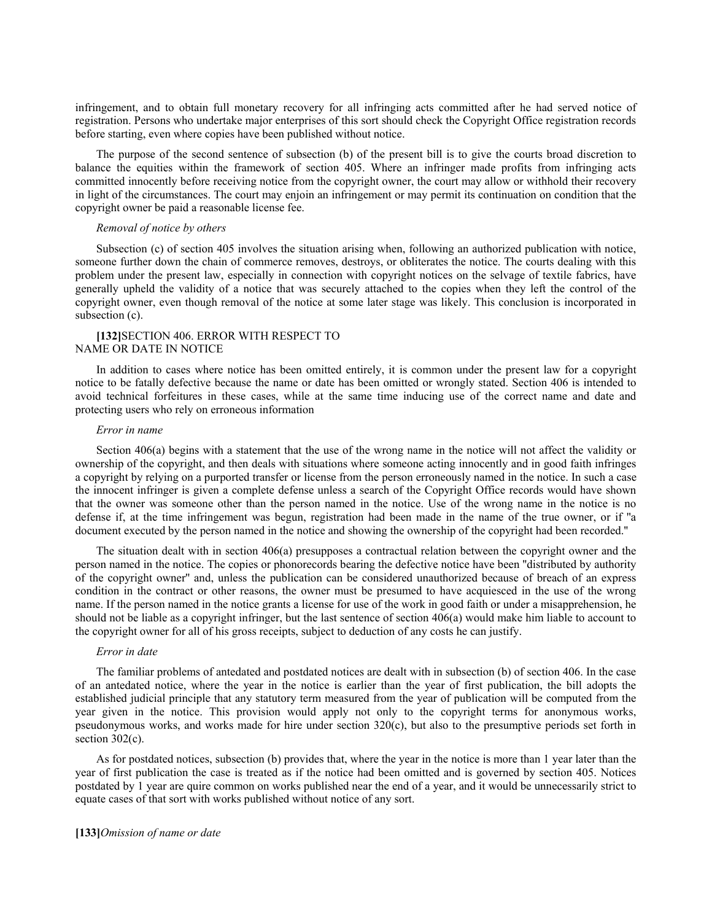infringement, and to obtain full monetary recovery for all infringing acts committed after he had served notice of registration. Persons who undertake major enterprises of this sort should check the Copyright Office registration records before starting, even where copies have been published without notice.

The purpose of the second sentence of subsection (b) of the present bill is to give the courts broad discretion to balance the equities within the framework of section 405. Where an infringer made profits from infringing acts committed innocently before receiving notice from the copyright owner, the court may allow or withhold their recovery in light of the circumstances. The court may enjoin an infringement or may permit its continuation on condition that the copyright owner be paid a reasonable license fee.

*Removal of notice by others*

Subsection (c) of section 405 involves the situation arising when, following an authorized publication with notice, someone further down the chain of commerce removes, destroys, or obliterates the notice. The courts dealing with this problem under the present law, especially in connection with copyright notices on the selvage of textile fabrics, have generally upheld the validity of a notice that was securely attached to the copies when they left the control of the copyright owner, even though removal of the notice at some later stage was likely. This conclusion is incorporated in subsection (c).

**[132]**SECTION 406. ERROR WITH RESPECT TO NAME OR DATE IN NOTICE

In addition to cases where notice has been omitted entirely, it is common under the present law for a copyright notice to be fatally defective because the name or date has been omitted or wrongly stated. Section 406 is intended to avoid technical forfeitures in these cases, while at the same time inducing use of the correct name and date and protecting users who rely on erroneous information

*Error in name*

Section 406(a) begins with a statement that the use of the wrong name in the notice will not affect the validity or ownership of the copyright, and then deals with situations where someone acting innocently and in good faith infringes a copyright by relying on a purported transfer or license from the person erroneously named in the notice. In such a case the innocent infringer is given a complete defense unless a search of the Copyright Office records would have shown that the owner was someone other than the person named in the notice. Use of the wrong name in the notice is no defense if, at the time infringement was begun, registration had been made in the name of the true owner, or if "a document executed by the person named in the notice and showing the ownership of the copyright had been recorded."

The situation dealt with in section 406(a) presupposes a contractual relation between the copyright owner and the person named in the notice. The copies or phonorecords bearing the defective notice have been "distributed by authority of the copyright owner" and, unless the publication can be considered unauthorized because of breach of an express condition in the contract or other reasons, the owner must be presumed to have acquiesced in the use of the wrong name. If the person named in the notice grants a license for use of the work in good faith or under a misapprehension, he should not be liable as a copyright infringer, but the last sentence of section 406(a) would make him liable to account to the copyright owner for all of his gross receipts, subject to deduction of any costs he can justify.

*Error in date*

The familiar problems of antedated and postdated notices are dealt with in subsection (b) of section 406. In the case of an antedated notice, where the year in the notice is earlier than the year of first publication, the bill adopts the established judicial principle that any statutory term measured from the year of publication will be computed from the year given in the notice. This provision would apply not only to the copyright terms for anonymous works, pseudonymous works, and works made for hire under section 320(c), but also to the presumptive periods set forth in section 302(c).

As for postdated notices, subsection (b) provides that, where the year in the notice is more than 1 year later than the year of first publication the case is treated as if the notice had been omitted and is governed by section 405. Notices postdated by 1 year are quire common on works published near the end of a year, and it would be unnecessarily strict to equate cases of that sort with works published without notice of any sort.

**[133]***Omission of name or date*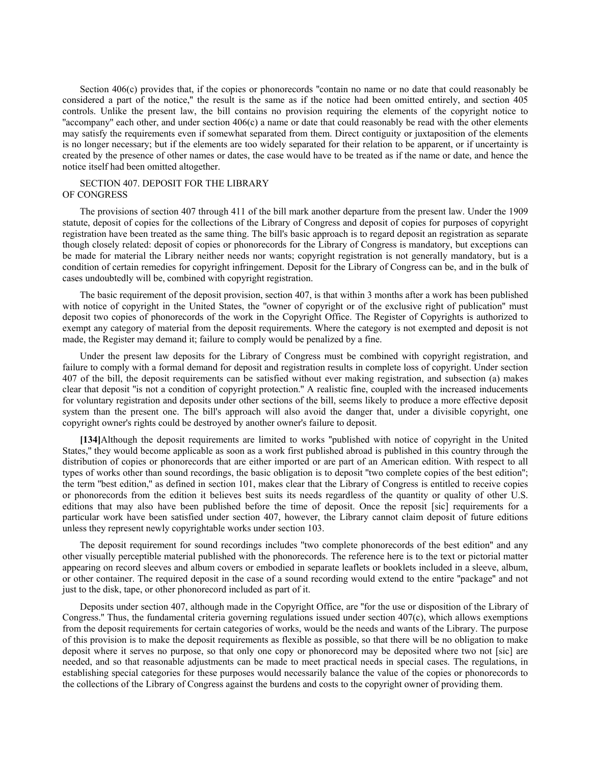Section 406(c) provides that, if the copies or phonorecords "contain no name or no date that could reasonably be considered a part of the notice," the result is the same as if the notice had been omitted entirely, and section 405 controls. Unlike the present law, the bill contains no provision requiring the elements of the copyright notice to "accompany" each other, and under section 406(c) a name or date that could reasonably be read with the other elements may satisfy the requirements even if somewhat separated from them. Direct contiguity or juxtaposition of the elements is no longer necessary; but if the elements are too widely separated for their relation to be apparent, or if uncertainty is created by the presence of other names or dates, the case would have to be treated as if the name or date, and hence the notice itself had been omitted altogether.

### SECTION 407. DEPOSIT FOR THE LIBRARY OF CONGRESS

The provisions of section 407 through 411 of the bill mark another departure from the present law. Under the 1909 statute, deposit of copies for the collections of the Library of Congress and deposit of copies for purposes of copyright registration have been treated as the same thing. The bill's basic approach is to regard deposit an registration as separate though closely related: deposit of copies or phonorecords for the Library of Congress is mandatory, but exceptions can be made for material the Library neither needs nor wants; copyright registration is not generally mandatory, but is a condition of certain remedies for copyright infringement. Deposit for the Library of Congress can be, and in the bulk of cases undoubtedly will be, combined with copyright registration.

The basic requirement of the deposit provision, section 407, is that within 3 months after a work has been published with notice of copyright in the United States, the "owner of copyright or of the exclusive right of publication" must deposit two copies of phonorecords of the work in the Copyright Office. The Register of Copyrights is authorized to exempt any category of material from the deposit requirements. Where the category is not exempted and deposit is not made, the Register may demand it; failure to comply would be penalized by a fine.

Under the present law deposits for the Library of Congress must be combined with copyright registration, and failure to comply with a formal demand for deposit and registration results in complete loss of copyright. Under section 407 of the bill, the deposit requirements can be satisfied without ever making registration, and subsection (a) makes clear that deposit "is not a condition of copyright protection." A realistic fine, coupled with the increased inducements for voluntary registration and deposits under other sections of the bill, seems likely to produce a more effective deposit system than the present one. The bill's approach will also avoid the danger that, under a divisible copyright, one copyright owner's rights could be destroyed by another owner's failure to deposit.

**[134]**Although the deposit requirements are limited to works "published with notice of copyright in the United States," they would become applicable as soon as a work first published abroad is published in this country through the distribution of copies or phonorecords that are either imported or are part of an American edition. With respect to all types of works other than sound recordings, the basic obligation is to deposit "two complete copies of the best edition"; the term "best edition," as defined in section 101, makes clear that the Library of Congress is entitled to receive copies or phonorecords from the edition it believes best suits its needs regardless of the quantity or quality of other U.S. editions that may also have been published before the time of deposit. Once the reposit [sic] requirements for a particular work have been satisfied under section 407, however, the Library cannot claim deposit of future editions unless they represent newly copyrightable works under section 103.

The deposit requirement for sound recordings includes "two complete phonorecords of the best edition" and any other visually perceptible material published with the phonorecords. The reference here is to the text or pictorial matter appearing on record sleeves and album covers or embodied in separate leaflets or booklets included in a sleeve, album, or other container. The required deposit in the case of a sound recording would extend to the entire "package" and not just to the disk, tape, or other phonorecord included as part of it.

Deposits under section 407, although made in the Copyright Office, are "for the use or disposition of the Library of Congress." Thus, the fundamental criteria governing regulations issued under section 407(c), which allows exemptions from the deposit requirements for certain categories of works, would be the needs and wants of the Library. The purpose of this provision is to make the deposit requirements as flexible as possible, so that there will be no obligation to make deposit where it serves no purpose, so that only one copy or phonorecord may be deposited where two not [sic] are needed, and so that reasonable adjustments can be made to meet practical needs in special cases. The regulations, in establishing special categories for these purposes would necessarily balance the value of the copies or phonorecords to the collections of the Library of Congress against the burdens and costs to the copyright owner of providing them.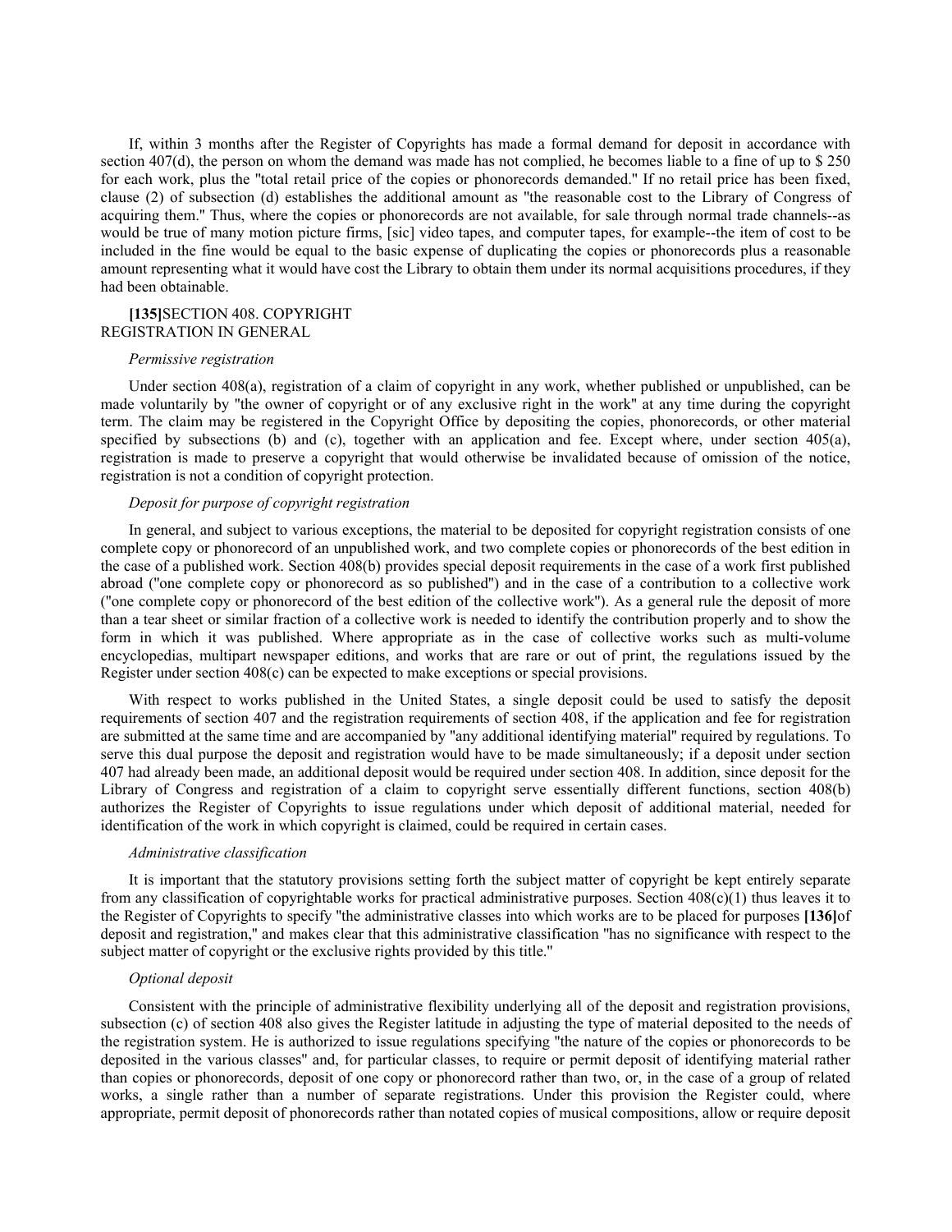If, within 3 months after the Register of Copyrights has made a formal demand for deposit in accordance with section 407(d), the person on whom the demand was made has not complied, he becomes liable to a fine of up to $ 250 for each work, plus the "total retail price of the copies or phonorecords demanded." If no retail price has been fixed, clause (2) of subsection (d) establishes the additional amount as "the reasonable cost to the Library of Congress of acquiring them." Thus, where the copies or phonorecords are not available, for sale through normal trade channels--as would be true of many motion picture firms, [sic] video tapes, and computer tapes, for example--the item of cost to be included in the fine would be equal to the basic expense of duplicating the copies or phonorecords plus a reasonable amount representing what it would have cost the Library to obtain them under its normal acquisitions procedures, if they had been obtainable.

**[135]**SECTION 408. COPYRIGHT REGISTRATION IN GENERAL

*Permissive registration*

Under section 408(a), registration of a claim of copyright in any work, whether published or unpublished, can be made voluntarily by "the owner of copyright or of any exclusive right in the work" at any time during the copyright term. The claim may be registered in the Copyright Office by depositing the copies, phonorecords, or other material specified by subsections (b) and (c), together with an application and fee. Except where, under section 405(a), registration is made to preserve a copyright that would otherwise be invalidated because of omission of the notice, registration is not a condition of copyright protection.

*Deposit for purpose of copyright registration*

In general, and subject to various exceptions, the material to be deposited for copyright registration consists of one complete copy or phonorecord of an unpublished work, and two complete copies or phonorecords of the best edition in the case of a published work. Section 408(b) provides special deposit requirements in the case of a work first published abroad ("one complete copy or phonorecord as so published") and in the case of a contribution to a collective work ("one complete copy or phonorecord of the best edition of the collective work"). As a general rule the deposit of more than a tear sheet or similar fraction of a collective work is needed to identify the contribution properly and to show the form in which it was published. Where appropriate as in the case of collective works such as multi-volume encyclopedias, multipart newspaper editions, and works that are rare or out of print, the regulations issued by the Register under section 408(c) can be expected to make exceptions or special provisions.

With respect to works published in the United States, a single deposit could be used to satisfy the deposit requirements of section 407 and the registration requirements of section 408, if the application and fee for registration are submitted at the same time and are accompanied by "any additional identifying material" required by regulations. To serve this dual purpose the deposit and registration would have to be made simultaneously; if a deposit under section 407 had already been made, an additional deposit would be required under section 408. In addition, since deposit for the Library of Congress and registration of a claim to copyright serve essentially different functions, section 408(b) authorizes the Register of Copyrights to issue regulations under which deposit of additional material, needed for identification of the work in which copyright is claimed, could be required in certain cases.

*Administrative classification*

It is important that the statutory provisions setting forth the subject matter of copyright be kept entirely separate from any classification of copyrightable works for practical administrative purposes. Section 408(c)(1) thus leaves it to the Register of Copyrights to specify "the administrative classes into which works are to be placed for purposes **[136]**of deposit and registration," and makes clear that this administrative classification "has no significance with respect to the subject matter of copyright or the exclusive rights provided by this title."

*Optional deposit*

Consistent with the principle of administrative flexibility underlying all of the deposit and registration provisions, subsection (c) of section 408 also gives the Register latitude in adjusting the type of material deposited to the needs of the registration system. He is authorized to issue regulations specifying "the nature of the copies or phonorecords to be deposited in the various classes" and, for particular classes, to require or permit deposit of identifying material rather than copies or phonorecords, deposit of one copy or phonorecord rather than two, or, in the case of a group of related works, a single rather than a number of separate registrations. Under this provision the Register could, where appropriate, permit deposit of phonorecords rather than notated copies of musical compositions, allow or require deposit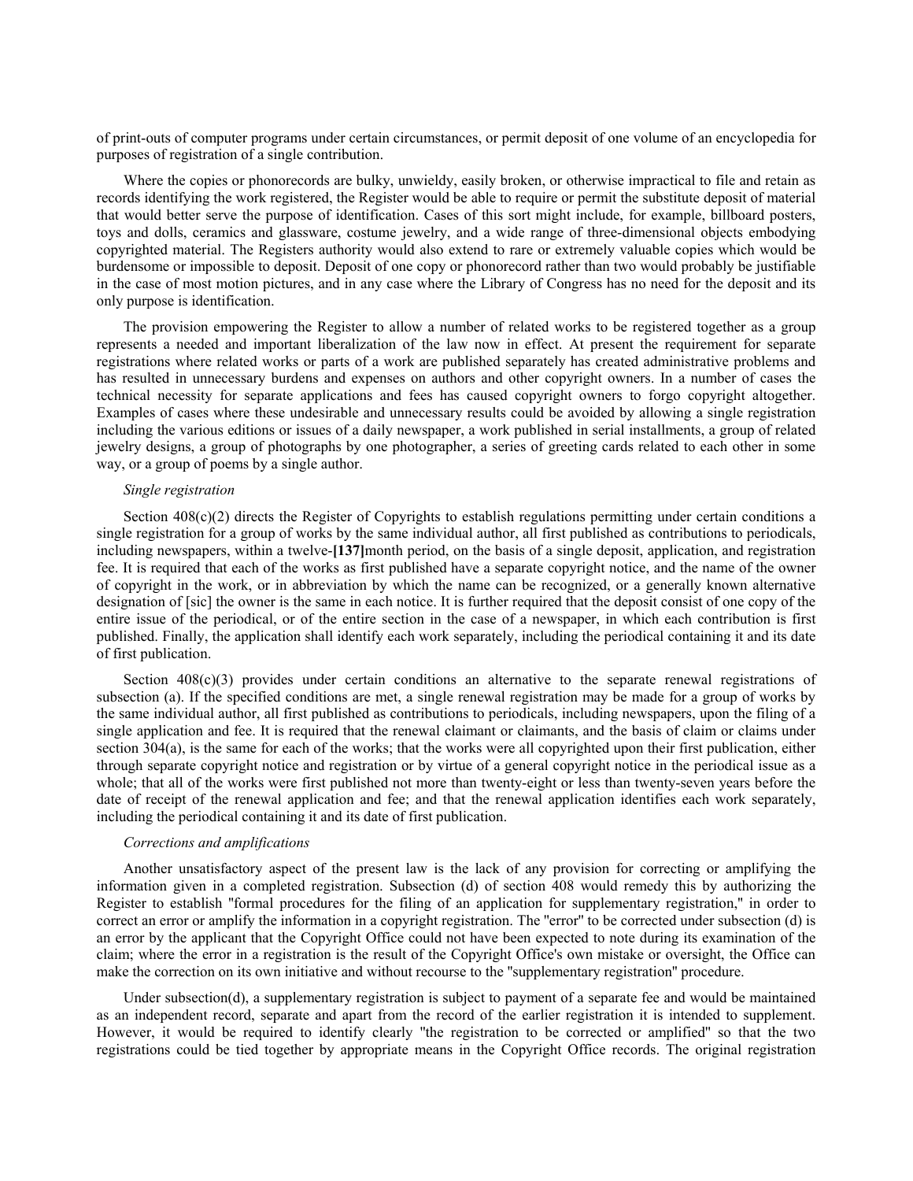of print-outs of computer programs under certain circumstances, or permit deposit of one volume of an encyclopedia for purposes of registration of a single contribution.

Where the copies or phonorecords are bulky, unwieldy, easily broken, or otherwise impractical to file and retain as records identifying the work registered, the Register would be able to require or permit the substitute deposit of material that would better serve the purpose of identification. Cases of this sort might include, for example, billboard posters, toys and dolls, ceramics and glassware, costume jewelry, and a wide range of three-dimensional objects embodying copyrighted material. The Registers authority would also extend to rare or extremely valuable copies which would be burdensome or impossible to deposit. Deposit of one copy or phonorecord rather than two would probably be justifiable in the case of most motion pictures, and in any case where the Library of Congress has no need for the deposit and its only purpose is identification.

The provision empowering the Register to allow a number of related works to be registered together as a group represents a needed and important liberalization of the law now in effect. At present the requirement for separate registrations where related works or parts of a work are published separately has created administrative problems and has resulted in unnecessary burdens and expenses on authors and other copyright owners. In a number of cases the technical necessity for separate applications and fees has caused copyright owners to forgo copyright altogether. Examples of cases where these undesirable and unnecessary results could be avoided by allowing a single registration including the various editions or issues of a daily newspaper, a work published in serial installments, a group of related jewelry designs, a group of photographs by one photographer, a series of greeting cards related to each other in some way, or a group of poems by a single author.

*Single registration*

Section 408(c)(2) directs the Register of Copyrights to establish regulations permitting under certain conditions a single registration for a group of works by the same individual author, all first published as contributions to periodicals, including newspapers, within a twelve-**[137]**month period, on the basis of a single deposit, application, and registration fee. It is required that each of the works as first published have a separate copyright notice, and the name of the owner of copyright in the work, or in abbreviation by which the name can be recognized, or a generally known alternative designation of [sic] the owner is the same in each notice. It is further required that the deposit consist of one copy of the entire issue of the periodical, or of the entire section in the case of a newspaper, in which each contribution is first published. Finally, the application shall identify each work separately, including the periodical containing it and its date of first publication.

Section 408(c)(3) provides under certain conditions an alternative to the separate renewal registrations of subsection (a). If the specified conditions are met, a single renewal registration may be made for a group of works by the same individual author, all first published as contributions to periodicals, including newspapers, upon the filing of a single application and fee. It is required that the renewal claimant or claimants, and the basis of claim or claims under section 304(a), is the same for each of the works; that the works were all copyrighted upon their first publication, either through separate copyright notice and registration or by virtue of a general copyright notice in the periodical issue as a whole; that all of the works were first published not more than twenty-eight or less than twenty-seven years before the date of receipt of the renewal application and fee; and that the renewal application identifies each work separately, including the periodical containing it and its date of first publication.

*Corrections and amplifications*

Another unsatisfactory aspect of the present law is the lack of any provision for correcting or amplifying the information given in a completed registration. Subsection (d) of section 408 would remedy this by authorizing the Register to establish "formal procedures for the filing of an application for supplementary registration," in order to correct an error or amplify the information in a copyright registration. The "error" to be corrected under subsection (d) is an error by the applicant that the Copyright Office could not have been expected to note during its examination of the claim; where the error in a registration is the result of the Copyright Office's own mistake or oversight, the Office can make the correction on its own initiative and without recourse to the "supplementary registration" procedure.

Under subsection(d), a supplementary registration is subject to payment of a separate fee and would be maintained as an independent record, separate and apart from the record of the earlier registration it is intended to supplement. However, it would be required to identify clearly "the registration to be corrected or amplified" so that the two registrations could be tied together by appropriate means in the Copyright Office records. The original registration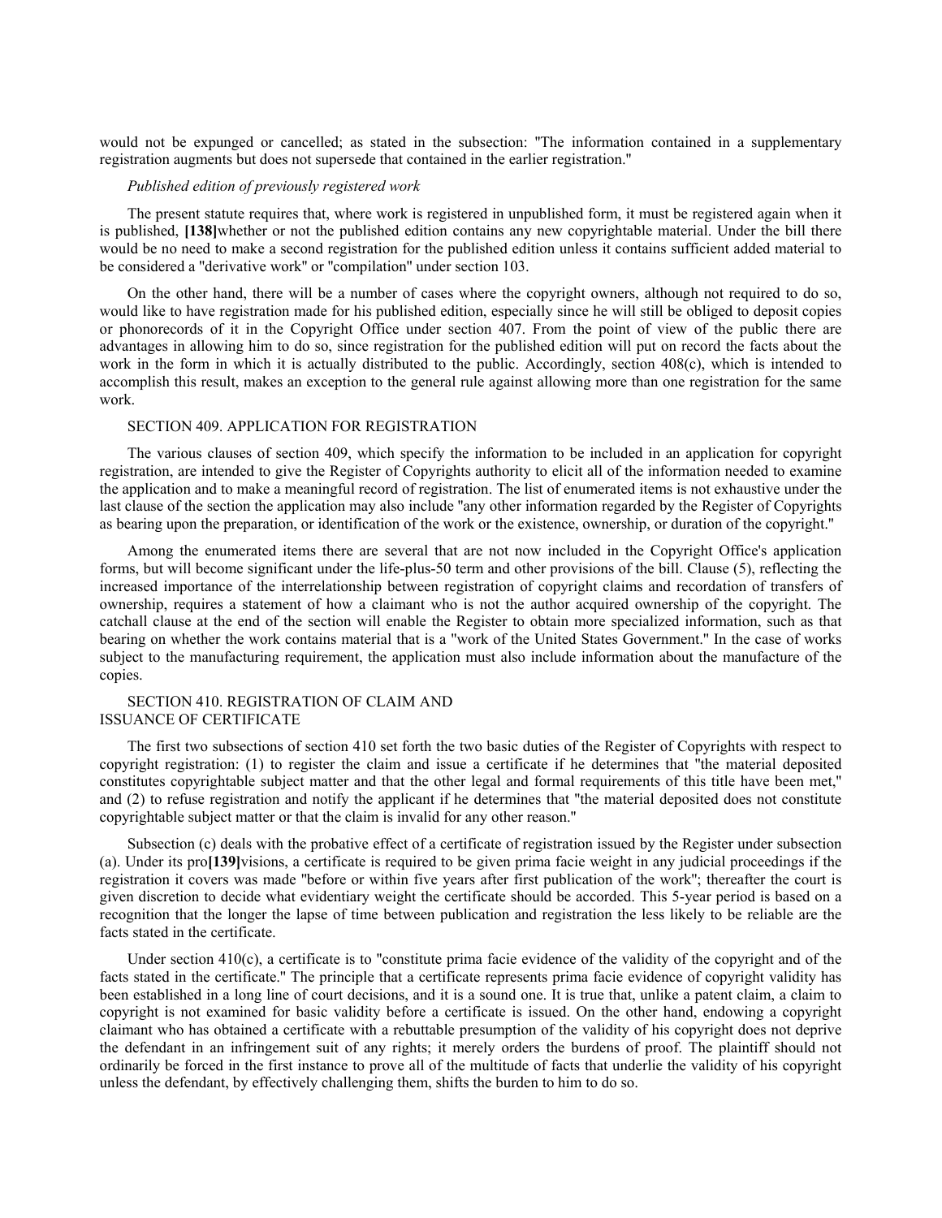would not be expunged or cancelled; as stated in the subsection: "The information contained in a supplementary registration augments but does not supersede that contained in the earlier registration."

*Published edition of previously registered work*

The present statute requires that, where work is registered in unpublished form, it must be registered again when it is published, **[138]**whether or not the published edition contains any new copyrightable material. Under the bill there would be no need to make a second registration for the published edition unless it contains sufficient added material to be considered a "derivative work" or "compilation" under section 103.

On the other hand, there will be a number of cases where the copyright owners, although not required to do so, would like to have registration made for his published edition, especially since he will still be obliged to deposit copies or phonorecords of it in the Copyright Office under section 407. From the point of view of the public there are advantages in allowing him to do so, since registration for the published edition will put on record the facts about the work in the form in which it is actually distributed to the public. Accordingly, section 408(c), which is intended to accomplish this result, makes an exception to the general rule against allowing more than one registration for the same work.

SECTION 409. APPLICATION FOR REGISTRATION

The various clauses of section 409, which specify the information to be included in an application for copyright registration, are intended to give the Register of Copyrights authority to elicit all of the information needed to examine the application and to make a meaningful record of registration. The list of enumerated items is not exhaustive under the last clause of the section the application may also include "any other information regarded by the Register of Copyrights as bearing upon the preparation, or identification of the work or the existence, ownership, or duration of the copyright."

Among the enumerated items there are several that are not now included in the Copyright Office's application forms, but will become significant under the life-plus-50 term and other provisions of the bill. Clause (5), reflecting the increased importance of the interrelationship between registration of copyright claims and recordation of transfers of ownership, requires a statement of how a claimant who is not the author acquired ownership of the copyright. The catchall clause at the end of the section will enable the Register to obtain more specialized information, such as that bearing on whether the work contains material that is a "work of the United States Government." In the case of works subject to the manufacturing requirement, the application must also include information about the manufacture of the copies.

SECTION 410. REGISTRATION OF CLAIM AND ISSUANCE OF CERTIFICATE

The first two subsections of section 410 set forth the two basic duties of the Register of Copyrights with respect to copyright registration: (1) to register the claim and issue a certificate if he determines that "the material deposited constitutes copyrightable subject matter and that the other legal and formal requirements of this title have been met," and (2) to refuse registration and notify the applicant if he determines that "the material deposited does not constitute copyrightable subject matter or that the claim is invalid for any other reason."

Subsection (c) deals with the probative effect of a certificate of registration issued by the Register under subsection (a). Under its pro**[139]**visions, a certificate is required to be given prima facie weight in any judicial proceedings if the registration it covers was made "before or within five years after first publication of the work"; thereafter the court is given discretion to decide what evidentiary weight the certificate should be accorded. This 5-year period is based on a recognition that the longer the lapse of time between publication and registration the less likely to be reliable are the facts stated in the certificate.

Under section 410(c), a certificate is to "constitute prima facie evidence of the validity of the copyright and of the facts stated in the certificate." The principle that a certificate represents prima facie evidence of copyright validity has been established in a long line of court decisions, and it is a sound one. It is true that, unlike a patent claim, a claim to copyright is not examined for basic validity before a certificate is issued. On the other hand, endowing a copyright claimant who has obtained a certificate with a rebuttable presumption of the validity of his copyright does not deprive the defendant in an infringement suit of any rights; it merely orders the burdens of proof. The plaintiff should not ordinarily be forced in the first instance to prove all of the multitude of facts that underlie the validity of his copyright unless the defendant, by effectively challenging them, shifts the burden to him to do so.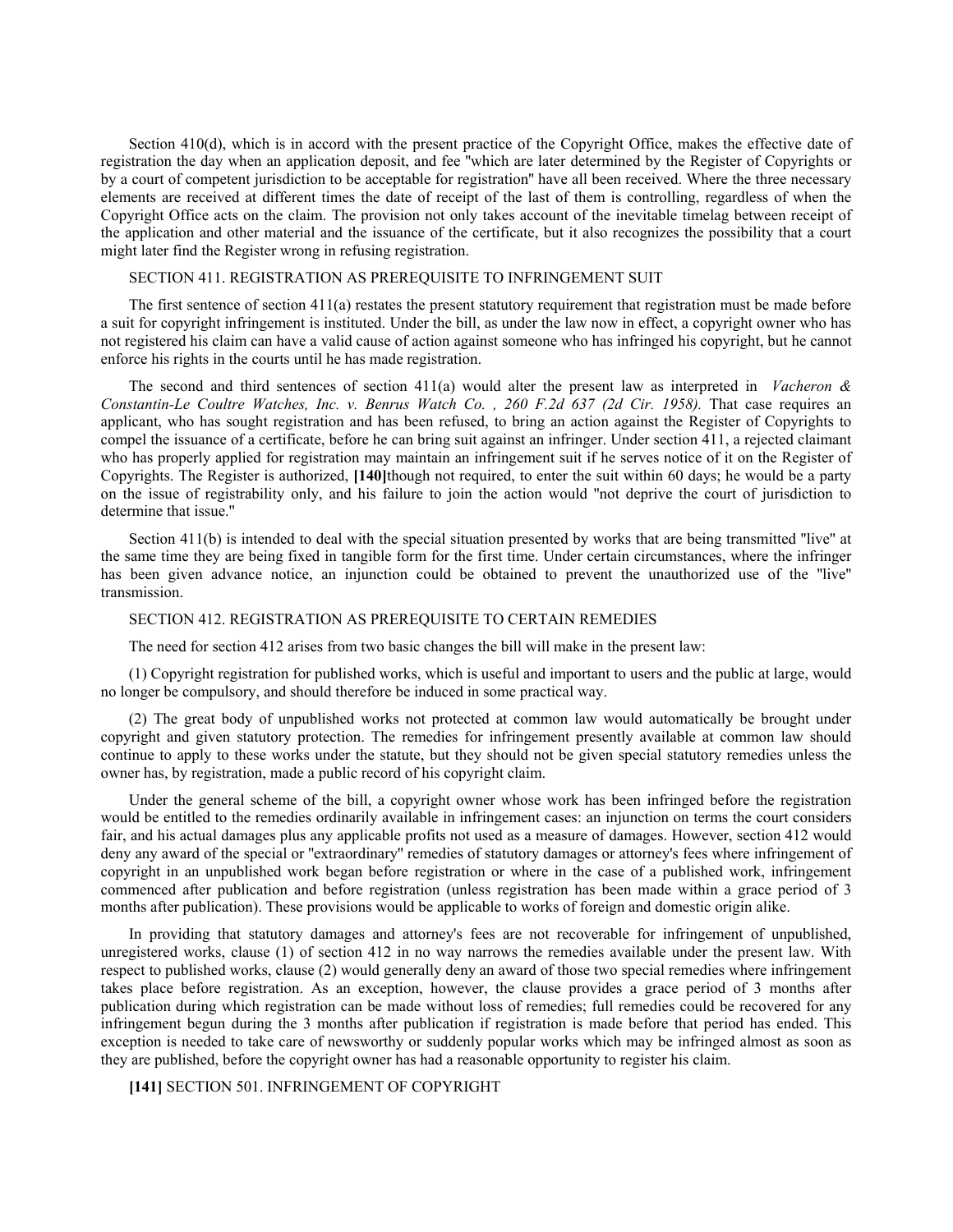Section 410(d), which is in accord with the present practice of the Copyright Office, makes the effective date of registration the day when an application deposit, and fee "which are later determined by the Register of Copyrights or by a court of competent jurisdiction to be acceptable for registration" have all been received. Where the three necessary elements are received at different times the date of receipt of the last of them is controlling, regardless of when the Copyright Office acts on the claim. The provision not only takes account of the inevitable timelag between receipt of the application and other material and the issuance of the certificate, but it also recognizes the possibility that a court might later find the Register wrong in refusing registration.

SECTION 411. REGISTRATION AS PREREQUISITE TO INFRINGEMENT SUIT

The first sentence of section 411(a) restates the present statutory requirement that registration must be made before a suit for copyright infringement is instituted. Under the bill, as under the law now in effect, a copyright owner who has not registered his claim can have a valid cause of action against someone who has infringed his copyright, but he cannot enforce his rights in the courts until he has made registration.

The second and third sentences of section 411(a) would alter the present law as interpreted in *Vacheron & Constantin-Le Coultre Watches, Inc. v. Benrus Watch Co. , 260 F.2d 637 (2d Cir. 1958).* That case requires an applicant, who has sought registration and has been refused, to bring an action against the Register of Copyrights to compel the issuance of a certificate, before he can bring suit against an infringer. Under section 411, a rejected claimant who has properly applied for registration may maintain an infringement suit if he serves notice of it on the Register of Copyrights. The Register is authorized, **[140]**though not required, to enter the suit within 60 days; he would be a party on the issue of registrability only, and his failure to join the action would "not deprive the court of jurisdiction to determine that issue."

Section 411(b) is intended to deal with the special situation presented by works that are being transmitted "live" at the same time they are being fixed in tangible form for the first time. Under certain circumstances, where the infringer has been given advance notice, an injunction could be obtained to prevent the unauthorized use of the "live" transmission.

SECTION 412. REGISTRATION AS PREREQUISITE TO CERTAIN REMEDIES

The need for section 412 arises from two basic changes the bill will make in the present law:

(1) Copyright registration for published works, which is useful and important to users and the public at large, would no longer be compulsory, and should therefore be induced in some practical way.

(2) The great body of unpublished works not protected at common law would automatically be brought under copyright and given statutory protection. The remedies for infringement presently available at common law should continue to apply to these works under the statute, but they should not be given special statutory remedies unless the owner has, by registration, made a public record of his copyright claim.

Under the general scheme of the bill, a copyright owner whose work has been infringed before the registration would be entitled to the remedies ordinarily available in infringement cases: an injunction on terms the court considers fair, and his actual damages plus any applicable profits not used as a measure of damages. However, section 412 would deny any award of the special or "extraordinary" remedies of statutory damages or attorney's fees where infringement of copyright in an unpublished work began before registration or where in the case of a published work, infringement commenced after publication and before registration (unless registration has been made within a grace period of 3 months after publication). These provisions would be applicable to works of foreign and domestic origin alike.

In providing that statutory damages and attorney's fees are not recoverable for infringement of unpublished, unregistered works, clause (1) of section 412 in no way narrows the remedies available under the present law. With respect to published works, clause (2) would generally deny an award of those two special remedies where infringement takes place before registration. As an exception, however, the clause provides a grace period of 3 months after publication during which registration can be made without loss of remedies; full remedies could be recovered for any infringement begun during the 3 months after publication if registration is made before that period has ended. This exception is needed to take care of newsworthy or suddenly popular works which may be infringed almost as soon as they are published, before the copyright owner has had a reasonable opportunity to register his claim.

**[141]** SECTION 501. INFRINGEMENT OF COPYRIGHT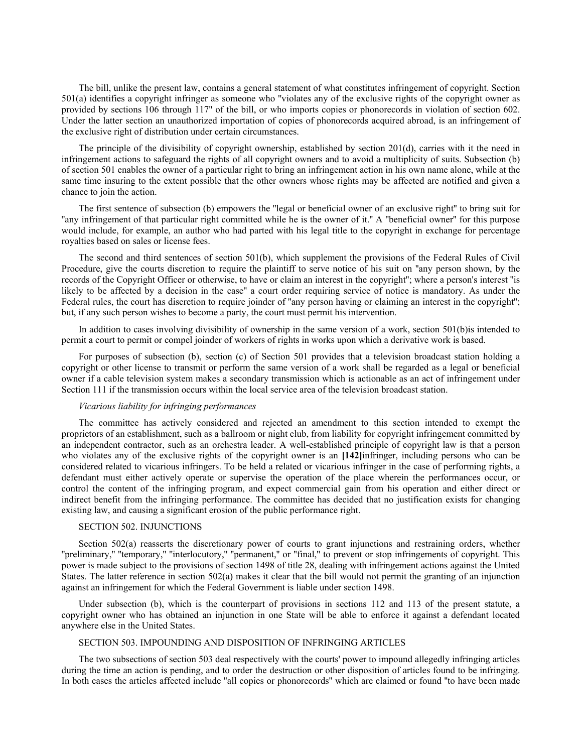The bill, unlike the present law, contains a general statement of what constitutes infringement of copyright. Section 501(a) identifies a copyright infringer as someone who "violates any of the exclusive rights of the copyright owner as provided by sections 106 through 117" of the bill, or who imports copies or phonorecords in violation of section 602. Under the latter section an unauthorized importation of copies of phonorecords acquired abroad, is an infringement of the exclusive right of distribution under certain circumstances.

The principle of the divisibility of copyright ownership, established by section 201(d), carries with it the need in infringement actions to safeguard the rights of all copyright owners and to avoid a multiplicity of suits. Subsection (b) of section 501 enables the owner of a particular right to bring an infringement action in his own name alone, while at the same time insuring to the extent possible that the other owners whose rights may be affected are notified and given a chance to join the action.

The first sentence of subsection (b) empowers the "legal or beneficial owner of an exclusive right" to bring suit for "any infringement of that particular right committed while he is the owner of it." A "beneficial owner" for this purpose would include, for example, an author who had parted with his legal title to the copyright in exchange for percentage royalties based on sales or license fees.

The second and third sentences of section 501(b), which supplement the provisions of the Federal Rules of Civil Procedure, give the courts discretion to require the plaintiff to serve notice of his suit on "any person shown, by the records of the Copyright Officer or otherwise, to have or claim an interest in the copyright"; where a person's interest "is likely to be affected by a decision in the case" a court order requiring service of notice is mandatory. As under the Federal rules, the court has discretion to require joinder of "any person having or claiming an interest in the copyright"; but, if any such person wishes to become a party, the court must permit his intervention.

In addition to cases involving divisibility of ownership in the same version of a work, section 501(b)is intended to permit a court to permit or compel joinder of workers of rights in works upon which a derivative work is based.

For purposes of subsection (b), section (c) of Section 501 provides that a television broadcast station holding a copyright or other license to transmit or perform the same version of a work shall be regarded as a legal or beneficial owner if a cable television system makes a secondary transmission which is actionable as an act of infringement under Section 111 if the transmission occurs within the local service area of the television broadcast station.

*Vicarious liability for infringing performances*

The committee has actively considered and rejected an amendment to this section intended to exempt the proprietors of an establishment, such as a ballroom or night club, from liability for copyright infringement committed by an independent contractor, such as an orchestra leader. A well-established principle of copyright law is that a person who violates any of the exclusive rights of the copyright owner is an **[142]**infringer, including persons who can be considered related to vicarious infringers. To be held a related or vicarious infringer in the case of performing rights, a defendant must either actively operate or supervise the operation of the place wherein the performances occur, or control the content of the infringing program, and expect commercial gain from his operation and either direct or indirect benefit from the infringing performance. The committee has decided that no justification exists for changing existing law, and causing a significant erosion of the public performance right.

SECTION 502. INJUNCTIONS

Section 502(a) reasserts the discretionary power of courts to grant injunctions and restraining orders, whether "preliminary," "temporary," "interlocutory," "permanent," or "final," to prevent or stop infringements of copyright. This power is made subject to the provisions of section 1498 of title 28, dealing with infringement actions against the United States. The latter reference in section 502(a) makes it clear that the bill would not permit the granting of an injunction against an infringement for which the Federal Government is liable under section 1498.

Under subsection (b), which is the counterpart of provisions in sections 112 and 113 of the present statute, a copyright owner who has obtained an injunction in one State will be able to enforce it against a defendant located anywhere else in the United States.

SECTION 503. IMPOUNDING AND DISPOSITION OF INFRINGING ARTICLES

The two subsections of section 503 deal respectively with the courts' power to impound allegedly infringing articles during the time an action is pending, and to order the destruction or other disposition of articles found to be infringing. In both cases the articles affected include "all copies or phonorecords" which are claimed or found "to have been made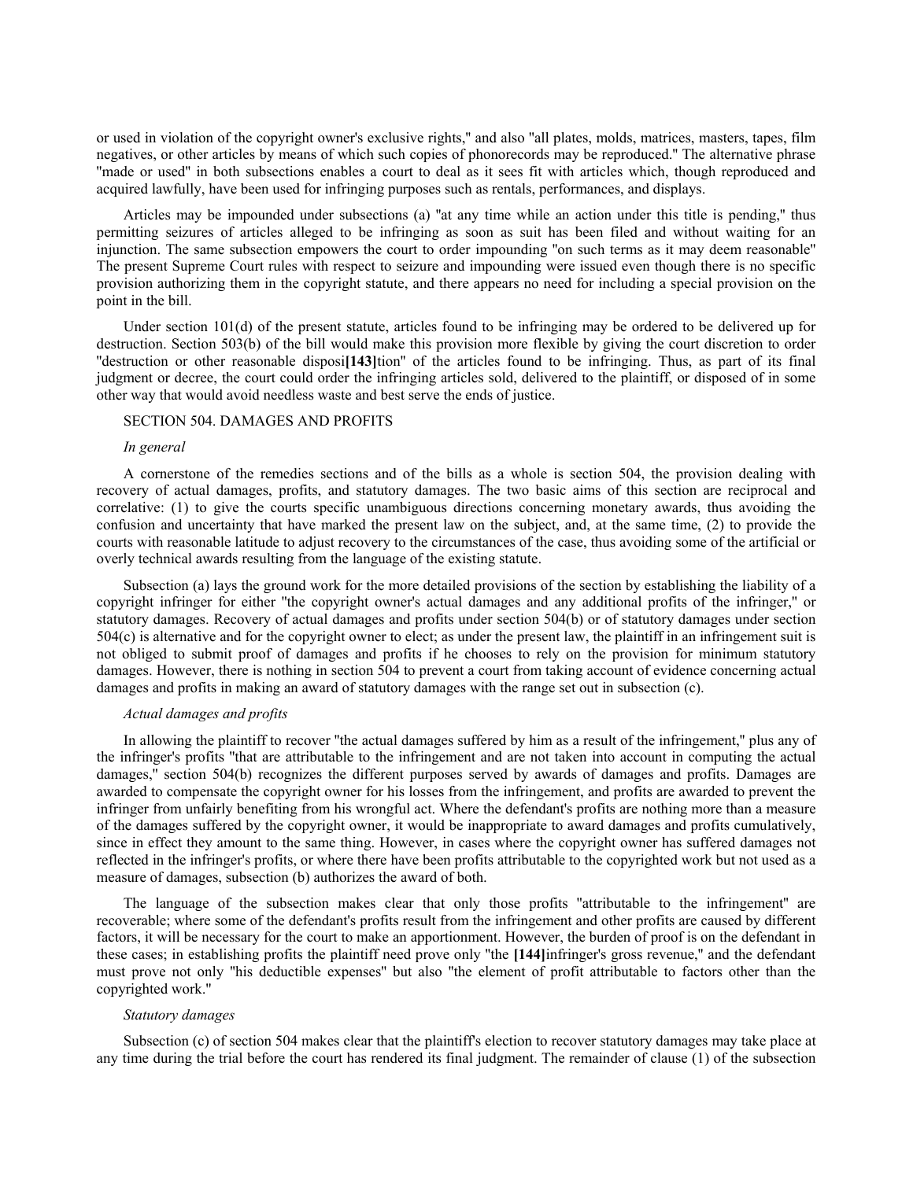or used in violation of the copyright owner's exclusive rights," and also "all plates, molds, matrices, masters, tapes, film negatives, or other articles by means of which such copies of phonorecords may be reproduced." The alternative phrase "made or used" in both subsections enables a court to deal as it sees fit with articles which, though reproduced and acquired lawfully, have been used for infringing purposes such as rentals, performances, and displays.

Articles may be impounded under subsections (a) "at any time while an action under this title is pending," thus permitting seizures of articles alleged to be infringing as soon as suit has been filed and without waiting for an injunction. The same subsection empowers the court to order impounding "on such terms as it may deem reasonable" The present Supreme Court rules with respect to seizure and impounding were issued even though there is no specific provision authorizing them in the copyright statute, and there appears no need for including a special provision on the point in the bill.

Under section 101(d) of the present statute, articles found to be infringing may be ordered to be delivered up for destruction. Section 503(b) of the bill would make this provision more flexible by giving the court discretion to order "destruction or other reasonable disposi**[143]**tion" of the articles found to be infringing. Thus, as part of its final judgment or decree, the court could order the infringing articles sold, delivered to the plaintiff, or disposed of in some other way that would avoid needless waste and best serve the ends of justice.

SECTION 504. DAMAGES AND PROFITS

*In general*

A cornerstone of the remedies sections and of the bills as a whole is section 504, the provision dealing with recovery of actual damages, profits, and statutory damages. The two basic aims of this section are reciprocal and correlative: (1) to give the courts specific unambiguous directions concerning monetary awards, thus avoiding the confusion and uncertainty that have marked the present law on the subject, and, at the same time, (2) to provide the courts with reasonable latitude to adjust recovery to the circumstances of the case, thus avoiding some of the artificial or overly technical awards resulting from the language of the existing statute.

Subsection (a) lays the ground work for the more detailed provisions of the section by establishing the liability of a copyright infringer for either "the copyright owner's actual damages and any additional profits of the infringer," or statutory damages. Recovery of actual damages and profits under section 504(b) or of statutory damages under section 504(c) is alternative and for the copyright owner to elect; as under the present law, the plaintiff in an infringement suit is not obliged to submit proof of damages and profits if he chooses to rely on the provision for minimum statutory damages. However, there is nothing in section 504 to prevent a court from taking account of evidence concerning actual damages and profits in making an award of statutory damages with the range set out in subsection (c).

*Actual damages and profits*

In allowing the plaintiff to recover "the actual damages suffered by him as a result of the infringement," plus any of the infringer's profits "that are attributable to the infringement and are not taken into account in computing the actual damages," section 504(b) recognizes the different purposes served by awards of damages and profits. Damages are awarded to compensate the copyright owner for his losses from the infringement, and profits are awarded to prevent the infringer from unfairly benefiting from his wrongful act. Where the defendant's profits are nothing more than a measure of the damages suffered by the copyright owner, it would be inappropriate to award damages and profits cumulatively, since in effect they amount to the same thing. However, in cases where the copyright owner has suffered damages not reflected in the infringer's profits, or where there have been profits attributable to the copyrighted work but not used as a measure of damages, subsection (b) authorizes the award of both.

The language of the subsection makes clear that only those profits "attributable to the infringement" are recoverable; where some of the defendant's profits result from the infringement and other profits are caused by different factors, it will be necessary for the court to make an apportionment. However, the burden of proof is on the defendant in these cases; in establishing profits the plaintiff need prove only "the **[144]**infringer's gross revenue," and the defendant must prove not only "his deductible expenses" but also "the element of profit attributable to factors other than the copyrighted work."

*Statutory damages*

Subsection (c) of section 504 makes clear that the plaintiff's election to recover statutory damages may take place at any time during the trial before the court has rendered its final judgment. The remainder of clause (1) of the subsection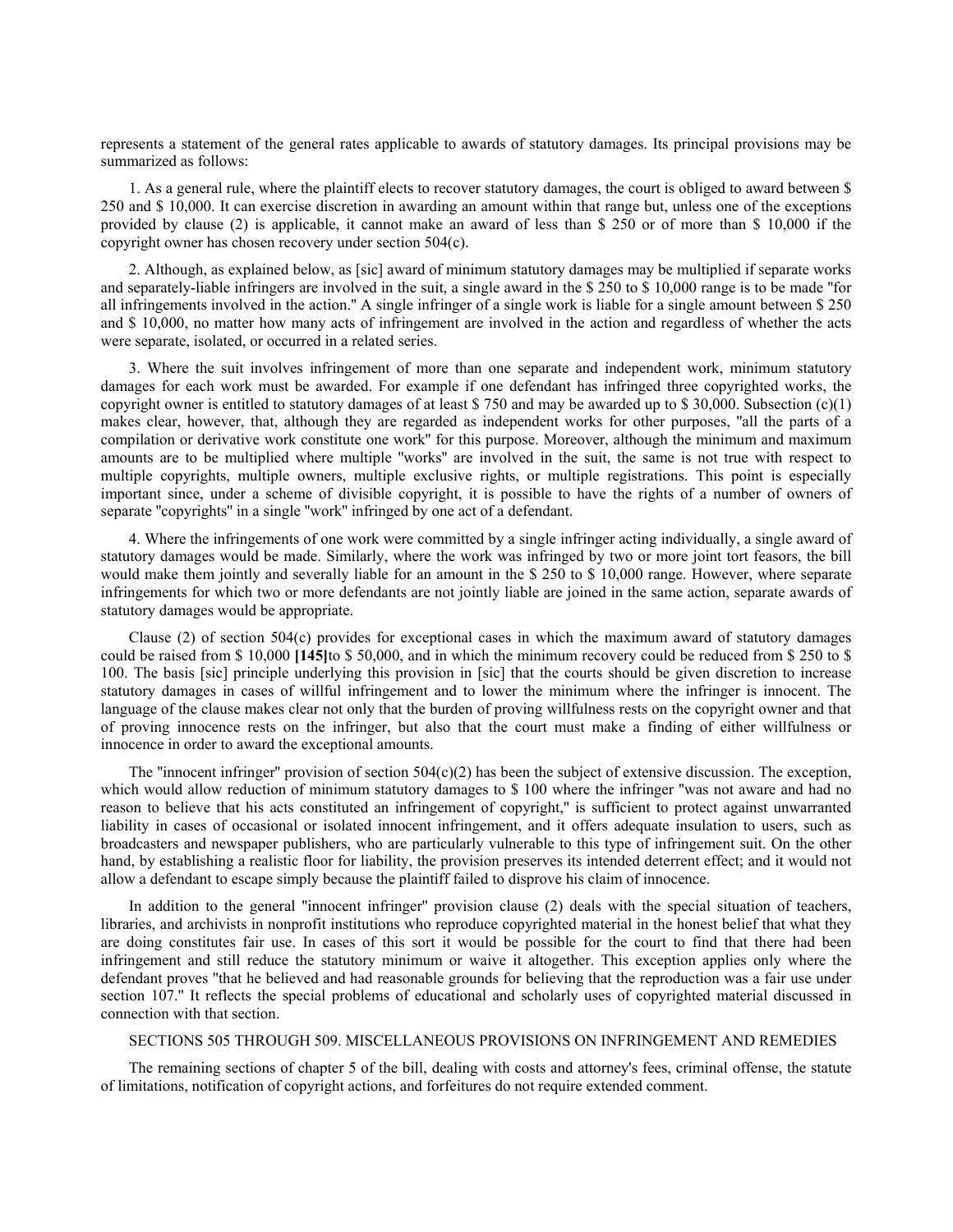represents a statement of the general rates applicable to awards of statutory damages. Its principal provisions may be summarized as follows:

1. As a general rule, where the plaintiff elects to recover statutory damages, the court is obliged to award between $ 250 and $ 10,000. It can exercise discretion in awarding an amount within that range but, unless one of the exceptions provided by clause (2) is applicable, it cannot make an award of less than $ 250 or of more than $ 10,000 if the copyright owner has chosen recovery under section 504(c).

2. Although, as explained below, as [sic] award of minimum statutory damages may be multiplied if separate works and separately-liable infringers are involved in the suit, a single award in the $ 250 to $ 10,000 range is to be made "for all infringements involved in the action." A single infringer of a single work is liable for a single amount between $ 250 and $ 10,000, no matter how many acts of infringement are involved in the action and regardless of whether the acts were separate, isolated, or occurred in a related series.

3. Where the suit involves infringement of more than one separate and independent work, minimum statutory damages for each work must be awarded. For example if one defendant has infringed three copyrighted works, the copyright owner is entitled to statutory damages of at least $ 750 and may be awarded up to $ 30,000. Subsection (c)(1) makes clear, however, that, although they are regarded as independent works for other purposes, "all the parts of a compilation or derivative work constitute one work" for this purpose. Moreover, although the minimum and maximum amounts are to be multiplied where multiple "works" are involved in the suit, the same is not true with respect to multiple copyrights, multiple owners, multiple exclusive rights, or multiple registrations. This point is especially important since, under a scheme of divisible copyright, it is possible to have the rights of a number of owners of separate "copyrights" in a single "work" infringed by one act of a defendant.

4. Where the infringements of one work were committed by a single infringer acting individually, a single award of statutory damages would be made. Similarly, where the work was infringed by two or more joint tort feasors, the bill would make them jointly and severally liable for an amount in the $ 250 to $ 10,000 range. However, where separate infringements for which two or more defendants are not jointly liable are joined in the same action, separate awards of statutory damages would be appropriate.

Clause (2) of section 504(c) provides for exceptional cases in which the maximum award of statutory damages could be raised from $ 10,000 **[145]**to $ 50,000, and in which the minimum recovery could be reduced from $ 250 to $ 100. The basis [sic] principle underlying this provision in [sic] that the courts should be given discretion to increase statutory damages in cases of willful infringement and to lower the minimum where the infringer is innocent. The language of the clause makes clear not only that the burden of proving willfulness rests on the copyright owner and that of proving innocence rests on the infringer, but also that the court must make a finding of either willfulness or innocence in order to award the exceptional amounts.

The "innocent infringer" provision of section 504(c)(2) has been the subject of extensive discussion. The exception, which would allow reduction of minimum statutory damages to $ 100 where the infringer "was not aware and had no reason to believe that his acts constituted an infringement of copyright," is sufficient to protect against unwarranted liability in cases of occasional or isolated innocent infringement, and it offers adequate insulation to users, such as broadcasters and newspaper publishers, who are particularly vulnerable to this type of infringement suit. On the other hand, by establishing a realistic floor for liability, the provision preserves its intended deterrent effect; and it would not allow a defendant to escape simply because the plaintiff failed to disprove his claim of innocence.

In addition to the general "innocent infringer" provision clause (2) deals with the special situation of teachers, libraries, and archivists in nonprofit institutions who reproduce copyrighted material in the honest belief that what they are doing constitutes fair use. In cases of this sort it would be possible for the court to find that there had been infringement and still reduce the statutory minimum or waive it altogether. This exception applies only where the defendant proves "that he believed and had reasonable grounds for believing that the reproduction was a fair use under section 107." It reflects the special problems of educational and scholarly uses of copyrighted material discussed in connection with that section.

SECTIONS 505 THROUGH 509. MISCELLANEOUS PROVISIONS ON INFRINGEMENT AND REMEDIES

The remaining sections of chapter 5 of the bill, dealing with costs and attorney's fees, criminal offense, the statute of limitations, notification of copyright actions, and forfeitures do not require extended comment.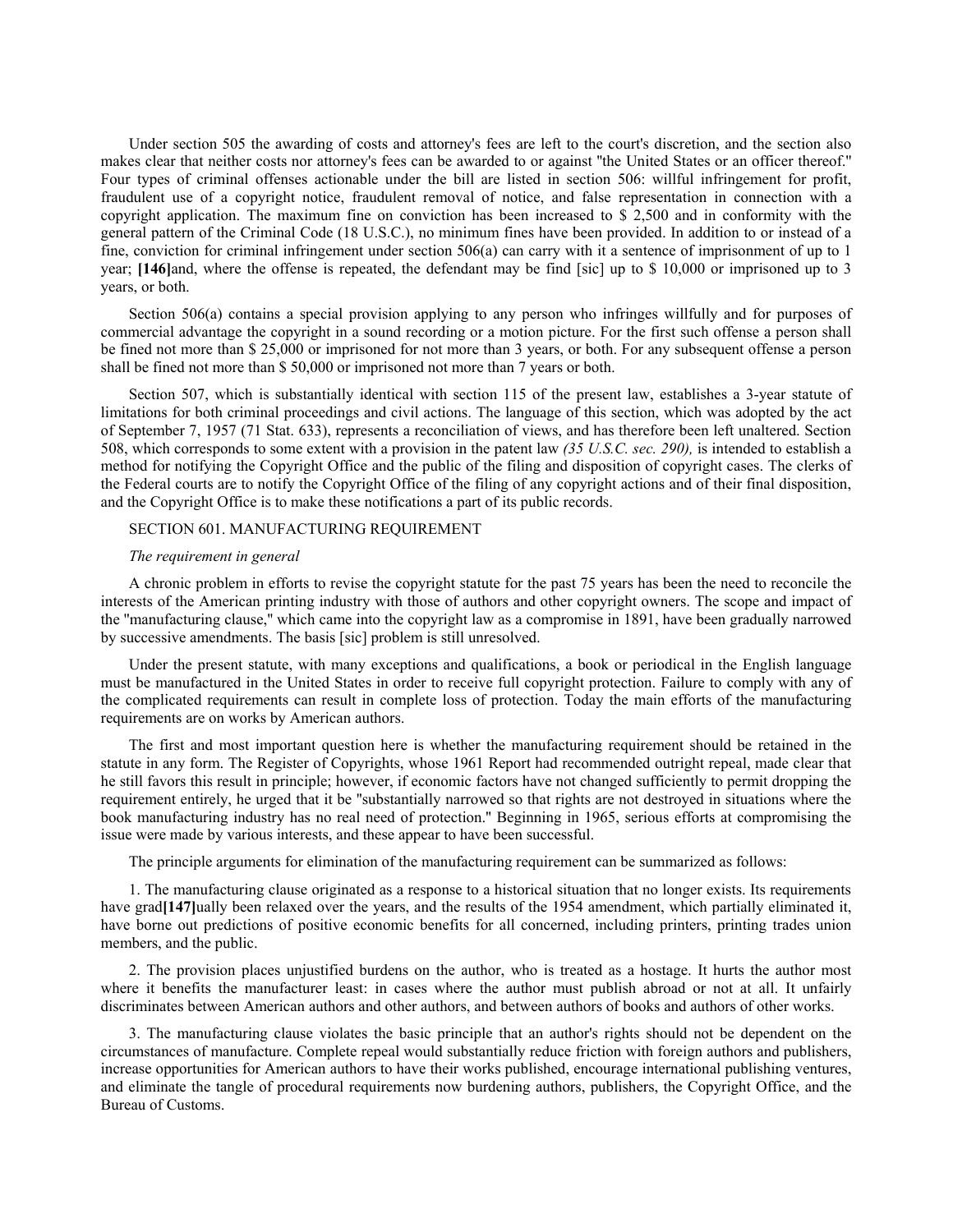Under section 505 the awarding of costs and attorney's fees are left to the court's discretion, and the section also makes clear that neither costs nor attorney's fees can be awarded to or against "the United States or an officer thereof." Four types of criminal offenses actionable under the bill are listed in section 506: willful infringement for profit, fraudulent use of a copyright notice, fraudulent removal of notice, and false representation in connection with a copyright application. The maximum fine on conviction has been increased to $ 2,500 and in conformity with the general pattern of the Criminal Code (18 U.S.C.), no minimum fines have been provided. In addition to or instead of a fine, conviction for criminal infringement under section 506(a) can carry with it a sentence of imprisonment of up to 1 year; **[146]**and, where the offense is repeated, the defendant may be find [sic] up to $ 10,000 or imprisoned up to 3 years, or both.

Section 506(a) contains a special provision applying to any person who infringes willfully and for purposes of commercial advantage the copyright in a sound recording or a motion picture. For the first such offense a person shall be fined not more than $ 25,000 or imprisoned for not more than 3 years, or both. For any subsequent offense a person shall be fined not more than $ 50,000 or imprisoned not more than 7 years or both.

Section 507, which is substantially identical with section 115 of the present law, establishes a 3-year statute of limitations for both criminal proceedings and civil actions. The language of this section, which was adopted by the act of September 7, 1957 (71 Stat. 633), represents a reconciliation of views, and has therefore been left unaltered. Section 508, which corresponds to some extent with a provision in the patent law *(35 U.S.C. sec. 290),* is intended to establish a method for notifying the Copyright Office and the public of the filing and disposition of copyright cases. The clerks of the Federal courts are to notify the Copyright Office of the filing of any copyright actions and of their final disposition, and the Copyright Office is to make these notifications a part of its public records.

SECTION 601. MANUFACTURING REQUIREMENT

*The requirement in general*

A chronic problem in efforts to revise the copyright statute for the past 75 years has been the need to reconcile the interests of the American printing industry with those of authors and other copyright owners. The scope and impact of the "manufacturing clause," which came into the copyright law as a compromise in 1891, have been gradually narrowed by successive amendments. The basis [sic] problem is still unresolved.

Under the present statute, with many exceptions and qualifications, a book or periodical in the English language must be manufactured in the United States in order to receive full copyright protection. Failure to comply with any of the complicated requirements can result in complete loss of protection. Today the main efforts of the manufacturing requirements are on works by American authors.

The first and most important question here is whether the manufacturing requirement should be retained in the statute in any form. The Register of Copyrights, whose 1961 Report had recommended outright repeal, made clear that he still favors this result in principle; however, if economic factors have not changed sufficiently to permit dropping the requirement entirely, he urged that it be "substantially narrowed so that rights are not destroyed in situations where the book manufacturing industry has no real need of protection." Beginning in 1965, serious efforts at compromising the issue were made by various interests, and these appear to have been successful.

The principle arguments for elimination of the manufacturing requirement can be summarized as follows:

1. The manufacturing clause originated as a response to a historical situation that no longer exists. Its requirements have grad**[147]**ually been relaxed over the years, and the results of the 1954 amendment, which partially eliminated it, have borne out predictions of positive economic benefits for all concerned, including printers, printing trades union members, and the public.

2. The provision places unjustified burdens on the author, who is treated as a hostage. It hurts the author most where it benefits the manufacturer least: in cases where the author must publish abroad or not at all. It unfairly discriminates between American authors and other authors, and between authors of books and authors of other works.

3. The manufacturing clause violates the basic principle that an author's rights should not be dependent on the circumstances of manufacture. Complete repeal would substantially reduce friction with foreign authors and publishers, increase opportunities for American authors to have their works published, encourage international publishing ventures, and eliminate the tangle of procedural requirements now burdening authors, publishers, the Copyright Office, and the Bureau of Customs.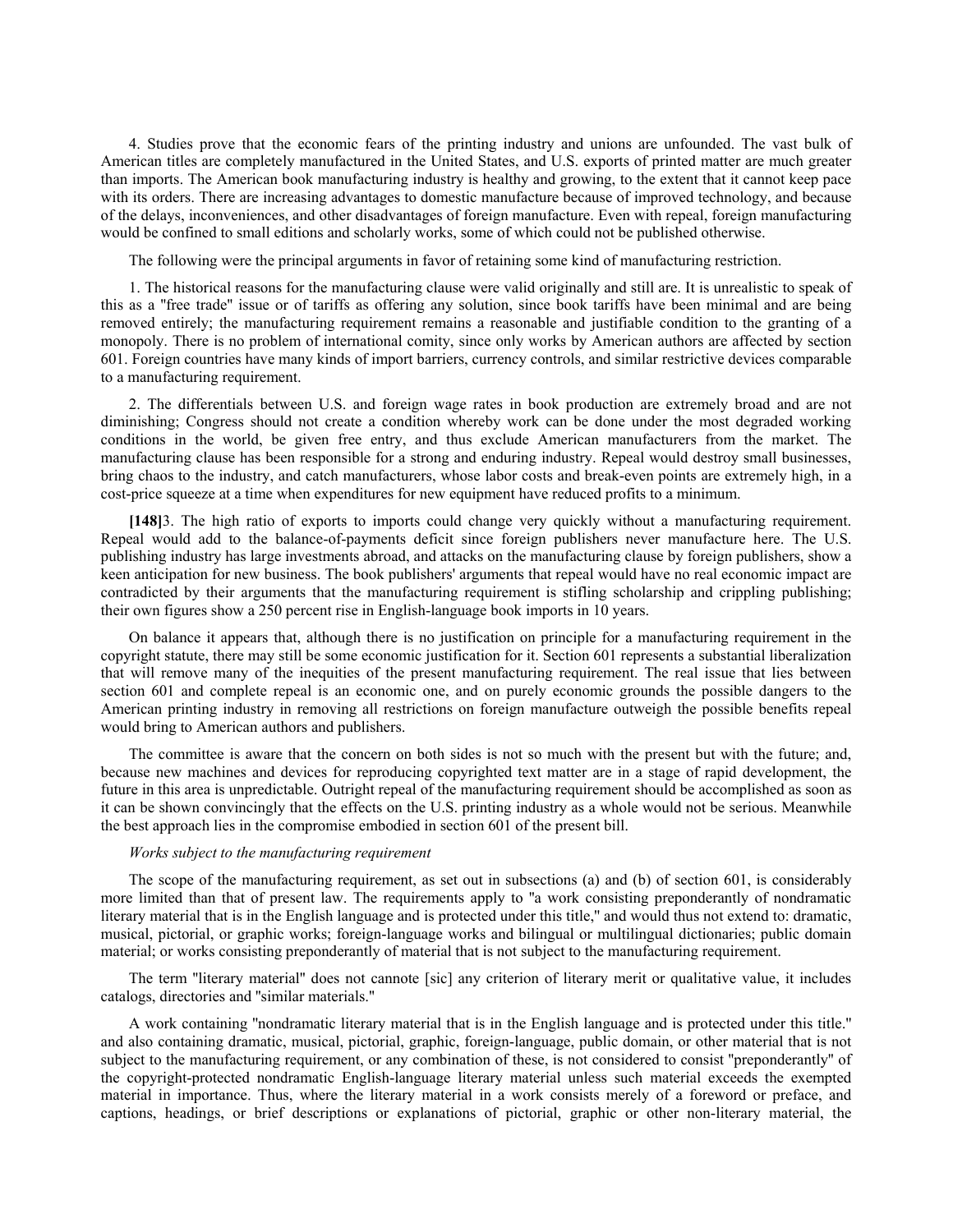4. Studies prove that the economic fears of the printing industry and unions are unfounded. The vast bulk of American titles are completely manufactured in the United States, and U.S. exports of printed matter are much greater than imports. The American book manufacturing industry is healthy and growing, to the extent that it cannot keep pace with its orders. There are increasing advantages to domestic manufacture because of improved technology, and because of the delays, inconveniences, and other disadvantages of foreign manufacture. Even with repeal, foreign manufacturing would be confined to small editions and scholarly works, some of which could not be published otherwise.

The following were the principal arguments in favor of retaining some kind of manufacturing restriction.

1. The historical reasons for the manufacturing clause were valid originally and still are. It is unrealistic to speak of this as a "free trade" issue or of tariffs as offering any solution, since book tariffs have been minimal and are being removed entirely; the manufacturing requirement remains a reasonable and justifiable condition to the granting of a monopoly. There is no problem of international comity, since only works by American authors are affected by section 601. Foreign countries have many kinds of import barriers, currency controls, and similar restrictive devices comparable to a manufacturing requirement.

2. The differentials between U.S. and foreign wage rates in book production are extremely broad and are not diminishing; Congress should not create a condition whereby work can be done under the most degraded working conditions in the world, be given free entry, and thus exclude American manufacturers from the market. The manufacturing clause has been responsible for a strong and enduring industry. Repeal would destroy small businesses, bring chaos to the industry, and catch manufacturers, whose labor costs and break-even points are extremely high, in a cost-price squeeze at a time when expenditures for new equipment have reduced profits to a minimum.

**[148]**3. The high ratio of exports to imports could change very quickly without a manufacturing requirement. Repeal would add to the balance-of-payments deficit since foreign publishers never manufacture here. The U.S. publishing industry has large investments abroad, and attacks on the manufacturing clause by foreign publishers, show a keen anticipation for new business. The book publishers' arguments that repeal would have no real economic impact are contradicted by their arguments that the manufacturing requirement is stifling scholarship and crippling publishing; their own figures show a 250 percent rise in English-language book imports in 10 years.

On balance it appears that, although there is no justification on principle for a manufacturing requirement in the copyright statute, there may still be some economic justification for it. Section 601 represents a substantial liberalization that will remove many of the inequities of the present manufacturing requirement. The real issue that lies between section 601 and complete repeal is an economic one, and on purely economic grounds the possible dangers to the American printing industry in removing all restrictions on foreign manufacture outweigh the possible benefits repeal would bring to American authors and publishers.

The committee is aware that the concern on both sides is not so much with the present but with the future; and, because new machines and devices for reproducing copyrighted text matter are in a stage of rapid development, the future in this area is unpredictable. Outright repeal of the manufacturing requirement should be accomplished as soon as it can be shown convincingly that the effects on the U.S. printing industry as a whole would not be serious. Meanwhile the best approach lies in the compromise embodied in section 601 of the present bill.

*Works subject to the manufacturing requirement*

The scope of the manufacturing requirement, as set out in subsections (a) and (b) of section 601, is considerably more limited than that of present law. The requirements apply to "a work consisting preponderantly of nondramatic literary material that is in the English language and is protected under this title," and would thus not extend to: dramatic, musical, pictorial, or graphic works; foreign-language works and bilingual or multilingual dictionaries; public domain material; or works consisting preponderantly of material that is not subject to the manufacturing requirement.

The term "literary material" does not cannote [sic] any criterion of literary merit or qualitative value, it includes catalogs, directories and "similar materials."

A work containing "nondramatic literary material that is in the English language and is protected under this title." and also containing dramatic, musical, pictorial, graphic, foreign-language, public domain, or other material that is not subject to the manufacturing requirement, or any combination of these, is not considered to consist "preponderantly" of the copyright-protected nondramatic English-language literary material unless such material exceeds the exempted material in importance. Thus, where the literary material in a work consists merely of a foreword or preface, and captions, headings, or brief descriptions or explanations of pictorial, graphic or other non-literary material, the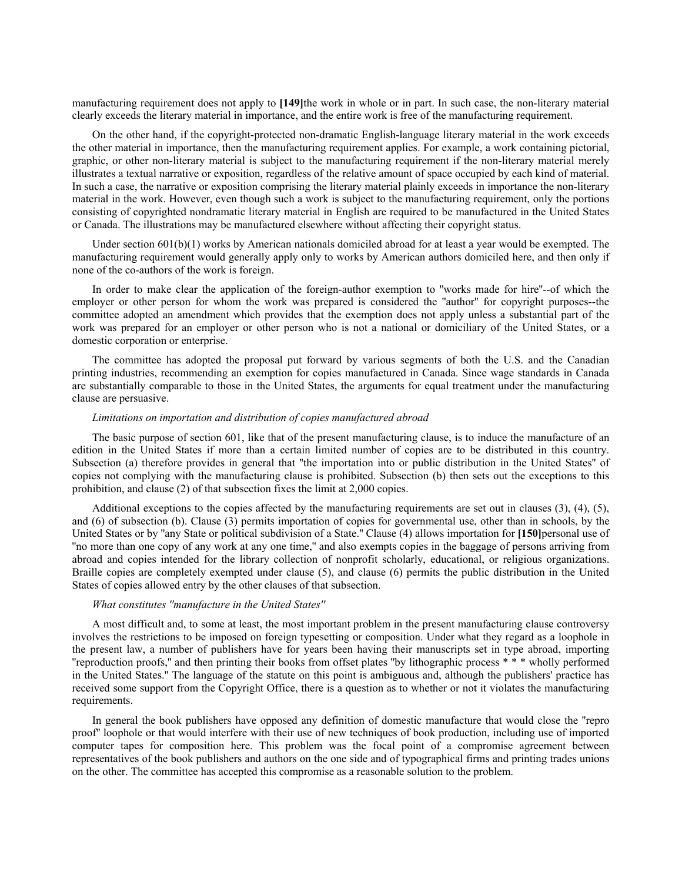manufacturing requirement does not apply to **[149]**the work in whole or in part. In such case, the non-literary material clearly exceeds the literary material in importance, and the entire work is free of the manufacturing requirement.

On the other hand, if the copyright-protected non-dramatic English-language literary material in the work exceeds the other material in importance, then the manufacturing requirement applies. For example, a work containing pictorial, graphic, or other non-literary material is subject to the manufacturing requirement if the non-literary material merely illustrates a textual narrative or exposition, regardless of the relative amount of space occupied by each kind of material. In such a case, the narrative or exposition comprising the literary material plainly exceeds in importance the non-literary material in the work. However, even though such a work is subject to the manufacturing requirement, only the portions consisting of copyrighted nondramatic literary material in English are required to be manufactured in the United States or Canada. The illustrations may be manufactured elsewhere without affecting their copyright status.

Under section 601(b)(1) works by American nationals domiciled abroad for at least a year would be exempted. The manufacturing requirement would generally apply only to works by American authors domiciled here, and then only if none of the co-authors of the work is foreign.

In order to make clear the application of the foreign-author exemption to "works made for hire"--of which the employer or other person for whom the work was prepared is considered the "author" for copyright purposes--the committee adopted an amendment which provides that the exemption does not apply unless a substantial part of the work was prepared for an employer or other person who is not a national or domiciliary of the United States, or a domestic corporation or enterprise.

The committee has adopted the proposal put forward by various segments of both the U.S. and the Canadian printing industries, recommending an exemption for copies manufactured in Canada. Since wage standards in Canada are substantially comparable to those in the United States, the arguments for equal treatment under the manufacturing clause are persuasive.

*Limitations on importation and distribution of copies manufactured abroad*

The basic purpose of section 601, like that of the present manufacturing clause, is to induce the manufacture of an edition in the United States if more than a certain limited number of copies are to be distributed in this country. Subsection (a) therefore provides in general that "the importation into or public distribution in the United States" of copies not complying with the manufacturing clause is prohibited. Subsection (b) then sets out the exceptions to this prohibition, and clause (2) of that subsection fixes the limit at 2,000 copies.

Additional exceptions to the copies affected by the manufacturing requirements are set out in clauses (3), (4), (5), and (6) of subsection (b). Clause (3) permits importation of copies for governmental use, other than in schools, by the United States or by "any State or political subdivision of a State." Clause (4) allows importation for **[150]**personal use of "no more than one copy of any work at any one time," and also exempts copies in the baggage of persons arriving from abroad and copies intended for the library collection of nonprofit scholarly, educational, or religious organizations. Braille copies are completely exempted under clause (5), and clause (6) permits the public distribution in the United States of copies allowed entry by the other clauses of that subsection.

*What constitutes "manufacture in the United States"*

A most difficult and, to some at least, the most important problem in the present manufacturing clause controversy involves the restrictions to be imposed on foreign typesetting or composition. Under what they regard as a loophole in the present law, a number of publishers have for years been having their manuscripts set in type abroad, importing "reproduction proofs," and then printing their books from offset plates "by lithographic process * * * wholly performed in the United States." The language of the statute on this point is ambiguous and, although the publishers' practice has received some support from the Copyright Office, there is a question as to whether or not it violates the manufacturing requirements.

In general the book publishers have opposed any definition of domestic manufacture that would close the "repro proof" loophole or that would interfere with their use of new techniques of book production, including use of imported computer tapes for composition here. This problem was the focal point of a compromise agreement between representatives of the book publishers and authors on the one side and of typographical firms and printing trades unions on the other. The committee has accepted this compromise as a reasonable solution to the problem.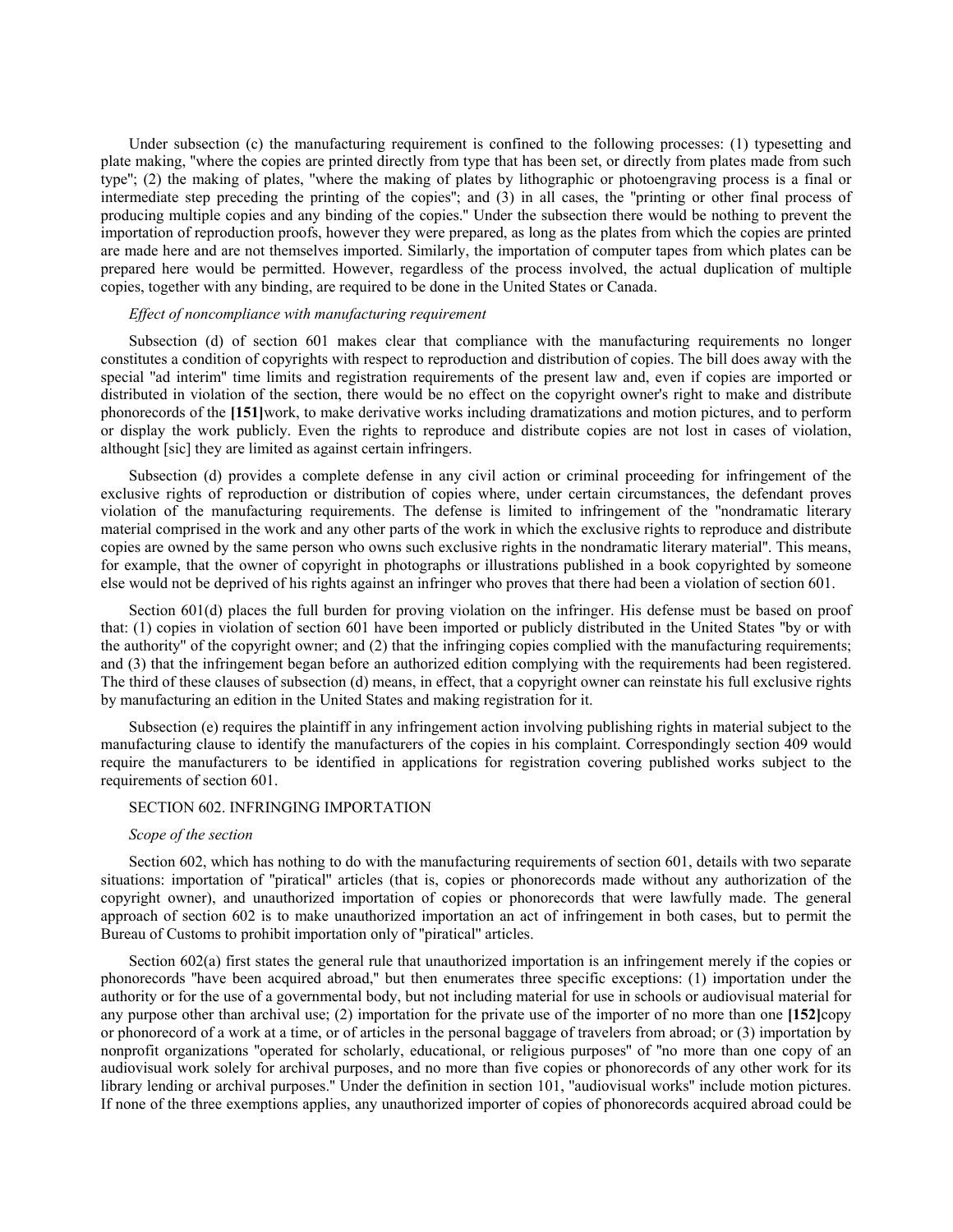Under subsection (c) the manufacturing requirement is confined to the following processes: (1) typesetting and plate making, "where the copies are printed directly from type that has been set, or directly from plates made from such type"; (2) the making of plates, "where the making of plates by lithographic or photoengraving process is a final or intermediate step preceding the printing of the copies"; and (3) in all cases, the "printing or other final process of producing multiple copies and any binding of the copies." Under the subsection there would be nothing to prevent the importation of reproduction proofs, however they were prepared, as long as the plates from which the copies are printed are made here and are not themselves imported. Similarly, the importation of computer tapes from which plates can be prepared here would be permitted. However, regardless of the process involved, the actual duplication of multiple copies, together with any binding, are required to be done in the United States or Canada.

*Effect of noncompliance with manufacturing requirement*

Subsection (d) of section 601 makes clear that compliance with the manufacturing requirements no longer constitutes a condition of copyrights with respect to reproduction and distribution of copies. The bill does away with the special "ad interim" time limits and registration requirements of the present law and, even if copies are imported or distributed in violation of the section, there would be no effect on the copyright owner's right to make and distribute phonorecords of the **[151]**work, to make derivative works including dramatizations and motion pictures, and to perform or display the work publicly. Even the rights to reproduce and distribute copies are not lost in cases of violation, althought [sic] they are limited as against certain infringers.

Subsection (d) provides a complete defense in any civil action or criminal proceeding for infringement of the exclusive rights of reproduction or distribution of copies where, under certain circumstances, the defendant proves violation of the manufacturing requirements. The defense is limited to infringement of the "nondramatic literary material comprised in the work and any other parts of the work in which the exclusive rights to reproduce and distribute copies are owned by the same person who owns such exclusive rights in the nondramatic literary material". This means, for example, that the owner of copyright in photographs or illustrations published in a book copyrighted by someone else would not be deprived of his rights against an infringer who proves that there had been a violation of section 601.

Section 601(d) places the full burden for proving violation on the infringer. His defense must be based on proof that: (1) copies in violation of section 601 have been imported or publicly distributed in the United States "by or with the authority" of the copyright owner; and (2) that the infringing copies complied with the manufacturing requirements; and (3) that the infringement began before an authorized edition complying with the requirements had been registered. The third of these clauses of subsection (d) means, in effect, that a copyright owner can reinstate his full exclusive rights by manufacturing an edition in the United States and making registration for it.

Subsection (e) requires the plaintiff in any infringement action involving publishing rights in material subject to the manufacturing clause to identify the manufacturers of the copies in his complaint. Correspondingly section 409 would require the manufacturers to be identified in applications for registration covering published works subject to the requirements of section 601.

SECTION 602. INFRINGING IMPORTATION

*Scope of the section*

Section 602, which has nothing to do with the manufacturing requirements of section 601, details with two separate situations: importation of "piratical" articles (that is, copies or phonorecords made without any authorization of the copyright owner), and unauthorized importation of copies or phonorecords that were lawfully made. The general approach of section 602 is to make unauthorized importation an act of infringement in both cases, but to permit the Bureau of Customs to prohibit importation only of "piratical" articles.

Section 602(a) first states the general rule that unauthorized importation is an infringement merely if the copies or phonorecords "have been acquired abroad," but then enumerates three specific exceptions: (1) importation under the authority or for the use of a governmental body, but not including material for use in schools or audiovisual material for any purpose other than archival use; (2) importation for the private use of the importer of no more than one **[152]**copy or phonorecord of a work at a time, or of articles in the personal baggage of travelers from abroad; or (3) importation by nonprofit organizations "operated for scholarly, educational, or religious purposes" of "no more than one copy of an audiovisual work solely for archival purposes, and no more than five copies or phonorecords of any other work for its library lending or archival purposes." Under the definition in section 101, "audiovisual works" include motion pictures. If none of the three exemptions applies, any unauthorized importer of copies of phonorecords acquired abroad could be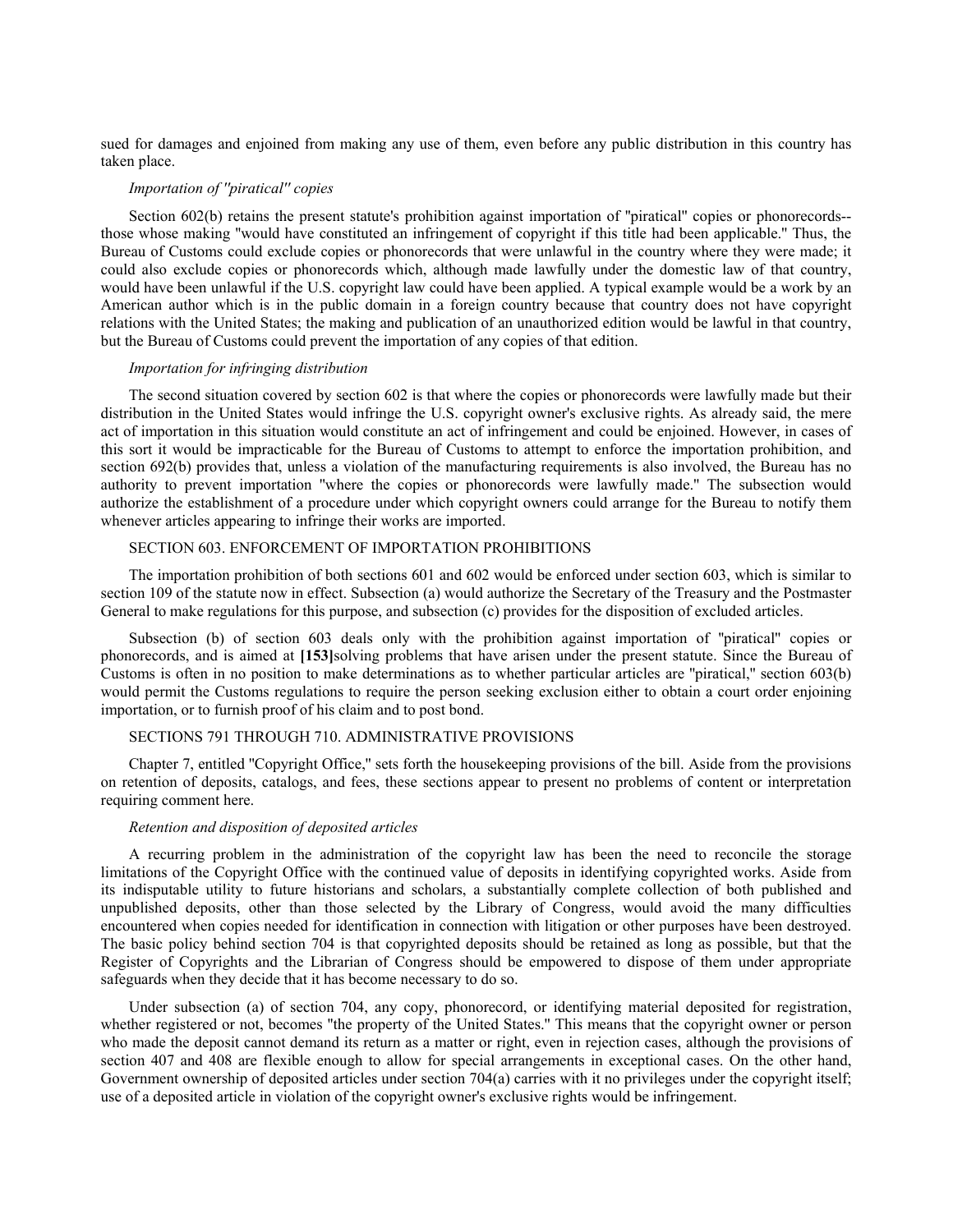sued for damages and enjoined from making any use of them, even before any public distribution in this country has taken place.

*Importation of "piratical" copies*

Section 602(b) retains the present statute's prohibition against importation of "piratical" copies or phonorecords--those whose making "would have constituted an infringement of copyright if this title had been applicable." Thus, the Bureau of Customs could exclude copies or phonorecords that were unlawful in the country where they were made; it could also exclude copies or phonorecords which, although made lawfully under the domestic law of that country, would have been unlawful if the U.S. copyright law could have been applied. A typical example would be a work by an American author which is in the public domain in a foreign country because that country does not have copyright relations with the United States; the making and publication of an unauthorized edition would be lawful in that country, but the Bureau of Customs could prevent the importation of any copies of that edition.

*Importation for infringing distribution*

The second situation covered by section 602 is that where the copies or phonorecords were lawfully made but their distribution in the United States would infringe the U.S. copyright owner's exclusive rights. As already said, the mere act of importation in this situation would constitute an act of infringement and could be enjoined. However, in cases of this sort it would be impracticable for the Bureau of Customs to attempt to enforce the importation prohibition, and section 692(b) provides that, unless a violation of the manufacturing requirements is also involved, the Bureau has no authority to prevent importation "where the copies or phonorecords were lawfully made." The subsection would authorize the establishment of a procedure under which copyright owners could arrange for the Bureau to notify them whenever articles appearing to infringe their works are imported.

SECTION 603. ENFORCEMENT OF IMPORTATION PROHIBITIONS

The importation prohibition of both sections 601 and 602 would be enforced under section 603, which is similar to section 109 of the statute now in effect. Subsection (a) would authorize the Secretary of the Treasury and the Postmaster General to make regulations for this purpose, and subsection (c) provides for the disposition of excluded articles.

Subsection (b) of section 603 deals only with the prohibition against importation of "piratical" copies or phonorecords, and is aimed at **[153]**solving problems that have arisen under the present statute. Since the Bureau of Customs is often in no position to make determinations as to whether particular articles are "piratical," section 603(b) would permit the Customs regulations to require the person seeking exclusion either to obtain a court order enjoining importation, or to furnish proof of his claim and to post bond.

SECTIONS 791 THROUGH 710. ADMINISTRATIVE PROVISIONS

Chapter 7, entitled "Copyright Office," sets forth the housekeeping provisions of the bill. Aside from the provisions on retention of deposits, catalogs, and fees, these sections appear to present no problems of content or interpretation requiring comment here.

*Retention and disposition of deposited articles*

A recurring problem in the administration of the copyright law has been the need to reconcile the storage limitations of the Copyright Office with the continued value of deposits in identifying copyrighted works. Aside from its indisputable utility to future historians and scholars, a substantially complete collection of both published and unpublished deposits, other than those selected by the Library of Congress, would avoid the many difficulties encountered when copies needed for identification in connection with litigation or other purposes have been destroyed. The basic policy behind section 704 is that copyrighted deposits should be retained as long as possible, but that the Register of Copyrights and the Librarian of Congress should be empowered to dispose of them under appropriate safeguards when they decide that it has become necessary to do so.

Under subsection (a) of section 704, any copy, phonorecord, or identifying material deposited for registration, whether registered or not, becomes "the property of the United States." This means that the copyright owner or person who made the deposit cannot demand its return as a matter or right, even in rejection cases, although the provisions of section 407 and 408 are flexible enough to allow for special arrangements in exceptional cases. On the other hand, Government ownership of deposited articles under section 704(a) carries with it no privileges under the copyright itself; use of a deposited article in violation of the copyright owner's exclusive rights would be infringement.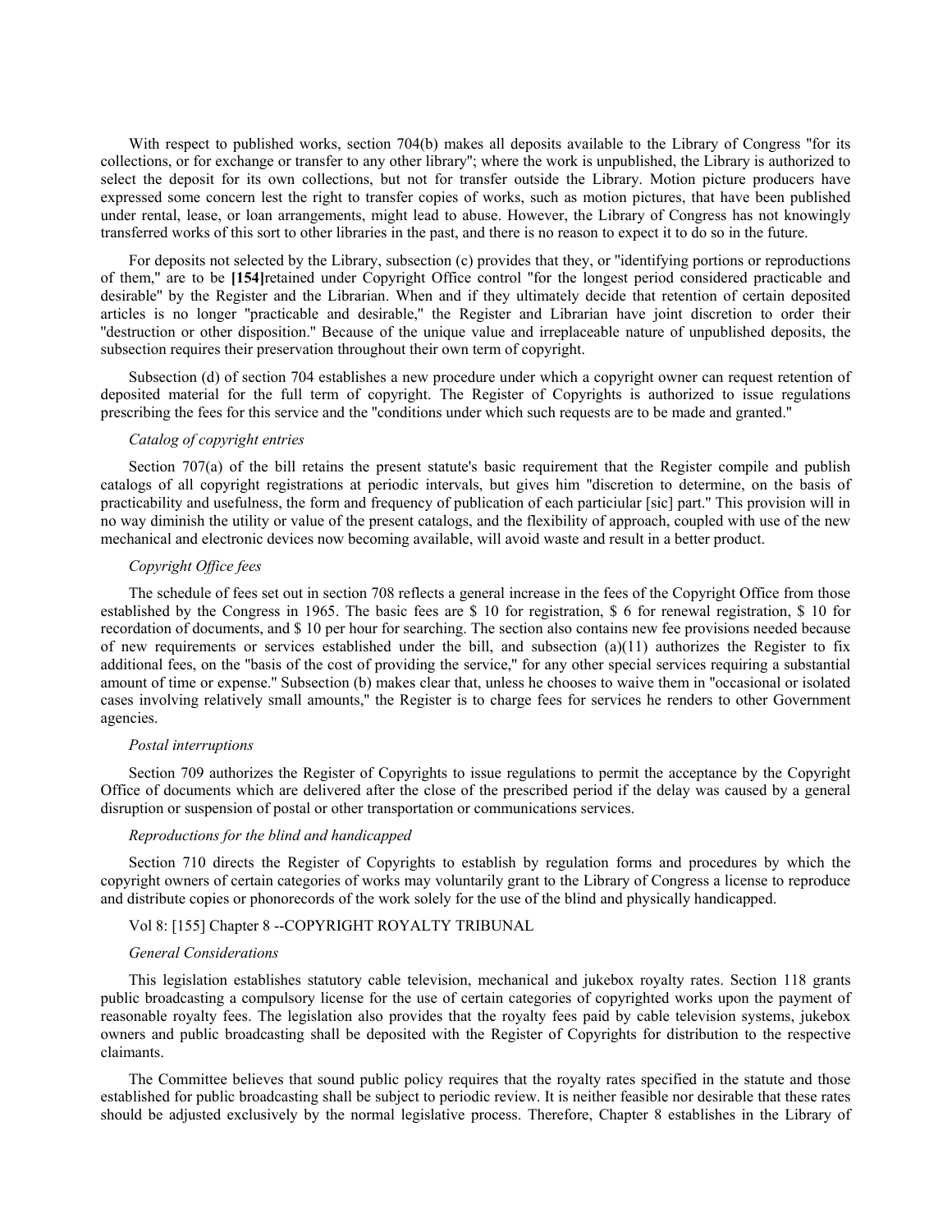With respect to published works, section 704(b) makes all deposits available to the Library of Congress "for its collections, or for exchange or transfer to any other library"; where the work is unpublished, the Library is authorized to select the deposit for its own collections, but not for transfer outside the Library. Motion picture producers have expressed some concern lest the right to transfer copies of works, such as motion pictures, that have been published under rental, lease, or loan arrangements, might lead to abuse. However, the Library of Congress has not knowingly transferred works of this sort to other libraries in the past, and there is no reason to expect it to do so in the future.

For deposits not selected by the Library, subsection (c) provides that they, or "identifying portions or reproductions of them," are to be **[154]**retained under Copyright Office control "for the longest period considered practicable and desirable" by the Register and the Librarian. When and if they ultimately decide that retention of certain deposited articles is no longer "practicable and desirable," the Register and Librarian have joint discretion to order their "destruction or other disposition." Because of the unique value and irreplaceable nature of unpublished deposits, the subsection requires their preservation throughout their own term of copyright.

Subsection (d) of section 704 establishes a new procedure under which a copyright owner can request retention of deposited material for the full term of copyright. The Register of Copyrights is authorized to issue regulations prescribing the fees for this service and the "conditions under which such requests are to be made and granted."

*Catalog of copyright entries*

Section 707(a) of the bill retains the present statute's basic requirement that the Register compile and publish catalogs of all copyright registrations at periodic intervals, but gives him "discretion to determine, on the basis of practicability and usefulness, the form and frequency of publication of each particiular [sic] part." This provision will in no way diminish the utility or value of the present catalogs, and the flexibility of approach, coupled with use of the new mechanical and electronic devices now becoming available, will avoid waste and result in a better product.

*Copyright Office fees*

The schedule of fees set out in section 708 reflects a general increase in the fees of the Copyright Office from those established by the Congress in 1965. The basic fees are $ 10 for registration, $ 6 for renewal registration, $ 10 for recordation of documents, and $ 10 per hour for searching. The section also contains new fee provisions needed because of new requirements or services established under the bill, and subsection (a)(11) authorizes the Register to fix additional fees, on the "basis of the cost of providing the service," for any other special services requiring a substantial amount of time or expense." Subsection (b) makes clear that, unless he chooses to waive them in "occasional or isolated cases involving relatively small amounts," the Register is to charge fees for services he renders to other Government agencies.

*Postal interruptions*

Section 709 authorizes the Register of Copyrights to issue regulations to permit the acceptance by the Copyright Office of documents which are delivered after the close of the prescribed period if the delay was caused by a general disruption or suspension of postal or other transportation or communications services.

*Reproductions for the blind and handicapped*

Section 710 directs the Register of Copyrights to establish by regulation forms and procedures by which the copyright owners of certain categories of works may voluntarily grant to the Library of Congress a license to reproduce and distribute copies or phonorecords of the work solely for the use of the blind and physically handicapped.

Vol 8: [155] Chapter 8 --COPYRIGHT ROYALTY TRIBUNAL

*General Considerations*

This legislation establishes statutory cable television, mechanical and jukebox royalty rates. Section 118 grants public broadcasting a compulsory license for the use of certain categories of copyrighted works upon the payment of reasonable royalty fees. The legislation also provides that the royalty fees paid by cable television systems, jukebox owners and public broadcasting shall be deposited with the Register of Copyrights for distribution to the respective claimants.

The Committee believes that sound public policy requires that the royalty rates specified in the statute and those established for public broadcasting shall be subject to periodic review. It is neither feasible nor desirable that these rates should be adjusted exclusively by the normal legislative process. Therefore, Chapter 8 establishes in the Library of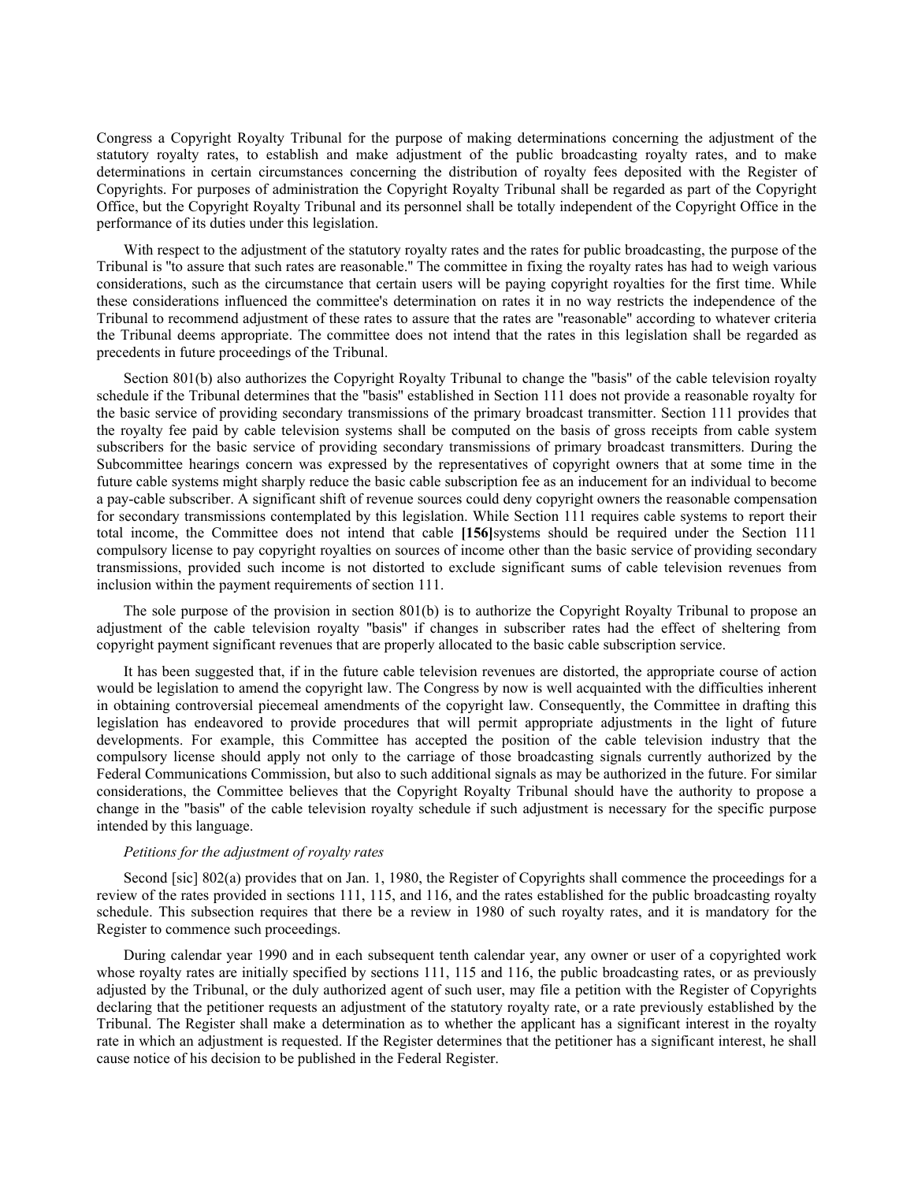Congress a Copyright Royalty Tribunal for the purpose of making determinations concerning the adjustment of the statutory royalty rates, to establish and make adjustment of the public broadcasting royalty rates, and to make determinations in certain circumstances concerning the distribution of royalty fees deposited with the Register of Copyrights. For purposes of administration the Copyright Royalty Tribunal shall be regarded as part of the Copyright Office, but the Copyright Royalty Tribunal and its personnel shall be totally independent of the Copyright Office in the performance of its duties under this legislation.

With respect to the adjustment of the statutory royalty rates and the rates for public broadcasting, the purpose of the Tribunal is "to assure that such rates are reasonable." The committee in fixing the royalty rates has had to weigh various considerations, such as the circumstance that certain users will be paying copyright royalties for the first time. While these considerations influenced the committee's determination on rates it in no way restricts the independence of the Tribunal to recommend adjustment of these rates to assure that the rates are "reasonable" according to whatever criteria the Tribunal deems appropriate. The committee does not intend that the rates in this legislation shall be regarded as precedents in future proceedings of the Tribunal.

Section 801(b) also authorizes the Copyright Royalty Tribunal to change the "basis" of the cable television royalty schedule if the Tribunal determines that the "basis" established in Section 111 does not provide a reasonable royalty for the basic service of providing secondary transmissions of the primary broadcast transmitter. Section 111 provides that the royalty fee paid by cable television systems shall be computed on the basis of gross receipts from cable system subscribers for the basic service of providing secondary transmissions of primary broadcast transmitters. During the Subcommittee hearings concern was expressed by the representatives of copyright owners that at some time in the future cable systems might sharply reduce the basic cable subscription fee as an inducement for an individual to become a pay-cable subscriber. A significant shift of revenue sources could deny copyright owners the reasonable compensation for secondary transmissions contemplated by this legislation. While Section 111 requires cable systems to report their total income, the Committee does not intend that cable **[156]**systems should be required under the Section 111 compulsory license to pay copyright royalties on sources of income other than the basic service of providing secondary transmissions, provided such income is not distorted to exclude significant sums of cable television revenues from inclusion within the payment requirements of section 111.

The sole purpose of the provision in section 801(b) is to authorize the Copyright Royalty Tribunal to propose an adjustment of the cable television royalty "basis" if changes in subscriber rates had the effect of sheltering from copyright payment significant revenues that are properly allocated to the basic cable subscription service.

It has been suggested that, if in the future cable television revenues are distorted, the appropriate course of action would be legislation to amend the copyright law. The Congress by now is well acquainted with the difficulties inherent in obtaining controversial piecemeal amendments of the copyright law. Consequently, the Committee in drafting this legislation has endeavored to provide procedures that will permit appropriate adjustments in the light of future developments. For example, this Committee has accepted the position of the cable television industry that the compulsory license should apply not only to the carriage of those broadcasting signals currently authorized by the Federal Communications Commission, but also to such additional signals as may be authorized in the future. For similar considerations, the Committee believes that the Copyright Royalty Tribunal should have the authority to propose a change in the "basis" of the cable television royalty schedule if such adjustment is necessary for the specific purpose intended by this language.

*Petitions for the adjustment of royalty rates*

Second [sic] 802(a) provides that on Jan. 1, 1980, the Register of Copyrights shall commence the proceedings for a review of the rates provided in sections 111, 115, and 116, and the rates established for the public broadcasting royalty schedule. This subsection requires that there be a review in 1980 of such royalty rates, and it is mandatory for the Register to commence such proceedings.

During calendar year 1990 and in each subsequent tenth calendar year, any owner or user of a copyrighted work whose royalty rates are initially specified by sections 111, 115 and 116, the public broadcasting rates, or as previously adjusted by the Tribunal, or the duly authorized agent of such user, may file a petition with the Register of Copyrights declaring that the petitioner requests an adjustment of the statutory royalty rate, or a rate previously established by the Tribunal. The Register shall make a determination as to whether the applicant has a significant interest in the royalty rate in which an adjustment is requested. If the Register determines that the petitioner has a significant interest, he shall cause notice of his decision to be published in the Federal Register.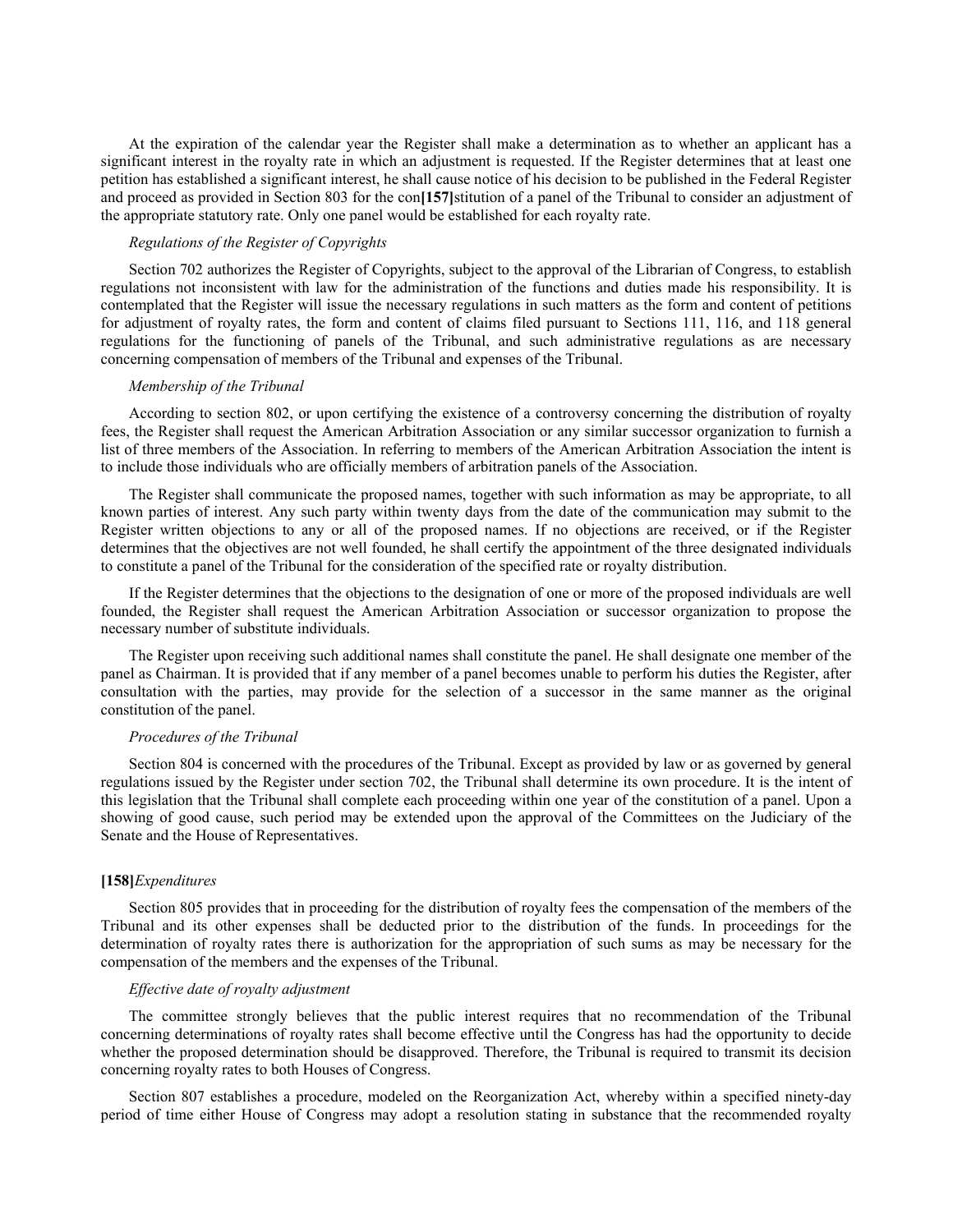At the expiration of the calendar year the Register shall make a determination as to whether an applicant has a significant interest in the royalty rate in which an adjustment is requested. If the Register determines that at least one petition has established a significant interest, he shall cause notice of his decision to be published in the Federal Register and proceed as provided in Section 803 for the con**[157]**stitution of a panel of the Tribunal to consider an adjustment of the appropriate statutory rate. Only one panel would be established for each royalty rate.

*Regulations of the Register of Copyrights*

Section 702 authorizes the Register of Copyrights, subject to the approval of the Librarian of Congress, to establish regulations not inconsistent with law for the administration of the functions and duties made his responsibility. It is contemplated that the Register will issue the necessary regulations in such matters as the form and content of petitions for adjustment of royalty rates, the form and content of claims filed pursuant to Sections 111, 116, and 118 general regulations for the functioning of panels of the Tribunal, and such administrative regulations as are necessary concerning compensation of members of the Tribunal and expenses of the Tribunal.

*Membership of the Tribunal*

According to section 802, or upon certifying the existence of a controversy concerning the distribution of royalty fees, the Register shall request the American Arbitration Association or any similar successor organization to furnish a list of three members of the Association. In referring to members of the American Arbitration Association the intent is to include those individuals who are officially members of arbitration panels of the Association.

The Register shall communicate the proposed names, together with such information as may be appropriate, to all known parties of interest. Any such party within twenty days from the date of the communication may submit to the Register written objections to any or all of the proposed names. If no objections are received, or if the Register determines that the objectives are not well founded, he shall certify the appointment of the three designated individuals to constitute a panel of the Tribunal for the consideration of the specified rate or royalty distribution.

If the Register determines that the objections to the designation of one or more of the proposed individuals are well founded, the Register shall request the American Arbitration Association or successor organization to propose the necessary number of substitute individuals.

The Register upon receiving such additional names shall constitute the panel. He shall designate one member of the panel as Chairman. It is provided that if any member of a panel becomes unable to perform his duties the Register, after consultation with the parties, may provide for the selection of a successor in the same manner as the original constitution of the panel.

*Procedures of the Tribunal*

Section 804 is concerned with the procedures of the Tribunal. Except as provided by law or as governed by general regulations issued by the Register under section 702, the Tribunal shall determine its own procedure. It is the intent of this legislation that the Tribunal shall complete each proceeding within one year of the constitution of a panel. Upon a showing of good cause, such period may be extended upon the approval of the Committees on the Judiciary of the Senate and the House of Representatives.

**[158]***Expenditures*

Section 805 provides that in proceeding for the distribution of royalty fees the compensation of the members of the Tribunal and its other expenses shall be deducted prior to the distribution of the funds. In proceedings for the determination of royalty rates there is authorization for the appropriation of such sums as may be necessary for the compensation of the members and the expenses of the Tribunal.

*Effective date of royalty adjustment*

The committee strongly believes that the public interest requires that no recommendation of the Tribunal concerning determinations of royalty rates shall become effective until the Congress has had the opportunity to decide whether the proposed determination should be disapproved. Therefore, the Tribunal is required to transmit its decision concerning royalty rates to both Houses of Congress.

Section 807 establishes a procedure, modeled on the Reorganization Act, whereby within a specified ninety-day period of time either House of Congress may adopt a resolution stating in substance that the recommended royalty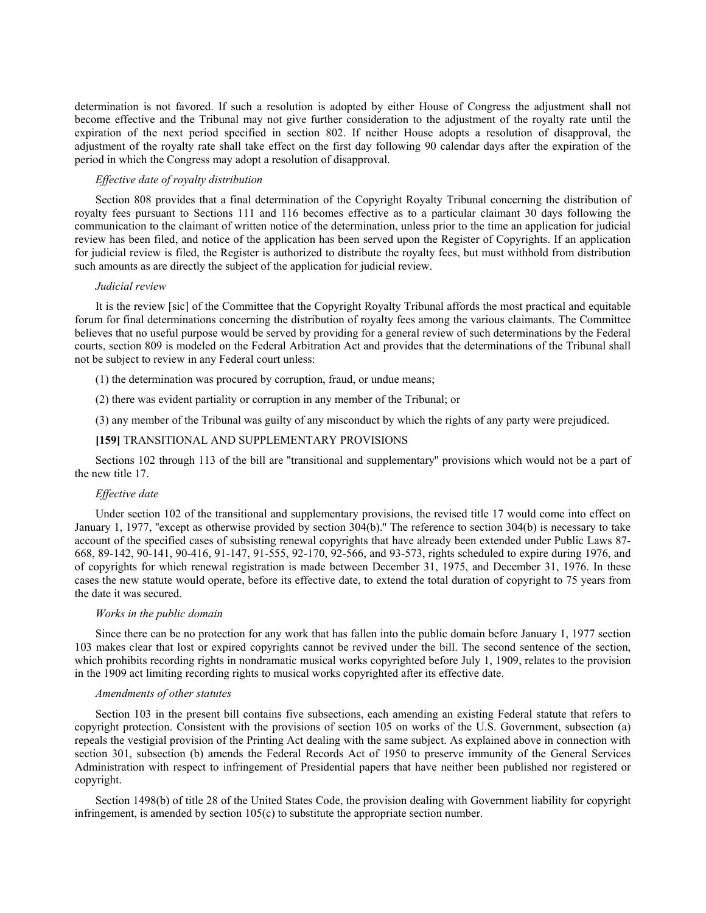determination is not favored. If such a resolution is adopted by either House of Congress the adjustment shall not become effective and the Tribunal may not give further consideration to the adjustment of the royalty rate until the expiration of the next period specified in section 802. If neither House adopts a resolution of disapproval, the adjustment of the royalty rate shall take effect on the first day following 90 calendar days after the expiration of the period in which the Congress may adopt a resolution of disapproval.

*Effective date of royalty distribution*

Section 808 provides that a final determination of the Copyright Royalty Tribunal concerning the distribution of royalty fees pursuant to Sections 111 and 116 becomes effective as to a particular claimant 30 days following the communication to the claimant of written notice of the determination, unless prior to the time an application for judicial review has been filed, and notice of the application has been served upon the Register of Copyrights. If an application for judicial review is filed, the Register is authorized to distribute the royalty fees, but must withhold from distribution such amounts as are directly the subject of the application for judicial review.

*Judicial review*

It is the review [sic] of the Committee that the Copyright Royalty Tribunal affords the most practical and equitable forum for final determinations concerning the distribution of royalty fees among the various claimants. The Committee believes that no useful purpose would be served by providing for a general review of such determinations by the Federal courts, section 809 is modeled on the Federal Arbitration Act and provides that the determinations of the Tribunal shall not be subject to review in any Federal court unless:

(1) the determination was procured by corruption, fraud, or undue means;

(2) there was evident partiality or corruption in any member of the Tribunal; or

(3) any member of the Tribunal was guilty of any misconduct by which the rights of any party were prejudiced.

**[159]** TRANSITIONAL AND SUPPLEMENTARY PROVISIONS

Sections 102 through 113 of the bill are "transitional and supplementary" provisions which would not be a part of the new title 17.

*Effective date*

Under section 102 of the transitional and supplementary provisions, the revised title 17 would come into effect on January 1, 1977, "except as otherwise provided by section 304(b)." The reference to section 304(b) is necessary to take account of the specified cases of subsisting renewal copyrights that have already been extended under Public Laws 87-668, 89-142, 90-141, 90-416, 91-147, 91-555, 92-170, 92-566, and 93-573, rights scheduled to expire during 1976, and of copyrights for which renewal registration is made between December 31, 1975, and December 31, 1976. In these cases the new statute would operate, before its effective date, to extend the total duration of copyright to 75 years from the date it was secured.

*Works in the public domain*

Since there can be no protection for any work that has fallen into the public domain before January 1, 1977 section 103 makes clear that lost or expired copyrights cannot be revived under the bill. The second sentence of the section, which prohibits recording rights in nondramatic musical works copyrighted before July 1, 1909, relates to the provision in the 1909 act limiting recording rights to musical works copyrighted after its effective date.

*Amendments of other statutes*

Section 103 in the present bill contains five subsections, each amending an existing Federal statute that refers to copyright protection. Consistent with the provisions of section 105 on works of the U.S. Government, subsection (a) repeals the vestigial provision of the Printing Act dealing with the same subject. As explained above in connection with section 301, subsection (b) amends the Federal Records Act of 1950 to preserve immunity of the General Services Administration with respect to infringement of Presidential papers that have neither been published nor registered or copyright.

Section 1498(b) of title 28 of the United States Code, the provision dealing with Government liability for copyright infringement, is amended by section 105(c) to substitute the appropriate section number.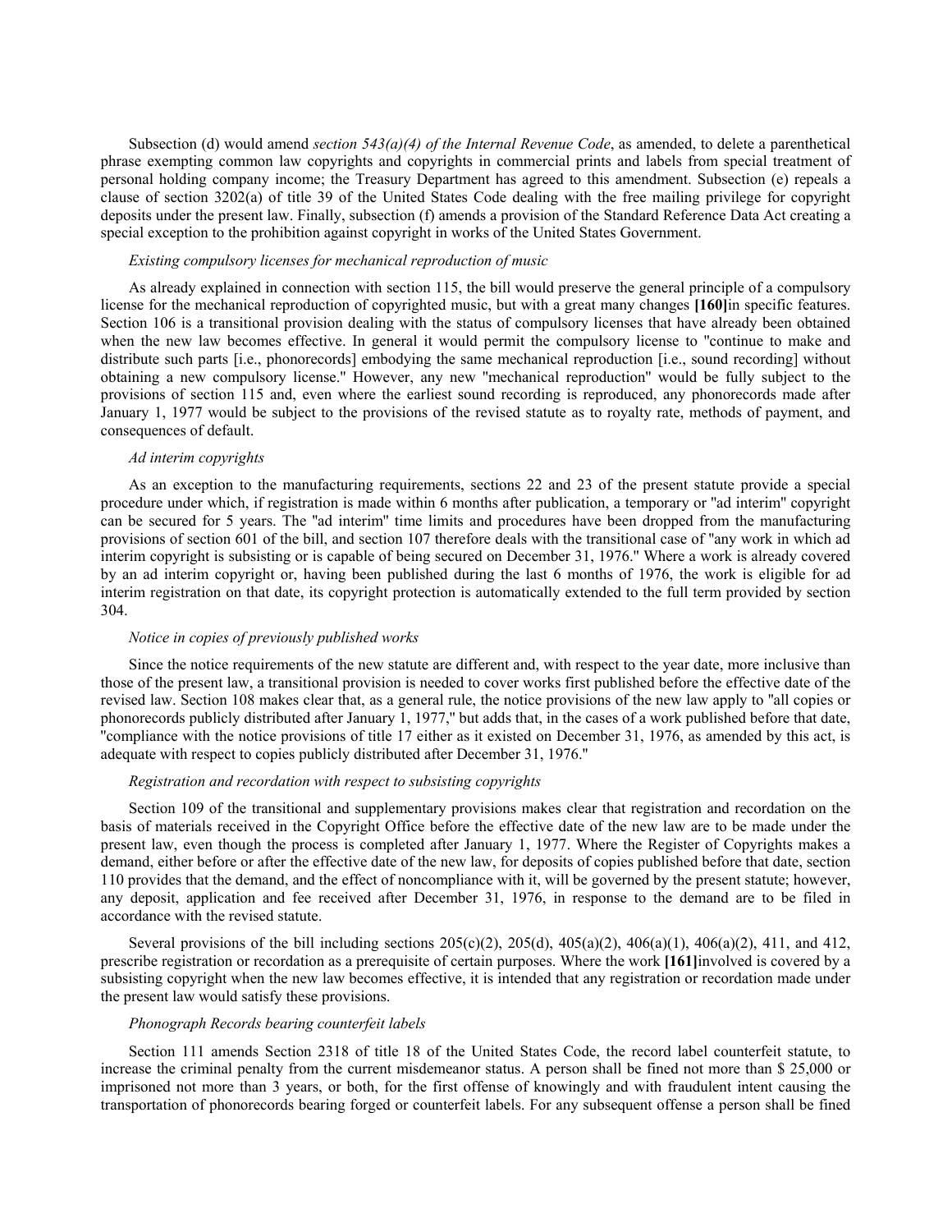Subsection (d) would amend *section 543(a)(4) of the Internal Revenue Code*, as amended, to delete a parenthetical phrase exempting common law copyrights and copyrights in commercial prints and labels from special treatment of personal holding company income; the Treasury Department has agreed to this amendment. Subsection (e) repeals a clause of section 3202(a) of title 39 of the United States Code dealing with the free mailing privilege for copyright deposits under the present law. Finally, subsection (f) amends a provision of the Standard Reference Data Act creating a special exception to the prohibition against copyright in works of the United States Government.

*Existing compulsory licenses for mechanical reproduction of music*

As already explained in connection with section 115, the bill would preserve the general principle of a compulsory license for the mechanical reproduction of copyrighted music, but with a great many changes **[160]**in specific features. Section 106 is a transitional provision dealing with the status of compulsory licenses that have already been obtained when the new law becomes effective. In general it would permit the compulsory license to "continue to make and distribute such parts [i.e., phonorecords] embodying the same mechanical reproduction [i.e., sound recording] without obtaining a new compulsory license." However, any new "mechanical reproduction" would be fully subject to the provisions of section 115 and, even where the earliest sound recording is reproduced, any phonorecords made after January 1, 1977 would be subject to the provisions of the revised statute as to royalty rate, methods of payment, and consequences of default.

*Ad interim copyrights*

As an exception to the manufacturing requirements, sections 22 and 23 of the present statute provide a special procedure under which, if registration is made within 6 months after publication, a temporary or "ad interim" copyright can be secured for 5 years. The "ad interim" time limits and procedures have been dropped from the manufacturing provisions of section 601 of the bill, and section 107 therefore deals with the transitional case of "any work in which ad interim copyright is subsisting or is capable of being secured on December 31, 1976." Where a work is already covered by an ad interim copyright or, having been published during the last 6 months of 1976, the work is eligible for ad interim registration on that date, its copyright protection is automatically extended to the full term provided by section 304.

*Notice in copies of previously published works*

Since the notice requirements of the new statute are different and, with respect to the year date, more inclusive than those of the present law, a transitional provision is needed to cover works first published before the effective date of the revised law. Section 108 makes clear that, as a general rule, the notice provisions of the new law apply to "all copies or phonorecords publicly distributed after January 1, 1977," but adds that, in the cases of a work published before that date, "compliance with the notice provisions of title 17 either as it existed on December 31, 1976, as amended by this act, is adequate with respect to copies publicly distributed after December 31, 1976."

*Registration and recordation with respect to subsisting copyrights*

Section 109 of the transitional and supplementary provisions makes clear that registration and recordation on the basis of materials received in the Copyright Office before the effective date of the new law are to be made under the present law, even though the process is completed after January 1, 1977. Where the Register of Copyrights makes a demand, either before or after the effective date of the new law, for deposits of copies published before that date, section 110 provides that the demand, and the effect of noncompliance with it, will be governed by the present statute; however, any deposit, application and fee received after December 31, 1976, in response to the demand are to be filed in accordance with the revised statute.

Several provisions of the bill including sections 205(c)(2), 205(d), 405(a)(2), 406(a)(1), 406(a)(2), 411, and 412, prescribe registration or recordation as a prerequisite of certain purposes. Where the work **[161]**involved is covered by a subsisting copyright when the new law becomes effective, it is intended that any registration or recordation made under the present law would satisfy these provisions.

*Phonograph Records bearing counterfeit labels*

Section 111 amends Section 2318 of title 18 of the United States Code, the record label counterfeit statute, to increase the criminal penalty from the current misdemeanor status. A person shall be fined not more than $ 25,000 or imprisoned not more than 3 years, or both, for the first offense of knowingly and with fraudulent intent causing the transportation of phonorecords bearing forged or counterfeit labels. For any subsequent offense a person shall be fined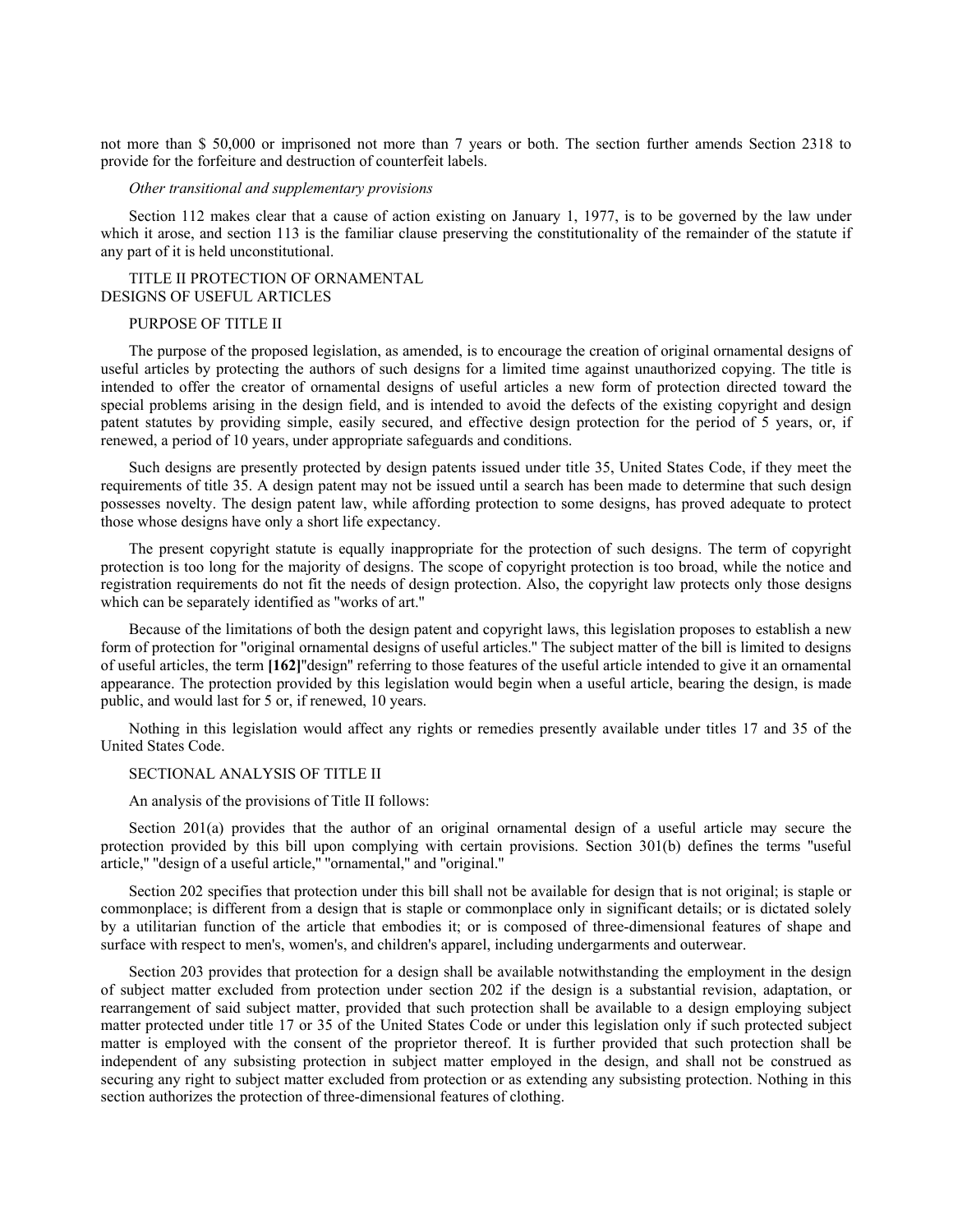not more than $ 50,000 or imprisoned not more than 7 years or both. The section further amends Section 2318 to provide for the forfeiture and destruction of counterfeit labels.

*Other transitional and supplementary provisions*

Section 112 makes clear that a cause of action existing on January 1, 1977, is to be governed by the law under which it arose, and section 113 is the familiar clause preserving the constitutionality of the remainder of the statute if any part of it is held unconstitutional.

## TITLE II PROTECTION OF ORNAMENTAL DESIGNS OF USEFUL ARTICLES

### PURPOSE OF TITLE II

The purpose of the proposed legislation, as amended, is to encourage the creation of original ornamental designs of useful articles by protecting the authors of such designs for a limited time against unauthorized copying. The title is intended to offer the creator of ornamental designs of useful articles a new form of protection directed toward the special problems arising in the design field, and is intended to avoid the defects of the existing copyright and design patent statutes by providing simple, easily secured, and effective design protection for the period of 5 years, or, if renewed, a period of 10 years, under appropriate safeguards and conditions.

Such designs are presently protected by design patents issued under title 35, United States Code, if they meet the requirements of title 35. A design patent may not be issued until a search has been made to determine that such design possesses novelty. The design patent law, while affording protection to some designs, has proved adequate to protect those whose designs have only a short life expectancy.

The present copyright statute is equally inappropriate for the protection of such designs. The term of copyright protection is too long for the majority of designs. The scope of copyright protection is too broad, while the notice and registration requirements do not fit the needs of design protection. Also, the copyright law protects only those designs which can be separately identified as "works of art."

Because of the limitations of both the design patent and copyright laws, this legislation proposes to establish a new form of protection for "original ornamental designs of useful articles." The subject matter of the bill is limited to designs of useful articles, the term **[162]**"design" referring to those features of the useful article intended to give it an ornamental appearance. The protection provided by this legislation would begin when a useful article, bearing the design, is made public, and would last for 5 or, if renewed, 10 years.

Nothing in this legislation would affect any rights or remedies presently available under titles 17 and 35 of the United States Code.

### SECTIONAL ANALYSIS OF TITLE II

An analysis of the provisions of Title II follows:

Section 201(a) provides that the author of an original ornamental design of a useful article may secure the protection provided by this bill upon complying with certain provisions. Section 301(b) defines the terms "useful article," "design of a useful article," "ornamental," and "original."

Section 202 specifies that protection under this bill shall not be available for design that is not original; is staple or commonplace; is different from a design that is staple or commonplace only in significant details; or is dictated solely by a utilitarian function of the article that embodies it; or is composed of three-dimensional features of shape and surface with respect to men's, women's, and children's apparel, including undergarments and outerwear.

Section 203 provides that protection for a design shall be available notwithstanding the employment in the design of subject matter excluded from protection under section 202 if the design is a substantial revision, adaptation, or rearrangement of said subject matter, provided that such protection shall be available to a design employing subject matter protected under title 17 or 35 of the United States Code or under this legislation only if such protected subject matter is employed with the consent of the proprietor thereof. It is further provided that such protection shall be independent of any subsisting protection in subject matter employed in the design, and shall not be construed as securing any right to subject matter excluded from protection or as extending any subsisting protection. Nothing in this section authorizes the protection of three-dimensional features of clothing.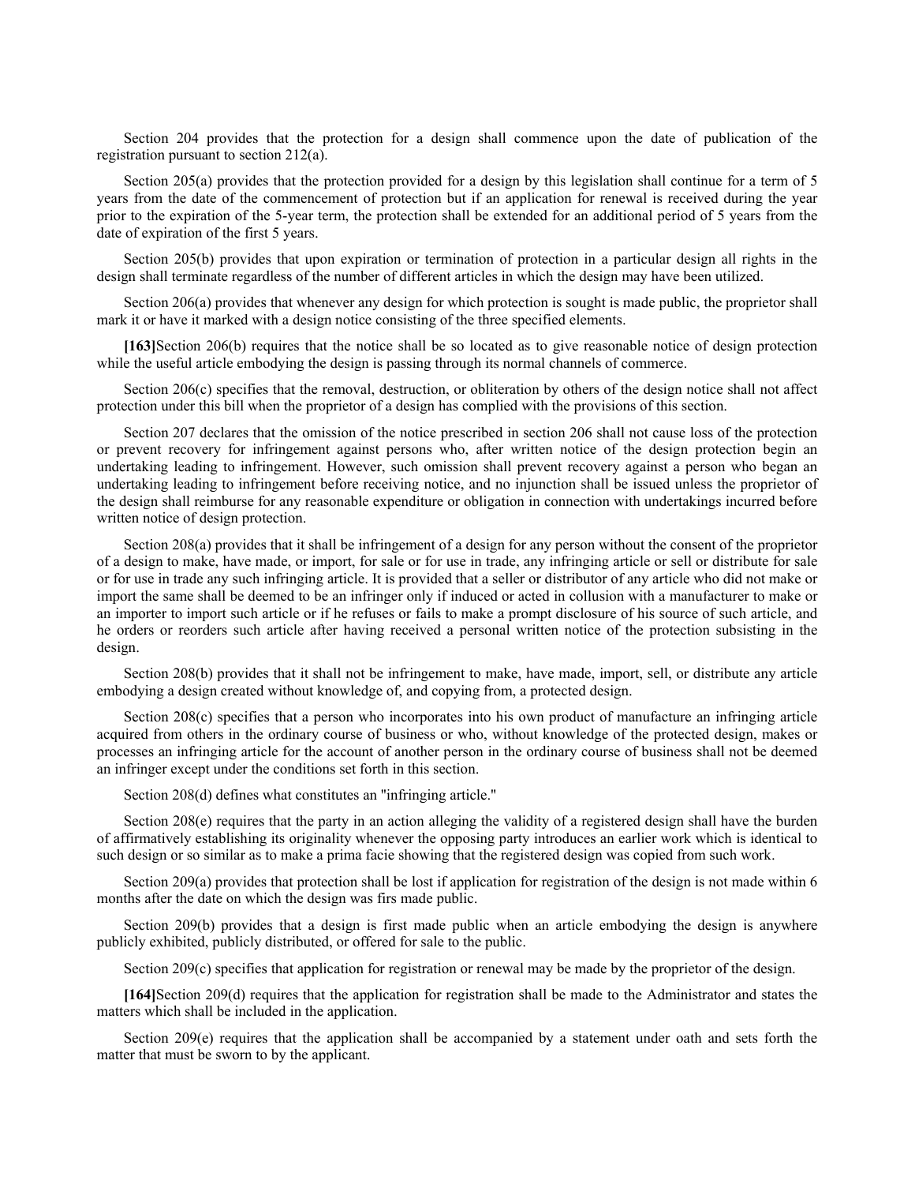Section 204 provides that the protection for a design shall commence upon the date of publication of the registration pursuant to section 212(a).

Section 205(a) provides that the protection provided for a design by this legislation shall continue for a term of 5 years from the date of the commencement of protection but if an application for renewal is received during the year prior to the expiration of the 5-year term, the protection shall be extended for an additional period of 5 years from the date of expiration of the first 5 years.

Section 205(b) provides that upon expiration or termination of protection in a particular design all rights in the design shall terminate regardless of the number of different articles in which the design may have been utilized.

Section 206(a) provides that whenever any design for which protection is sought is made public, the proprietor shall mark it or have it marked with a design notice consisting of the three specified elements.

**[163]**Section 206(b) requires that the notice shall be so located as to give reasonable notice of design protection while the useful article embodying the design is passing through its normal channels of commerce.

Section 206(c) specifies that the removal, destruction, or obliteration by others of the design notice shall not affect protection under this bill when the proprietor of a design has complied with the provisions of this section.

Section 207 declares that the omission of the notice prescribed in section 206 shall not cause loss of the protection or prevent recovery for infringement against persons who, after written notice of the design protection begin an undertaking leading to infringement. However, such omission shall prevent recovery against a person who began an undertaking leading to infringement before receiving notice, and no injunction shall be issued unless the proprietor of the design shall reimburse for any reasonable expenditure or obligation in connection with undertakings incurred before written notice of design protection.

Section 208(a) provides that it shall be infringement of a design for any person without the consent of the proprietor of a design to make, have made, or import, for sale or for use in trade, any infringing article or sell or distribute for sale or for use in trade any such infringing article. It is provided that a seller or distributor of any article who did not make or import the same shall be deemed to be an infringer only if induced or acted in collusion with a manufacturer to make or an importer to import such article or if he refuses or fails to make a prompt disclosure of his source of such article, and he orders or reorders such article after having received a personal written notice of the protection subsisting in the design.

Section 208(b) provides that it shall not be infringement to make, have made, import, sell, or distribute any article embodying a design created without knowledge of, and copying from, a protected design.

Section 208(c) specifies that a person who incorporates into his own product of manufacture an infringing article acquired from others in the ordinary course of business or who, without knowledge of the protected design, makes or processes an infringing article for the account of another person in the ordinary course of business shall not be deemed an infringer except under the conditions set forth in this section.

Section 208(d) defines what constitutes an "infringing article."

Section 208(e) requires that the party in an action alleging the validity of a registered design shall have the burden of affirmatively establishing its originality whenever the opposing party introduces an earlier work which is identical to such design or so similar as to make a prima facie showing that the registered design was copied from such work.

Section 209(a) provides that protection shall be lost if application for registration of the design is not made within 6 months after the date on which the design was firs made public.

Section 209(b) provides that a design is first made public when an article embodying the design is anywhere publicly exhibited, publicly distributed, or offered for sale to the public.

Section 209(c) specifies that application for registration or renewal may be made by the proprietor of the design.

**[164]**Section 209(d) requires that the application for registration shall be made to the Administrator and states the matters which shall be included in the application.

Section 209(e) requires that the application shall be accompanied by a statement under oath and sets forth the matter that must be sworn to by the applicant.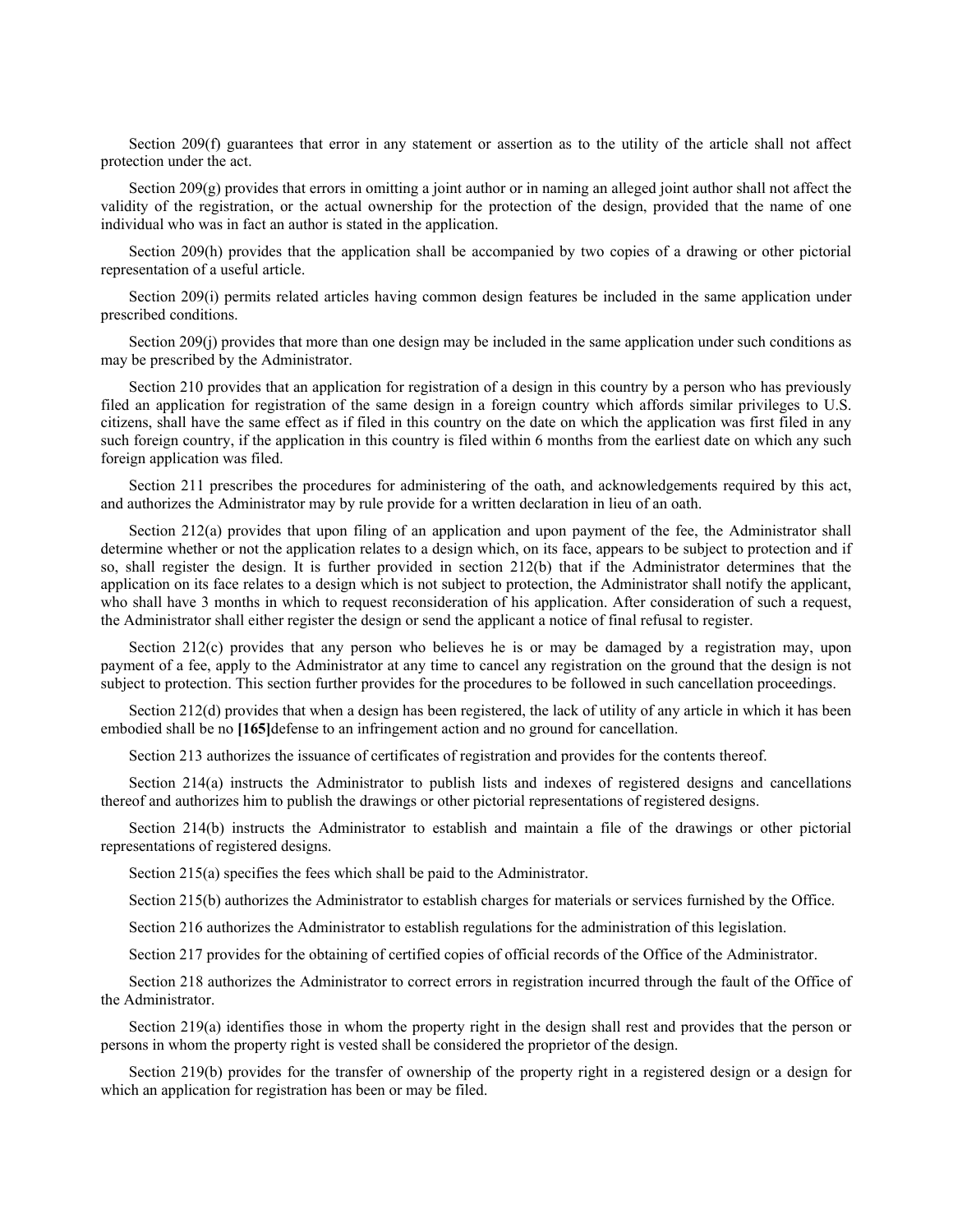Section 209(f) guarantees that error in any statement or assertion as to the utility of the article shall not affect protection under the act.

Section 209(g) provides that errors in omitting a joint author or in naming an alleged joint author shall not affect the validity of the registration, or the actual ownership for the protection of the design, provided that the name of one individual who was in fact an author is stated in the application.

Section 209(h) provides that the application shall be accompanied by two copies of a drawing or other pictorial representation of a useful article.

Section 209(i) permits related articles having common design features be included in the same application under prescribed conditions.

Section 209(j) provides that more than one design may be included in the same application under such conditions as may be prescribed by the Administrator.

Section 210 provides that an application for registration of a design in this country by a person who has previously filed an application for registration of the same design in a foreign country which affords similar privileges to U.S. citizens, shall have the same effect as if filed in this country on the date on which the application was first filed in any such foreign country, if the application in this country is filed within 6 months from the earliest date on which any such foreign application was filed.

Section 211 prescribes the procedures for administering of the oath, and acknowledgements required by this act, and authorizes the Administrator may by rule provide for a written declaration in lieu of an oath.

Section 212(a) provides that upon filing of an application and upon payment of the fee, the Administrator shall determine whether or not the application relates to a design which, on its face, appears to be subject to protection and if so, shall register the design. It is further provided in section 212(b) that if the Administrator determines that the application on its face relates to a design which is not subject to protection, the Administrator shall notify the applicant, who shall have 3 months in which to request reconsideration of his application. After consideration of such a request, the Administrator shall either register the design or send the applicant a notice of final refusal to register.

Section 212(c) provides that any person who believes he is or may be damaged by a registration may, upon payment of a fee, apply to the Administrator at any time to cancel any registration on the ground that the design is not subject to protection. This section further provides for the procedures to be followed in such cancellation proceedings.

Section 212(d) provides that when a design has been registered, the lack of utility of any article in which it has been embodied shall be no **[165]**defense to an infringement action and no ground for cancellation.

Section 213 authorizes the issuance of certificates of registration and provides for the contents thereof.

Section 214(a) instructs the Administrator to publish lists and indexes of registered designs and cancellations thereof and authorizes him to publish the drawings or other pictorial representations of registered designs.

Section 214(b) instructs the Administrator to establish and maintain a file of the drawings or other pictorial representations of registered designs.

Section 215(a) specifies the fees which shall be paid to the Administrator.

Section 215(b) authorizes the Administrator to establish charges for materials or services furnished by the Office.

Section 216 authorizes the Administrator to establish regulations for the administration of this legislation.

Section 217 provides for the obtaining of certified copies of official records of the Office of the Administrator.

Section 218 authorizes the Administrator to correct errors in registration incurred through the fault of the Office of the Administrator.

Section 219(a) identifies those in whom the property right in the design shall rest and provides that the person or persons in whom the property right is vested shall be considered the proprietor of the design.

Section 219(b) provides for the transfer of ownership of the property right in a registered design or a design for which an application for registration has been or may be filed.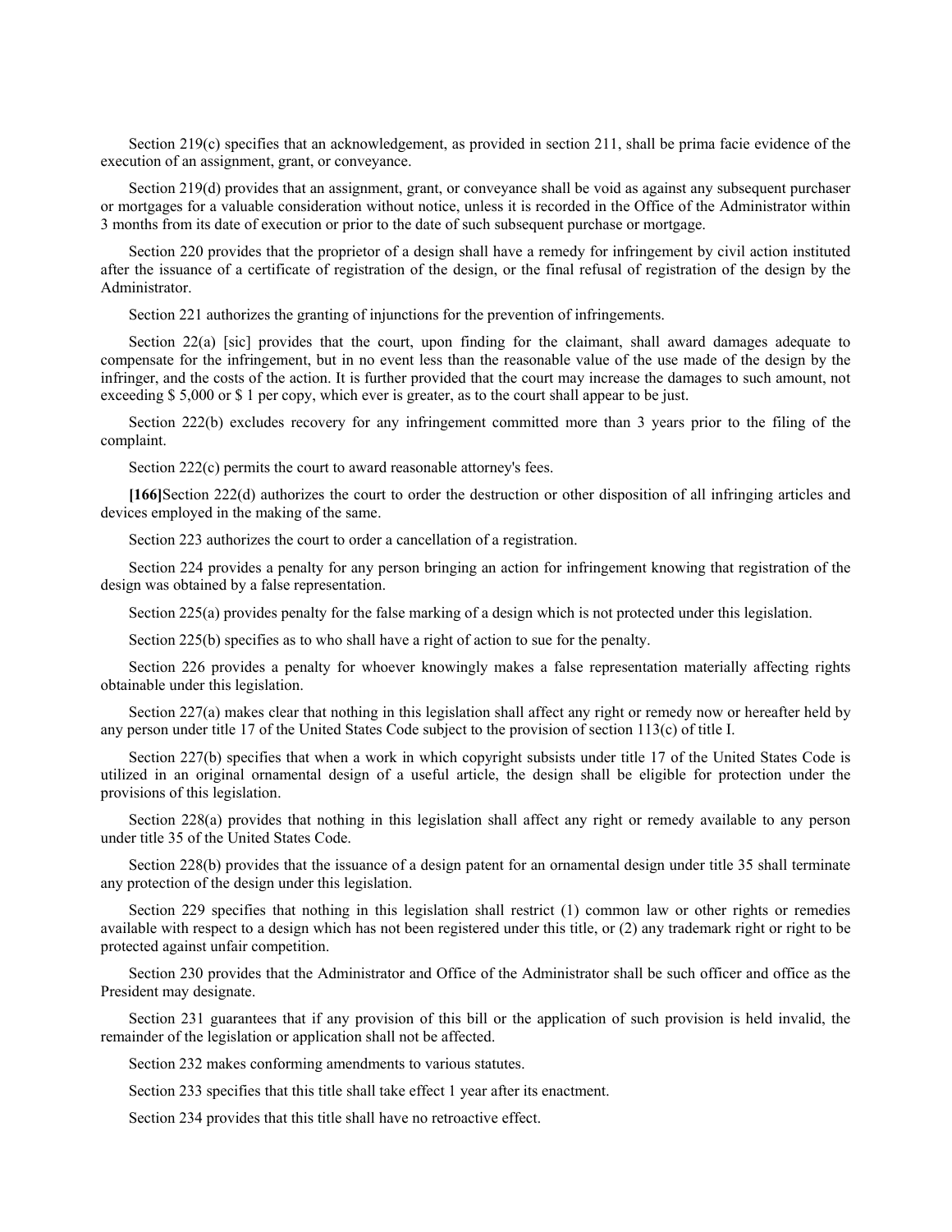Section 219(c) specifies that an acknowledgement, as provided in section 211, shall be prima facie evidence of the execution of an assignment, grant, or conveyance.

Section 219(d) provides that an assignment, grant, or conveyance shall be void as against any subsequent purchaser or mortgages for a valuable consideration without notice, unless it is recorded in the Office of the Administrator within 3 months from its date of execution or prior to the date of such subsequent purchase or mortgage.

Section 220 provides that the proprietor of a design shall have a remedy for infringement by civil action instituted after the issuance of a certificate of registration of the design, or the final refusal of registration of the design by the Administrator.

Section 221 authorizes the granting of injunctions for the prevention of infringements.

Section 22(a) [sic] provides that the court, upon finding for the claimant, shall award damages adequate to compensate for the infringement, but in no event less than the reasonable value of the use made of the design by the infringer, and the costs of the action. It is further provided that the court may increase the damages to such amount, not exceeding $ 5,000 or $ 1 per copy, which ever is greater, as to the court shall appear to be just.

Section 222(b) excludes recovery for any infringement committed more than 3 years prior to the filing of the complaint.

Section 222(c) permits the court to award reasonable attorney's fees.

**[166]**Section 222(d) authorizes the court to order the destruction or other disposition of all infringing articles and devices employed in the making of the same.

Section 223 authorizes the court to order a cancellation of a registration.

Section 224 provides a penalty for any person bringing an action for infringement knowing that registration of the design was obtained by a false representation.

Section 225(a) provides penalty for the false marking of a design which is not protected under this legislation.

Section 225(b) specifies as to who shall have a right of action to sue for the penalty.

Section 226 provides a penalty for whoever knowingly makes a false representation materially affecting rights obtainable under this legislation.

Section 227(a) makes clear that nothing in this legislation shall affect any right or remedy now or hereafter held by any person under title 17 of the United States Code subject to the provision of section 113(c) of title I.

Section 227(b) specifies that when a work in which copyright subsists under title 17 of the United States Code is utilized in an original ornamental design of a useful article, the design shall be eligible for protection under the provisions of this legislation.

Section 228(a) provides that nothing in this legislation shall affect any right or remedy available to any person under title 35 of the United States Code.

Section 228(b) provides that the issuance of a design patent for an ornamental design under title 35 shall terminate any protection of the design under this legislation.

Section 229 specifies that nothing in this legislation shall restrict (1) common law or other rights or remedies available with respect to a design which has not been registered under this title, or (2) any trademark right or right to be protected against unfair competition.

Section 230 provides that the Administrator and Office of the Administrator shall be such officer and office as the President may designate.

Section 231 guarantees that if any provision of this bill or the application of such provision is held invalid, the remainder of the legislation or application shall not be affected.

Section 232 makes conforming amendments to various statutes.

Section 233 specifies that this title shall take effect 1 year after its enactment.

Section 234 provides that this title shall have no retroactive effect.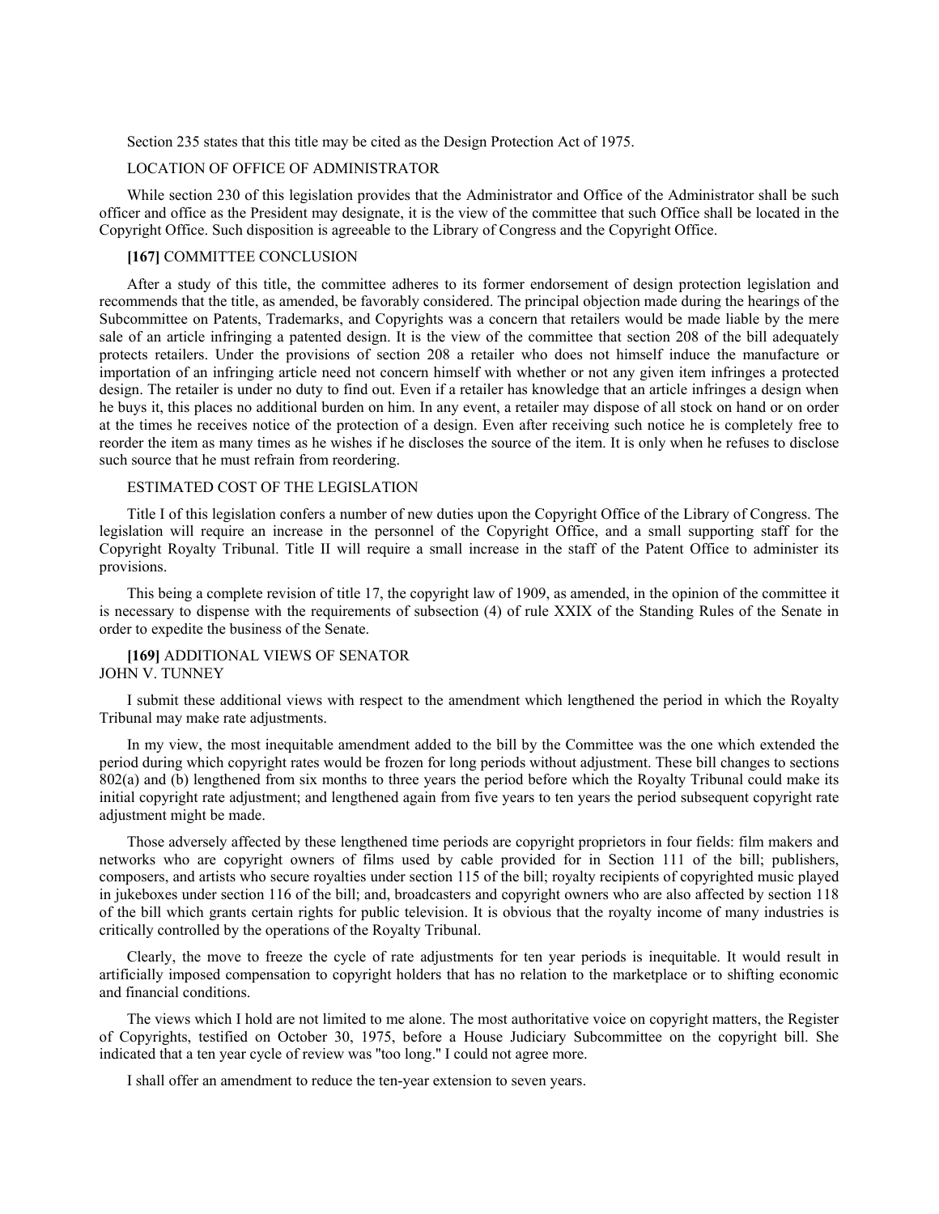Section 235 states that this title may be cited as the Design Protection Act of 1975.

## LOCATION OF OFFICE OF ADMINISTRATOR

While section 230 of this legislation provides that the Administrator and Office of the Administrator shall be such officer and office as the President may designate, it is the view of the committee that such Office shall be located in the Copyright Office. Such disposition is agreeable to the Library of Congress and the Copyright Office.

## [167] COMMITTEE CONCLUSION

After a study of this title, the committee adheres to its former endorsement of design protection legislation and recommends that the title, as amended, be favorably considered. The principal objection made during the hearings of the Subcommittee on Patents, Trademarks, and Copyrights was a concern that retailers would be made liable by the mere sale of an article infringing a patented design. It is the view of the committee that section 208 of the bill adequately protects retailers. Under the provisions of section 208 a retailer who does not himself induce the manufacture or importation of an infringing article need not concern himself with whether or not any given item infringes a protected design. The retailer is under no duty to find out. Even if a retailer has knowledge that an article infringes a design when he buys it, this places no additional burden on him. In any event, a retailer may dispose of all stock on hand or on order at the times he receives notice of the protection of a design. Even after receiving such notice he is completely free to reorder the item as many times as he wishes if he discloses the source of the item. It is only when he refuses to disclose such source that he must refrain from reordering.

## ESTIMATED COST OF THE LEGISLATION

Title I of this legislation confers a number of new duties upon the Copyright Office of the Library of Congress. The legislation will require an increase in the personnel of the Copyright Office, and a small supporting staff for the Copyright Royalty Tribunal. Title II will require a small increase in the staff of the Patent Office to administer its provisions.

This being a complete revision of title 17, the copyright law of 1909, as amended, in the opinion of the committee it is necessary to dispense with the requirements of subsection (4) of rule XXIX of the Standing Rules of the Senate in order to expedite the business of the Senate.

## [169] ADDITIONAL VIEWS OF SENATOR JOHN V. TUNNEY

I submit these additional views with respect to the amendment which lengthened the period in which the Royalty Tribunal may make rate adjustments.

In my view, the most inequitable amendment added to the bill by the Committee was the one which extended the period during which copyright rates would be frozen for long periods without adjustment. These bill changes to sections 802(a) and (b) lengthened from six months to three years the period before which the Royalty Tribunal could make its initial copyright rate adjustment; and lengthened again from five years to ten years the period subsequent copyright rate adjustment might be made.

Those adversely affected by these lengthened time periods are copyright proprietors in four fields: film makers and networks who are copyright owners of films used by cable provided for in Section 111 of the bill; publishers, composers, and artists who secure royalties under section 115 of the bill; royalty recipients of copyrighted music played in jukeboxes under section 116 of the bill; and, broadcasters and copyright owners who are also affected by section 118 of the bill which grants certain rights for public television. It is obvious that the royalty income of many industries is critically controlled by the operations of the Royalty Tribunal.

Clearly, the move to freeze the cycle of rate adjustments for ten year periods is inequitable. It would result in artificially imposed compensation to copyright holders that has no relation to the marketplace or to shifting economic and financial conditions.

The views which I hold are not limited to me alone. The most authoritative voice on copyright matters, the Register of Copyrights, testified on October 30, 1975, before a House Judiciary Subcommittee on the copyright bill. She indicated that a ten year cycle of review was "too long." I could not agree more.

I shall offer an amendment to reduce the ten-year extension to seven years.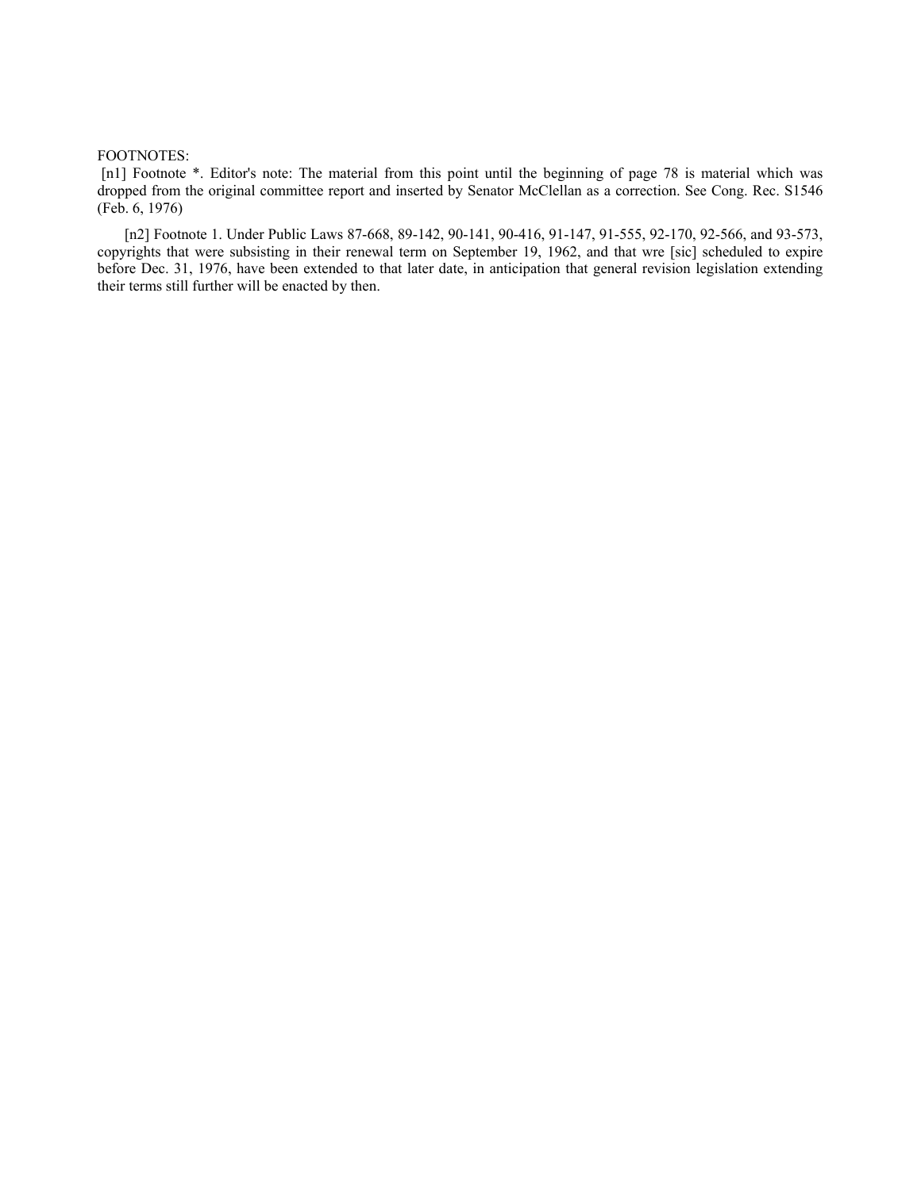FOOTNOTES:

[n1] Footnote *. Editor's note: The material from this point until the beginning of page 78 is material which was dropped from the original committee report and inserted by Senator McClellan as a correction. See Cong. Rec. S1546 (Feb. 6, 1976)

[n2] Footnote 1. Under Public Laws 87-668, 89-142, 90-141, 90-416, 91-147, 91-555, 92-170, 92-566, and 93-573, copyrights that were subsisting in their renewal term on September 19, 1962, and that wre [sic] scheduled to expire before Dec. 31, 1976, have been extended to that later date, in anticipation that general revision legislation extending their terms still further will be enacted by then.